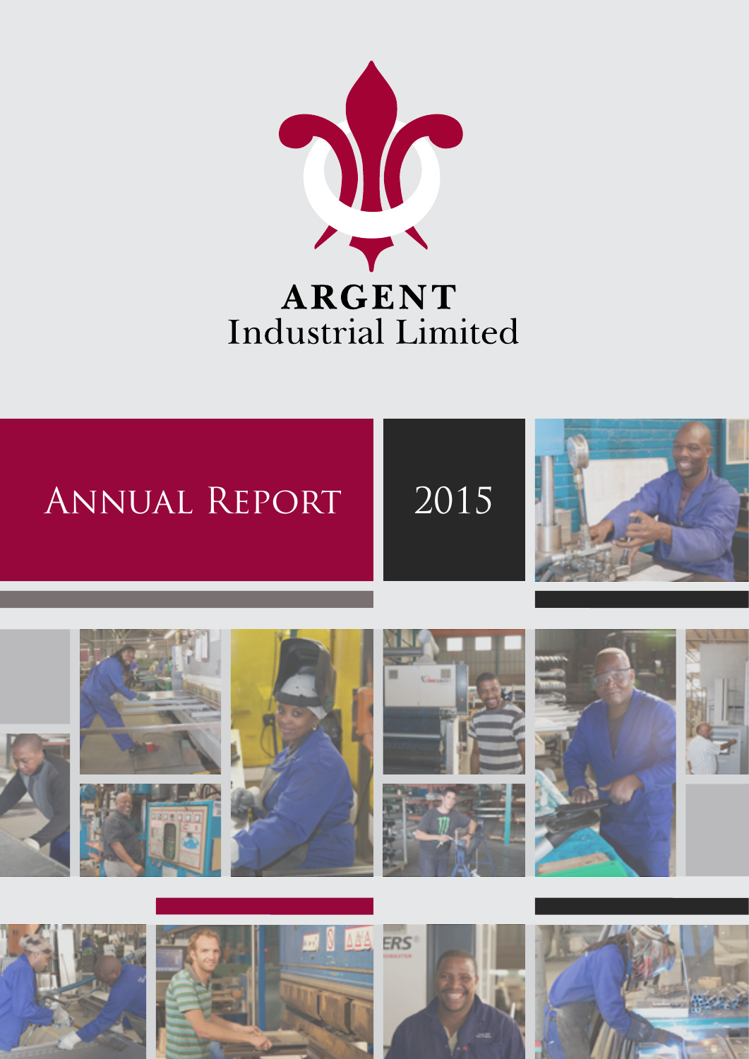# ARGENT
## Industrial Limited

# Annual Report 2015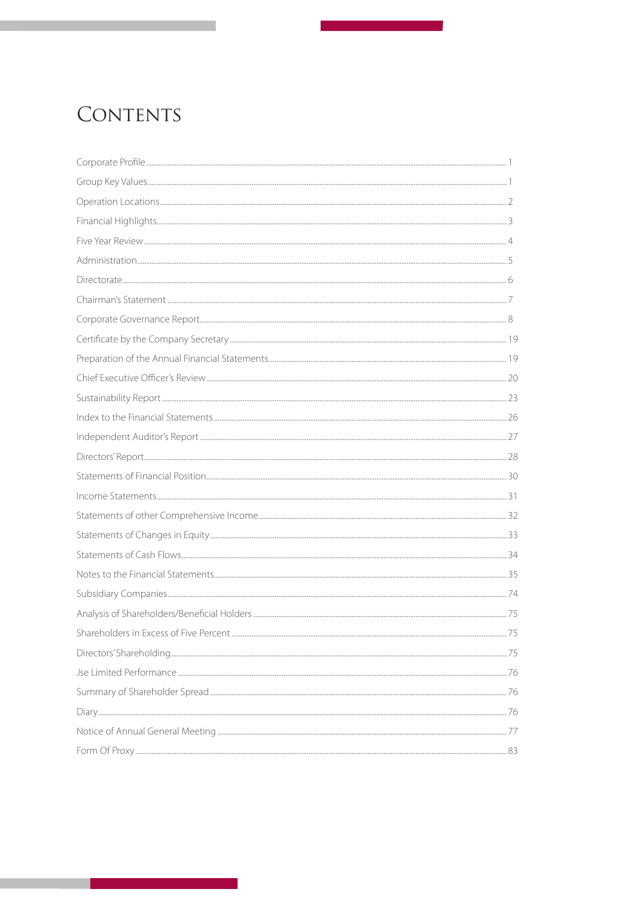# CONTENTS

| | |
|---|---|
| Corporate Profile | 1 |
| Group Key Values | 1 |
| Operation Locations | 2 |
| Financial Highlights | 3 |
| Five Year Review | 4 |
| Administration | 5 |
| Directorate | 6 |
| Chairman's Statement | 7 |
| Corporate Governance Report | 8 |
| Certificate by the Company Secretary | 19 |
| Preparation of the Annual Financial Statements | 19 |
| Chief Executive Officer's Review | 20 |
| Sustainability Report | 23 |
| Index to the Financial Statements | 26 |
| Independent Auditor's Report | 27 |
| Directors' Report | 28 |
| Statements of Financial Position | 30 |
| Income Statements | 31 |
| Statements of other Comprehensive Income | 32 |
| Statements of Changes in Equity | 33 |
| Statements of Cash Flows | 34 |
| Notes to the Financial Statements | 35 |
| Subsidiary Companies | 74 |
| Analysis of Shareholders/Beneficial Holders | 75 |
| Shareholders in Excess of Five Percent | 75 |
| Directors' Shareholding | 75 |
| Jse Limited Performance | 76 |
| Summary of Shareholder Spread | 76 |
| Diary | 76 |
| Notice of Annual General Meeting | 77 |
| Form Of Proxy | 83 |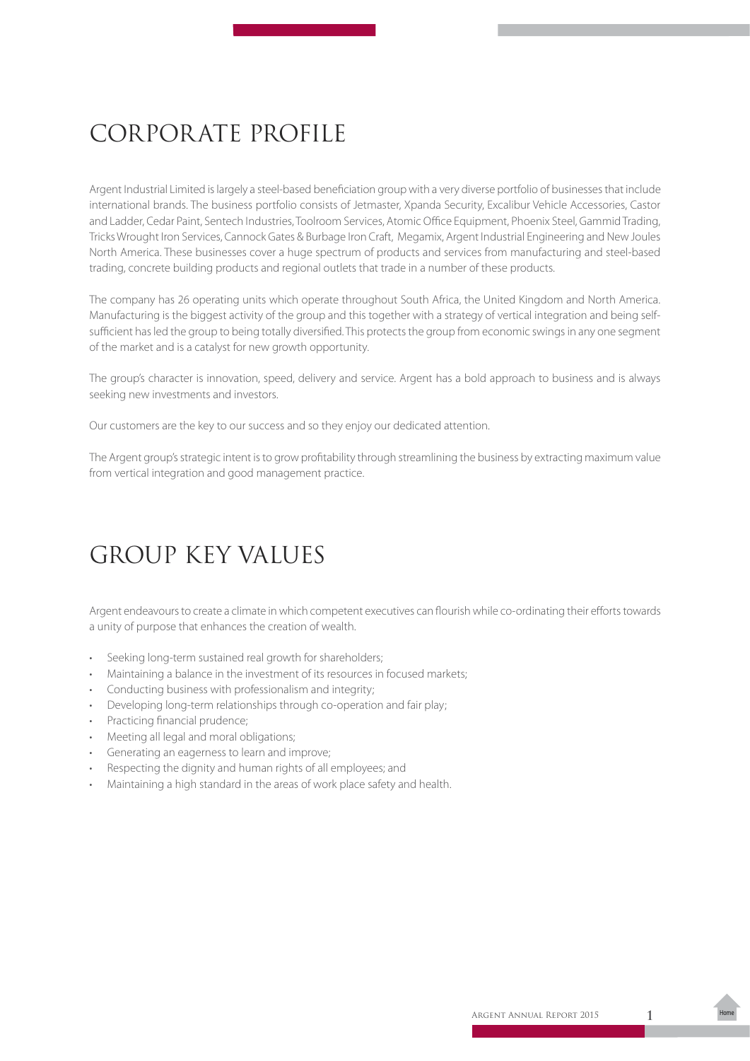# CORPORATE PROFILE

Argent Industrial Limited is largely a steel-based beneficiation group with a very diverse portfolio of businesses that include international brands. The business portfolio consists of Jetmaster, Xpanda Security, Excalibur Vehicle Accessories, Castor and Ladder, Cedar Paint, Sentech Industries, Toolroom Services, Atomic Office Equipment, Phoenix Steel, Gammid Trading, Tricks Wrought Iron Services, Cannock Gates & Burbage Iron Craft, Megamix, Argent Industrial Engineering and New Joules North America. These businesses cover a huge spectrum of products and services from manufacturing and steel-based trading, concrete building products and regional outlets that trade in a number of these products.

The company has 26 operating units which operate throughout South Africa, the United Kingdom and North America. Manufacturing is the biggest activity of the group and this together with a strategy of vertical integration and being self-sufficient has led the group to being totally diversified. This protects the group from economic swings in any one segment of the market and is a catalyst for new growth opportunity.

The group's character is innovation, speed, delivery and service. Argent has a bold approach to business and is always seeking new investments and investors.

Our customers are the key to our success and so they enjoy our dedicated attention.

The Argent group's strategic intent is to grow profitability through streamlining the business by extracting maximum value from vertical integration and good management practice.

# GROUP KEY VALUES

Argent endeavours to create a climate in which competent executives can flourish while co-ordinating their efforts towards a unity of purpose that enhances the creation of wealth.

- Seeking long-term sustained real growth for shareholders;
- Maintaining a balance in the investment of its resources in focused markets;
- Conducting business with professionalism and integrity;
- Developing long-term relationships through co-operation and fair play;
- Practicing financial prudence;
- Meeting all legal and moral obligations;
- Generating an eagerness to learn and improve;
- Respecting the dignity and human rights of all employees; and
- Maintaining a high standard in the areas of work place safety and health.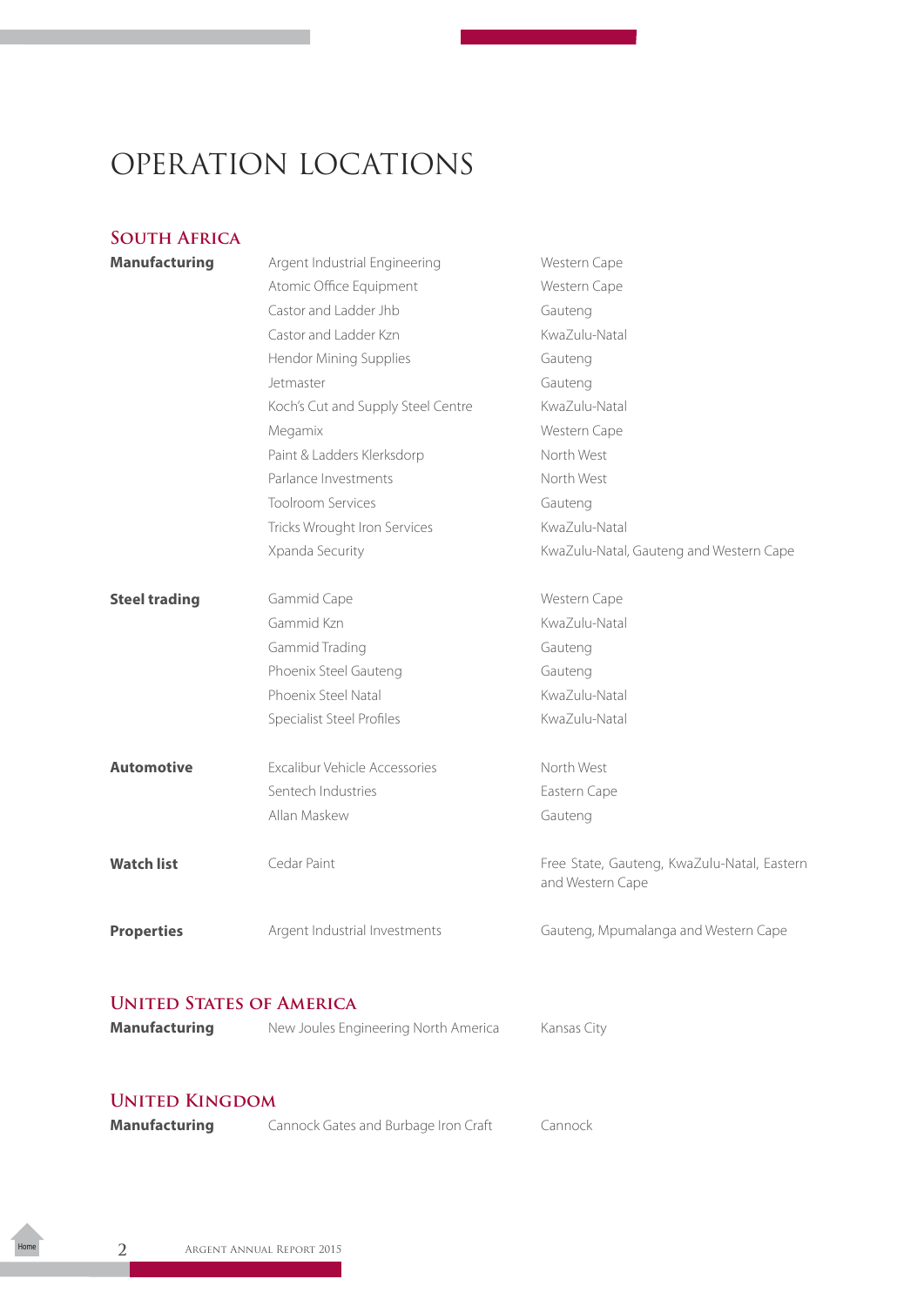# OPERATION LOCATIONS

## South Africa

| | | |
|---|---|---|
| **Manufacturing** | Argent Industrial Engineering | Western Cape |
| | Atomic Office Equipment | Western Cape |
| | Castor and Ladder Jhb | Gauteng |
| | Castor and Ladder Kzn | KwaZulu-Natal |
| | Hendor Mining Supplies | Gauteng |
| | Jetmaster | Gauteng |
| | Koch's Cut and Supply Steel Centre | KwaZulu-Natal |
| | Megamix | Western Cape |
| | Paint & Ladders Klerksdorp | North West |
| | Parlance Investments | North West |
| | Toolroom Services | Gauteng |
| | Tricks Wrought Iron Services | KwaZulu-Natal |
| | Xpanda Security | KwaZulu-Natal, Gauteng and Western Cape |
| **Steel trading** | Gammid Cape | Western Cape |
| | Gammid Kzn | KwaZulu-Natal |
| | Gammid Trading | Gauteng |
| | Phoenix Steel Gauteng | Gauteng |
| | Phoenix Steel Natal | KwaZulu-Natal |
| | Specialist Steel Profiles | KwaZulu-Natal |
| **Automotive** | Excalibur Vehicle Accessories | North West |
| | Sentech Industries | Eastern Cape |
| | Allan Maskew | Gauteng |
| **Watch list** | Cedar Paint | Free State, Gauteng, KwaZulu-Natal, Eastern and Western Cape |
| **Properties** | Argent Industrial Investments | Gauteng, Mpumalanga and Western Cape |

## United States of America

| | | |
|---|---|---|
| **Manufacturing** | New Joules Engineering North America | Kansas City |

## United Kingdom

| | | |
|---|---|---|
| **Manufacturing** | Cannock Gates and Burbage Iron Craft | Cannock |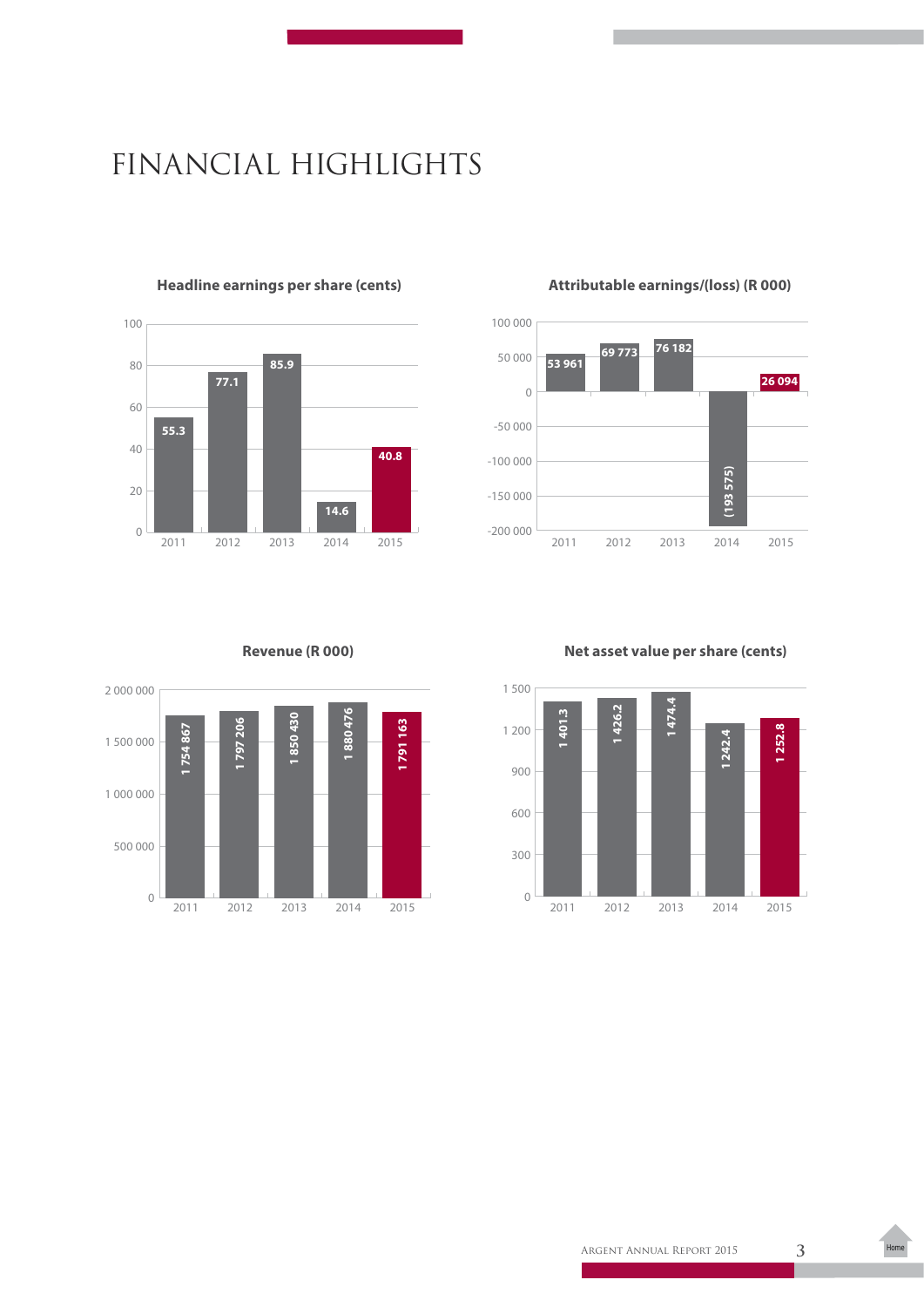# FINANCIAL HIGHLIGHTS

**Headline earnings per share (cents)**

| Year | Value |
|---|---|
| 2011 | 55.3 |
| 2012 | 77.1 |
| 2013 | 85.9 |
| 2014 | 14.6 |
| 2015 | 40.8 |

**Attributable earnings/(loss) (R 000)**

| Year | Value |
|---|---|
| 2011 | 53 961 |
| 2012 | 69 773 |
| 2013 | 76 182 |
| 2014 | (193 575) |
| 2015 | 26 094 |

**Revenue (R 000)**

| Year | Value |
|---|---|
| 2011 | 1 754 867 |
| 2012 | 1 797 206 |
| 2013 | 1 850 430 |
| 2014 | 1 880 476 |
| 2015 | 1 791 163 |

**Net asset value per share (cents)**

| Year | Value |
|---|---|
| 2011 | 1 401.3 |
| 2012 | 1 426.2 |
| 2013 | 1 474.4 |
| 2014 | 1 242.4 |
| 2015 | 1 252.8 |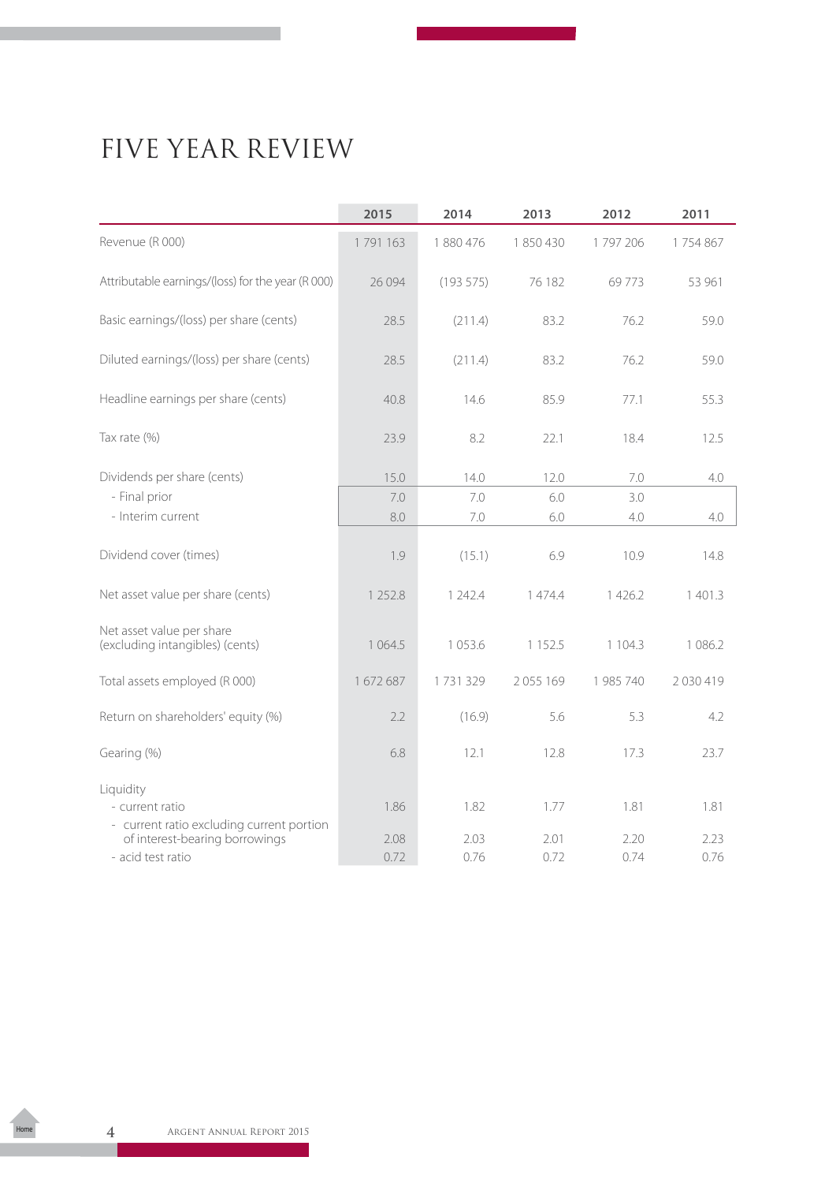# FIVE YEAR REVIEW

| | 2015 | 2014 | 2013 | 2012 | 2011 |
|---|---|---|---|---|---|
| Revenue (R 000) | 1 791 163 | 1 880 476 | 1 850 430 | 1 797 206 | 1 754 867 |
| Attributable earnings/(loss) for the year (R 000) | 26 094 | (193 575) | 76 182 | 69 773 | 53 961 |
| Basic earnings/(loss) per share (cents) | 28.5 | (211.4) | 83.2 | 76.2 | 59.0 |
| Diluted earnings/(loss) per share (cents) | 28.5 | (211.4) | 83.2 | 76.2 | 59.0 |
| Headline earnings per share (cents) | 40.8 | 14.6 | 85.9 | 77.1 | 55.3 |
| Tax rate (%) | 23.9 | 8.2 | 22.1 | 18.4 | 12.5 |
| Dividends per share (cents) | 15.0 | 14.0 | 12.0 | 7.0 | 4.0 |
| - Final prior | 7.0 | 7.0 | 6.0 | 3.0 | |
| - Interim current | 8.0 | 7.0 | 6.0 | 4.0 | 4.0 |
| Dividend cover (times) | 1.9 | (15.1) | 6.9 | 10.9 | 14.8 |
| Net asset value per share (cents) | 1 252.8 | 1 242.4 | 1 474.4 | 1 426.2 | 1 401.3 |
| Net asset value per share (excluding intangibles) (cents) | 1 064.5 | 1 053.6 | 1 152.5 | 1 104.3 | 1 086.2 |
| Total assets employed (R 000) | 1 672 687 | 1 731 329 | 2 055 169 | 1 985 740 | 2 030 419 |
| Return on shareholders' equity (%) | 2.2 | (16.9) | 5.6 | 5.3 | 4.2 |
| Gearing (%) | 6.8 | 12.1 | 12.8 | 17.3 | 23.7 |
| Liquidity | | | | | |
| - current ratio | 1.86 | 1.82 | 1.77 | 1.81 | 1.81 |
| - current ratio excluding current portion of interest-bearing borrowings | 2.08 | 2.03 | 2.01 | 2.20 | 2.23 |
| - acid test ratio | 0.72 | 0.76 | 0.72 | 0.74 | 0.76 |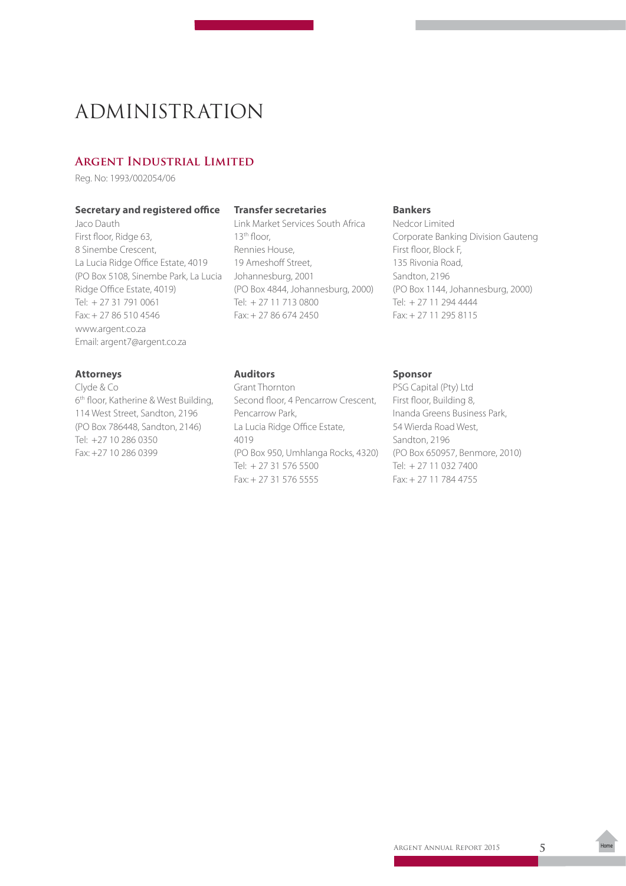# ADMINISTRATION

## Argent Industrial Limited

Reg. No: 1993/002054/06

### Secretary and registered office

Jaco Dauth
First floor, Ridge 63,
8 Sinembe Crescent,
La Lucia Ridge Office Estate, 4019
(PO Box 5108, Sinembe Park, La Lucia Ridge Office Estate, 4019)
Tel: + 27 31 791 0061
Fax: + 27 86 510 4546
www.argent.co.za
Email: argent7@argent.co.za

### Transfer secretaries

Link Market Services South Africa
13th floor,
Rennies House,
19 Ameshoff Street,
Johannesburg, 2001
(PO Box 4844, Johannesburg, 2000)
Tel: + 27 11 713 0800
Fax: + 27 86 674 2450

### Bankers

Nedcor Limited
Corporate Banking Division Gauteng
First floor, Block F,
135 Rivonia Road,
Sandton, 2196
(PO Box 1144, Johannesburg, 2000)
Tel: + 27 11 294 4444
Fax: + 27 11 295 8115

### Attorneys

Clyde & Co
6th floor, Katherine & West Building,
114 West Street, Sandton, 2196
(PO Box 786448, Sandton, 2146)
Tel: +27 10 286 0350
Fax: +27 10 286 0399

### Auditors

Grant Thornton
Second floor, 4 Pencarrow Crescent,
Pencarrow Park,
La Lucia Ridge Office Estate,
4019
(PO Box 950, Umhlanga Rocks, 4320)
Tel: + 27 31 576 5500
Fax: + 27 31 576 5555

### Sponsor

PSG Capital (Pty) Ltd
First floor, Building 8,
Inanda Greens Business Park,
54 Wierda Road West,
Sandton, 2196
(PO Box 650957, Benmore, 2010)
Tel: + 27 11 032 7400
Fax: + 27 11 784 4755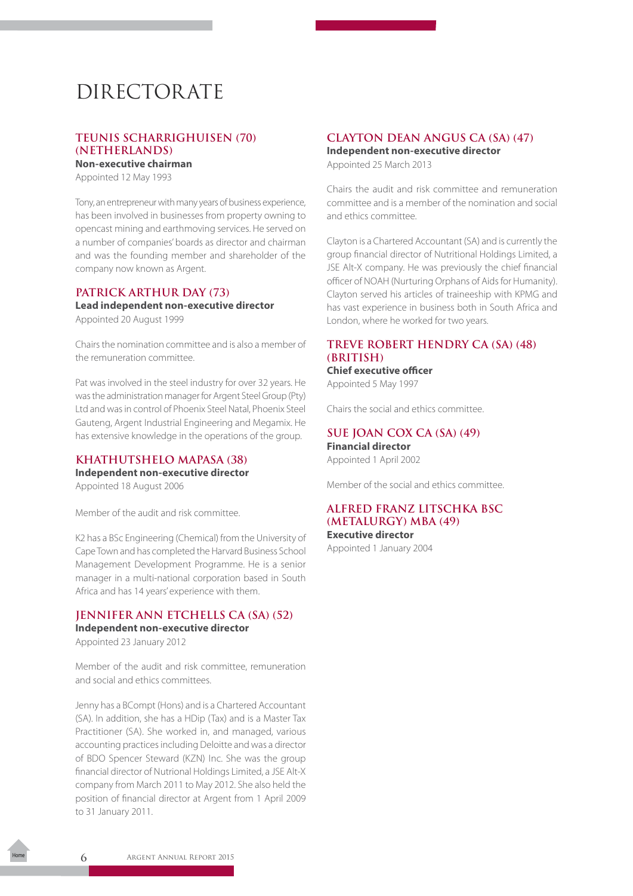# DIRECTORATE

### TEUNIS SCHARRIGHUISEN (70) (NETHERLANDS)

**Non-executive chairman**

Appointed 12 May 1993

Tony, an entrepreneur with many years of business experience, has been involved in businesses from property owning to opencast mining and earthmoving services. He served on a number of companies' boards as director and chairman and was the founding member and shareholder of the company now known as Argent.

### PATRICK ARTHUR DAY (73)

**Lead independent non-executive director**

Appointed 20 August 1999

Chairs the nomination committee and is also a member of the remuneration committee.

Pat was involved in the steel industry for over 32 years. He was the administration manager for Argent Steel Group (Pty) Ltd and was in control of Phoenix Steel Natal, Phoenix Steel Gauteng, Argent Industrial Engineering and Megamix. He has extensive knowledge in the operations of the group.

### KHATHUTSHELO MAPASA (38)

**Independent non-executive director**

Appointed 18 August 2006

Member of the audit and risk committee.

K2 has a BSc Engineering (Chemical) from the University of Cape Town and has completed the Harvard Business School Management Development Programme. He is a senior manager in a multi-national corporation based in South Africa and has 14 years' experience with them.

### JENNIFER ANN ETCHELLS CA (SA) (52)

**Independent non-executive director**

Appointed 23 January 2012

Member of the audit and risk committee, remuneration and social and ethics committees.

Jenny has a BCompt (Hons) and is a Chartered Accountant (SA). In addition, she has a HDip (Tax) and is a Master Tax Practitioner (SA). She worked in, and managed, various accounting practices including Deloitte and was a director of BDO Spencer Steward (KZN) Inc. She was the group financial director of Nutrional Holdings Limited, a JSE Alt-X company from March 2011 to May 2012. She also held the position of financial director at Argent from 1 April 2009 to 31 January 2011.

### CLAYTON DEAN ANGUS CA (SA) (47)

**Independent non-executive director**

Appointed 25 March 2013

Chairs the audit and risk committee and remuneration committee and is a member of the nomination and social and ethics committee.

Clayton is a Chartered Accountant (SA) and is currently the group financial director of Nutritional Holdings Limited, a JSE Alt-X company. He was previously the chief financial officer of NOAH (Nurturing Orphans of Aids for Humanity). Clayton served his articles of traineeship with KPMG and has vast experience in business both in South Africa and London, where he worked for two years.

### TREVE ROBERT HENDRY CA (SA) (48) (BRITISH)

**Chief executive officer**

Appointed 5 May 1997

Chairs the social and ethics committee.

### SUE JOAN COX CA (SA) (49)

**Financial director**

Appointed 1 April 2002

Member of the social and ethics committee.

### ALFRED FRANZ LITSCHKA BSC (METALURGY) MBA (49)

**Executive director**

Appointed 1 January 2004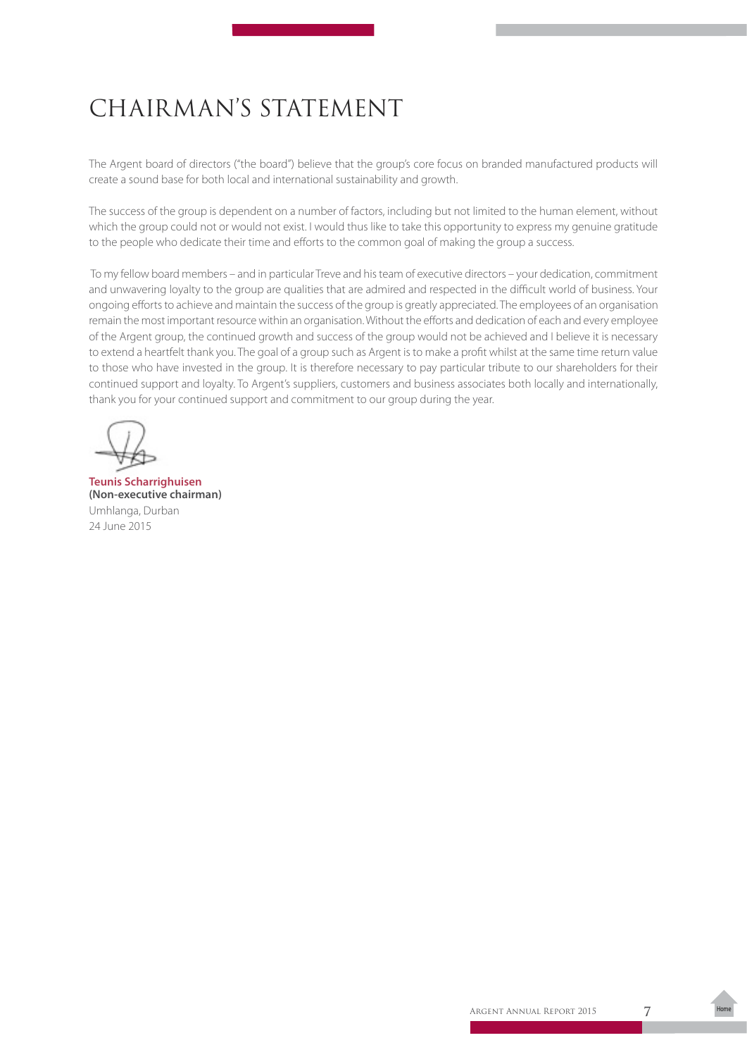# CHAIRMAN'S STATEMENT

The Argent board of directors ("the board") believe that the group's core focus on branded manufactured products will create a sound base for both local and international sustainability and growth.

The success of the group is dependent on a number of factors, including but not limited to the human element, without which the group could not or would not exist. I would thus like to take this opportunity to express my genuine gratitude to the people who dedicate their time and efforts to the common goal of making the group a success.

To my fellow board members – and in particular Treve and his team of executive directors – your dedication, commitment and unwavering loyalty to the group are qualities that are admired and respected in the difficult world of business. Your ongoing efforts to achieve and maintain the success of the group is greatly appreciated. The employees of an organisation remain the most important resource within an organisation. Without the efforts and dedication of each and every employee of the Argent group, the continued growth and success of the group would not be achieved and I believe it is necessary to extend a heartfelt thank you. The goal of a group such as Argent is to make a profit whilst at the same time return value to those who have invested in the group. It is therefore necessary to pay particular tribute to our shareholders for their continued support and loyalty. To Argent's suppliers, customers and business associates both locally and internationally, thank you for your continued support and commitment to our group during the year.

**Teunis Scharrighuisen**
**(Non-executive chairman)**
Umhlanga, Durban
24 June 2015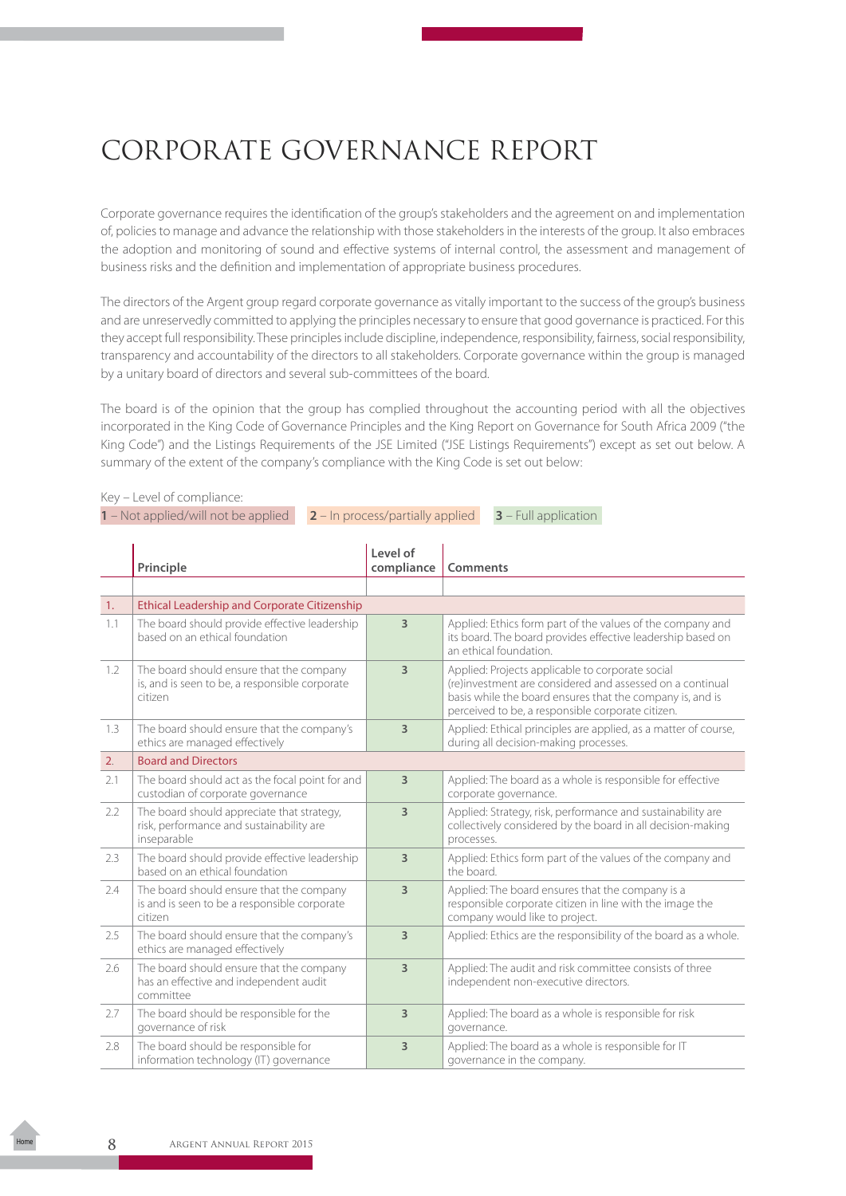# CORPORATE GOVERNANCE REPORT

Corporate governance requires the identification of the group's stakeholders and the agreement on and implementation of, policies to manage and advance the relationship with those stakeholders in the interests of the group. It also embraces the adoption and monitoring of sound and effective systems of internal control, the assessment and management of business risks and the definition and implementation of appropriate business procedures.

The directors of the Argent group regard corporate governance as vitally important to the success of the group's business and are unreservedly committed to applying the principles necessary to ensure that good governance is practiced. For this they accept full responsibility. These principles include discipline, independence, responsibility, fairness, social responsibility, transparency and accountability of the directors to all stakeholders. Corporate governance within the group is managed by a unitary board of directors and several sub-committees of the board.

The board is of the opinion that the group has complied throughout the accounting period with all the objectives incorporated in the King Code of Governance Principles and the King Report on Governance for South Africa 2009 ("the King Code") and the Listings Requirements of the JSE Limited ("JSE Listings Requirements") except as set out below. A summary of the extent of the company's compliance with the King Code is set out below:

Key – Level of compliance:
**1** – Not applied/will not be applied **2** – In process/partially applied **3** – Full application

| | Principle | Level of compliance | Comments |
|---|---|---|---|
| **1.** | **Ethical Leadership and Corporate Citizenship** | | |
| 1.1 | The board should provide effective leadership based on an ethical foundation | 3 | Applied: Ethics form part of the values of the company and its board. The board provides effective leadership based on an ethical foundation. |
| 1.2 | The board should ensure that the company is, and is seen to be, a responsible corporate citizen | 3 | Applied: Projects applicable to corporate social (re)investment are considered and assessed on a continual basis while the board ensures that the company is, and is perceived to be, a responsible corporate citizen. |
| 1.3 | The board should ensure that the company's ethics are managed effectively | 3 | Applied: Ethical principles are applied, as a matter of course, during all decision-making processes. |
| **2.** | **Board and Directors** | | |
| 2.1 | The board should act as the focal point for and custodian of corporate governance | 3 | Applied: The board as a whole is responsible for effective corporate governance. |
| 2.2 | The board should appreciate that strategy, risk, performance and sustainability are inseparable | 3 | Applied: Strategy, risk, performance and sustainability are collectively considered by the board in all decision-making processes. |
| 2.3 | The board should provide effective leadership based on an ethical foundation | 3 | Applied: Ethics form part of the values of the company and the board. |
| 2.4 | The board should ensure that the company is and is seen to be a responsible corporate citizen | 3 | Applied: The board ensures that the company is a responsible corporate citizen in line with the image the company would like to project. |
| 2.5 | The board should ensure that the company's ethics are managed effectively | 3 | Applied: Ethics are the responsibility of the board as a whole. |
| 2.6 | The board should ensure that the company has an effective and independent audit committee | 3 | Applied: The audit and risk committee consists of three independent non-executive directors. |
| 2.7 | The board should be responsible for the governance of risk | 3 | Applied: The board as a whole is responsible for risk governance. |
| 2.8 | The board should be responsible for information technology (IT) governance | 3 | Applied: The board as a whole is responsible for IT governance in the company. |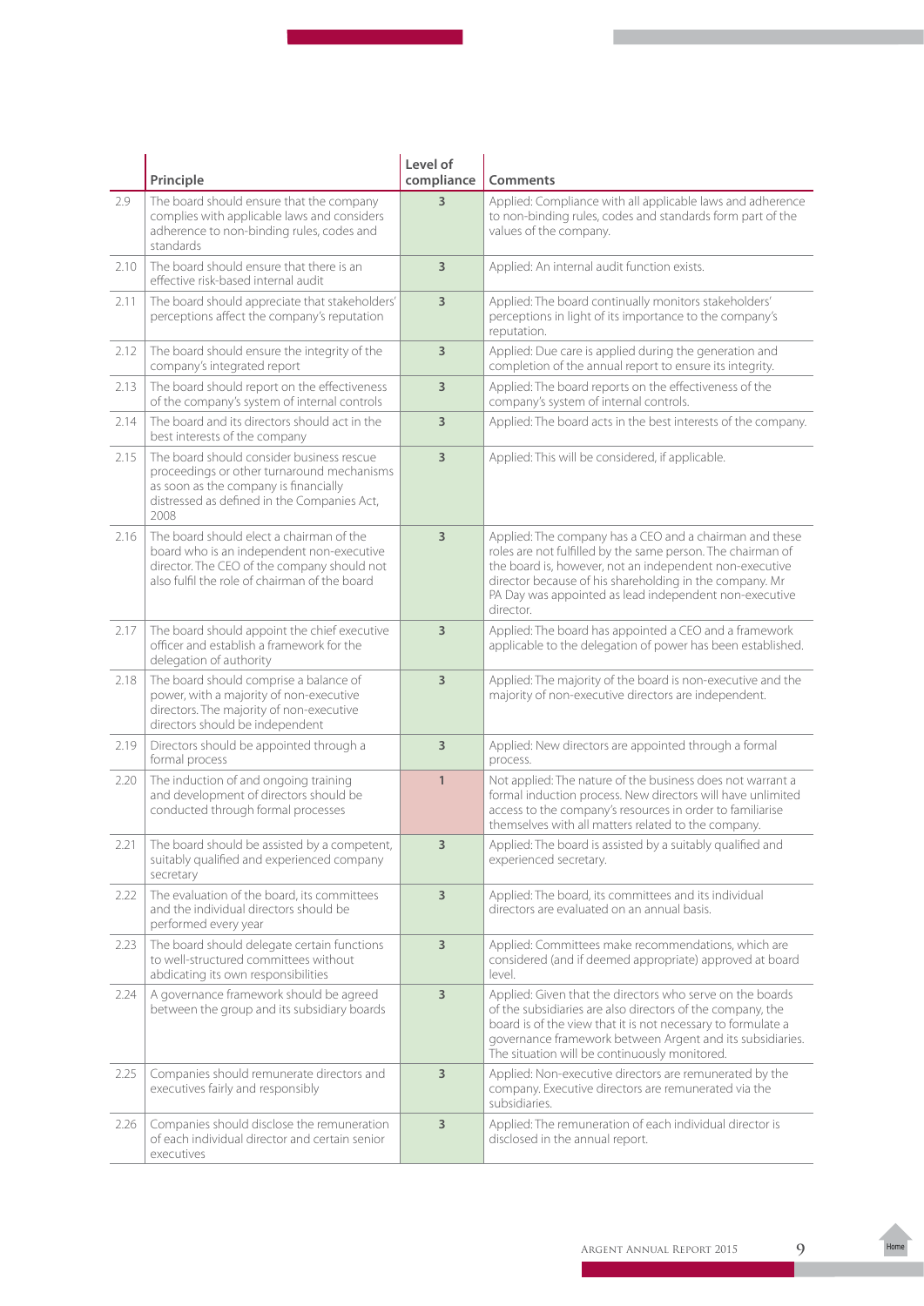| | Principle | Level of compliance | Comments |
|---|---|---|---|
| 2.9 | The board should ensure that the company complies with applicable laws and considers adherence to non-binding rules, codes and standards | 3 | Applied: Compliance with all applicable laws and adherence to non-binding rules, codes and standards form part of the values of the company. |
| 2.10 | The board should ensure that there is an effective risk-based internal audit | 3 | Applied: An internal audit function exists. |
| 2.11 | The board should appreciate that stakeholders' perceptions affect the company's reputation | 3 | Applied: The board continually monitors stakeholders' perceptions in light of its importance to the company's reputation. |
| 2.12 | The board should ensure the integrity of the company's integrated report | 3 | Applied: Due care is applied during the generation and completion of the annual report to ensure its integrity. |
| 2.13 | The board should report on the effectiveness of the company's system of internal controls | 3 | Applied: The board reports on the effectiveness of the company's system of internal controls. |
| 2.14 | The board and its directors should act in the best interests of the company | 3 | Applied: The board acts in the best interests of the company. |
| 2.15 | The board should consider business rescue proceedings or other turnaround mechanisms as soon as the company is financially distressed as defined in the Companies Act, 2008 | 3 | Applied: This will be considered, if applicable. |
| 2.16 | The board should elect a chairman of the board who is an independent non-executive director. The CEO of the company should not also fulfil the role of chairman of the board | 3 | Applied: The company has a CEO and a chairman and these roles are not fulfilled by the same person. The chairman of the board is, however, not an independent non-executive director because of his shareholding in the company. Mr PA Day was appointed as lead independent non-executive director. |
| 2.17 | The board should appoint the chief executive officer and establish a framework for the delegation of authority | 3 | Applied: The board has appointed a CEO and a framework applicable to the delegation of power has been established. |
| 2.18 | The board should comprise a balance of power, with a majority of non-executive directors. The majority of non-executive directors should be independent | 3 | Applied: The majority of the board is non-executive and the majority of non-executive directors are independent. |
| 2.19 | Directors should be appointed through a formal process | 3 | Applied: New directors are appointed through a formal process. |
| 2.20 | The induction of and ongoing training and development of directors should be conducted through formal processes | 1 | Not applied: The nature of the business does not warrant a formal induction process. New directors will have unlimited access to the company's resources in order to familiarise themselves with all matters related to the company. |
| 2.21 | The board should be assisted by a competent, suitably qualified and experienced company secretary | 3 | Applied: The board is assisted by a suitably qualified and experienced secretary. |
| 2.22 | The evaluation of the board, its committees and the individual directors should be performed every year | 3 | Applied: The board, its committees and its individual directors are evaluated on an annual basis. |
| 2.23 | The board should delegate certain functions to well-structured committees without abdicating its own responsibilities | 3 | Applied: Committees make recommendations, which are considered (and if deemed appropriate) approved at board level. |
| 2.24 | A governance framework should be agreed between the group and its subsidiary boards | 3 | Applied: Given that the directors who serve on the boards of the subsidiaries are also directors of the company, the board is of the view that it is not necessary to formulate a governance framework between Argent and its subsidiaries. The situation will be continuously monitored. |
| 2.25 | Companies should remunerate directors and executives fairly and responsibly | 3 | Applied: Non-executive directors are remunerated by the company. Executive directors are remunerated via the subsidiaries. |
| 2.26 | Companies should disclose the remuneration of each individual director and certain senior executives | 3 | Applied: The remuneration of each individual director is disclosed in the annual report. |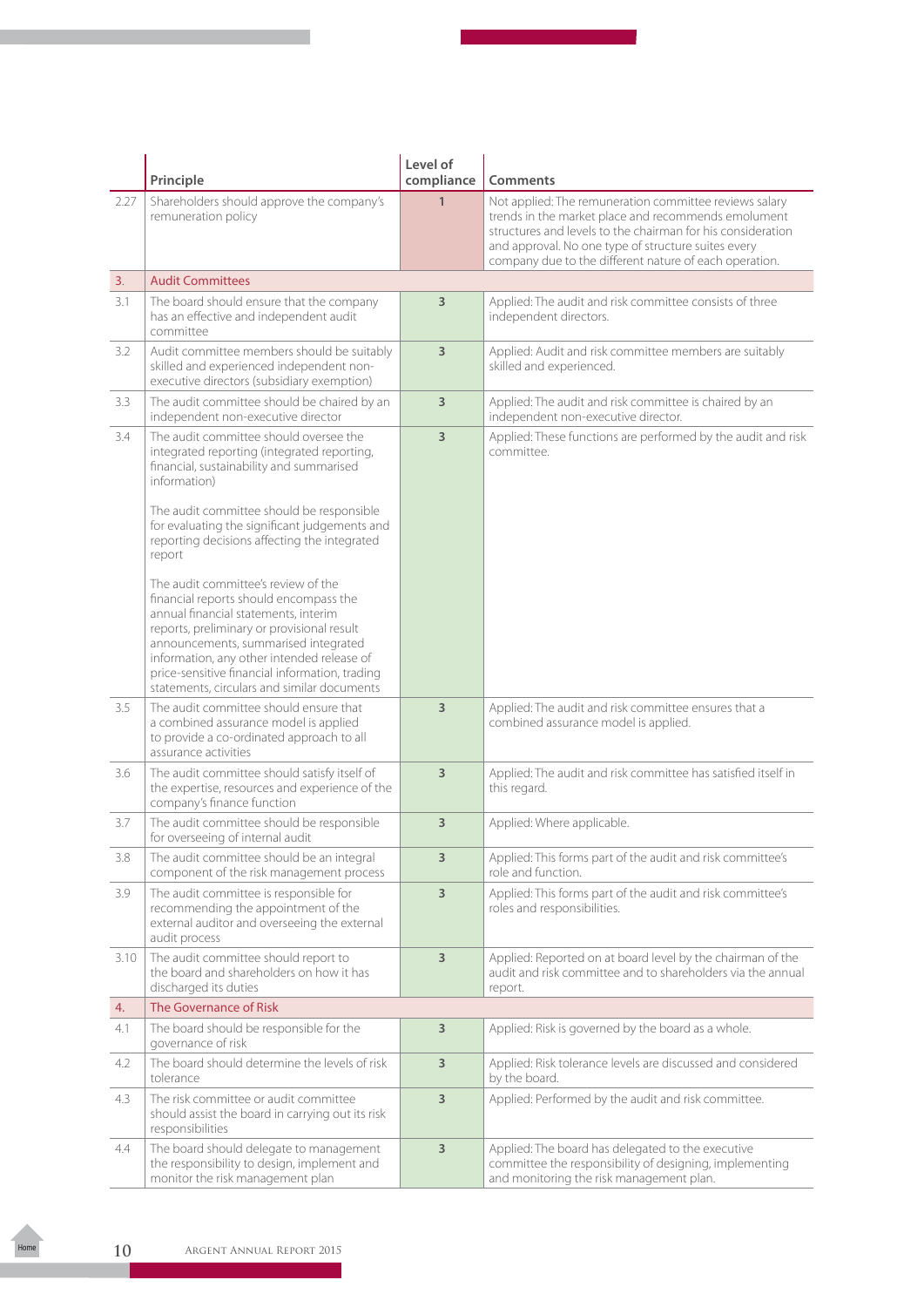| | Principle | Level of compliance | Comments |
|---|---|---|---|
| 2.27 | Shareholders should approve the company's remuneration policy | 1 | Not applied: The remuneration committee reviews salary trends in the market place and recommends emolument structures and levels to the chairman for his consideration and approval. No one type of structure suites every company due to the different nature of each operation. |
| 3. | Audit Committees | | |
| 3.1 | The board should ensure that the company has an effective and independent audit committee | 3 | Applied: The audit and risk committee consists of three independent directors. |
| 3.2 | Audit committee members should be suitably skilled and experienced independent non-executive directors (subsidiary exemption) | 3 | Applied: Audit and risk committee members are suitably skilled and experienced. |
| 3.3 | The audit committee should be chaired by an independent non-executive director | 3 | Applied: The audit and risk committee is chaired by an independent non-executive director. |
| 3.4 | The audit committee should oversee the integrated reporting (integrated reporting, financial, sustainability and summarised information)<br><br>The audit committee should be responsible for evaluating the significant judgements and reporting decisions affecting the integrated report<br><br>The audit committee's review of the financial reports should encompass the annual financial statements, interim reports, preliminary or provisional result announcements, summarised integrated information, any other intended release of price-sensitive financial information, trading statements, circulars and similar documents | 3 | Applied: These functions are performed by the audit and risk committee. |
| 3.5 | The audit committee should ensure that a combined assurance model is applied to provide a co-ordinated approach to all assurance activities | 3 | Applied: The audit and risk committee ensures that a combined assurance model is applied. |
| 3.6 | The audit committee should satisfy itself of the expertise, resources and experience of the company's finance function | 3 | Applied: The audit and risk committee has satisfied itself in this regard. |
| 3.7 | The audit committee should be responsible for overseeing of internal audit | 3 | Applied: Where applicable. |
| 3.8 | The audit committee should be an integral component of the risk management process | 3 | Applied: This forms part of the audit and risk committee's role and function. |
| 3.9 | The audit committee is responsible for recommending the appointment of the external auditor and overseeing the external audit process | 3 | Applied: This forms part of the audit and risk committee's roles and responsibilities. |
| 3.10 | The audit committee should report to the board and shareholders on how it has discharged its duties | 3 | Applied: Reported on at board level by the chairman of the audit and risk committee and to shareholders via the annual report. |
| 4. | The Governance of Risk | | |
| 4.1 | The board should be responsible for the governance of risk | 3 | Applied: Risk is governed by the board as a whole. |
| 4.2 | The board should determine the levels of risk tolerance | 3 | Applied: Risk tolerance levels are discussed and considered by the board. |
| 4.3 | The risk committee or audit committee should assist the board in carrying out its risk responsibilities | 3 | Applied: Performed by the audit and risk committee. |
| 4.4 | The board should delegate to management the responsibility to design, implement and monitor the risk management plan | 3 | Applied: The board has delegated to the executive committee the responsibility of designing, implementing and monitoring the risk management plan. |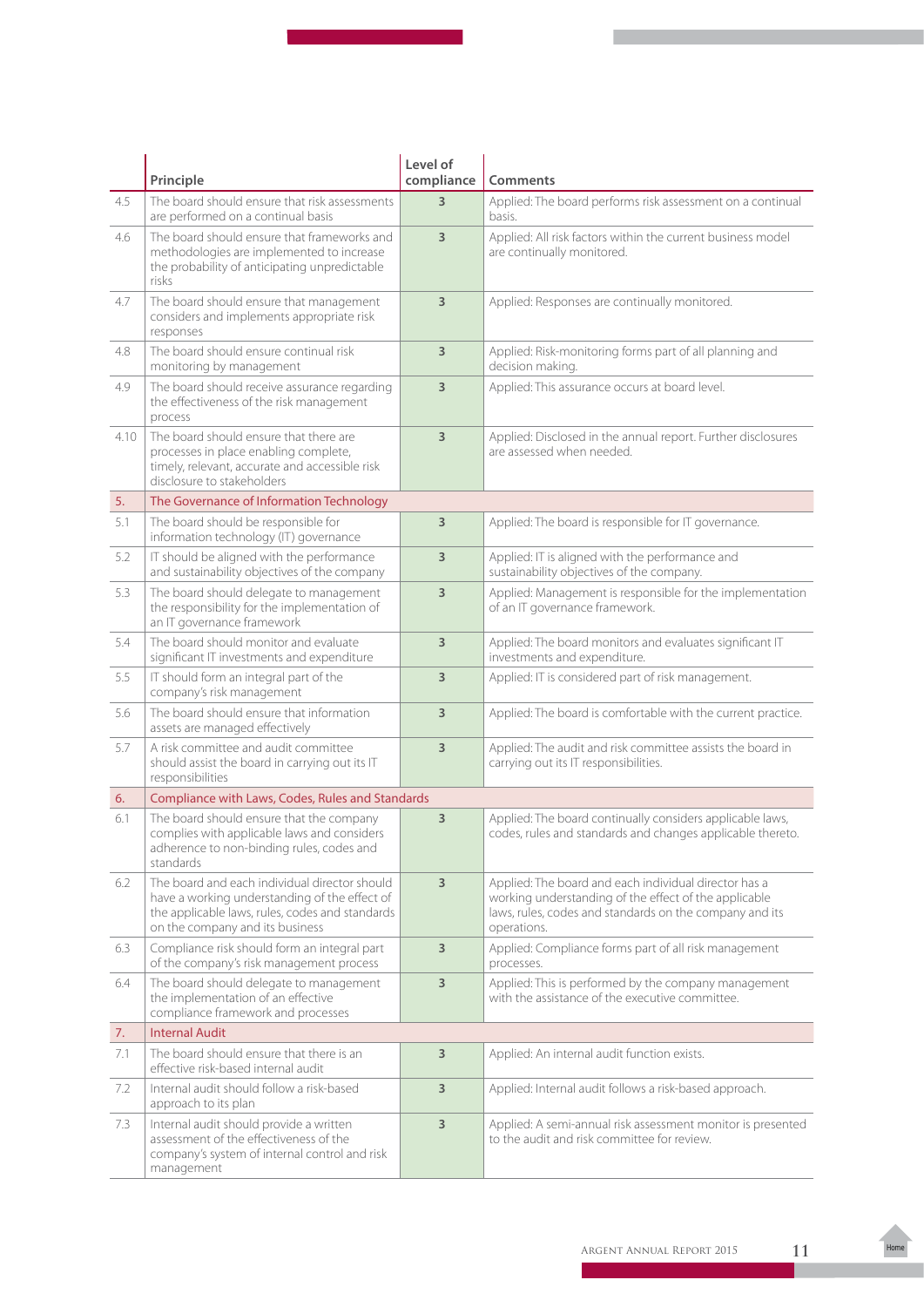| | Principle | Level of compliance | Comments |
|---|---|---|---|
| 4.5 | The board should ensure that risk assessments are performed on a continual basis | 3 | Applied: The board performs risk assessment on a continual basis. |
| 4.6 | The board should ensure that frameworks and methodologies are implemented to increase the probability of anticipating unpredictable risks | 3 | Applied: All risk factors within the current business model are continually monitored. |
| 4.7 | The board should ensure that management considers and implements appropriate risk responses | 3 | Applied: Responses are continually monitored. |
| 4.8 | The board should ensure continual risk monitoring by management | 3 | Applied: Risk-monitoring forms part of all planning and decision making. |
| 4.9 | The board should receive assurance regarding the effectiveness of the risk management process | 3 | Applied: This assurance occurs at board level. |
| 4.10 | The board should ensure that there are processes in place enabling complete, timely, relevant, accurate and accessible risk disclosure to stakeholders | 3 | Applied: Disclosed in the annual report. Further disclosures are assessed when needed. |
| 5. | The Governance of Information Technology | | |
| 5.1 | The board should be responsible for information technology (IT) governance | 3 | Applied: The board is responsible for IT governance. |
| 5.2 | IT should be aligned with the performance and sustainability objectives of the company | 3 | Applied: IT is aligned with the performance and sustainability objectives of the company. |
| 5.3 | The board should delegate to management the responsibility for the implementation of an IT governance framework | 3 | Applied: Management is responsible for the implementation of an IT governance framework. |
| 5.4 | The board should monitor and evaluate significant IT investments and expenditure | 3 | Applied: The board monitors and evaluates significant IT investments and expenditure. |
| 5.5 | IT should form an integral part of the company's risk management | 3 | Applied: IT is considered part of risk management. |
| 5.6 | The board should ensure that information assets are managed effectively | 3 | Applied: The board is comfortable with the current practice. |
| 5.7 | A risk committee and audit committee should assist the board in carrying out its IT responsibilities | 3 | Applied: The audit and risk committee assists the board in carrying out its IT responsibilities. |
| 6. | Compliance with Laws, Codes, Rules and Standards | | |
| 6.1 | The board should ensure that the company complies with applicable laws and considers adherence to non-binding rules, codes and standards | 3 | Applied: The board continually considers applicable laws, codes, rules and standards and changes applicable thereto. |
| 6.2 | The board and each individual director should have a working understanding of the effect of the applicable laws, rules, codes and standards on the company and its business | 3 | Applied: The board and each individual director has a working understanding of the effect of the applicable laws, rules, codes and standards on the company and its operations. |
| 6.3 | Compliance risk should form an integral part of the company's risk management process | 3 | Applied: Compliance forms part of all risk management processes. |
| 6.4 | The board should delegate to management the implementation of an effective compliance framework and processes | 3 | Applied: This is performed by the company management with the assistance of the executive committee. |
| 7. | Internal Audit | | |
| 7.1 | The board should ensure that there is an effective risk-based internal audit | 3 | Applied: An internal audit function exists. |
| 7.2 | Internal audit should follow a risk-based approach to its plan | 3 | Applied: Internal audit follows a risk-based approach. |
| 7.3 | Internal audit should provide a written assessment of the effectiveness of the company's system of internal control and risk management | 3 | Applied: A semi-annual risk assessment monitor is presented to the audit and risk committee for review. |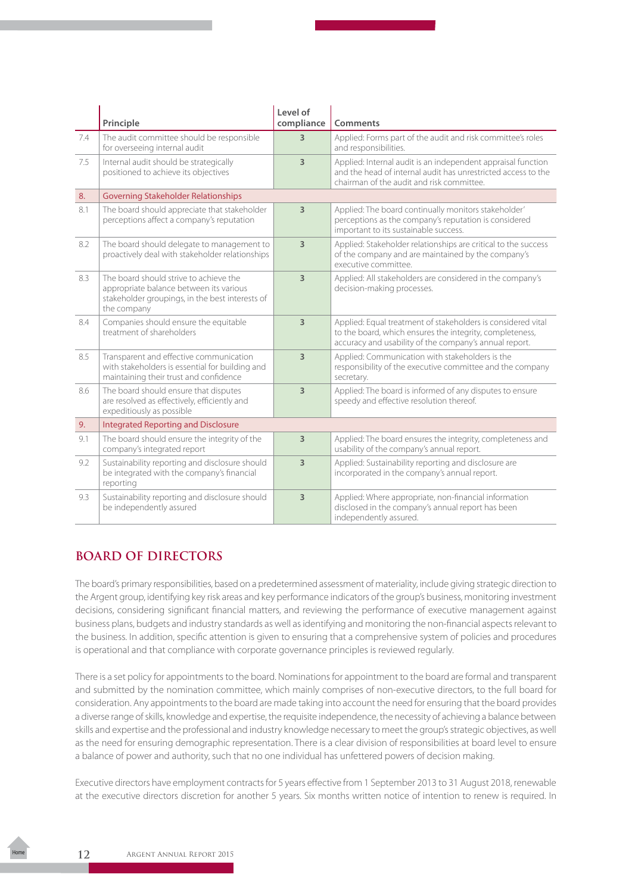| | Principle | Level of compliance | Comments |
|---|---|---|---|
| 7.4 | The audit committee should be responsible for overseeing internal audit | 3 | Applied: Forms part of the audit and risk committee's roles and responsibilities. |
| 7.5 | Internal audit should be strategically positioned to achieve its objectives | 3 | Applied: Internal audit is an independent appraisal function and the head of internal audit has unrestricted access to the chairman of the audit and risk committee. |
| 8. | Governing Stakeholder Relationships | | |
| 8.1 | The board should appreciate that stakeholder perceptions affect a company's reputation | 3 | Applied: The board continually monitors stakeholder' perceptions as the company's reputation is considered important to its sustainable success. |
| 8.2 | The board should delegate to management to proactively deal with stakeholder relationships | 3 | Applied: Stakeholder relationships are critical to the success of the company and are maintained by the company's executive committee. |
| 8.3 | The board should strive to achieve the appropriate balance between its various stakeholder groupings, in the best interests of the company | 3 | Applied: All stakeholders are considered in the company's decision-making processes. |
| 8.4 | Companies should ensure the equitable treatment of shareholders | 3 | Applied: Equal treatment of stakeholders is considered vital to the board, which ensures the integrity, completeness, accuracy and usability of the company's annual report. |
| 8.5 | Transparent and effective communication with stakeholders is essential for building and maintaining their trust and confidence | 3 | Applied: Communication with stakeholders is the responsibility of the executive committee and the company secretary. |
| 8.6 | The board should ensure that disputes are resolved as effectively, efficiently and expeditiously as possible | 3 | Applied: The board is informed of any disputes to ensure speedy and effective resolution thereof. |
| 9. | Integrated Reporting and Disclosure | | |
| 9.1 | The board should ensure the integrity of the company's integrated report | 3 | Applied: The board ensures the integrity, completeness and usability of the company's annual report. |
| 9.2 | Sustainability reporting and disclosure should be integrated with the company's financial reporting | 3 | Applied: Sustainability reporting and disclosure are incorporated in the company's annual report. |
| 9.3 | Sustainability reporting and disclosure should be independently assured | 3 | Applied: Where appropriate, non-financial information disclosed in the company's annual report has been independently assured. |

## BOARD OF DIRECTORS

The board's primary responsibilities, based on a predetermined assessment of materiality, include giving strategic direction to the Argent group, identifying key risk areas and key performance indicators of the group's business, monitoring investment decisions, considering significant financial matters, and reviewing the performance of executive management against business plans, budgets and industry standards as well as identifying and monitoring the non-financial aspects relevant to the business. In addition, specific attention is given to ensuring that a comprehensive system of policies and procedures is operational and that compliance with corporate governance principles is reviewed regularly.

There is a set policy for appointments to the board. Nominations for appointment to the board are formal and transparent and submitted by the nomination committee, which mainly comprises of non-executive directors, to the full board for consideration. Any appointments to the board are made taking into account the need for ensuring that the board provides a diverse range of skills, knowledge and expertise, the requisite independence, the necessity of achieving a balance between skills and expertise and the professional and industry knowledge necessary to meet the group's strategic objectives, as well as the need for ensuring demographic representation. There is a clear division of responsibilities at board level to ensure a balance of power and authority, such that no one individual has unfettered powers of decision making.

Executive directors have employment contracts for 5 years effective from 1 September 2013 to 31 August 2018, renewable at the executive directors discretion for another 5 years. Six months written notice of intention to renew is required. In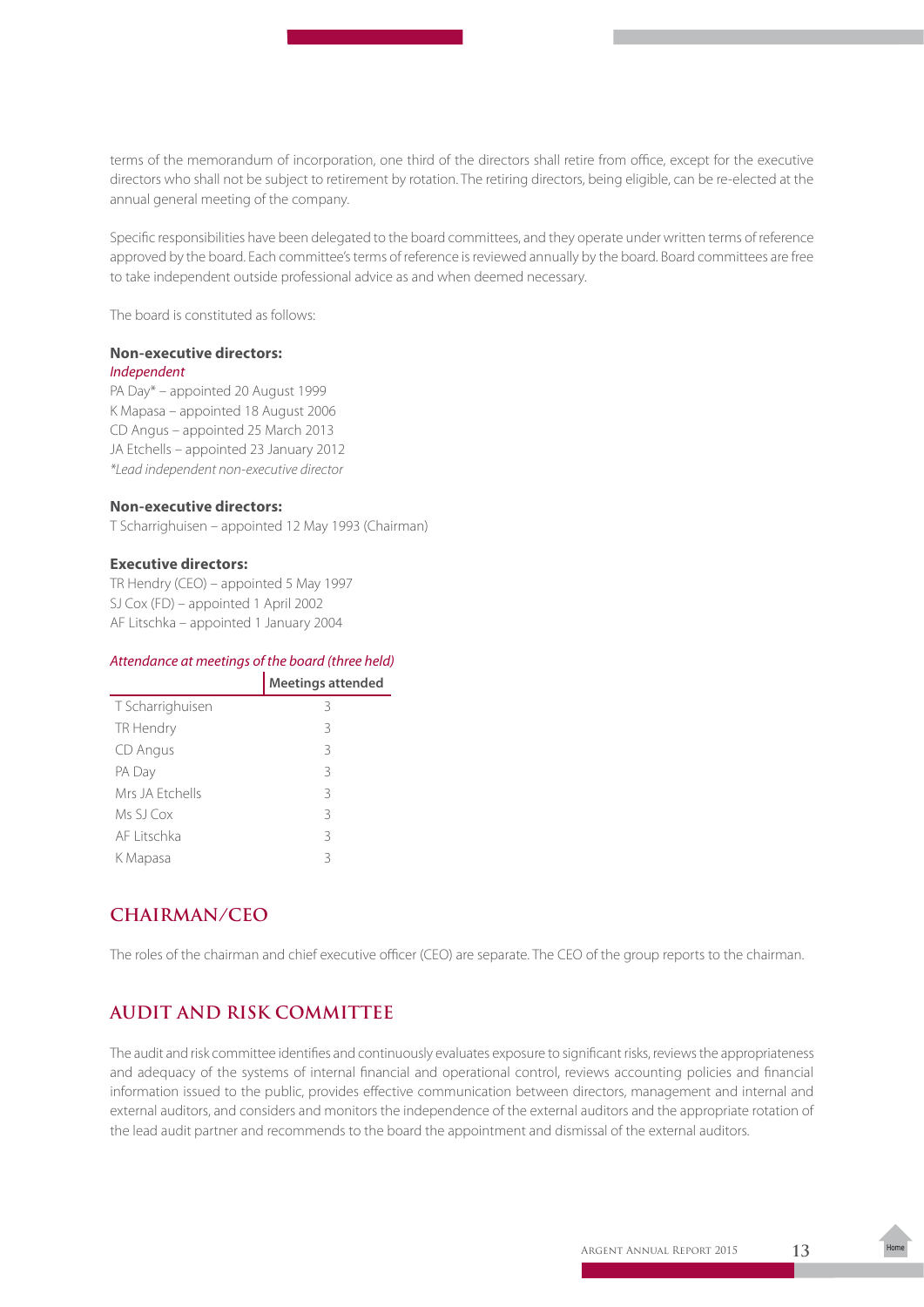terms of the memorandum of incorporation, one third of the directors shall retire from office, except for the executive directors who shall not be subject to retirement by rotation. The retiring directors, being eligible, can be re-elected at the annual general meeting of the company.

Specific responsibilities have been delegated to the board committees, and they operate under written terms of reference approved by the board. Each committee's terms of reference is reviewed annually by the board. Board committees are free to take independent outside professional advice as and when deemed necessary.

The board is constituted as follows:

**Non-executive directors:**
*Independent*
PA Day* – appointed 20 August 1999
K Mapasa – appointed 18 August 2006
CD Angus – appointed 25 March 2013
JA Etchells – appointed 23 January 2012
*\*Lead independent non-executive director*

**Non-executive directors:**
T Scharrighuisen – appointed 12 May 1993 (Chairman)

**Executive directors:**
TR Hendry (CEO) – appointed 5 May 1997
SJ Cox (FD) – appointed 1 April 2002
AF Litschka – appointed 1 January 2004

*Attendance at meetings of the board (three held)*

| | Meetings attended |
|---|---|
| T Scharrighuisen | 3 |
| TR Hendry | 3 |
| CD Angus | 3 |
| PA Day | 3 |
| Mrs JA Etchells | 3 |
| Ms SJ Cox | 3 |
| AF Litschka | 3 |
| K Mapasa | 3 |

## CHAIRMAN/CEO

The roles of the chairman and chief executive officer (CEO) are separate. The CEO of the group reports to the chairman.

## AUDIT AND RISK COMMITTEE

The audit and risk committee identifies and continuously evaluates exposure to significant risks, reviews the appropriateness and adequacy of the systems of internal financial and operational control, reviews accounting policies and financial information issued to the public, provides effective communication between directors, management and internal and external auditors, and considers and monitors the independence of the external auditors and the appropriate rotation of the lead audit partner and recommends to the board the appointment and dismissal of the external auditors.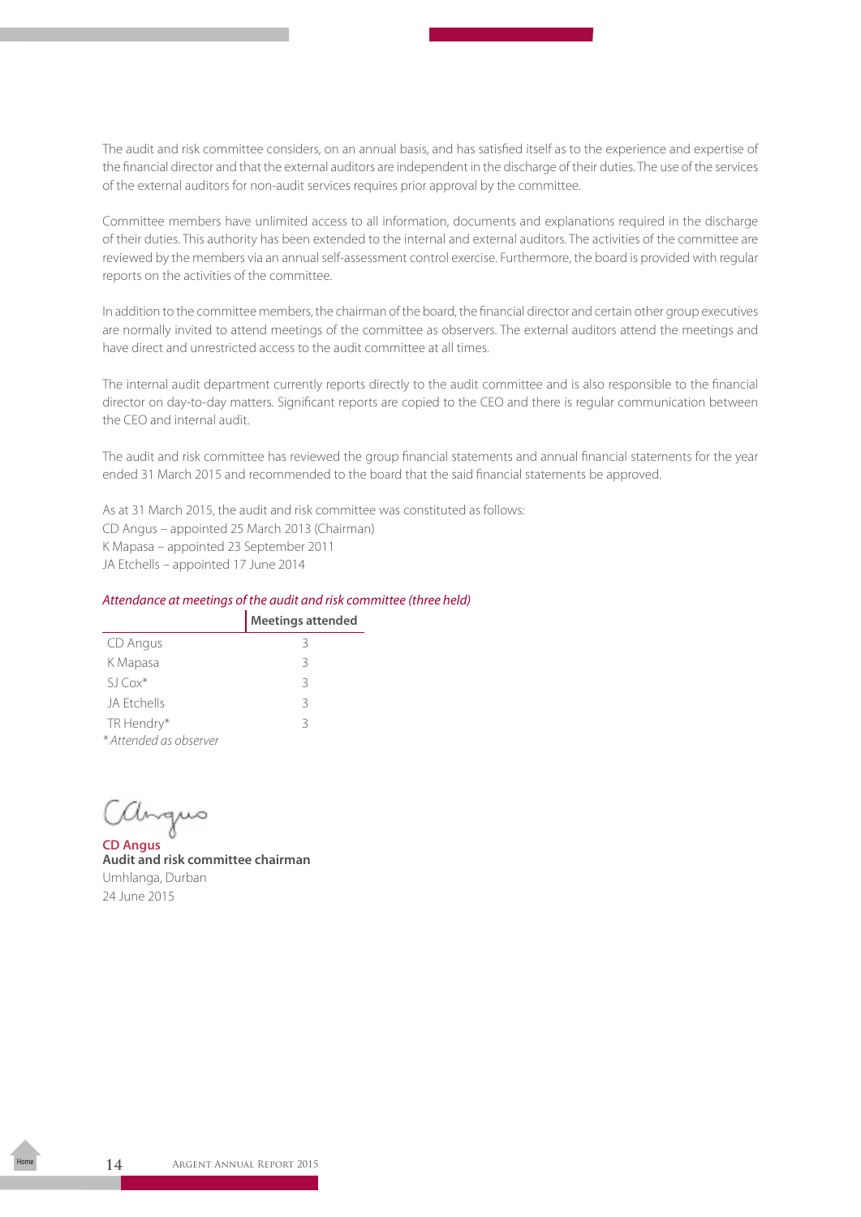The audit and risk committee considers, on an annual basis, and has satisfied itself as to the experience and expertise of the financial director and that the external auditors are independent in the discharge of their duties. The use of the services of the external auditors for non-audit services requires prior approval by the committee.

Committee members have unlimited access to all information, documents and explanations required in the discharge of their duties. This authority has been extended to the internal and external auditors. The activities of the committee are reviewed by the members via an annual self-assessment control exercise. Furthermore, the board is provided with regular reports on the activities of the committee.

In addition to the committee members, the chairman of the board, the financial director and certain other group executives are normally invited to attend meetings of the committee as observers. The external auditors attend the meetings and have direct and unrestricted access to the audit committee at all times.

The internal audit department currently reports directly to the audit committee and is also responsible to the financial director on day-to-day matters. Significant reports are copied to the CEO and there is regular communication between the CEO and internal audit.

The audit and risk committee has reviewed the group financial statements and annual financial statements for the year ended 31 March 2015 and recommended to the board that the said financial statements be approved.

As at 31 March 2015, the audit and risk committee was constituted as follows:
CD Angus – appointed 25 March 2013 (Chairman)
K Mapasa – appointed 23 September 2011
JA Etchells – appointed 17 June 2014

*Attendance at meetings of the audit and risk committee (three held)*

| | Meetings attended |
|---|---|
| CD Angus | 3 |
| K Mapasa | 3 |
| SJ Cox* | 3 |
| JA Etchells | 3 |
| TR Hendry* | 3 |

*\* Attended as observer*

**CD Angus**
**Audit and risk committee chairman**
Umhlanga, Durban
24 June 2015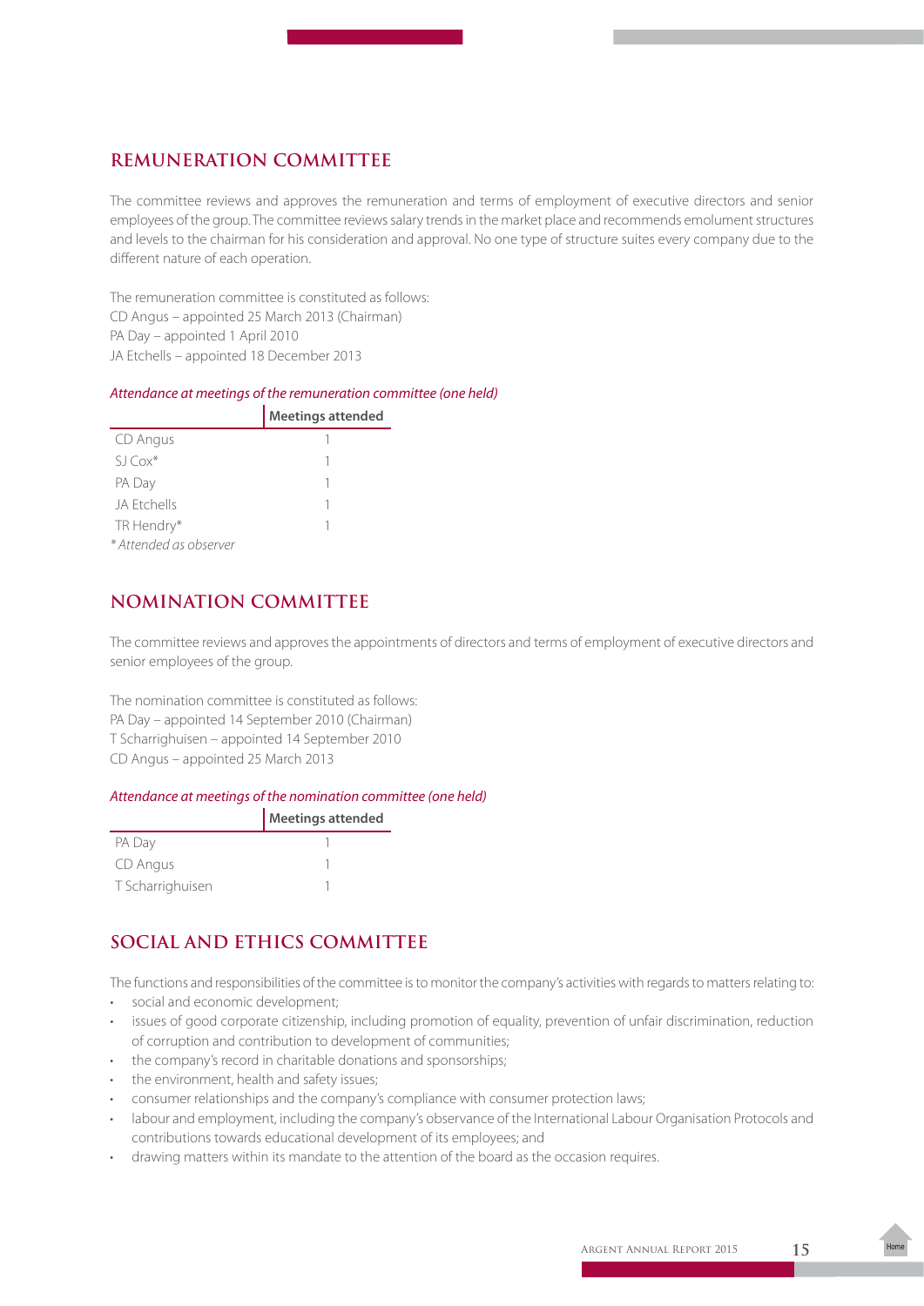## REMUNERATION COMMITTEE

The committee reviews and approves the remuneration and terms of employment of executive directors and senior employees of the group. The committee reviews salary trends in the market place and recommends emolument structures and levels to the chairman for his consideration and approval. No one type of structure suites every company due to the different nature of each operation.

The remuneration committee is constituted as follows:
CD Angus – appointed 25 March 2013 (Chairman)
PA Day – appointed 1 April 2010
JA Etchells – appointed 18 December 2013

*Attendance at meetings of the remuneration committee (one held)*

| | Meetings attended |
|---|---|
| CD Angus | 1 |
| SJ Cox* | 1 |
| PA Day | 1 |
| JA Etchells | 1 |
| TR Hendry* | 1 |

*\* Attended as observer*

## NOMINATION COMMITTEE

The committee reviews and approves the appointments of directors and terms of employment of executive directors and senior employees of the group.

The nomination committee is constituted as follows:
PA Day – appointed 14 September 2010 (Chairman)
T Scharrighuisen – appointed 14 September 2010
CD Angus – appointed 25 March 2013

*Attendance at meetings of the nomination committee (one held)*

| | Meetings attended |
|---|---|
| PA Day | 1 |
| CD Angus | 1 |
| T Scharrighuisen | 1 |

## SOCIAL AND ETHICS COMMITTEE

The functions and responsibilities of the committee is to monitor the company's activities with regards to matters relating to:

- social and economic development;
- issues of good corporate citizenship, including promotion of equality, prevention of unfair discrimination, reduction of corruption and contribution to development of communities;
- the company's record in charitable donations and sponsorships;
- the environment, health and safety issues;
- consumer relationships and the company's compliance with consumer protection laws;
- labour and employment, including the company's observance of the International Labour Organisation Protocols and contributions towards educational development of its employees; and
- drawing matters within its mandate to the attention of the board as the occasion requires.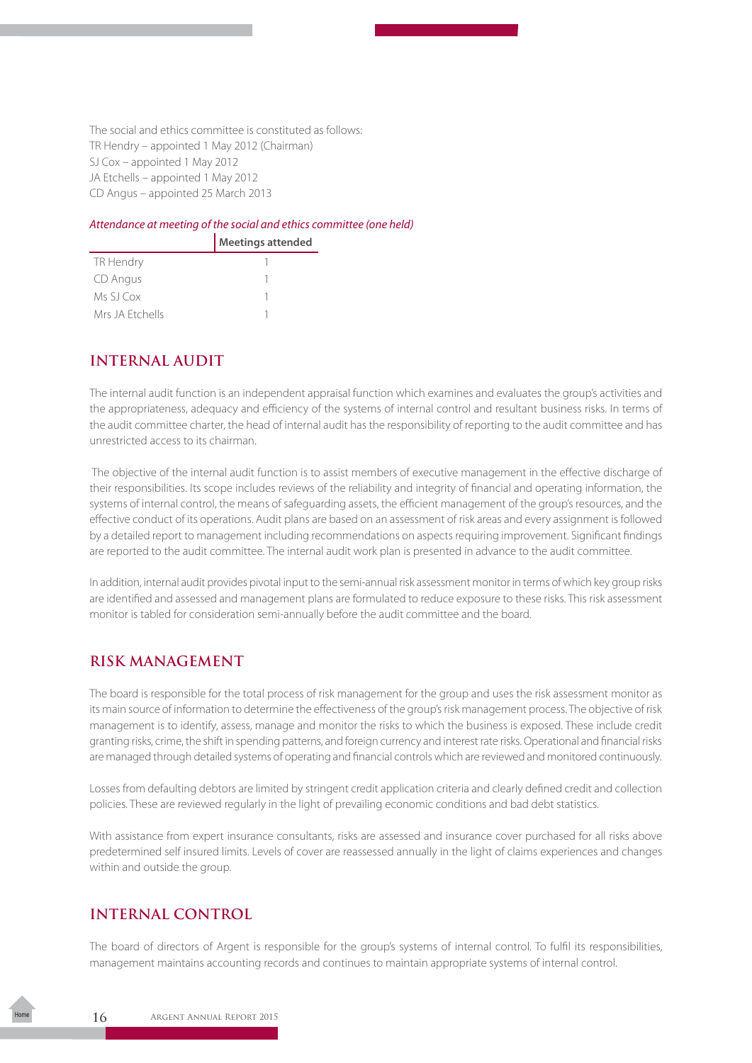The social and ethics committee is constituted as follows:
TR Hendry – appointed 1 May 2012 (Chairman)
SJ Cox – appointed 1 May 2012
JA Etchells – appointed 1 May 2012
CD Angus – appointed 25 March 2013

*Attendance at meeting of the social and ethics committee (one held)*

| | Meetings attended |
|---|---|
| TR Hendry | 1 |
| CD Angus | 1 |
| Ms SJ Cox | 1 |
| Mrs JA Etchells | 1 |

## INTERNAL AUDIT

The internal audit function is an independent appraisal function which examines and evaluates the group's activities and the appropriateness, adequacy and efficiency of the systems of internal control and resultant business risks. In terms of the audit committee charter, the head of internal audit has the responsibility of reporting to the audit committee and has unrestricted access to its chairman.

The objective of the internal audit function is to assist members of executive management in the effective discharge of their responsibilities. Its scope includes reviews of the reliability and integrity of financial and operating information, the systems of internal control, the means of safeguarding assets, the efficient management of the group's resources, and the effective conduct of its operations. Audit plans are based on an assessment of risk areas and every assignment is followed by a detailed report to management including recommendations on aspects requiring improvement. Significant findings are reported to the audit committee. The internal audit work plan is presented in advance to the audit committee.

In addition, internal audit provides pivotal input to the semi-annual risk assessment monitor in terms of which key group risks are identified and assessed and management plans are formulated to reduce exposure to these risks. This risk assessment monitor is tabled for consideration semi-annually before the audit committee and the board.

## RISK MANAGEMENT

The board is responsible for the total process of risk management for the group and uses the risk assessment monitor as its main source of information to determine the effectiveness of the group's risk management process. The objective of risk management is to identify, assess, manage and monitor the risks to which the business is exposed. These include credit granting risks, crime, the shift in spending patterns, and foreign currency and interest rate risks. Operational and financial risks are managed through detailed systems of operating and financial controls which are reviewed and monitored continuously.

Losses from defaulting debtors are limited by stringent credit application criteria and clearly defined credit and collection policies. These are reviewed regularly in the light of prevailing economic conditions and bad debt statistics.

With assistance from expert insurance consultants, risks are assessed and insurance cover purchased for all risks above predetermined self insured limits. Levels of cover are reassessed annually in the light of claims experiences and changes within and outside the group.

## INTERNAL CONTROL

The board of directors of Argent is responsible for the group's systems of internal control. To fulfil its responsibilities, management maintains accounting records and continues to maintain appropriate systems of internal control.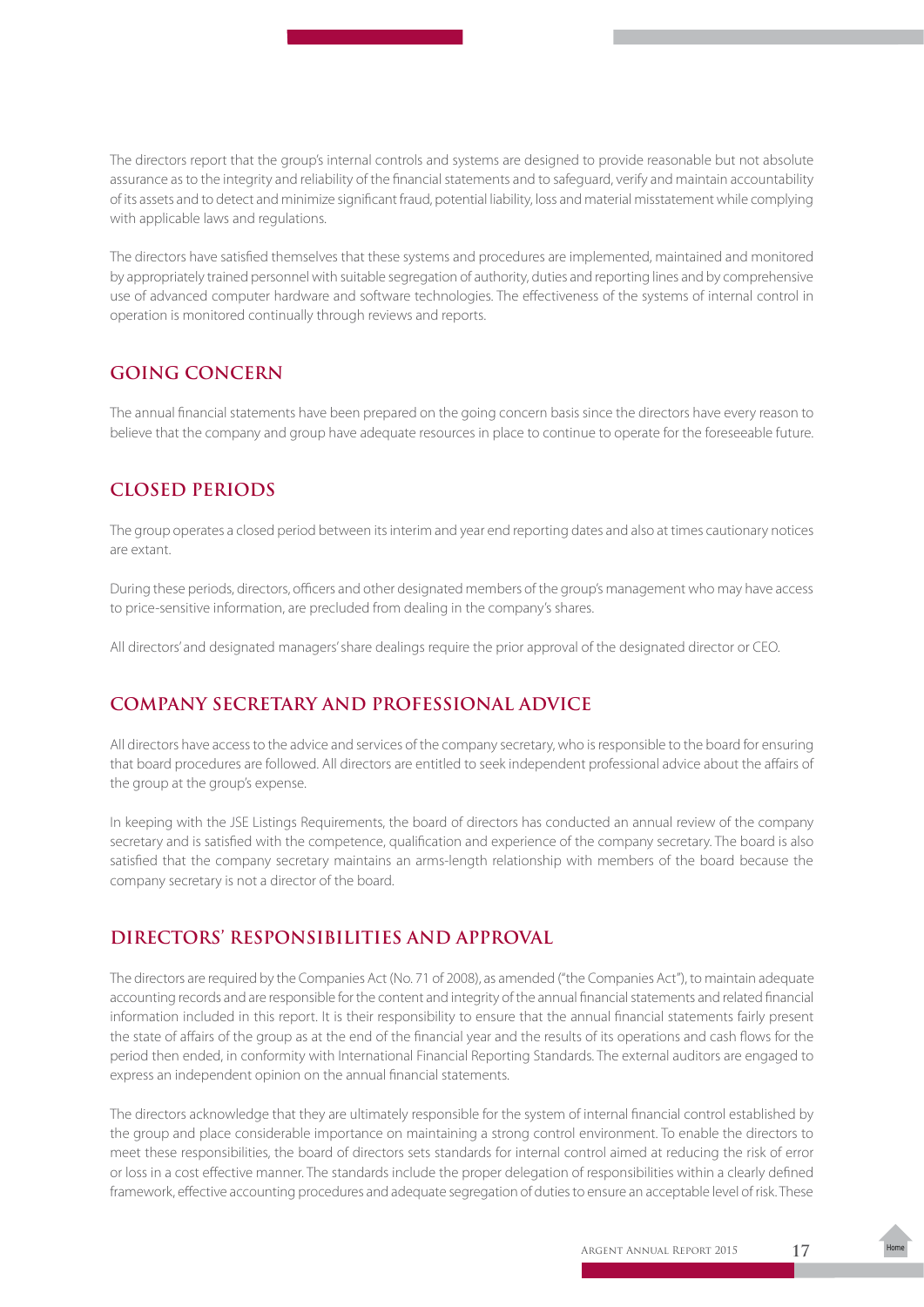The directors report that the group's internal controls and systems are designed to provide reasonable but not absolute assurance as to the integrity and reliability of the financial statements and to safeguard, verify and maintain accountability of its assets and to detect and minimize significant fraud, potential liability, loss and material misstatement while complying with applicable laws and regulations.

The directors have satisfied themselves that these systems and procedures are implemented, maintained and monitored by appropriately trained personnel with suitable segregation of authority, duties and reporting lines and by comprehensive use of advanced computer hardware and software technologies. The effectiveness of the systems of internal control in operation is monitored continually through reviews and reports.

## GOING CONCERN

The annual financial statements have been prepared on the going concern basis since the directors have every reason to believe that the company and group have adequate resources in place to continue to operate for the foreseeable future.

## CLOSED PERIODS

The group operates a closed period between its interim and year end reporting dates and also at times cautionary notices are extant.

During these periods, directors, officers and other designated members of the group's management who may have access to price-sensitive information, are precluded from dealing in the company's shares.

All directors' and designated managers' share dealings require the prior approval of the designated director or CEO.

## COMPANY SECRETARY AND PROFESSIONAL ADVICE

All directors have access to the advice and services of the company secretary, who is responsible to the board for ensuring that board procedures are followed. All directors are entitled to seek independent professional advice about the affairs of the group at the group's expense.

In keeping with the JSE Listings Requirements, the board of directors has conducted an annual review of the company secretary and is satisfied with the competence, qualification and experience of the company secretary. The board is also satisfied that the company secretary maintains an arms-length relationship with members of the board because the company secretary is not a director of the board.

## DIRECTORS' RESPONSIBILITIES AND APPROVAL

The directors are required by the Companies Act (No. 71 of 2008), as amended ("the Companies Act"), to maintain adequate accounting records and are responsible for the content and integrity of the annual financial statements and related financial information included in this report. It is their responsibility to ensure that the annual financial statements fairly present the state of affairs of the group as at the end of the financial year and the results of its operations and cash flows for the period then ended, in conformity with International Financial Reporting Standards. The external auditors are engaged to express an independent opinion on the annual financial statements.

The directors acknowledge that they are ultimately responsible for the system of internal financial control established by the group and place considerable importance on maintaining a strong control environment. To enable the directors to meet these responsibilities, the board of directors sets standards for internal control aimed at reducing the risk of error or loss in a cost effective manner. The standards include the proper delegation of responsibilities within a clearly defined framework, effective accounting procedures and adequate segregation of duties to ensure an acceptable level of risk. These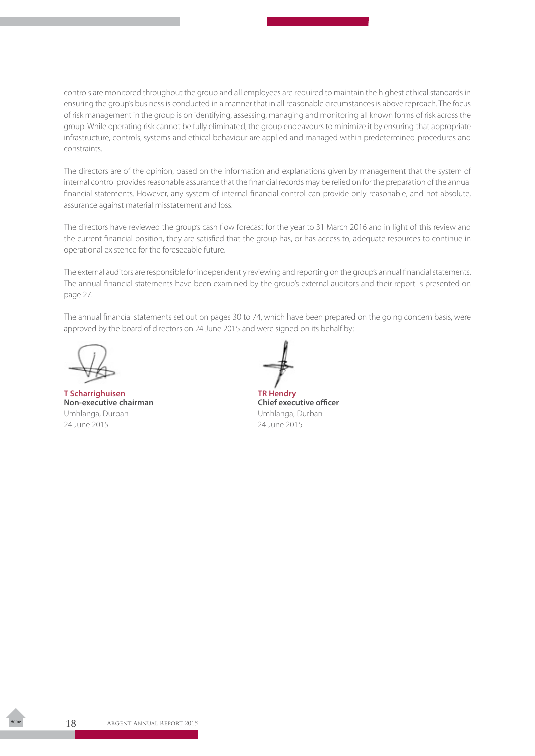controls are monitored throughout the group and all employees are required to maintain the highest ethical standards in ensuring the group's business is conducted in a manner that in all reasonable circumstances is above reproach. The focus of risk management in the group is on identifying, assessing, managing and monitoring all known forms of risk across the group. While operating risk cannot be fully eliminated, the group endeavours to minimize it by ensuring that appropriate infrastructure, controls, systems and ethical behaviour are applied and managed within predetermined procedures and constraints.

The directors are of the opinion, based on the information and explanations given by management that the system of internal control provides reasonable assurance that the financial records may be relied on for the preparation of the annual financial statements. However, any system of internal financial control can provide only reasonable, and not absolute, assurance against material misstatement and loss.

The directors have reviewed the group's cash flow forecast for the year to 31 March 2016 and in light of this review and the current financial position, they are satisfied that the group has, or has access to, adequate resources to continue in operational existence for the foreseeable future.

The external auditors are responsible for independently reviewing and reporting on the group's annual financial statements. The annual financial statements have been examined by the group's external auditors and their report is presented on page 27.

The annual financial statements set out on pages 30 to 74, which have been prepared on the going concern basis, were approved by the board of directors on 24 June 2015 and were signed on its behalf by:

**T Scharrighuisen**
**Non-executive chairman**
Umhlanga, Durban
24 June 2015

**TR Hendry**
**Chief executive officer**
Umhlanga, Durban
24 June 2015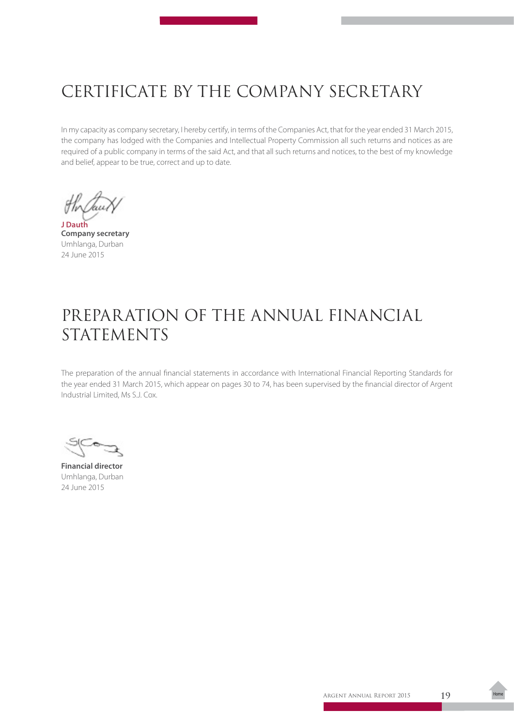# CERTIFICATE BY THE COMPANY SECRETARY

In my capacity as company secretary, I hereby certify, in terms of the Companies Act, that for the year ended 31 March 2015, the company has lodged with the Companies and Intellectual Property Commission all such returns and notices as are required of a public company in terms of the said Act, and that all such returns and notices, to the best of my knowledge and belief, appear to be true, correct and up to date.

**J Dauth**
**Company secretary**
Umhlanga, Durban
24 June 2015

# PREPARATION OF THE ANNUAL FINANCIAL STATEMENTS

The preparation of the annual financial statements in accordance with International Financial Reporting Standards for the year ended 31 March 2015, which appear on pages 30 to 74, has been supervised by the financial director of Argent Industrial Limited, Ms S.J. Cox.

**Financial director**
Umhlanga, Durban
24 June 2015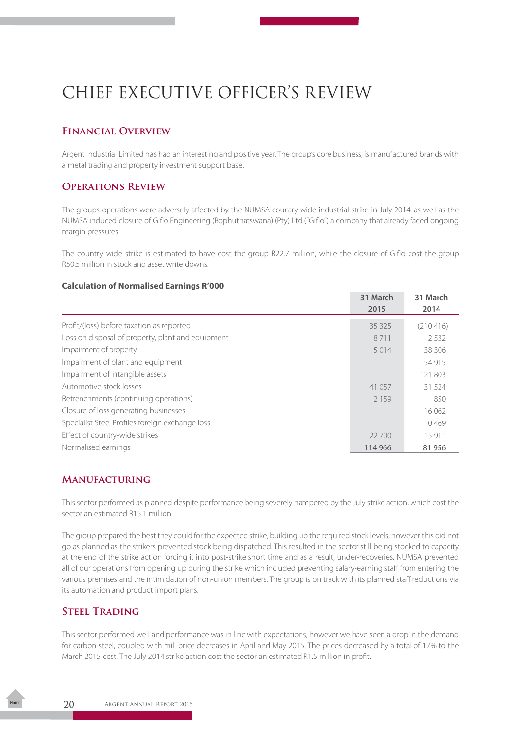# CHIEF EXECUTIVE OFFICER'S REVIEW

## Financial Overview

Argent Industrial Limited has had an interesting and positive year. The group's core business, is manufactured brands with a metal trading and property investment support base.

## Operations Review

The groups operations were adversely affected by the NUMSA country wide industrial strike in July 2014, as well as the NUMSA induced closure of Giflo Engineering (Bophuthatswana) (Pty) Ltd ("Giflo") a company that already faced ongoing margin pressures.

The country wide strike is estimated to have cost the group R22.7 million, while the closure of Giflo cost the group R50.5 million in stock and asset write downs.

**Calculation of Normalised Earnings R'000**

| | 31 March 2015 | 31 March 2014 |
|---|---|---|
| Profit/(loss) before taxation as reported | 35 325 | (210 416) |
| Loss on disposal of property, plant and equipment | 8 711 | 2 532 |
| Impairment of property | 5 014 | 38 306 |
| Impairment of plant and equipment | | 54 915 |
| Impairment of intangible assets | | 121 803 |
| Automotive stock losses | 41 057 | 31 524 |
| Retrenchments (continuing operations) | 2 159 | 850 |
| Closure of loss generating businesses | | 16 062 |
| Specialist Steel Profiles foreign exchange loss | | 10 469 |
| Effect of country-wide strikes | 22 700 | 15 911 |
| Normalised earnings | 114 966 | 81 956 |

## Manufacturing

This sector performed as planned despite performance being severely hampered by the July strike action, which cost the sector an estimated R15.1 million.

The group prepared the best they could for the expected strike, building up the required stock levels, however this did not go as planned as the strikers prevented stock being dispatched. This resulted in the sector still being stocked to capacity at the end of the strike action forcing it into post-strike short time and as a result, under-recoveries. NUMSA prevented all of our operations from opening up during the strike which included preventing salary-earning staff from entering the various premises and the intimidation of non-union members. The group is on track with its planned staff reductions via its automation and product import plans.

## Steel Trading

This sector performed well and performance was in line with expectations, however we have seen a drop in the demand for carbon steel, coupled with mill price decreases in April and May 2015. The prices decreased by a total of 17% to the March 2015 cost. The July 2014 strike action cost the sector an estimated R1.5 million in profit.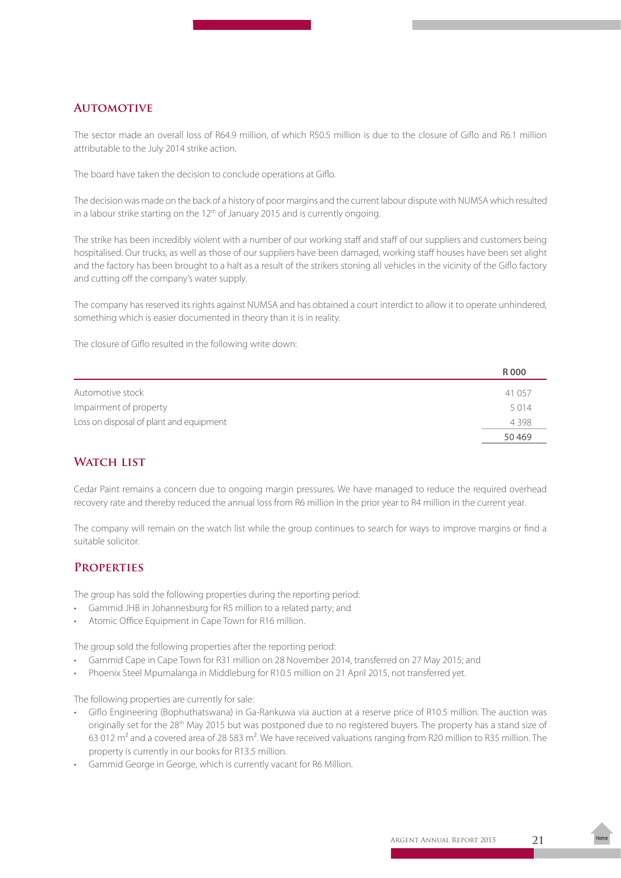## AUTOMOTIVE

The sector made an overall loss of R64.9 million, of which R50.5 million is due to the closure of Giflo and R6.1 million attributable to the July 2014 strike action.

The board have taken the decision to conclude operations at Giflo.

The decision was made on the back of a history of poor margins and the current labour dispute with NUMSA which resulted in a labour strike starting on the 12th of January 2015 and is currently ongoing.

The strike has been incredibly violent with a number of our working staff and staff of our suppliers and customers being hospitalised. Our trucks, as well as those of our suppliers have been damaged, working staff houses have been set alight and the factory has been brought to a halt as a result of the strikers stoning all vehicles in the vicinity of the Giflo factory and cutting off the company's water supply.

The company has reserved its rights against NUMSA and has obtained a court interdict to allow it to operate unhindered, something which is easier documented in theory than it is in reality.

The closure of Giflo resulted in the following write down:

| | R 000 |
|---|---|
| Automotive stock | 41 057 |
| Impairment of property | 5 014 |
| Loss on disposal of plant and equipment | 4 398 |
| | 50 469 |

## WATCH LIST

Cedar Paint remains a concern due to ongoing margin pressures. We have managed to reduce the required overhead recovery rate and thereby reduced the annual loss from R6 million in the prior year to R4 million in the current year.

The company will remain on the watch list while the group continues to search for ways to improve margins or find a suitable solicitor.

## PROPERTIES

The group has sold the following properties during the reporting period:

- Gammid JHB in Johannesburg for R5 million to a related party; and
- Atomic Office Equipment in Cape Town for R16 million.

The group sold the following properties after the reporting period:

- Gammid Cape in Cape Town for R31 million on 28 November 2014, transferred on 27 May 2015; and
- Phoenix Steel Mpumalanga in Middleburg for R10.5 million on 21 April 2015, not transferred yet.

The following properties are currently for sale:

- Giflo Engineering (Bophuthatswana) in Ga-Rankuwa via auction at a reserve price of R10.5 million. The auction was originally set for the 28th May 2015 but was postponed due to no registered buyers. The property has a stand size of 63 012 m$^2$ and a covered area of 28 583 m$^2$. We have received valuations ranging from R20 million to R35 million. The property is currently in our books for R13.5 million.
- Gammid George in George, which is currently vacant for R6 Million.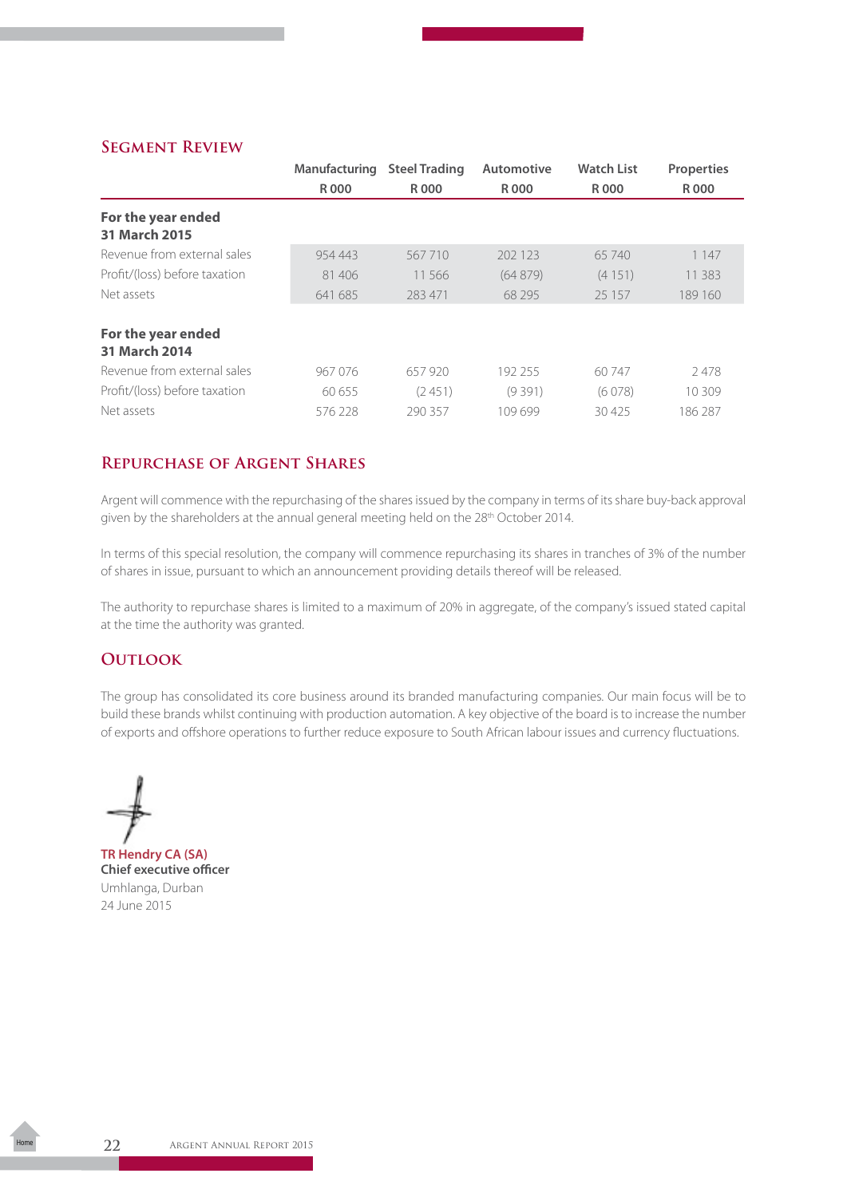## Segment Review

| | Manufacturing R 000 | Steel Trading R 000 | Automotive R 000 | Watch List R 000 | Properties R 000 |
|---|---|---|---|---|---|
| **For the year ended 31 March 2015** | | | | | |
| Revenue from external sales | 954 443 | 567 710 | 202 123 | 65 740 | 1 147 |
| Profit/(loss) before taxation | 81 406 | 11 566 | (64 879) | (4 151) | 11 383 |
| Net assets | 641 685 | 283 471 | 68 295 | 25 157 | 189 160 |
| **For the year ended 31 March 2014** | | | | | |
| Revenue from external sales | 967 076 | 657 920 | 192 255 | 60 747 | 2 478 |
| Profit/(loss) before taxation | 60 655 | (2 451) | (9 391) | (6 078) | 10 309 |
| Net assets | 576 228 | 290 357 | 109 699 | 30 425 | 186 287 |

## Repurchase of Argent Shares

Argent will commence with the repurchasing of the shares issued by the company in terms of its share buy-back approval given by the shareholders at the annual general meeting held on the 28th October 2014.

In terms of this special resolution, the company will commence repurchasing its shares in tranches of 3% of the number of shares in issue, pursuant to which an announcement providing details thereof will be released.

The authority to repurchase shares is limited to a maximum of 20% in aggregate, of the company's issued stated capital at the time the authority was granted.

## Outlook

The group has consolidated its core business around its branded manufacturing companies. Our main focus will be to build these brands whilst continuing with production automation. A key objective of the board is to increase the number of exports and offshore operations to further reduce exposure to South African labour issues and currency fluctuations.

**TR Hendry CA (SA)**
**Chief executive officer**
Umhlanga, Durban
24 June 2015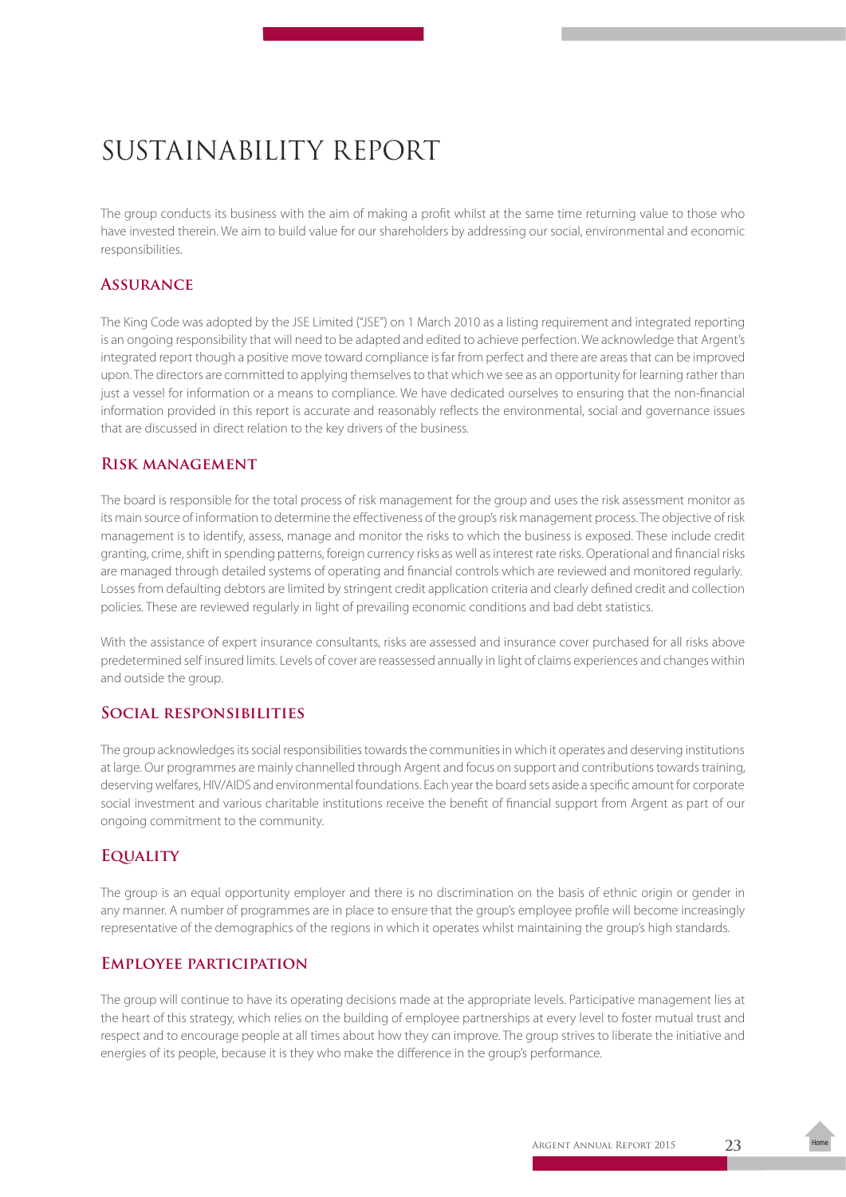# SUSTAINABILITY REPORT

The group conducts its business with the aim of making a profit whilst at the same time returning value to those who have invested therein. We aim to build value for our shareholders by addressing our social, environmental and economic responsibilities.

## Assurance

The King Code was adopted by the JSE Limited ("JSE") on 1 March 2010 as a listing requirement and integrated reporting is an ongoing responsibility that will need to be adapted and edited to achieve perfection. We acknowledge that Argent's integrated report though a positive move toward compliance is far from perfect and there are areas that can be improved upon. The directors are committed to applying themselves to that which we see as an opportunity for learning rather than just a vessel for information or a means to compliance. We have dedicated ourselves to ensuring that the non-financial information provided in this report is accurate and reasonably reflects the environmental, social and governance issues that are discussed in direct relation to the key drivers of the business.

## Risk management

The board is responsible for the total process of risk management for the group and uses the risk assessment monitor as its main source of information to determine the effectiveness of the group's risk management process. The objective of risk management is to identify, assess, manage and monitor the risks to which the business is exposed. These include credit granting, crime, shift in spending patterns, foreign currency risks as well as interest rate risks. Operational and financial risks are managed through detailed systems of operating and financial controls which are reviewed and monitored regularly. Losses from defaulting debtors are limited by stringent credit application criteria and clearly defined credit and collection policies. These are reviewed regularly in light of prevailing economic conditions and bad debt statistics.

With the assistance of expert insurance consultants, risks are assessed and insurance cover purchased for all risks above predetermined self insured limits. Levels of cover are reassessed annually in light of claims experiences and changes within and outside the group.

## Social responsibilities

The group acknowledges its social responsibilities towards the communities in which it operates and deserving institutions at large. Our programmes are mainly channelled through Argent and focus on support and contributions towards training, deserving welfares, HIV/AIDS and environmental foundations. Each year the board sets aside a specific amount for corporate social investment and various charitable institutions receive the benefit of financial support from Argent as part of our ongoing commitment to the community.

## Equality

The group is an equal opportunity employer and there is no discrimination on the basis of ethnic origin or gender in any manner. A number of programmes are in place to ensure that the group's employee profile will become increasingly representative of the demographics of the regions in which it operates whilst maintaining the group's high standards.

## Employee participation

The group will continue to have its operating decisions made at the appropriate levels. Participative management lies at the heart of this strategy, which relies on the building of employee partnerships at every level to foster mutual trust and respect and to encourage people at all times about how they can improve. The group strives to liberate the initiative and energies of its people, because it is they who make the difference in the group's performance.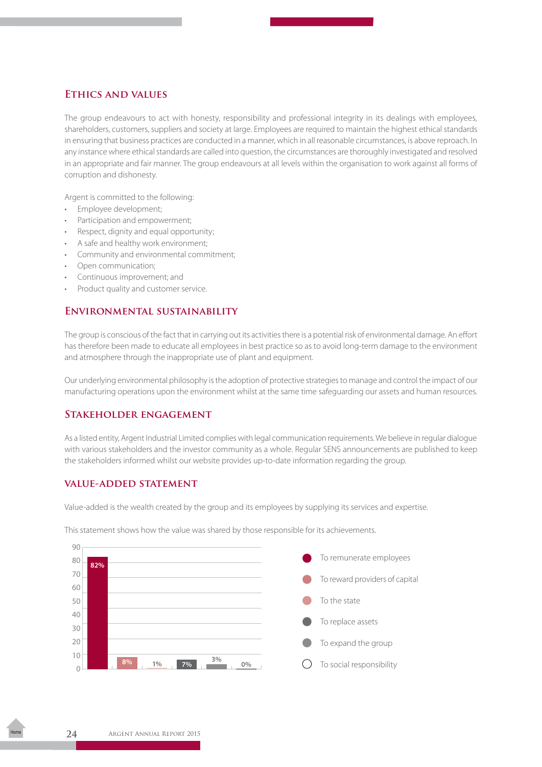## Ethics and values

The group endeavours to act with honesty, responsibility and professional integrity in its dealings with employees, shareholders, customers, suppliers and society at large. Employees are required to maintain the highest ethical standards in ensuring that business practices are conducted in a manner, which in all reasonable circumstances, is above reproach. In any instance where ethical standards are called into question, the circumstances are thoroughly investigated and resolved in an appropriate and fair manner. The group endeavours at all levels within the organisation to work against all forms of corruption and dishonesty.

Argent is committed to the following:

- Employee development;
- Participation and empowerment;
- Respect, dignity and equal opportunity;
- A safe and healthy work environment;
- Community and environmental commitment;
- Open communication;
- Continuous improvement; and
- Product quality and customer service.

## Environmental sustainability

The group is conscious of the fact that in carrying out its activities there is a potential risk of environmental damage. An effort has therefore been made to educate all employees in best practice so as to avoid long-term damage to the environment and atmosphere through the inappropriate use of plant and equipment.

Our underlying environmental philosophy is the adoption of protective strategies to manage and control the impact of our manufacturing operations upon the environment whilst at the same time safeguarding our assets and human resources.

## Stakeholder engagement

As a listed entity, Argent Industrial Limited complies with legal communication requirements. We believe in regular dialogue with various stakeholders and the investor community as a whole. Regular SENS announcements are published to keep the stakeholders informed whilst our website provides up-to-date information regarding the group.

## Value-added statement

Value-added is the wealth created by the group and its employees by supplying its services and expertise.

This statement shows how the value was shared by those responsible for its achievements.

| Category | % |
|---|---|
| To remunerate employees | 82% |
| To reward providers of capital | 8% |
| To the state | 1% |
| To replace assets | 7% |
| To expand the group | 3% |
| To social responsibility | 0% |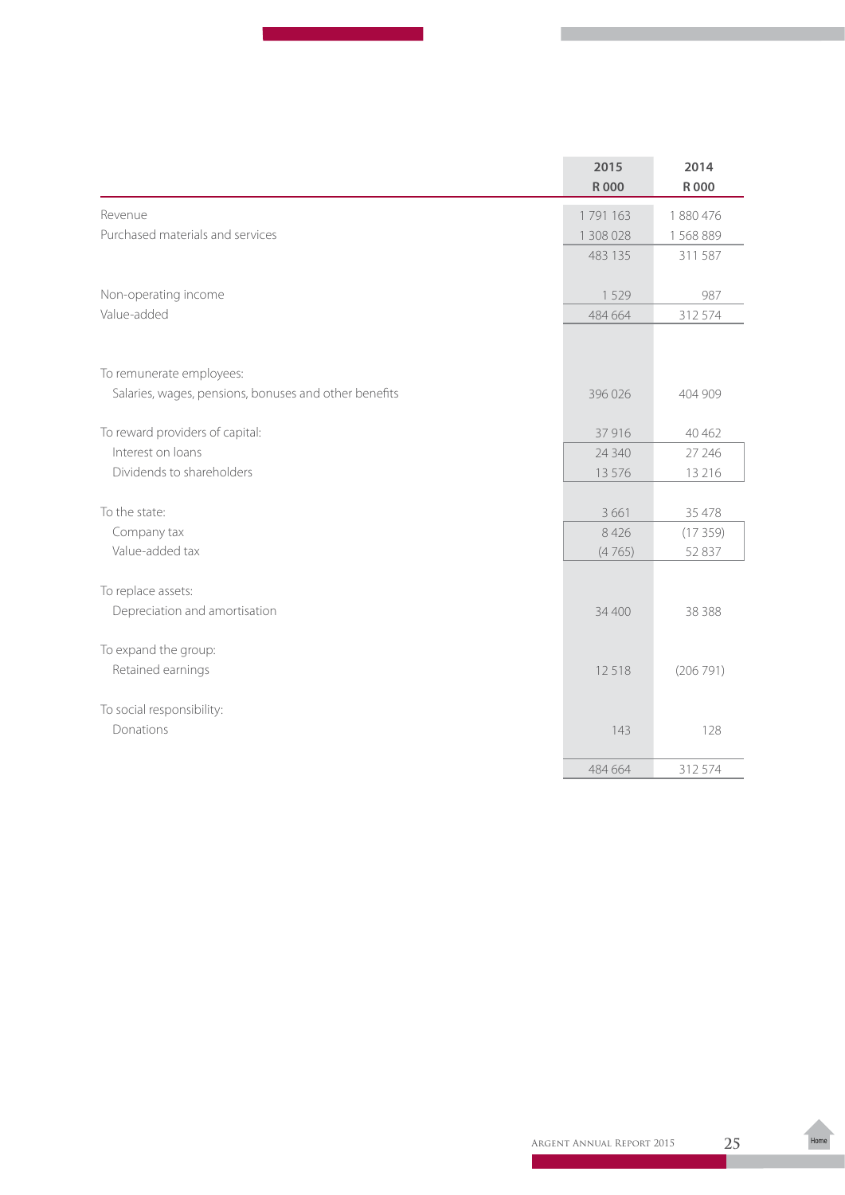| | 2015<br>R 000 | 2014<br>R 000 |
|---|---|---|
| Revenue | 1 791 163 | 1 880 476 |
| Purchased materials and services | 1 308 028 | 1 568 889 |
| | 483 135 | 311 587 |
| Non-operating income | 1 529 | 987 |
| Value-added | 484 664 | 312 574 |
| To remunerate employees: | | |
| Salaries, wages, pensions, bonuses and other benefits | 396 026 | 404 909 |
| To reward providers of capital: | 37 916 | 40 462 |
| Interest on loans | 24 340 | 27 246 |
| Dividends to shareholders | 13 576 | 13 216 |
| To the state: | 3 661 | 35 478 |
| Company tax | 8 426 | (17 359) |
| Value-added tax | (4 765) | 52 837 |
| To replace assets: | | |
| Depreciation and amortisation | 34 400 | 38 388 |
| To expand the group: | | |
| Retained earnings | 12 518 | (206 791) |
| To social responsibility: | | |
| Donations | 143 | 128 |
| | 484 664 | 312 574 |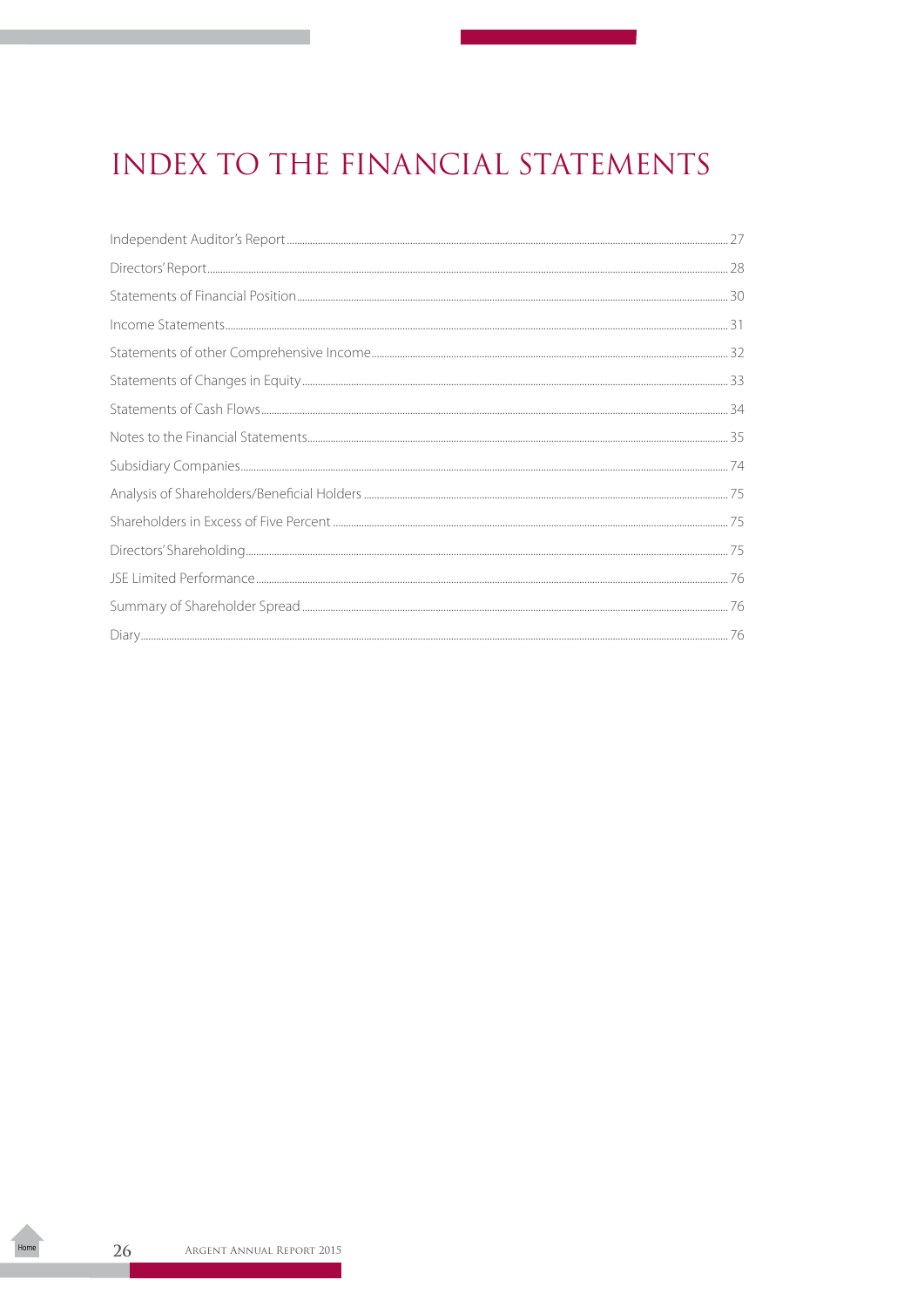# INDEX TO THE FINANCIAL STATEMENTS

| | |
|---|---|
| Independent Auditor's Report | 27 |
| Directors' Report | 28 |
| Statements of Financial Position | 30 |
| Income Statements | 31 |
| Statements of other Comprehensive Income | 32 |
| Statements of Changes in Equity | 33 |
| Statements of Cash Flows | 34 |
| Notes to the Financial Statements | 35 |
| Subsidiary Companies | 74 |
| Analysis of Shareholders/Beneficial Holders | 75 |
| Shareholders in Excess of Five Percent | 75 |
| Directors' Shareholding | 75 |
| JSE Limited Performance | 76 |
| Summary of Shareholder Spread | 76 |
| Diary | 76 |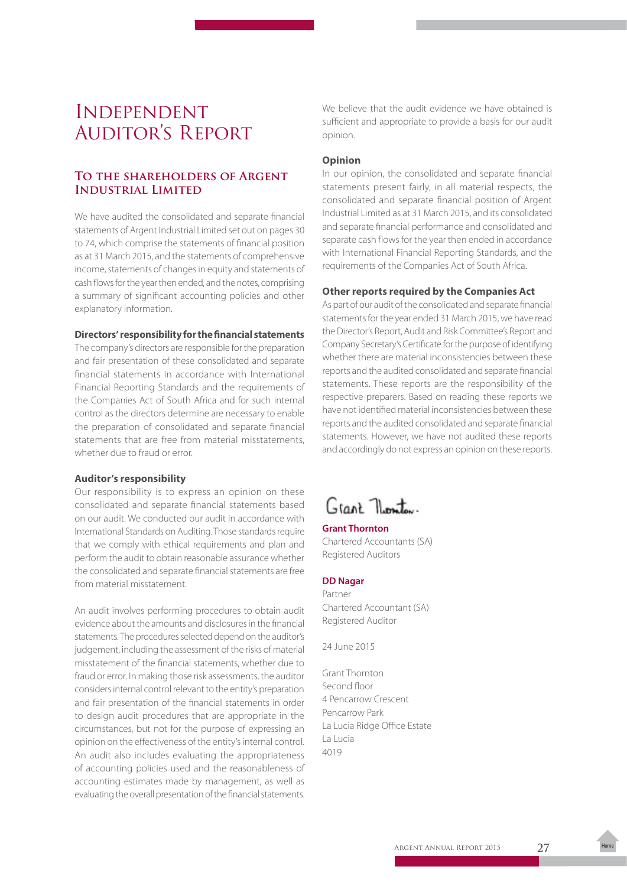# Independent Auditor's Report

## To the shareholders of Argent Industrial Limited

We have audited the consolidated and separate financial statements of Argent Industrial Limited set out on pages 30 to 74, which comprise the statements of financial position as at 31 March 2015, and the statements of comprehensive income, statements of changes in equity and statements of cash flows for the year then ended, and the notes, comprising a summary of significant accounting policies and other explanatory information.

### Directors' responsibility for the financial statements

The company's directors are responsible for the preparation and fair presentation of these consolidated and separate financial statements in accordance with International Financial Reporting Standards and the requirements of the Companies Act of South Africa and for such internal control as the directors determine are necessary to enable the preparation of consolidated and separate financial statements that are free from material misstatements, whether due to fraud or error.

### Auditor's responsibility

Our responsibility is to express an opinion on these consolidated and separate financial statements based on our audit. We conducted our audit in accordance with International Standards on Auditing. Those standards require that we comply with ethical requirements and plan and perform the audit to obtain reasonable assurance whether the consolidated and separate financial statements are free from material misstatement.

An audit involves performing procedures to obtain audit evidence about the amounts and disclosures in the financial statements. The procedures selected depend on the auditor's judgement, including the assessment of the risks of material misstatement of the financial statements, whether due to fraud or error. In making those risk assessments, the auditor considers internal control relevant to the entity's preparation and fair presentation of the financial statements in order to design audit procedures that are appropriate in the circumstances, but not for the purpose of expressing an opinion on the effectiveness of the entity's internal control. An audit also includes evaluating the appropriateness of accounting policies used and the reasonableness of accounting estimates made by management, as well as evaluating the overall presentation of the financial statements.

We believe that the audit evidence we have obtained is sufficient and appropriate to provide a basis for our audit opinion.

### Opinion

In our opinion, the consolidated and separate financial statements present fairly, in all material respects, the consolidated and separate financial position of Argent Industrial Limited as at 31 March 2015, and its consolidated and separate financial performance and consolidated and separate cash flows for the year then ended in accordance with International Financial Reporting Standards, and the requirements of the Companies Act of South Africa.

### Other reports required by the Companies Act

As part of our audit of the consolidated and separate financial statements for the year ended 31 March 2015, we have read the Director's Report, Audit and Risk Committee's Report and Company Secretary's Certificate for the purpose of identifying whether there are material inconsistencies between these reports and the audited consolidated and separate financial statements. These reports are the responsibility of the respective preparers. Based on reading these reports we have not identified material inconsistencies between these reports and the audited consolidated and separate financial statements. However, we have not audited these reports and accordingly do not express an opinion on these reports.

Grant Thornton

**Grant Thornton**
Chartered Accountants (SA)
Registered Auditors

**DD Nagar**
Partner
Chartered Accountant (SA)
Registered Auditor

24 June 2015

Grant Thornton
Second floor
4 Pencarrow Crescent
Pencarrow Park
La Lucia Ridge Office Estate
La Lucia
4019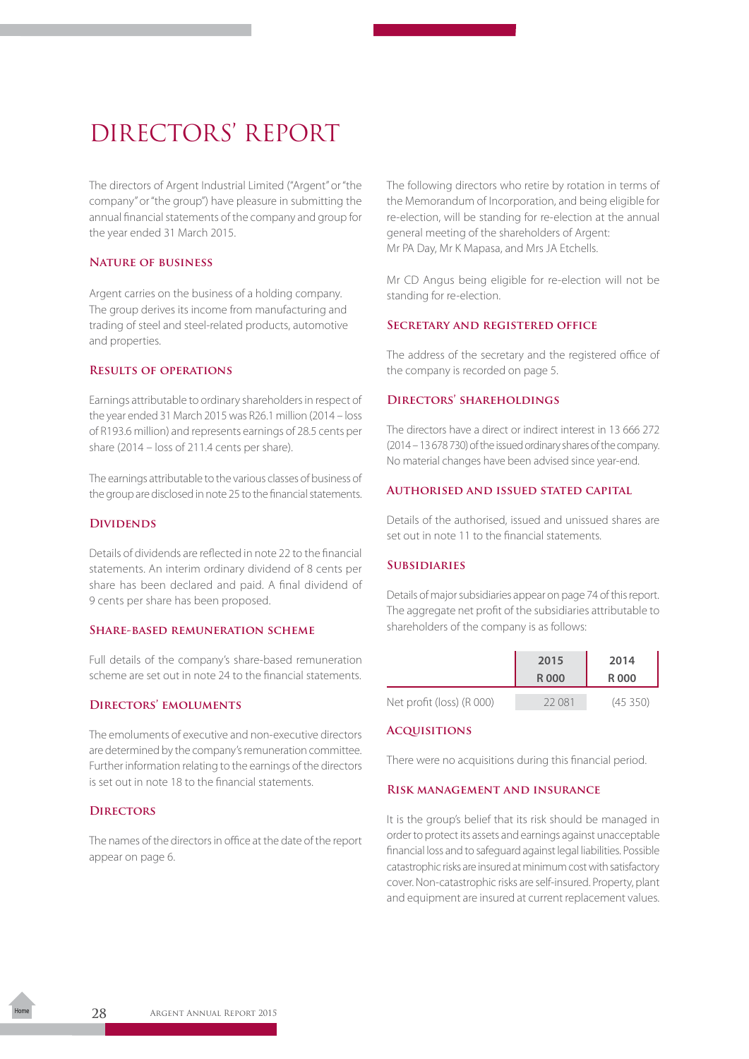# DIRECTORS' REPORT

The directors of Argent Industrial Limited ("Argent" or "the company" or "the group") have pleasure in submitting the annual financial statements of the company and group for the year ended 31 March 2015.

## Nature of business

Argent carries on the business of a holding company. The group derives its income from manufacturing and trading of steel and steel-related products, automotive and properties.

## Results of operations

Earnings attributable to ordinary shareholders in respect of the year ended 31 March 2015 was R26.1 million (2014 – loss of R193.6 million) and represents earnings of 28.5 cents per share (2014 – loss of 211.4 cents per share).

The earnings attributable to the various classes of business of the group are disclosed in note 25 to the financial statements.

## Dividends

Details of dividends are reflected in note 22 to the financial statements. An interim ordinary dividend of 8 cents per share has been declared and paid. A final dividend of 9 cents per share has been proposed.

## Share-based remuneration scheme

Full details of the company's share-based remuneration scheme are set out in note 24 to the financial statements.

## Directors' emoluments

The emoluments of executive and non-executive directors are determined by the company's remuneration committee. Further information relating to the earnings of the directors is set out in note 18 to the financial statements.

## Directors

The names of the directors in office at the date of the report appear on page 6.

The following directors who retire by rotation in terms of the Memorandum of Incorporation, and being eligible for re-election, will be standing for re-election at the annual general meeting of the shareholders of Argent:
Mr PA Day, Mr K Mapasa, and Mrs JA Etchells.

Mr CD Angus being eligible for re-election will not be standing for re-election.

## Secretary and registered office

The address of the secretary and the registered office of the company is recorded on page 5.

## Directors' shareholdings

The directors have a direct or indirect interest in 13 666 272 (2014 – 13 678 730) of the issued ordinary shares of the company. No material changes have been advised since year-end.

## Authorised and issued stated capital

Details of the authorised, issued and unissued shares are set out in note 11 to the financial statements.

## Subsidiaries

Details of major subsidiaries appear on page 74 of this report. The aggregate net profit of the subsidiaries attributable to shareholders of the company is as follows:

| | 2015<br>R 000 | 2014<br>R 000 |
|---|---|---|
| Net profit (loss) (R 000) | 22 081 | (45 350) |

## Acquisitions

There were no acquisitions during this financial period.

## Risk management and insurance

It is the group's belief that its risk should be managed in order to protect its assets and earnings against unacceptable financial loss and to safeguard against legal liabilities. Possible catastrophic risks are insured at minimum cost with satisfactory cover. Non-catastrophic risks are self-insured. Property, plant and equipment are insured at current replacement values.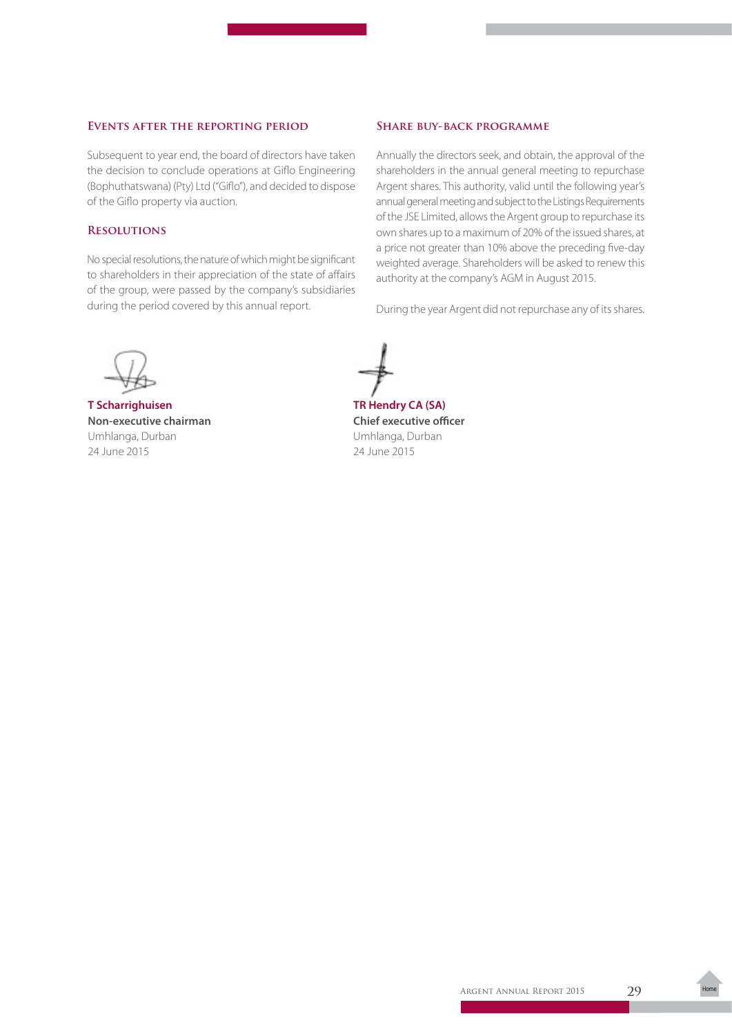### Events after the reporting period

Subsequent to year end, the board of directors have taken the decision to conclude operations at Giflo Engineering (Bophuthatswana) (Pty) Ltd ("Giflo"), and decided to dispose of the Giflo property via auction.

### Resolutions

No special resolutions, the nature of which might be significant to shareholders in their appreciation of the state of affairs of the group, were passed by the company's subsidiaries during the period covered by this annual report.

### Share buy-back programme

Annually the directors seek, and obtain, the approval of the shareholders in the annual general meeting to repurchase Argent shares. This authority, valid until the following year's annual general meeting and subject to the Listings Requirements of the JSE Limited, allows the Argent group to repurchase its own shares up to a maximum of 20% of the issued shares, at a price not greater than 10% above the preceding five-day weighted average. Shareholders will be asked to renew this authority at the company's AGM in August 2015.

During the year Argent did not repurchase any of its shares.

**T Scharrighuisen**
**Non-executive chairman**
Umhlanga, Durban
24 June 2015

**TR Hendry CA (SA)**
**Chief executive officer**
Umhlanga, Durban
24 June 2015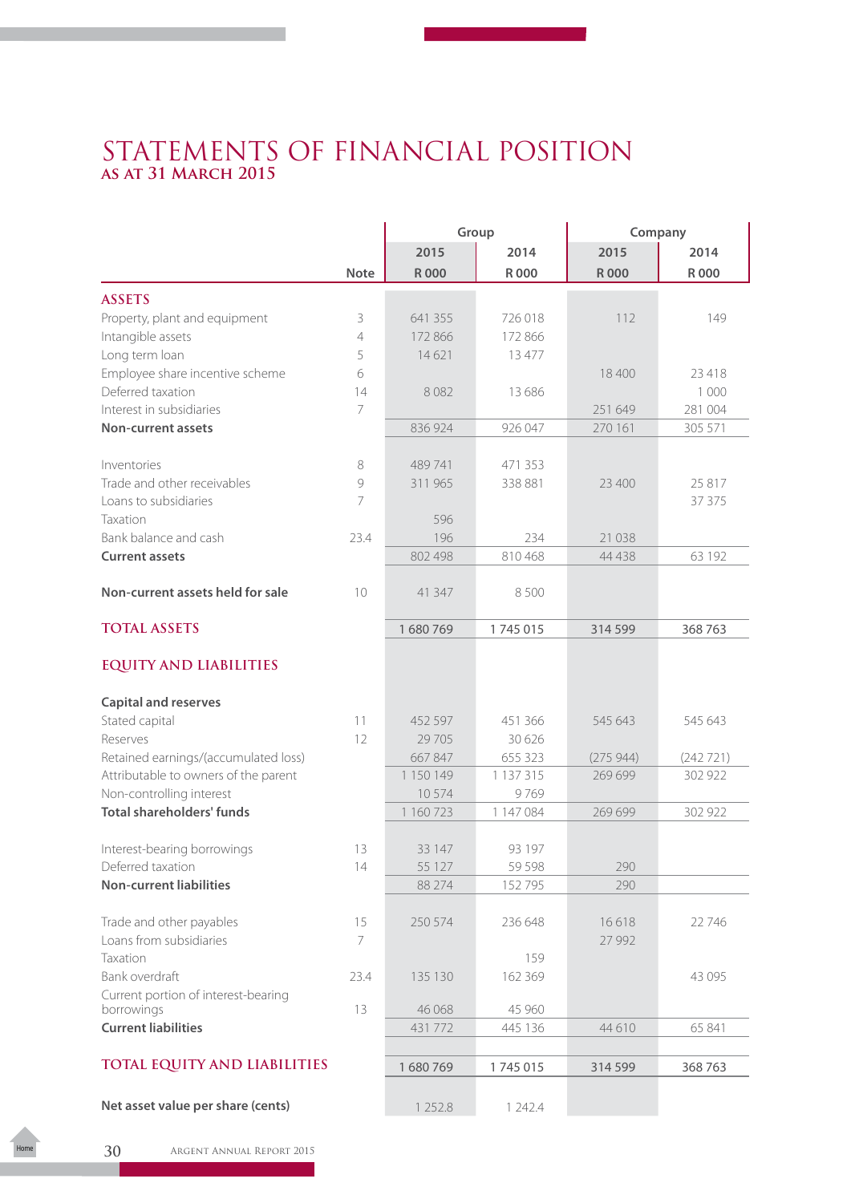# STATEMENTS OF FINANCIAL POSITION
## AS AT 31 MARCH 2015

| | Note | Group 2015 R 000 | Group 2014 R 000 | Company 2015 R 000 | Company 2014 R 000 |
|---|---|---|---|---|---|
| **ASSETS** | | | | | |
| Property, plant and equipment | 3 | 641 355 | 726 018 | 112 | 149 |
| Intangible assets | 4 | 172 866 | 172 866 | | |
| Long term loan | 5 | 14 621 | 13 477 | | |
| Employee share incentive scheme | 6 | | | 18 400 | 23 418 |
| Deferred taxation | 14 | 8 082 | 13 686 | | 1 000 |
| Interest in subsidiaries | 7 | | | 251 649 | 281 004 |
| **Non-current assets** | | 836 924 | 926 047 | 270 161 | 305 571 |
| Inventories | 8 | 489 741 | 471 353 | | |
| Trade and other receivables | 9 | 311 965 | 338 881 | 23 400 | 25 817 |
| Loans to subsidiaries | 7 | | | | 37 375 |
| Taxation | | 596 | | | |
| Bank balance and cash | 23.4 | 196 | 234 | 21 038 | |
| **Current assets** | | 802 498 | 810 468 | 44 438 | 63 192 |
| **Non-current assets held for sale** | 10 | 41 347 | 8 500 | | |
| **TOTAL ASSETS** | | 1 680 769 | 1 745 015 | 314 599 | 368 763 |
| **EQUITY AND LIABILITIES** | | | | | |
| **Capital and reserves** | | | | | |
| Stated capital | 11 | 452 597 | 451 366 | 545 643 | 545 643 |
| Reserves | 12 | 29 705 | 30 626 | | |
| Retained earnings/(accumulated loss) | | 667 847 | 655 323 | (275 944) | (242 721) |
| Attributable to owners of the parent | | 1 150 149 | 1 137 315 | 269 699 | 302 922 |
| Non-controlling interest | | 10 574 | 9 769 | | |
| **Total shareholders' funds** | | 1 160 723 | 1 147 084 | 269 699 | 302 922 |
| Interest-bearing borrowings | 13 | 33 147 | 93 197 | | |
| Deferred taxation | 14 | 55 127 | 59 598 | 290 | |
| **Non-current liabilities** | | 88 274 | 152 795 | 290 | |
| Trade and other payables | 15 | 250 574 | 236 648 | 16 618 | 22 746 |
| Loans from subsidiaries | 7 | | | 27 992 | |
| Taxation | | | 159 | | |
| Bank overdraft | 23.4 | 135 130 | 162 369 | | 43 095 |
| Current portion of interest-bearing borrowings | 13 | 46 068 | 45 960 | | |
| **Current liabilities** | | 431 772 | 445 136 | 44 610 | 65 841 |
| **TOTAL EQUITY AND LIABILITIES** | | 1 680 769 | 1 745 015 | 314 599 | 368 763 |
| **Net asset value per share (cents)** | | 1 252.8 | 1 242.4 | | |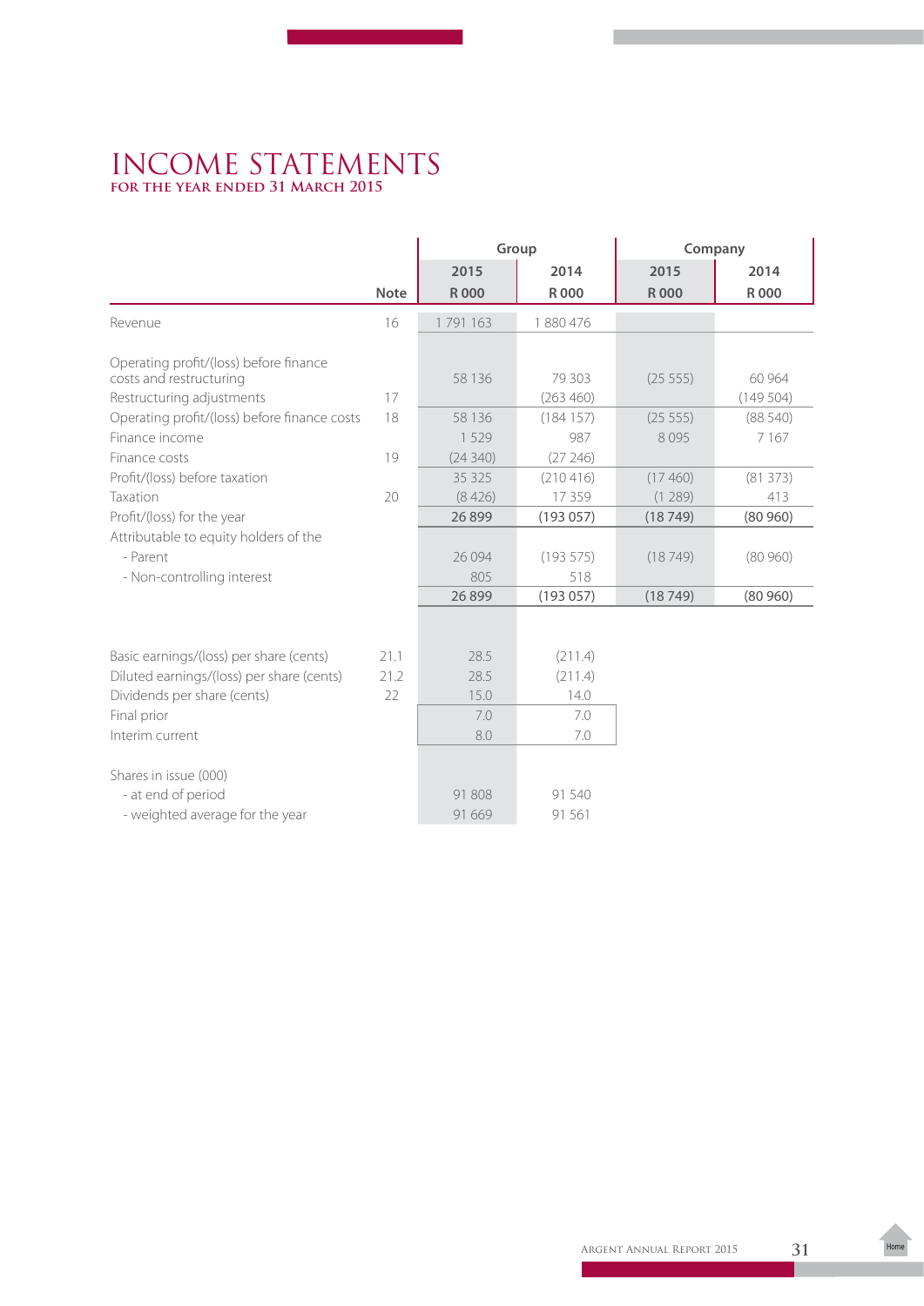# INCOME STATEMENTS

**FOR THE YEAR ENDED 31 MARCH 2015**

| | Note | Group | | Company | |
|---|---|---|---|---|---|
| | | 2015 | 2014 | 2015 | 2014 |
| | | R 000 | R 000 | R 000 | R 000 |
| Revenue | 16 | 1 791 163 | 1 880 476 | | |
| Operating profit/(loss) before finance costs and restructuring | | 58 136 | 79 303 | (25 555) | 60 964 |
| Restructuring adjustments | 17 | | (263 460) | | (149 504) |
| Operating profit/(loss) before finance costs | 18 | 58 136 | (184 157) | (25 555) | (88 540) |
| Finance income | | 1 529 | 987 | 8 095 | 7 167 |
| Finance costs | 19 | (24 340) | (27 246) | | |
| Profit/(loss) before taxation | | 35 325 | (210 416) | (17 460) | (81 373) |
| Taxation | 20 | (8 426) | 17 359 | (1 289) | 413 |
| Profit/(loss) for the year | | **26 899** | **(193 057)** | **(18 749)** | **(80 960)** |
| Attributable to equity holders of the | | | | | |
| - Parent | | 26 094 | (193 575) | (18 749) | (80 960) |
| - Non-controlling interest | | 805 | 518 | | |
| | | **26 899** | **(193 057)** | **(18 749)** | **(80 960)** |
| Basic earnings/(loss) per share (cents) | 21.1 | 28.5 | (211.4) | | |
| Diluted earnings/(loss) per share (cents) | 21.2 | 28.5 | (211.4) | | |
| Dividends per share (cents) | 22 | 15.0 | 14.0 | | |
| Final prior | | 7.0 | 7.0 | | |
| Interim current | | 8.0 | 7.0 | | |
| Shares in issue (000) | | | | | |
| - at end of period | | 91 808 | 91 540 | | |
| - weighted average for the year | | 91 669 | 91 561 | | |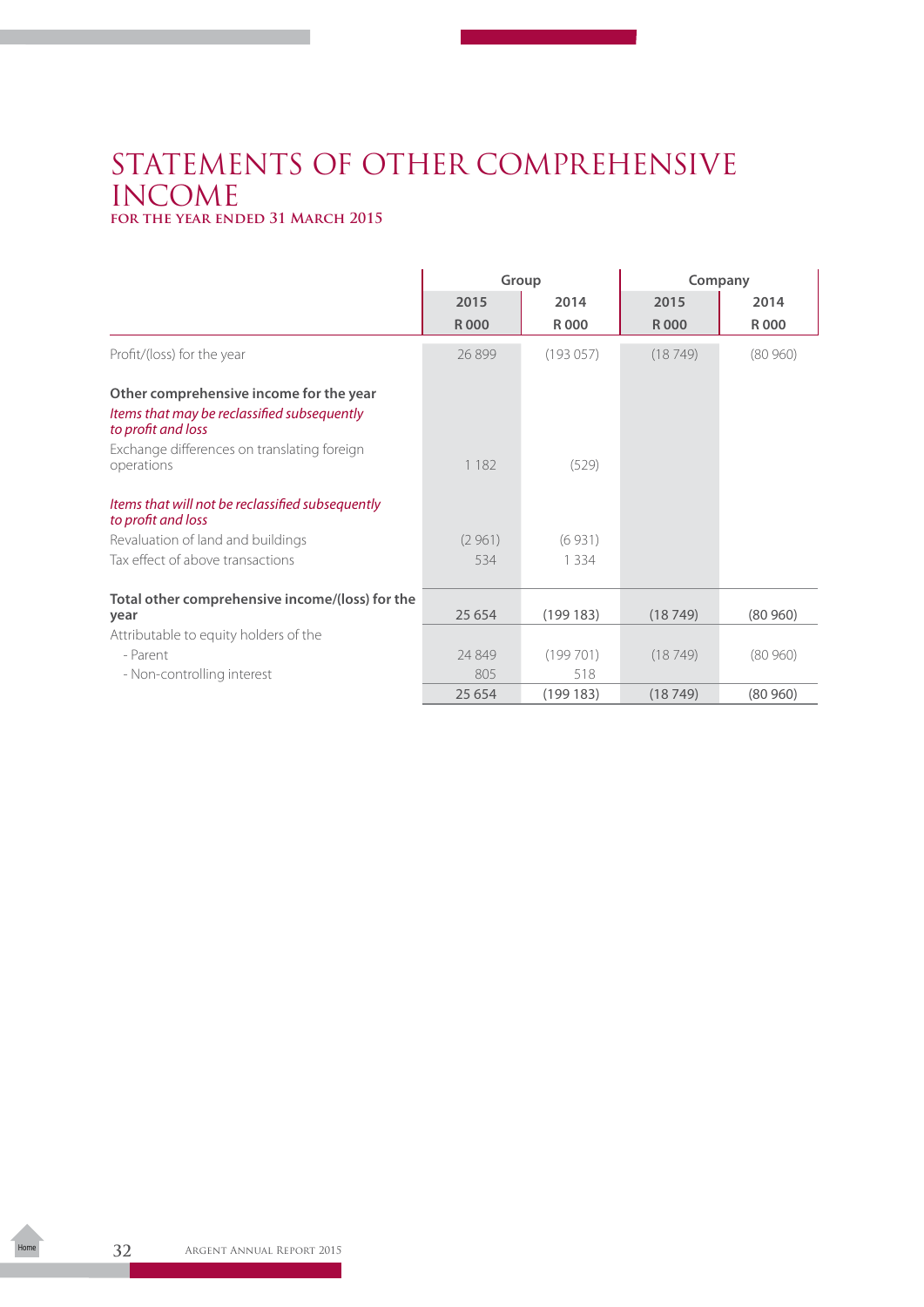# STATEMENTS OF OTHER COMPREHENSIVE INCOME

**FOR THE YEAR ENDED 31 MARCH 2015**

| | Group | | Company | |
|---|---|---|---|---|
| | 2015 | 2014 | 2015 | 2014 |
| | R 000 | R 000 | R 000 | R 000 |
| Profit/(loss) for the year | 26 899 | (193 057) | (18 749) | (80 960) |
| **Other comprehensive income for the year** | | | | |
| *Items that may be reclassified subsequently to profit and loss* | | | | |
| Exchange differences on translating foreign operations | 1 182 | (529) | | |
| *Items that will not be reclassified subsequently to profit and loss* | | | | |
| Revaluation of land and buildings | (2 961) | (6 931) | | |
| Tax effect of above transactions | 534 | 1 334 | | |
| **Total other comprehensive income/(loss) for the year** | 25 654 | (199 183) | (18 749) | (80 960) |
| Attributable to equity holders of the | | | | |
| - Parent | 24 849 | (199 701) | (18 749) | (80 960) |
| - Non-controlling interest | 805 | 518 | | |
| | 25 654 | (199 183) | (18 749) | (80 960) |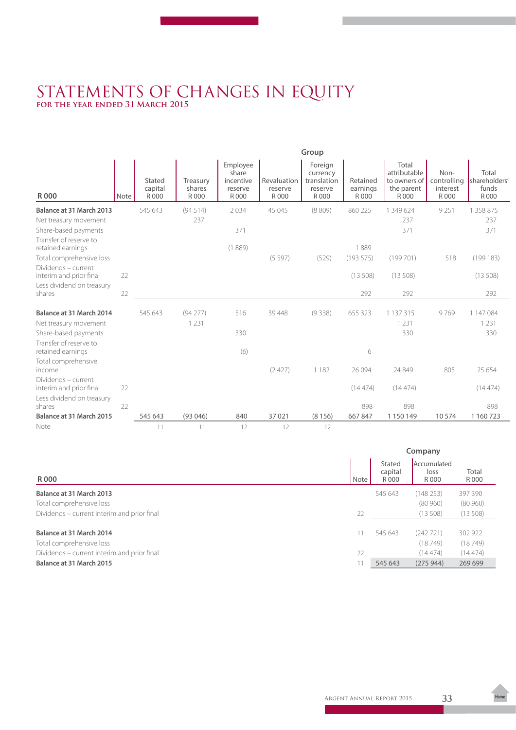# STATEMENTS OF CHANGES IN EQUITY

**FOR THE YEAR ENDED 31 MARCH 2015**

| | | Group | | | | | | | | |
|---|---|---|---|---|---|---|---|---|---|---|
| **R 000** | Note | Stated capital R 000 | Treasury shares R 000 | Employee share incentive reserve R 000 | Revaluation reserve R 000 | Foreign currency translation reserve R 000 | Retained earnings R 000 | Total attributable to owners of the parent R 000 | Non-controlling interest R 000 | Total shareholders' funds R 000 |
| **Balance at 31 March 2013** | | 545 643 | (94 514) | 2 034 | 45 045 | (8 809) | 860 225 | 1 349 624 | 9 251 | 1 358 875 |
| Net treasury movement | | | 237 | | | | | 237 | | 237 |
| Share-based payments | | | | 371 | | | | 371 | | 371 |
| Transfer of reserve to retained earnings | | | | (1 889) | | | 1 889 | | | |
| Total comprehensive loss | | | | | (5 597) | (529) | (193 575) | (199 701) | 518 | (199 183) |
| Dividends – current interim and prior final | 22 | | | | | | (13 508) | (13 508) | | (13 508) |
| Less dividend on treasury shares | 22 | | | | | | 292 | 292 | | 292 |
| **Balance at 31 March 2014** | | 545 643 | (94 277) | 516 | 39 448 | (9 338) | 655 323 | 1 137 315 | 9 769 | 1 147 084 |
| Net treasury movement | | | 1 231 | | | | | 1 231 | | 1 231 |
| Share-based payments | | | | 330 | | | | 330 | | 330 |
| Transfer of reserve to retained earnings | | | | (6) | | | 6 | | | |
| Total comprehensive income | | | | | (2 427) | 1 182 | 26 094 | 24 849 | 805 | 25 654 |
| Dividends – current interim and prior final | 22 | | | | | | (14 474) | (14 474) | | (14 474) |
| Less dividend on treasury shares | 22 | | | | | | 898 | 898 | | 898 |
| **Balance at 31 March 2015** | | 545 643 | (93 046) | 840 | 37 021 | (8 156) | 667 847 | 1 150 149 | 10 574 | 1 160 723 |
| Note | | 11 | 11 | 12 | 12 | 12 | | | | |

| | | Company | | |
|---|---|---|---|---|
| **R 000** | Note | Stated capital R 000 | Accumulated loss R 000 | Total R 000 |
| **Balance at 31 March 2013** | | 545 643 | (148 253) | 397 390 |
| Total comprehensive loss | | | (80 960) | (80 960) |
| Dividends – current interim and prior final | 22 | | (13 508) | (13 508) |
| **Balance at 31 March 2014** | 11 | 545 643 | (242 721) | 302 922 |
| Total comprehensive loss | | | (18 749) | (18 749) |
| Dividends – current interim and prior final | 22 | | (14 474) | (14 474) |
| **Balance at 31 March 2015** | 11 | 545 643 | (275 944) | 269 699 |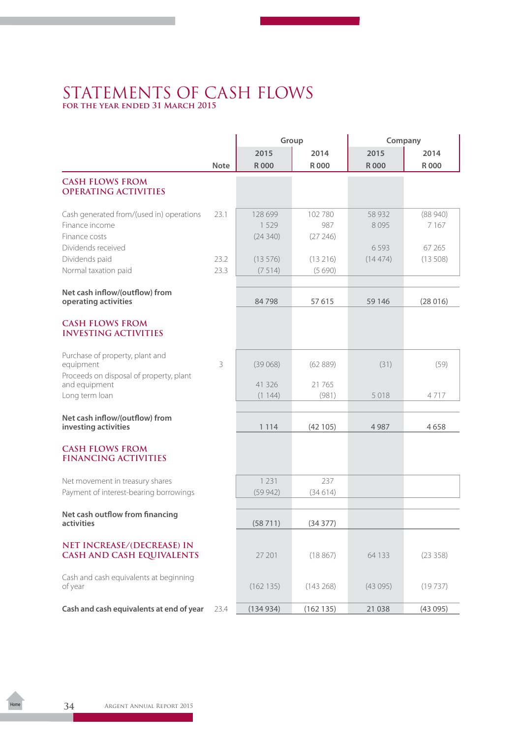# STATEMENTS OF CASH FLOWS

## FOR THE YEAR ENDED 31 MARCH 2015

| | Note | Group 2015 R 000 | Group 2014 R 000 | Company 2015 R 000 | Company 2014 R 000 |
|---|---|---|---|---|---|
| **CASH FLOWS FROM OPERATING ACTIVITIES** | | | | | |
| Cash generated from/(used in) operations | 23.1 | 128 699 | 102 780 | 58 932 | (88 940) |
| Finance income | | 1 529 | 987 | 8 095 | 7 167 |
| Finance costs | | (24 340) | (27 246) | | |
| Dividends received | | | | 6 593 | 67 265 |
| Dividends paid | 23.2 | (13 576) | (13 216) | (14 474) | (13 508) |
| Normal taxation paid | 23.3 | (7 514) | (5 690) | | |
| **Net cash inflow/(outflow) from operating activities** | | 84 798 | 57 615 | 59 146 | (28 016) |
| **CASH FLOWS FROM INVESTING ACTIVITIES** | | | | | |
| Purchase of property, plant and equipment | 3 | (39 068) | (62 889) | (31) | (59) |
| Proceeds on disposal of property, plant and equipment | | 41 326 | 21 765 | | |
| Long term loan | | (1 144) | (981) | 5 018 | 4 717 |
| **Net cash inflow/(outflow) from investing activities** | | 1 114 | (42 105) | 4 987 | 4 658 |
| **CASH FLOWS FROM FINANCING ACTIVITIES** | | | | | |
| Net movement in treasury shares | | 1 231 | 237 | | |
| Payment of interest-bearing borrowings | | (59 942) | (34 614) | | |
| **Net cash outflow from financing activities** | | (58 711) | (34 377) | | |
| **NET INCREASE/(DECREASE) IN CASH AND CASH EQUIVALENTS** | | 27 201 | (18 867) | 64 133 | (23 358) |
| Cash and cash equivalents at beginning of year | | (162 135) | (143 268) | (43 095) | (19 737) |
| **Cash and cash equivalents at end of year** | 23.4 | (134 934) | (162 135) | 21 038 | (43 095) |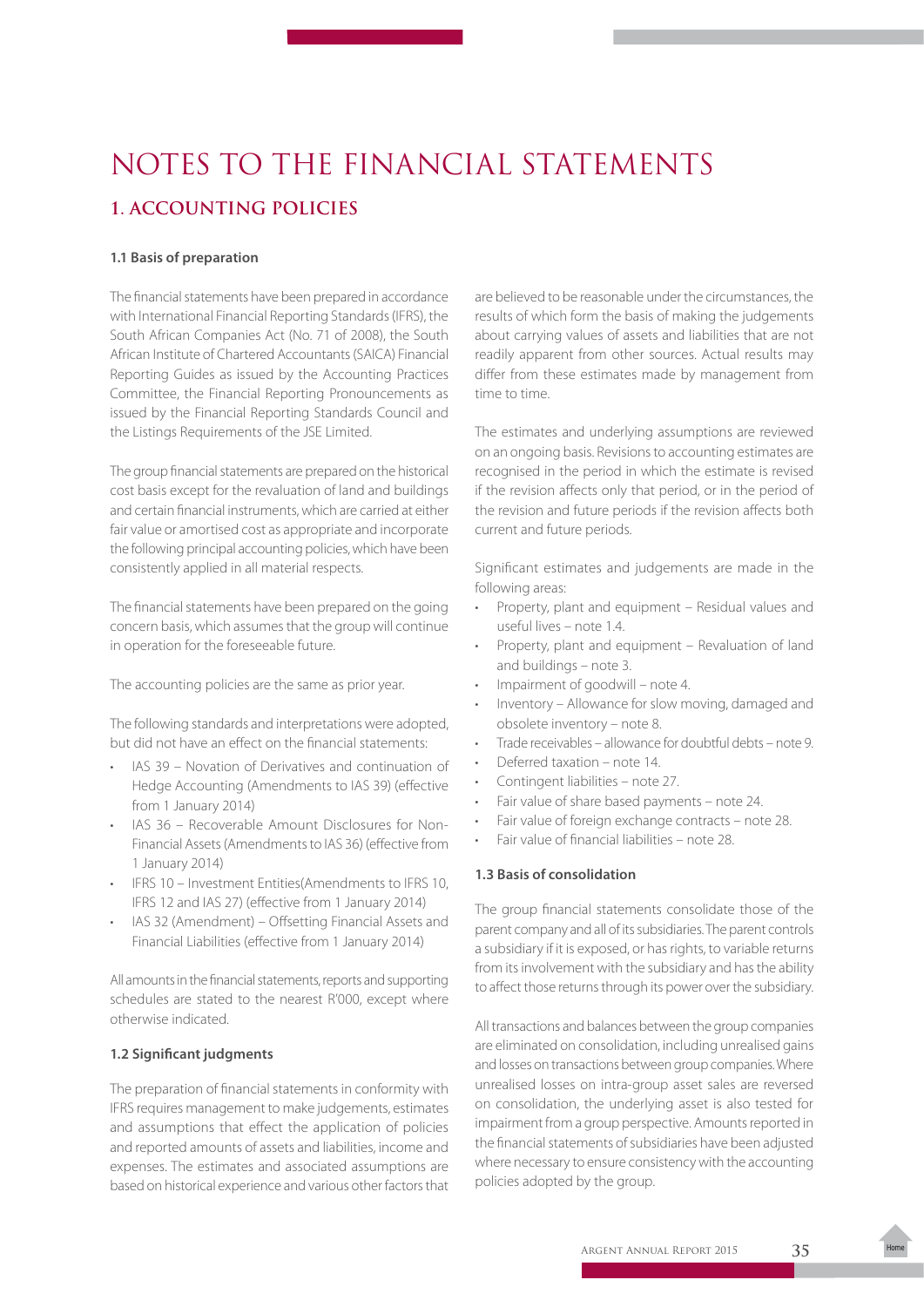# NOTES TO THE FINANCIAL STATEMENTS

## 1. ACCOUNTING POLICIES

### 1.1 Basis of preparation

The financial statements have been prepared in accordance with International Financial Reporting Standards (IFRS), the South African Companies Act (No. 71 of 2008), the South African Institute of Chartered Accountants (SAICA) Financial Reporting Guides as issued by the Accounting Practices Committee, the Financial Reporting Pronouncements as issued by the Financial Reporting Standards Council and the Listings Requirements of the JSE Limited.

The group financial statements are prepared on the historical cost basis except for the revaluation of land and buildings and certain financial instruments, which are carried at either fair value or amortised cost as appropriate and incorporate the following principal accounting policies, which have been consistently applied in all material respects.

The financial statements have been prepared on the going concern basis, which assumes that the group will continue in operation for the foreseeable future.

The accounting policies are the same as prior year.

The following standards and interpretations were adopted, but did not have an effect on the financial statements:

- IAS 39 – Novation of Derivatives and continuation of Hedge Accounting (Amendments to IAS 39) (effective from 1 January 2014)
- IAS 36 – Recoverable Amount Disclosures for Non-Financial Assets (Amendments to IAS 36) (effective from 1 January 2014)
- IFRS 10 – Investment Entities(Amendments to IFRS 10, IFRS 12 and IAS 27) (effective from 1 January 2014)
- IAS 32 (Amendment) – Offsetting Financial Assets and Financial Liabilities (effective from 1 January 2014)

All amounts in the financial statements, reports and supporting schedules are stated to the nearest R'000, except where otherwise indicated.

### 1.2 Significant judgments

The preparation of financial statements in conformity with IFRS requires management to make judgements, estimates and assumptions that effect the application of policies and reported amounts of assets and liabilities, income and expenses. The estimates and associated assumptions are based on historical experience and various other factors that are believed to be reasonable under the circumstances, the results of which form the basis of making the judgements about carrying values of assets and liabilities that are not readily apparent from other sources. Actual results may differ from these estimates made by management from time to time.

The estimates and underlying assumptions are reviewed on an ongoing basis. Revisions to accounting estimates are recognised in the period in which the estimate is revised if the revision affects only that period, or in the period of the revision and future periods if the revision affects both current and future periods.

Significant estimates and judgements are made in the following areas:

- Property, plant and equipment – Residual values and useful lives – note 1.4.
- Property, plant and equipment – Revaluation of land and buildings – note 3.
- Impairment of goodwill – note 4.
- Inventory – Allowance for slow moving, damaged and obsolete inventory – note 8.
- Trade receivables – allowance for doubtful debts – note 9.
- Deferred taxation – note 14.
- Contingent liabilities – note 27.
- Fair value of share based payments – note 24.
- Fair value of foreign exchange contracts – note 28.
- Fair value of financial liabilities – note 28.

### 1.3 Basis of consolidation

The group financial statements consolidate those of the parent company and all of its subsidiaries. The parent controls a subsidiary if it is exposed, or has rights, to variable returns from its involvement with the subsidiary and has the ability to affect those returns through its power over the subsidiary.

All transactions and balances between the group companies are eliminated on consolidation, including unrealised gains and losses on transactions between group companies. Where unrealised losses on intra-group asset sales are reversed on consolidation, the underlying asset is also tested for impairment from a group perspective. Amounts reported in the financial statements of subsidiaries have been adjusted where necessary to ensure consistency with the accounting policies adopted by the group.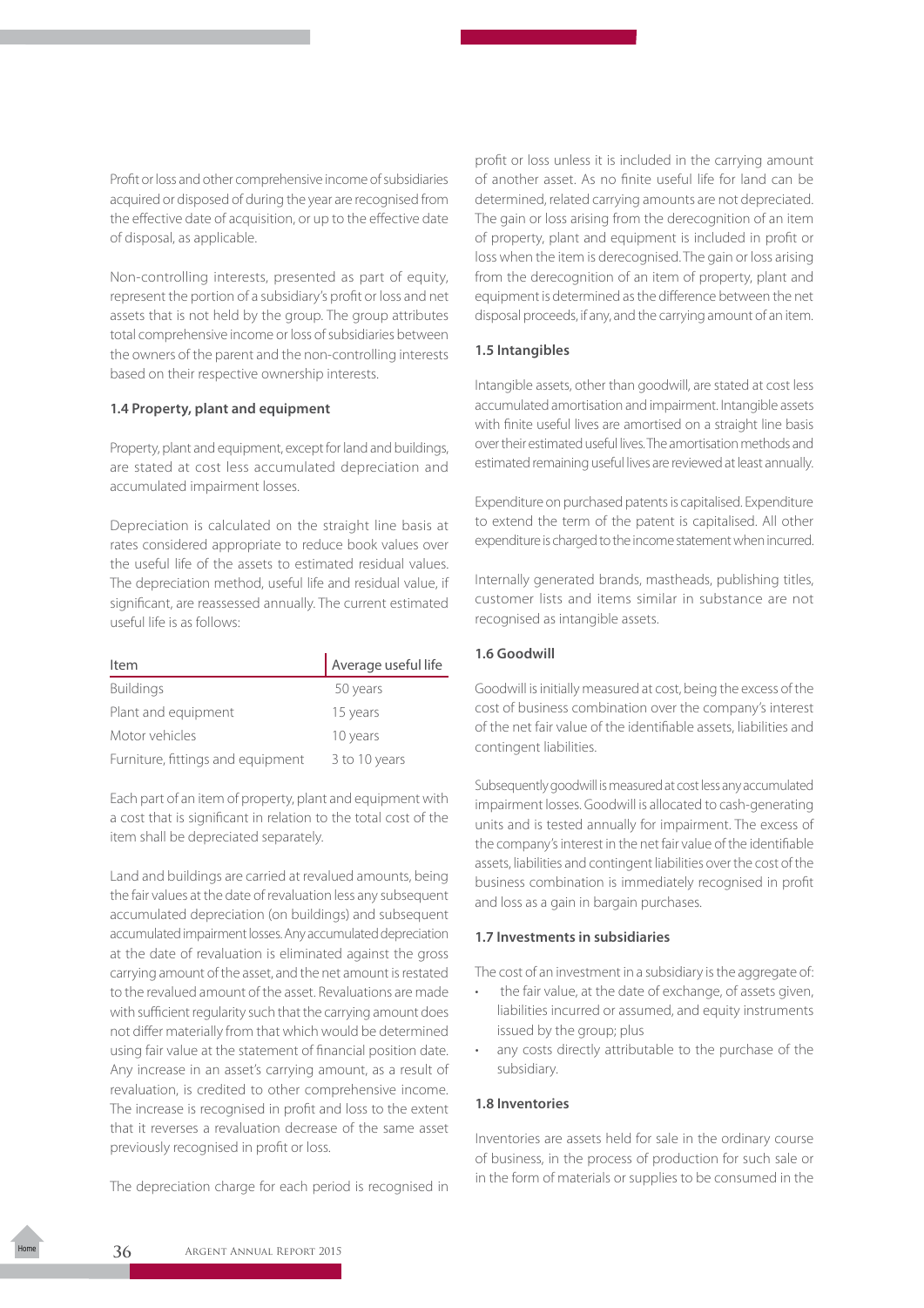Profit or loss and other comprehensive income of subsidiaries acquired or disposed of during the year are recognised from the effective date of acquisition, or up to the effective date of disposal, as applicable.

Non-controlling interests, presented as part of equity, represent the portion of a subsidiary's profit or loss and net assets that is not held by the group. The group attributes total comprehensive income or loss of subsidiaries between the owners of the parent and the non-controlling interests based on their respective ownership interests.

### 1.4 Property, plant and equipment

Property, plant and equipment, except for land and buildings, are stated at cost less accumulated depreciation and accumulated impairment losses.

Depreciation is calculated on the straight line basis at rates considered appropriate to reduce book values over the useful life of the assets to estimated residual values. The depreciation method, useful life and residual value, if significant, are reassessed annually. The current estimated useful life is as follows:

| Item | Average useful life |
|---|---|
| Buildings | 50 years |
| Plant and equipment | 15 years |
| Motor vehicles | 10 years |
| Furniture, fittings and equipment | 3 to 10 years |

Each part of an item of property, plant and equipment with a cost that is significant in relation to the total cost of the item shall be depreciated separately.

Land and buildings are carried at revalued amounts, being the fair values at the date of revaluation less any subsequent accumulated depreciation (on buildings) and subsequent accumulated impairment losses. Any accumulated depreciation at the date of revaluation is eliminated against the gross carrying amount of the asset, and the net amount is restated to the revalued amount of the asset. Revaluations are made with sufficient regularity such that the carrying amount does not differ materially from that which would be determined using fair value at the statement of financial position date. Any increase in an asset's carrying amount, as a result of revaluation, is credited to other comprehensive income. The increase is recognised in profit and loss to the extent that it reverses a revaluation decrease of the same asset previously recognised in profit or loss.

The depreciation charge for each period is recognised in profit or loss unless it is included in the carrying amount of another asset. As no finite useful life for land can be determined, related carrying amounts are not depreciated. The gain or loss arising from the derecognition of an item of property, plant and equipment is included in profit or loss when the item is derecognised. The gain or loss arising from the derecognition of an item of property, plant and equipment is determined as the difference between the net disposal proceeds, if any, and the carrying amount of an item.

### 1.5 Intangibles

Intangible assets, other than goodwill, are stated at cost less accumulated amortisation and impairment. Intangible assets with finite useful lives are amortised on a straight line basis over their estimated useful lives. The amortisation methods and estimated remaining useful lives are reviewed at least annually.

Expenditure on purchased patents is capitalised. Expenditure to extend the term of the patent is capitalised. All other expenditure is charged to the income statement when incurred.

Internally generated brands, mastheads, publishing titles, customer lists and items similar in substance are not recognised as intangible assets.

### 1.6 Goodwill

Goodwill is initially measured at cost, being the excess of the cost of business combination over the company's interest of the net fair value of the identifiable assets, liabilities and contingent liabilities.

Subsequently goodwill is measured at cost less any accumulated impairment losses. Goodwill is allocated to cash-generating units and is tested annually for impairment. The excess of the company's interest in the net fair value of the identifiable assets, liabilities and contingent liabilities over the cost of the business combination is immediately recognised in profit and loss as a gain in bargain purchases.

### 1.7 Investments in subsidiaries

The cost of an investment in a subsidiary is the aggregate of:

- the fair value, at the date of exchange, of assets given, liabilities incurred or assumed, and equity instruments issued by the group; plus
- any costs directly attributable to the purchase of the subsidiary.

### 1.8 Inventories

Inventories are assets held for sale in the ordinary course of business, in the process of production for such sale or in the form of materials or supplies to be consumed in the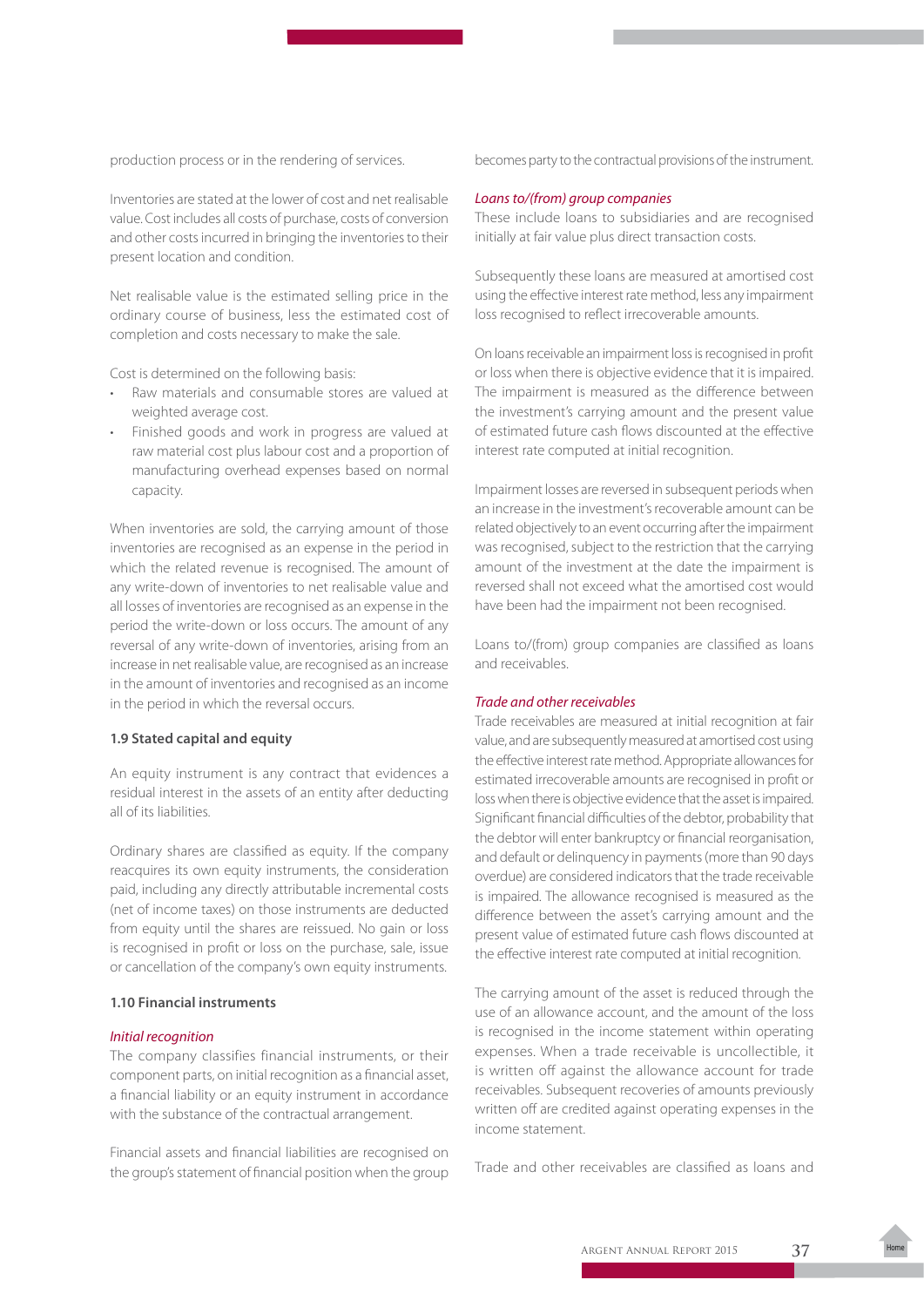production process or in the rendering of services.

Inventories are stated at the lower of cost and net realisable value. Cost includes all costs of purchase, costs of conversion and other costs incurred in bringing the inventories to their present location and condition.

Net realisable value is the estimated selling price in the ordinary course of business, less the estimated cost of completion and costs necessary to make the sale.

Cost is determined on the following basis:

- Raw materials and consumable stores are valued at weighted average cost.
- Finished goods and work in progress are valued at raw material cost plus labour cost and a proportion of manufacturing overhead expenses based on normal capacity.

When inventories are sold, the carrying amount of those inventories are recognised as an expense in the period in which the related revenue is recognised. The amount of any write-down of inventories to net realisable value and all losses of inventories are recognised as an expense in the period the write-down or loss occurs. The amount of any reversal of any write-down of inventories, arising from an increase in net realisable value, are recognised as an increase in the amount of inventories and recognised as an income in the period in which the reversal occurs.

### 1.9 Stated capital and equity

An equity instrument is any contract that evidences a residual interest in the assets of an entity after deducting all of its liabilities.

Ordinary shares are classified as equity. If the company reacquires its own equity instruments, the consideration paid, including any directly attributable incremental costs (net of income taxes) on those instruments are deducted from equity until the shares are reissued. No gain or loss is recognised in profit or loss on the purchase, sale, issue or cancellation of the company's own equity instruments.

### 1.10 Financial instruments

*Initial recognition*

The company classifies financial instruments, or their component parts, on initial recognition as a financial asset, a financial liability or an equity instrument in accordance with the substance of the contractual arrangement.

Financial assets and financial liabilities are recognised on the group's statement of financial position when the group becomes party to the contractual provisions of the instrument.

*Loans to/(from) group companies*

These include loans to subsidiaries and are recognised initially at fair value plus direct transaction costs.

Subsequently these loans are measured at amortised cost using the effective interest rate method, less any impairment loss recognised to reflect irrecoverable amounts.

On loans receivable an impairment loss is recognised in profit or loss when there is objective evidence that it is impaired. The impairment is measured as the difference between the investment's carrying amount and the present value of estimated future cash flows discounted at the effective interest rate computed at initial recognition.

Impairment losses are reversed in subsequent periods when an increase in the investment's recoverable amount can be related objectively to an event occurring after the impairment was recognised, subject to the restriction that the carrying amount of the investment at the date the impairment is reversed shall not exceed what the amortised cost would have been had the impairment not been recognised.

Loans to/(from) group companies are classified as loans and receivables.

*Trade and other receivables*

Trade receivables are measured at initial recognition at fair value, and are subsequently measured at amortised cost using the effective interest rate method. Appropriate allowances for estimated irrecoverable amounts are recognised in profit or loss when there is objective evidence that the asset is impaired. Significant financial difficulties of the debtor, probability that the debtor will enter bankruptcy or financial reorganisation, and default or delinquency in payments (more than 90 days overdue) are considered indicators that the trade receivable is impaired. The allowance recognised is measured as the difference between the asset's carrying amount and the present value of estimated future cash flows discounted at the effective interest rate computed at initial recognition.

The carrying amount of the asset is reduced through the use of an allowance account, and the amount of the loss is recognised in the income statement within operating expenses. When a trade receivable is uncollectible, it is written off against the allowance account for trade receivables. Subsequent recoveries of amounts previously written off are credited against operating expenses in the income statement.

Trade and other receivables are classified as loans and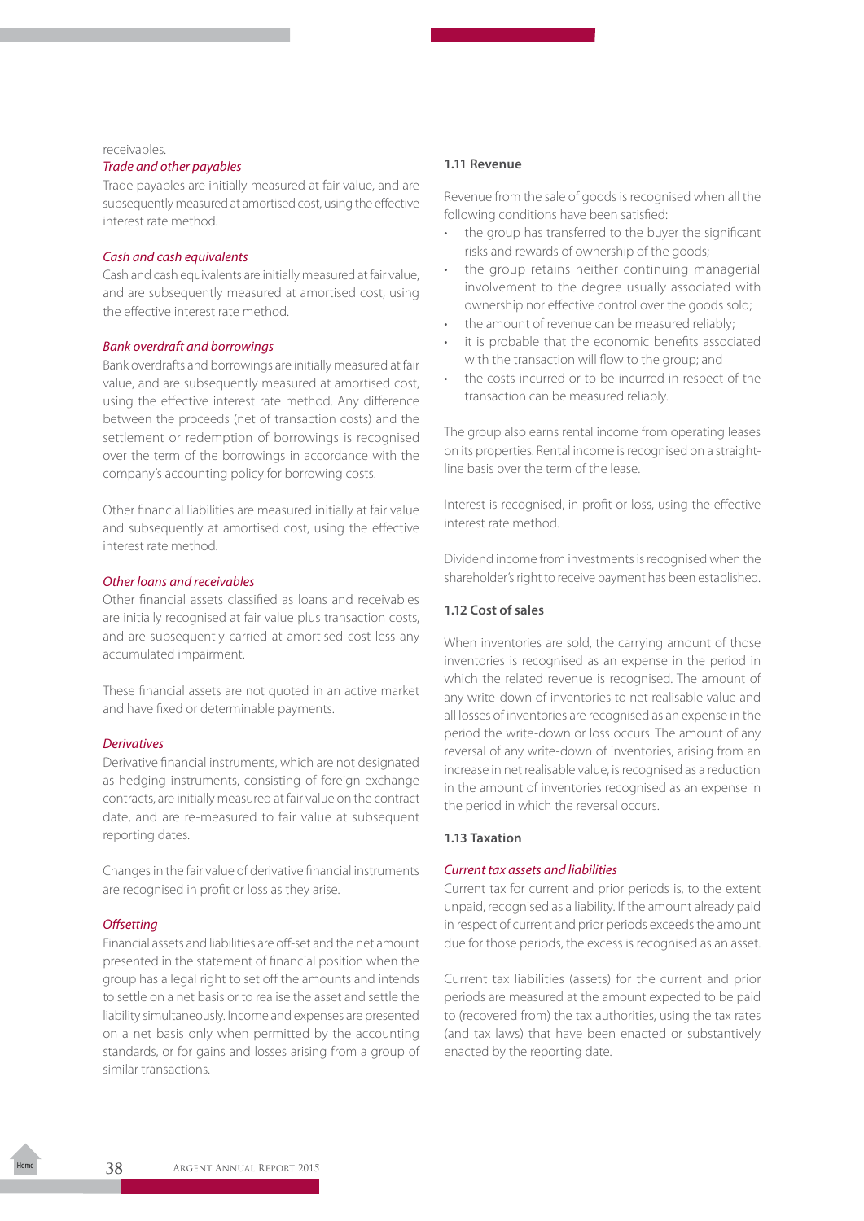receivables.

*Trade and other payables*

Trade payables are initially measured at fair value, and are subsequently measured at amortised cost, using the effective interest rate method.

*Cash and cash equivalents*

Cash and cash equivalents are initially measured at fair value, and are subsequently measured at amortised cost, using the effective interest rate method.

*Bank overdraft and borrowings*

Bank overdrafts and borrowings are initially measured at fair value, and are subsequently measured at amortised cost, using the effective interest rate method. Any difference between the proceeds (net of transaction costs) and the settlement or redemption of borrowings is recognised over the term of the borrowings in accordance with the company's accounting policy for borrowing costs.

Other financial liabilities are measured initially at fair value and subsequently at amortised cost, using the effective interest rate method.

*Other loans and receivables*

Other financial assets classified as loans and receivables are initially recognised at fair value plus transaction costs, and are subsequently carried at amortised cost less any accumulated impairment.

These financial assets are not quoted in an active market and have fixed or determinable payments.

*Derivatives*

Derivative financial instruments, which are not designated as hedging instruments, consisting of foreign exchange contracts, are initially measured at fair value on the contract date, and are re-measured to fair value at subsequent reporting dates.

Changes in the fair value of derivative financial instruments are recognised in profit or loss as they arise.

*Offsetting*

Financial assets and liabilities are off-set and the net amount presented in the statement of financial position when the group has a legal right to set off the amounts and intends to settle on a net basis or to realise the asset and settle the liability simultaneously. Income and expenses are presented on a net basis only when permitted by the accounting standards, or for gains and losses arising from a group of similar transactions.

### 1.11 Revenue

Revenue from the sale of goods is recognised when all the following conditions have been satisfied:

- the group has transferred to the buyer the significant risks and rewards of ownership of the goods;
- the group retains neither continuing managerial involvement to the degree usually associated with ownership nor effective control over the goods sold;
- the amount of revenue can be measured reliably;
- it is probable that the economic benefits associated with the transaction will flow to the group; and
- the costs incurred or to be incurred in respect of the transaction can be measured reliably.

The group also earns rental income from operating leases on its properties. Rental income is recognised on a straight-line basis over the term of the lease.

Interest is recognised, in profit or loss, using the effective interest rate method.

Dividend income from investments is recognised when the shareholder's right to receive payment has been established.

### 1.12 Cost of sales

When inventories are sold, the carrying amount of those inventories is recognised as an expense in the period in which the related revenue is recognised. The amount of any write-down of inventories to net realisable value and all losses of inventories are recognised as an expense in the period the write-down or loss occurs. The amount of any reversal of any write-down of inventories, arising from an increase in net realisable value, is recognised as a reduction in the amount of inventories recognised as an expense in the period in which the reversal occurs.

### 1.13 Taxation

*Current tax assets and liabilities*

Current tax for current and prior periods is, to the extent unpaid, recognised as a liability. If the amount already paid in respect of current and prior periods exceeds the amount due for those periods, the excess is recognised as an asset.

Current tax liabilities (assets) for the current and prior periods are measured at the amount expected to be paid to (recovered from) the tax authorities, using the tax rates (and tax laws) that have been enacted or substantively enacted by the reporting date.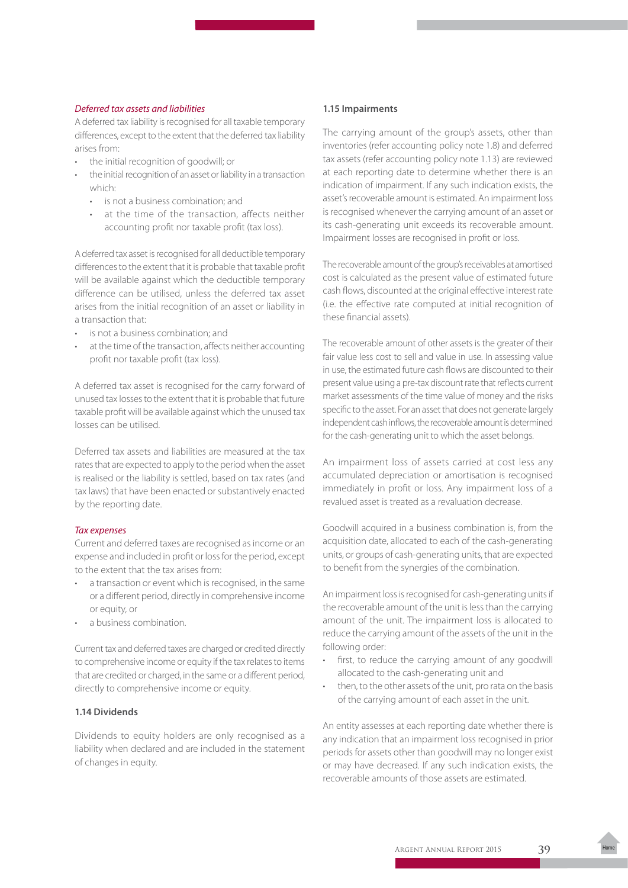*Deferred tax assets and liabilities*

A deferred tax liability is recognised for all taxable temporary differences, except to the extent that the deferred tax liability arises from:

- the initial recognition of goodwill; or
- the initial recognition of an asset or liability in a transaction which:
  - is not a business combination; and
  - at the time of the transaction, affects neither accounting profit nor taxable profit (tax loss).

A deferred tax asset is recognised for all deductible temporary differences to the extent that it is probable that taxable profit will be available against which the deductible temporary difference can be utilised, unless the deferred tax asset arises from the initial recognition of an asset or liability in a transaction that:

- is not a business combination; and
- at the time of the transaction, affects neither accounting profit nor taxable profit (tax loss).

A deferred tax asset is recognised for the carry forward of unused tax losses to the extent that it is probable that future taxable profit will be available against which the unused tax losses can be utilised.

Deferred tax assets and liabilities are measured at the tax rates that are expected to apply to the period when the asset is realised or the liability is settled, based on tax rates (and tax laws) that have been enacted or substantively enacted by the reporting date.

*Tax expenses*

Current and deferred taxes are recognised as income or an expense and included in profit or loss for the period, except to the extent that the tax arises from:

- a transaction or event which is recognised, in the same or a different period, directly in comprehensive income or equity, or
- a business combination.

Current tax and deferred taxes are charged or credited directly to comprehensive income or equity if the tax relates to items that are credited or charged, in the same or a different period, directly to comprehensive income or equity.

### 1.14 Dividends

Dividends to equity holders are only recognised as a liability when declared and are included in the statement of changes in equity.

### 1.15 Impairments

The carrying amount of the group's assets, other than inventories (refer accounting policy note 1.8) and deferred tax assets (refer accounting policy note 1.13) are reviewed at each reporting date to determine whether there is an indication of impairment. If any such indication exists, the asset's recoverable amount is estimated. An impairment loss is recognised whenever the carrying amount of an asset or its cash-generating unit exceeds its recoverable amount. Impairment losses are recognised in profit or loss.

The recoverable amount of the group's receivables at amortised cost is calculated as the present value of estimated future cash flows, discounted at the original effective interest rate (i.e. the effective rate computed at initial recognition of these financial assets).

The recoverable amount of other assets is the greater of their fair value less cost to sell and value in use. In assessing value in use, the estimated future cash flows are discounted to their present value using a pre-tax discount rate that reflects current market assessments of the time value of money and the risks specific to the asset. For an asset that does not generate largely independent cash inflows, the recoverable amount is determined for the cash-generating unit to which the asset belongs.

An impairment loss of assets carried at cost less any accumulated depreciation or amortisation is recognised immediately in profit or loss. Any impairment loss of a revalued asset is treated as a revaluation decrease.

Goodwill acquired in a business combination is, from the acquisition date, allocated to each of the cash-generating units, or groups of cash-generating units, that are expected to benefit from the synergies of the combination.

An impairment loss is recognised for cash-generating units if the recoverable amount of the unit is less than the carrying amount of the unit. The impairment loss is allocated to reduce the carrying amount of the assets of the unit in the following order:

- first, to reduce the carrying amount of any goodwill allocated to the cash-generating unit and
- then, to the other assets of the unit, pro rata on the basis of the carrying amount of each asset in the unit.

An entity assesses at each reporting date whether there is any indication that an impairment loss recognised in prior periods for assets other than goodwill may no longer exist or may have decreased. If any such indication exists, the recoverable amounts of those assets are estimated.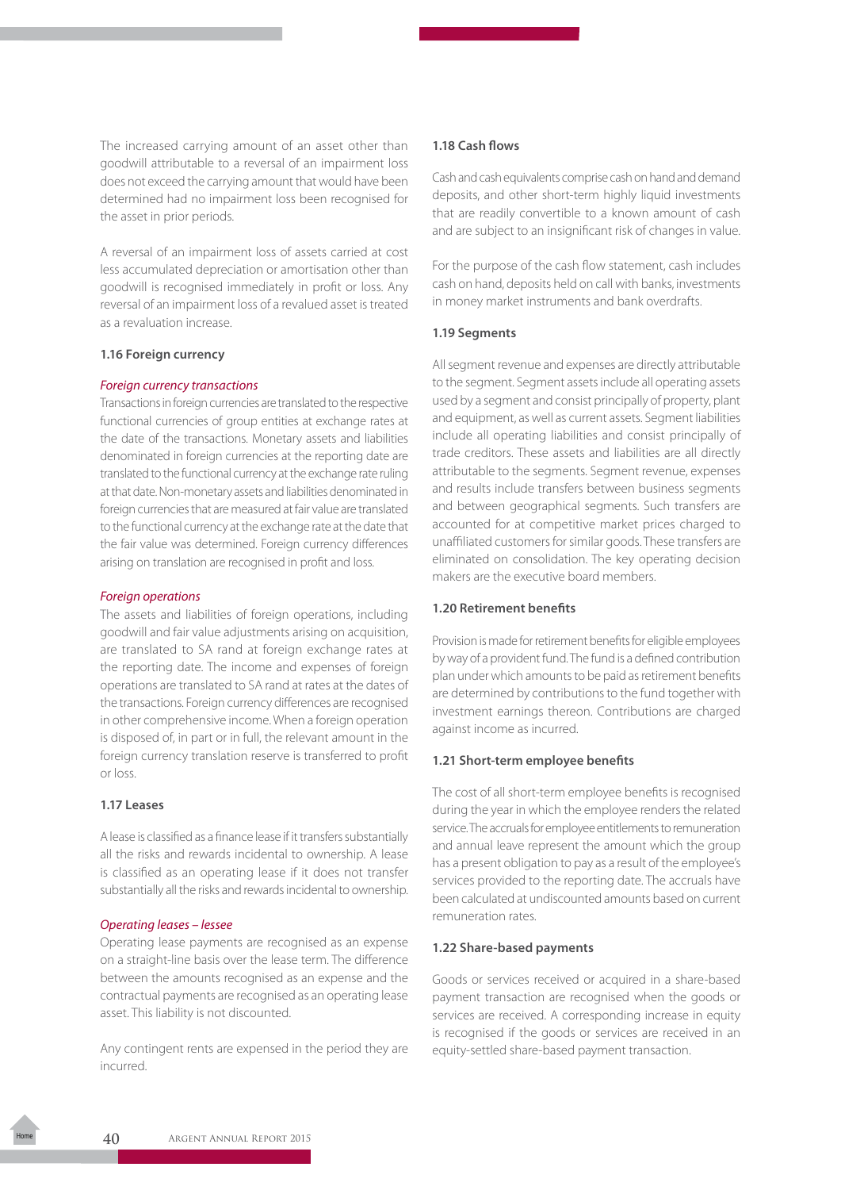The increased carrying amount of an asset other than goodwill attributable to a reversal of an impairment loss does not exceed the carrying amount that would have been determined had no impairment loss been recognised for the asset in prior periods.

A reversal of an impairment loss of assets carried at cost less accumulated depreciation or amortisation other than goodwill is recognised immediately in profit or loss. Any reversal of an impairment loss of a revalued asset is treated as a revaluation increase.

### 1.16 Foreign currency

*Foreign currency transactions*

Transactions in foreign currencies are translated to the respective functional currencies of group entities at exchange rates at the date of the transactions. Monetary assets and liabilities denominated in foreign currencies at the reporting date are translated to the functional currency at the exchange rate ruling at that date. Non-monetary assets and liabilities denominated in foreign currencies that are measured at fair value are translated to the functional currency at the exchange rate at the date that the fair value was determined. Foreign currency differences arising on translation are recognised in profit and loss.

*Foreign operations*

The assets and liabilities of foreign operations, including goodwill and fair value adjustments arising on acquisition, are translated to SA rand at foreign exchange rates at the reporting date. The income and expenses of foreign operations are translated to SA rand at rates at the dates of the transactions. Foreign currency differences are recognised in other comprehensive income. When a foreign operation is disposed of, in part or in full, the relevant amount in the foreign currency translation reserve is transferred to profit or loss.

### 1.17 Leases

A lease is classified as a finance lease if it transfers substantially all the risks and rewards incidental to ownership. A lease is classified as an operating lease if it does not transfer substantially all the risks and rewards incidental to ownership.

*Operating leases – lessee*

Operating lease payments are recognised as an expense on a straight-line basis over the lease term. The difference between the amounts recognised as an expense and the contractual payments are recognised as an operating lease asset. This liability is not discounted.

Any contingent rents are expensed in the period they are incurred.

### 1.18 Cash flows

Cash and cash equivalents comprise cash on hand and demand deposits, and other short-term highly liquid investments that are readily convertible to a known amount of cash and are subject to an insignificant risk of changes in value.

For the purpose of the cash flow statement, cash includes cash on hand, deposits held on call with banks, investments in money market instruments and bank overdrafts.

### 1.19 Segments

All segment revenue and expenses are directly attributable to the segment. Segment assets include all operating assets used by a segment and consist principally of property, plant and equipment, as well as current assets. Segment liabilities include all operating liabilities and consist principally of trade creditors. These assets and liabilities are all directly attributable to the segments. Segment revenue, expenses and results include transfers between business segments and between geographical segments. Such transfers are accounted for at competitive market prices charged to unaffiliated customers for similar goods. These transfers are eliminated on consolidation. The key operating decision makers are the executive board members.

### 1.20 Retirement benefits

Provision is made for retirement benefits for eligible employees by way of a provident fund. The fund is a defined contribution plan under which amounts to be paid as retirement benefits are determined by contributions to the fund together with investment earnings thereon. Contributions are charged against income as incurred.

### 1.21 Short-term employee benefits

The cost of all short-term employee benefits is recognised during the year in which the employee renders the related service. The accruals for employee entitlements to remuneration and annual leave represent the amount which the group has a present obligation to pay as a result of the employee's services provided to the reporting date. The accruals have been calculated at undiscounted amounts based on current remuneration rates.

### 1.22 Share-based payments

Goods or services received or acquired in a share-based payment transaction are recognised when the goods or services are received. A corresponding increase in equity is recognised if the goods or services are received in an equity-settled share-based payment transaction.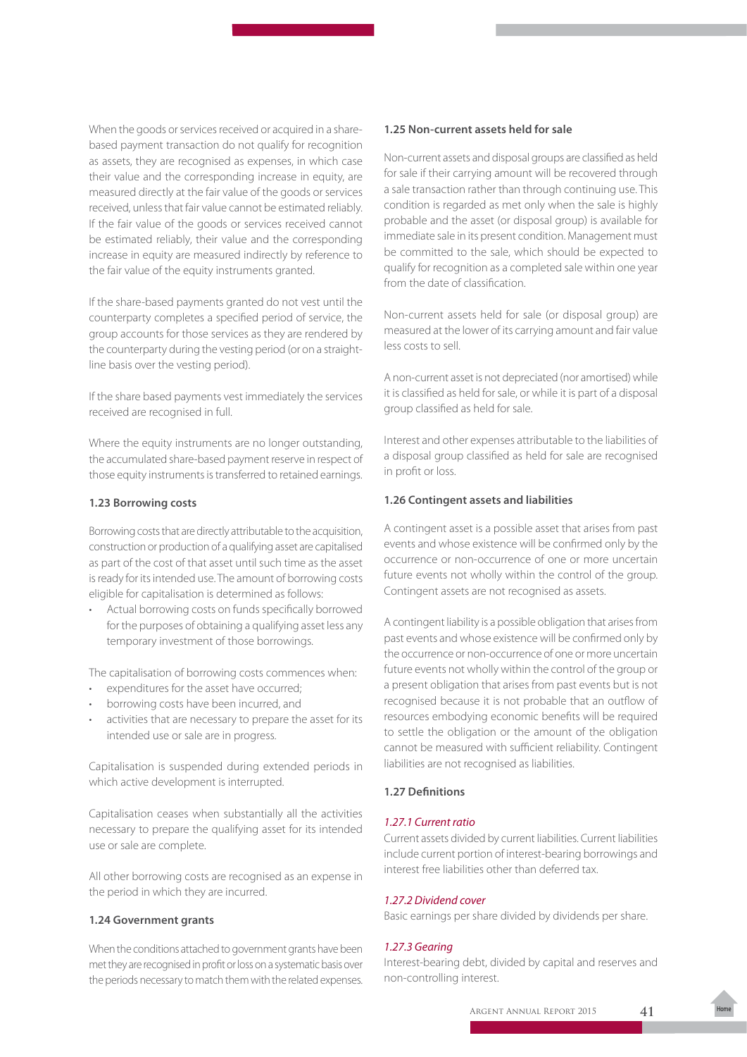When the goods or services received or acquired in a share-based payment transaction do not qualify for recognition as assets, they are recognised as expenses, in which case their value and the corresponding increase in equity, are measured directly at the fair value of the goods or services received, unless that fair value cannot be estimated reliably. If the fair value of the goods or services received cannot be estimated reliably, their value and the corresponding increase in equity are measured indirectly by reference to the fair value of the equity instruments granted.

If the share-based payments granted do not vest until the counterparty completes a specified period of service, the group accounts for those services as they are rendered by the counterparty during the vesting period (or on a straight-line basis over the vesting period).

If the share based payments vest immediately the services received are recognised in full.

Where the equity instruments are no longer outstanding, the accumulated share-based payment reserve in respect of those equity instruments is transferred to retained earnings.

#### 1.23 Borrowing costs

Borrowing costs that are directly attributable to the acquisition, construction or production of a qualifying asset are capitalised as part of the cost of that asset until such time as the asset is ready for its intended use. The amount of borrowing costs eligible for capitalisation is determined as follows:

- Actual borrowing costs on funds specifically borrowed for the purposes of obtaining a qualifying asset less any temporary investment of those borrowings.

The capitalisation of borrowing costs commences when:

- expenditures for the asset have occurred;
- borrowing costs have been incurred, and
- activities that are necessary to prepare the asset for its intended use or sale are in progress.

Capitalisation is suspended during extended periods in which active development is interrupted.

Capitalisation ceases when substantially all the activities necessary to prepare the qualifying asset for its intended use or sale are complete.

All other borrowing costs are recognised as an expense in the period in which they are incurred.

#### 1.24 Government grants

When the conditions attached to government grants have been met they are recognised in profit or loss on a systematic basis over the periods necessary to match them with the related expenses.

#### 1.25 Non-current assets held for sale

Non-current assets and disposal groups are classified as held for sale if their carrying amount will be recovered through a sale transaction rather than through continuing use. This condition is regarded as met only when the sale is highly probable and the asset (or disposal group) is available for immediate sale in its present condition. Management must be committed to the sale, which should be expected to qualify for recognition as a completed sale within one year from the date of classification.

Non-current assets held for sale (or disposal group) are measured at the lower of its carrying amount and fair value less costs to sell.

A non-current asset is not depreciated (nor amortised) while it is classified as held for sale, or while it is part of a disposal group classified as held for sale.

Interest and other expenses attributable to the liabilities of a disposal group classified as held for sale are recognised in profit or loss.

#### 1.26 Contingent assets and liabilities

A contingent asset is a possible asset that arises from past events and whose existence will be confirmed only by the occurrence or non-occurrence of one or more uncertain future events not wholly within the control of the group. Contingent assets are not recognised as assets.

A contingent liability is a possible obligation that arises from past events and whose existence will be confirmed only by the occurrence or non-occurrence of one or more uncertain future events not wholly within the control of the group or a present obligation that arises from past events but is not recognised because it is not probable that an outflow of resources embodying economic benefits will be required to settle the obligation or the amount of the obligation cannot be measured with sufficient reliability. Contingent liabilities are not recognised as liabilities.

#### 1.27 Definitions

*1.27.1 Current ratio*

Current assets divided by current liabilities. Current liabilities include current portion of interest-bearing borrowings and interest free liabilities other than deferred tax.

*1.27.2 Dividend cover*

Basic earnings per share divided by dividends per share.

*1.27.3 Gearing*

Interest-bearing debt, divided by capital and reserves and non-controlling interest.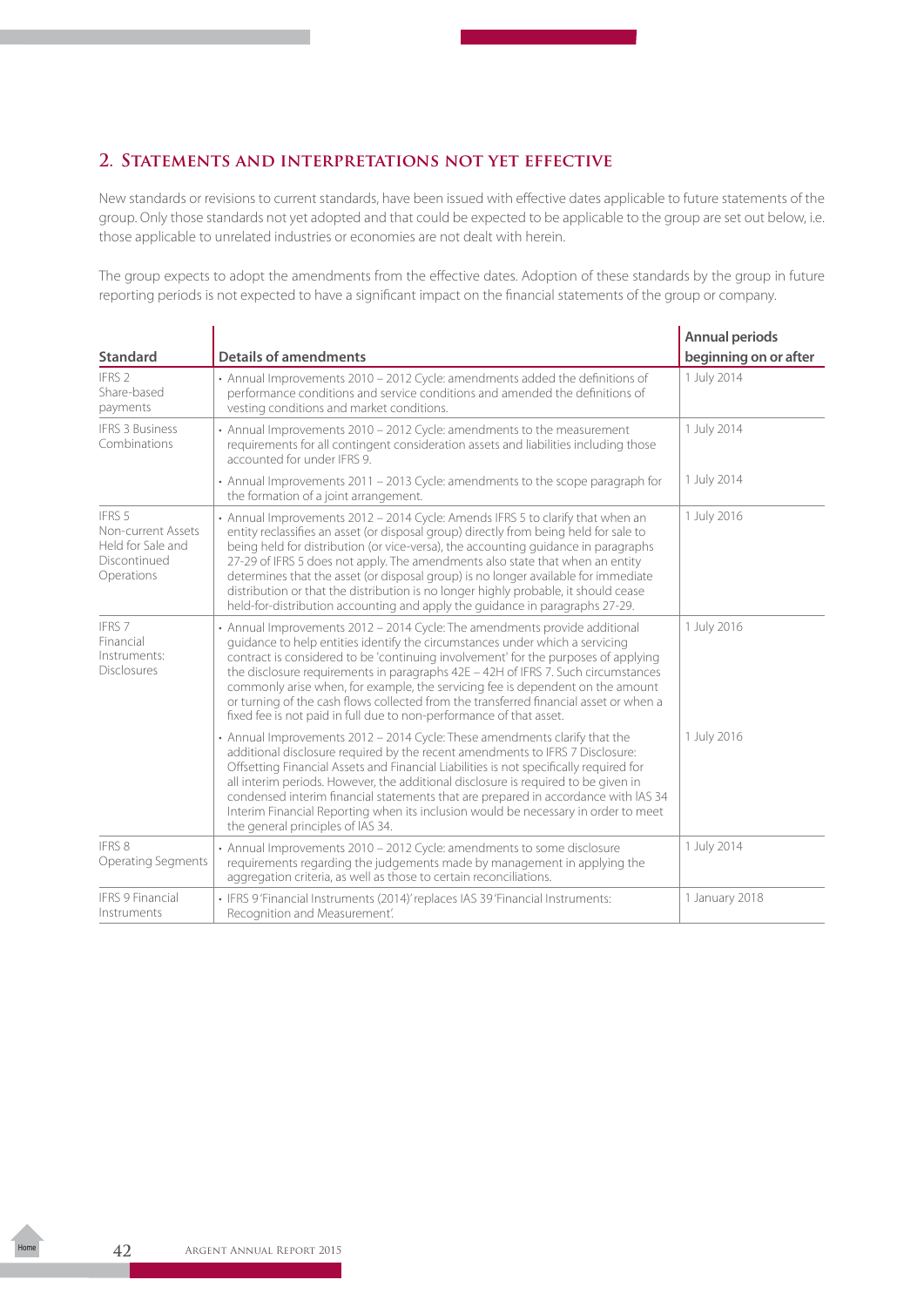## 2. Statements and interpretations not yet effective

New standards or revisions to current standards, have been issued with effective dates applicable to future statements of the group. Only those standards not yet adopted and that could be expected to be applicable to the group are set out below, i.e. those applicable to unrelated industries or economies are not dealt with herein.

The group expects to adopt the amendments from the effective dates. Adoption of these standards by the group in future reporting periods is not expected to have a significant impact on the financial statements of the group or company.

| Standard | Details of amendments | Annual periods beginning on or after |
|---|---|---|
| IFRS 2 Share-based payments | • Annual Improvements 2010 – 2012 Cycle: amendments added the definitions of performance conditions and service conditions and amended the definitions of vesting conditions and market conditions. | 1 July 2014 |
| IFRS 3 Business Combinations | • Annual Improvements 2010 – 2012 Cycle: amendments to the measurement requirements for all contingent consideration assets and liabilities including those accounted for under IFRS 9. | 1 July 2014 |
| | • Annual Improvements 2011 – 2013 Cycle: amendments to the scope paragraph for the formation of a joint arrangement. | 1 July 2014 |
| IFRS 5 Non-current Assets Held for Sale and Discontinued Operations | • Annual Improvements 2012 – 2014 Cycle: Amends IFRS 5 to clarify that when an entity reclassifies an asset (or disposal group) directly from being held for sale to being held for distribution (or vice-versa), the accounting guidance in paragraphs 27-29 of IFRS 5 does not apply. The amendments also state that when an entity determines that the asset (or disposal group) is no longer available for immediate distribution or that the distribution is no longer highly probable, it should cease held-for-distribution accounting and apply the guidance in paragraphs 27-29. | 1 July 2016 |
| IFRS 7 Financial Instruments: Disclosures | • Annual Improvements 2012 – 2014 Cycle: The amendments provide additional guidance to help entities identify the circumstances under which a servicing contract is considered to be 'continuing involvement' for the purposes of applying the disclosure requirements in paragraphs 42E – 42H of IFRS 7. Such circumstances commonly arise when, for example, the servicing fee is dependent on the amount or turning of the cash flows collected from the transferred financial asset or when a fixed fee is not paid in full due to non-performance of that asset. | 1 July 2016 |
| | • Annual Improvements 2012 – 2014 Cycle: These amendments clarify that the additional disclosure required by the recent amendments to IFRS 7 Disclosure: Offsetting Financial Assets and Financial Liabilities is not specifically required for all interim periods. However, the additional disclosure is required to be given in condensed interim financial statements that are prepared in accordance with IAS 34 Interim Financial Reporting when its inclusion would be necessary in order to meet the general principles of IAS 34. | 1 July 2016 |
| IFRS 8 Operating Segments | • Annual Improvements 2010 – 2012 Cycle: amendments to some disclosure requirements regarding the judgements made by management in applying the aggregation criteria, as well as those to certain reconciliations. | 1 July 2014 |
| IFRS 9 Financial Instruments | • IFRS 9 'Financial Instruments (2014)' replaces IAS 39 'Financial Instruments: Recognition and Measurement'. | 1 January 2018 |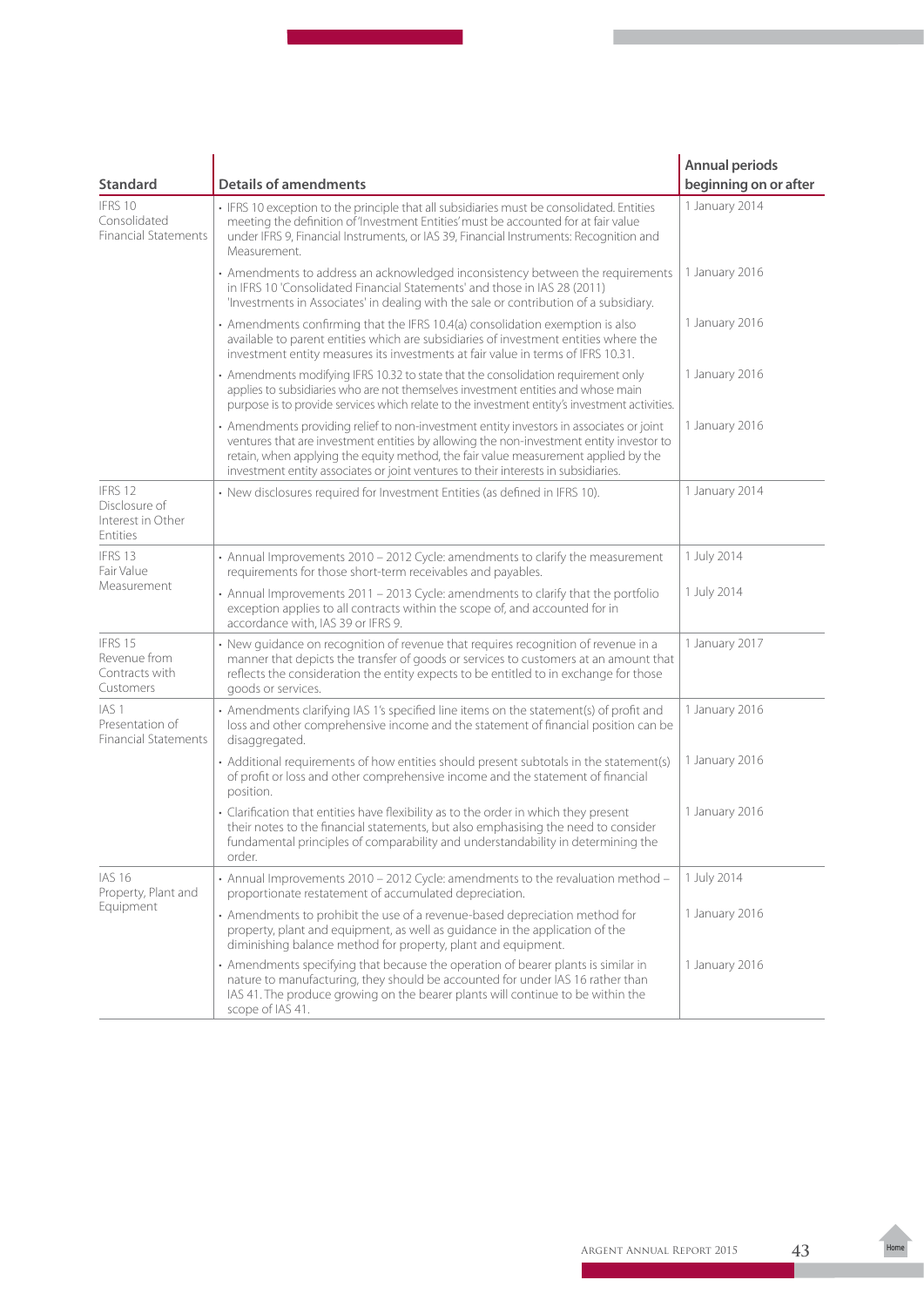| Standard | Details of amendments | Annual periods beginning on or after |
|---|---|---|
| IFRS 10 Consolidated Financial Statements | • IFRS 10 exception to the principle that all subsidiaries must be consolidated. Entities meeting the definition of 'Investment Entities' must be accounted for at fair value under IFRS 9, Financial Instruments, or IAS 39, Financial Instruments: Recognition and Measurement. | 1 January 2014 |
| | • Amendments to address an acknowledged inconsistency between the requirements in IFRS 10 'Consolidated Financial Statements' and those in IAS 28 (2011) 'Investments in Associates' in dealing with the sale or contribution of a subsidiary. | 1 January 2016 |
| | • Amendments confirming that the IFRS 10.4(a) consolidation exemption is also available to parent entities which are subsidiaries of investment entities where the investment entity measures its investments at fair value in terms of IFRS 10.31. | 1 January 2016 |
| | • Amendments modifying IFRS 10.32 to state that the consolidation requirement only applies to subsidiaries who are not themselves investment entities and whose main purpose is to provide services which relate to the investment entity's investment activities. | 1 January 2016 |
| | • Amendments providing relief to non-investment entity investors in associates or joint ventures that are investment entities by allowing the non-investment entity investor to retain, when applying the equity method, the fair value measurement applied by the investment entity associates or joint ventures to their interests in subsidiaries. | 1 January 2016 |
| IFRS 12 Disclosure of Interest in Other Entities | • New disclosures required for Investment Entities (as defined in IFRS 10). | 1 January 2014 |
| IFRS 13 Fair Value Measurement | • Annual Improvements 2010 – 2012 Cycle: amendments to clarify the measurement requirements for those short-term receivables and payables. | 1 July 2014 |
| | • Annual Improvements 2011 – 2013 Cycle: amendments to clarify that the portfolio exception applies to all contracts within the scope of, and accounted for in accordance with, IAS 39 or IFRS 9. | 1 July 2014 |
| IFRS 15 Revenue from Contracts with Customers | • New guidance on recognition of revenue that requires recognition of revenue in a manner that depicts the transfer of goods or services to customers at an amount that reflects the consideration the entity expects to be entitled to in exchange for those goods or services. | 1 January 2017 |
| IAS 1 Presentation of Financial Statements | • Amendments clarifying IAS 1's specified line items on the statement(s) of profit and loss and other comprehensive income and the statement of financial position can be disaggregated. | 1 January 2016 |
| | • Additional requirements of how entities should present subtotals in the statement(s) of profit or loss and other comprehensive income and the statement of financial position. | 1 January 2016 |
| | • Clarification that entities have flexibility as to the order in which they present their notes to the financial statements, but also emphasising the need to consider fundamental principles of comparability and understandability in determining the order. | 1 January 2016 |
| IAS 16 Property, Plant and Equipment | • Annual Improvements 2010 – 2012 Cycle: amendments to the revaluation method – proportionate restatement of accumulated depreciation. | 1 July 2014 |
| | • Amendments to prohibit the use of a revenue-based depreciation method for property, plant and equipment, as well as guidance in the application of the diminishing balance method for property, plant and equipment. | 1 January 2016 |
| | • Amendments specifying that because the operation of bearer plants is similar in nature to manufacturing, they should be accounted for under IAS 16 rather than IAS 41. The produce growing on the bearer plants will continue to be within the scope of IAS 41. | 1 January 2016 |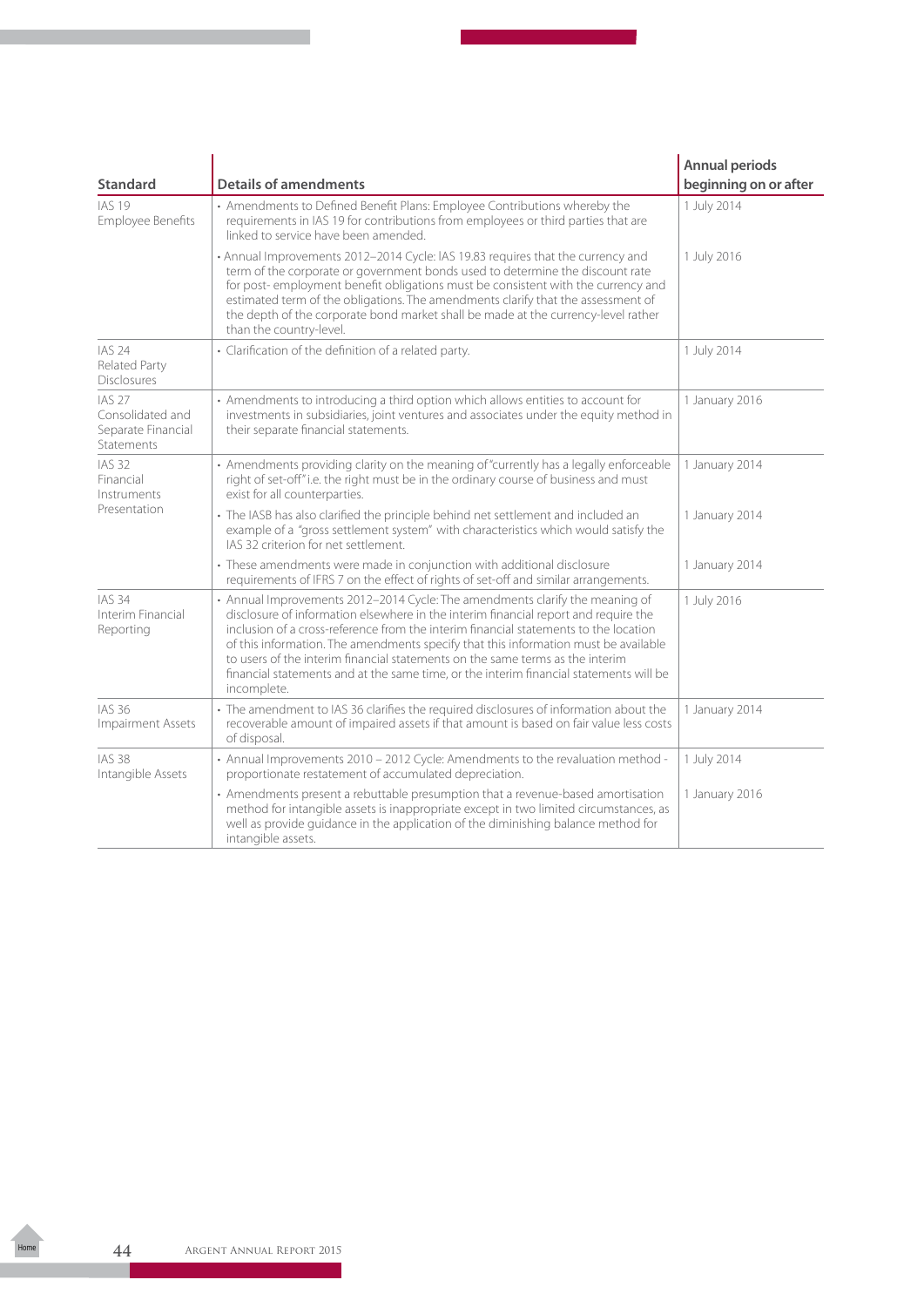| Standard | Details of amendments | Annual periods beginning on or after |
|---|---|---|
| IAS 19 Employee Benefits | • Amendments to Defined Benefit Plans: Employee Contributions whereby the requirements in IAS 19 for contributions from employees or third parties that are linked to service have been amended. | 1 July 2014 |
| | • Annual Improvements 2012–2014 Cycle: IAS 19.83 requires that the currency and term of the corporate or government bonds used to determine the discount rate for post- employment benefit obligations must be consistent with the currency and estimated term of the obligations. The amendments clarify that the assessment of the depth of the corporate bond market shall be made at the currency-level rather than the country-level. | 1 July 2016 |
| IAS 24 Related Party Disclosures | • Clarification of the definition of a related party. | 1 July 2014 |
| IAS 27 Consolidated and Separate Financial Statements | • Amendments to introducing a third option which allows entities to account for investments in subsidiaries, joint ventures and associates under the equity method in their separate financial statements. | 1 January 2016 |
| IAS 32 Financial Instruments Presentation | • Amendments providing clarity on the meaning of "currently has a legally enforceable right of set-off" i.e. the right must be in the ordinary course of business and must exist for all counterparties. | 1 January 2014 |
| | • The IASB has also clarified the principle behind net settlement and included an example of a "gross settlement system" with characteristics which would satisfy the IAS 32 criterion for net settlement. | 1 January 2014 |
| | • These amendments were made in conjunction with additional disclosure requirements of IFRS 7 on the effect of rights of set-off and similar arrangements. | 1 January 2014 |
| IAS 34 Interim Financial Reporting | • Annual Improvements 2012–2014 Cycle: The amendments clarify the meaning of disclosure of information elsewhere in the interim financial report and require the inclusion of a cross-reference from the interim financial statements to the location of this information. The amendments specify that this information must be available to users of the interim financial statements on the same terms as the interim financial statements and at the same time, or the interim financial statements will be incomplete. | 1 July 2016 |
| IAS 36 Impairment Assets | • The amendment to IAS 36 clarifies the required disclosures of information about the recoverable amount of impaired assets if that amount is based on fair value less costs of disposal. | 1 January 2014 |
| IAS 38 Intangible Assets | • Annual Improvements 2010 – 2012 Cycle: Amendments to the revaluation method - proportionate restatement of accumulated depreciation. | 1 July 2014 |
| | • Amendments present a rebuttable presumption that a revenue-based amortisation method for intangible assets is inappropriate except in two limited circumstances, as well as provide guidance in the application of the diminishing balance method for intangible assets. | 1 January 2016 |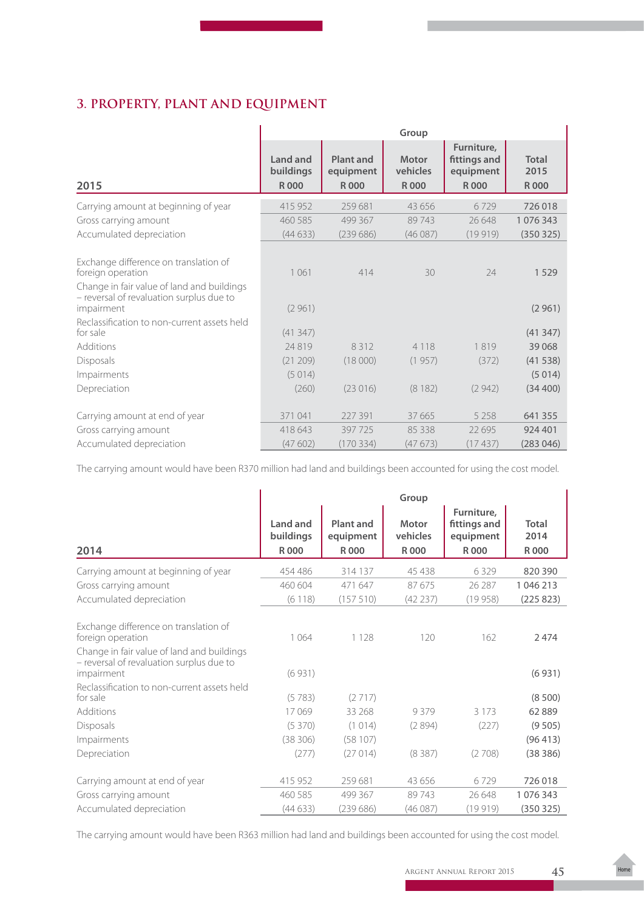## 3. PROPERTY, PLANT AND EQUIPMENT

| 2015 | Group | | | | |
|---|---|---|---|---|---|
| | Land and buildings<br>R 000 | Plant and equipment<br>R 000 | Motor vehicles<br>R 000 | Furniture, fittings and equipment<br>R 000 | Total 2015<br>R 000 |
| Carrying amount at beginning of year | 415 952 | 259 681 | 43 656 | 6 729 | 726 018 |
| Gross carrying amount | 460 585 | 499 367 | 89 743 | 26 648 | 1 076 343 |
| Accumulated depreciation | (44 633) | (239 686) | (46 087) | (19 919) | (350 325) |
| Exchange difference on translation of foreign operation | 1 061 | 414 | 30 | 24 | 1 529 |
| Change in fair value of land and buildings – reversal of revaluation surplus due to impairment | (2 961) | | | | (2 961) |
| Reclassification to non-current assets held for sale | (41 347) | | | | (41 347) |
| Additions | 24 819 | 8 312 | 4 118 | 1 819 | 39 068 |
| Disposals | (21 209) | (18 000) | (1 957) | (372) | (41 538) |
| Impairments | (5 014) | | | | (5 014) |
| Depreciation | (260) | (23 016) | (8 182) | (2 942) | (34 400) |
| Carrying amount at end of year | 371 041 | 227 391 | 37 665 | 5 258 | 641 355 |
| Gross carrying amount | 418 643 | 397 725 | 85 338 | 22 695 | 924 401 |
| Accumulated depreciation | (47 602) | (170 334) | (47 673) | (17 437) | (283 046) |

The carrying amount would have been R370 million had land and buildings been accounted for using the cost model.

| 2014 | Group | | | | |
|---|---|---|---|---|---|
| | Land and buildings<br>R 000 | Plant and equipment<br>R 000 | Motor vehicles<br>R 000 | Furniture, fittings and equipment<br>R 000 | Total 2014<br>R 000 |
| Carrying amount at beginning of year | 454 486 | 314 137 | 45 438 | 6 329 | 820 390 |
| Gross carrying amount | 460 604 | 471 647 | 87 675 | 26 287 | 1 046 213 |
| Accumulated depreciation | (6 118) | (157 510) | (42 237) | (19 958) | (225 823) |
| Exchange difference on translation of foreign operation | 1 064 | 1 128 | 120 | 162 | 2 474 |
| Change in fair value of land and buildings – reversal of revaluation surplus due to impairment | (6 931) | | | | (6 931) |
| Reclassification to non-current assets held for sale | (5 783) | (2 717) | | | (8 500) |
| Additions | 17 069 | 33 268 | 9 379 | 3 173 | 62 889 |
| Disposals | (5 370) | (1 014) | (2 894) | (227) | (9 505) |
| Impairments | (38 306) | (58 107) | | | (96 413) |
| Depreciation | (277) | (27 014) | (8 387) | (2 708) | (38 386) |
| Carrying amount at end of year | 415 952 | 259 681 | 43 656 | 6 729 | 726 018 |
| Gross carrying amount | 460 585 | 499 367 | 89 743 | 26 648 | 1 076 343 |
| Accumulated depreciation | (44 633) | (239 686) | (46 087) | (19 919) | (350 325) |

The carrying amount would have been R363 million had land and buildings been accounted for using the cost model.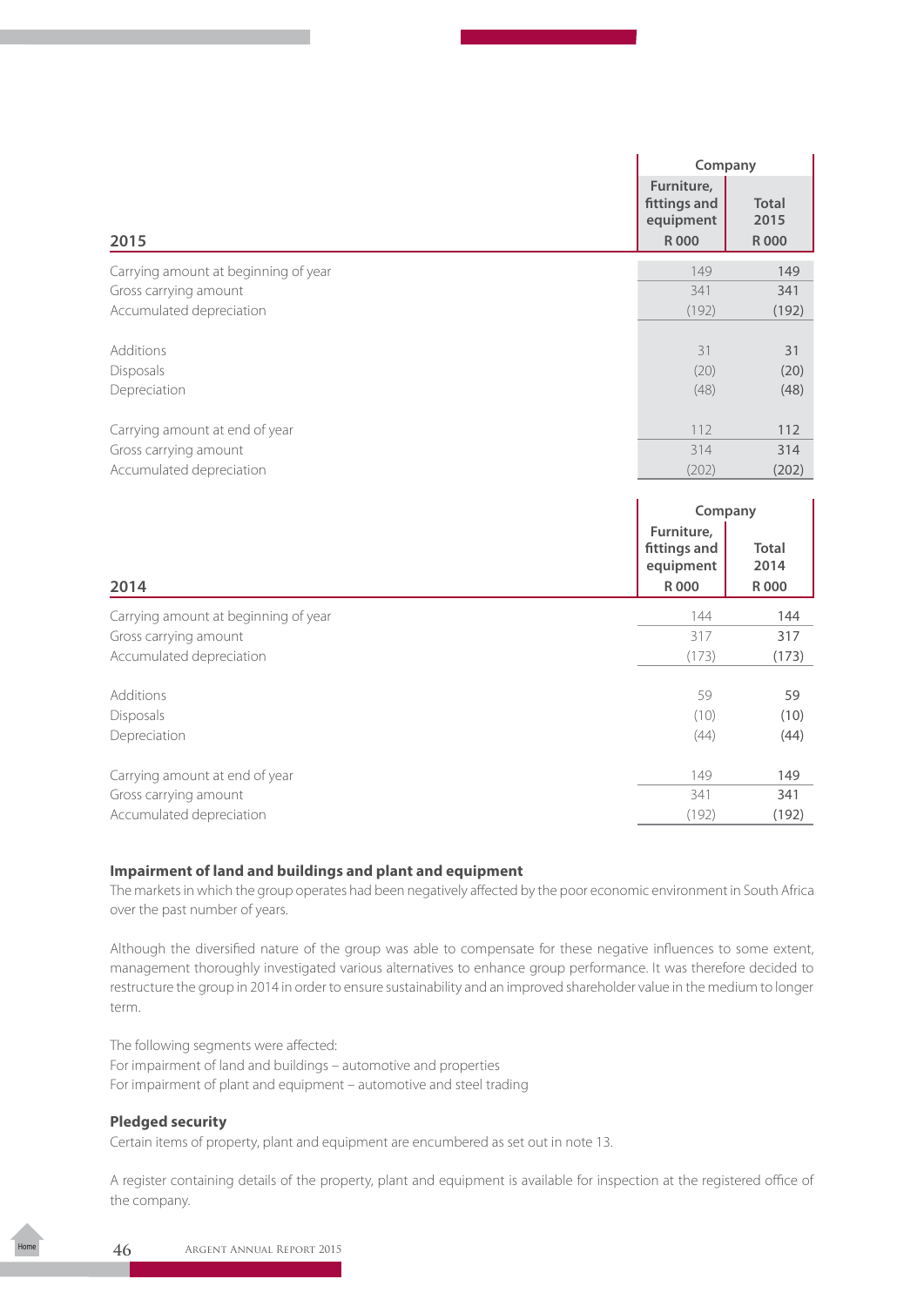| 2015 | Company | |
|---|---|---|
| | Furniture, fittings and equipment R 000 | Total 2015 R 000 |
| Carrying amount at beginning of year | 149 | 149 |
| Gross carrying amount | 341 | 341 |
| Accumulated depreciation | (192) | (192) |
| Additions | 31 | 31 |
| Disposals | (20) | (20) |
| Depreciation | (48) | (48) |
| Carrying amount at end of year | 112 | 112 |
| Gross carrying amount | 314 | 314 |
| Accumulated depreciation | (202) | (202) |

| 2014 | Company | |
|---|---|---|
| | Furniture, fittings and equipment R 000 | Total 2014 R 000 |
| Carrying amount at beginning of year | 144 | 144 |
| Gross carrying amount | 317 | 317 |
| Accumulated depreciation | (173) | (173) |
| Additions | 59 | 59 |
| Disposals | (10) | (10) |
| Depreciation | (44) | (44) |
| Carrying amount at end of year | 149 | 149 |
| Gross carrying amount | 341 | 341 |
| Accumulated depreciation | (192) | (192) |

**Impairment of land and buildings and plant and equipment**

The markets in which the group operates had been negatively affected by the poor economic environment in South Africa over the past number of years.

Although the diversified nature of the group was able to compensate for these negative influences to some extent, management thoroughly investigated various alternatives to enhance group performance. It was therefore decided to restructure the group in 2014 in order to ensure sustainability and an improved shareholder value in the medium to longer term.

The following segments were affected:
For impairment of land and buildings – automotive and properties
For impairment of plant and equipment – automotive and steel trading

**Pledged security**

Certain items of property, plant and equipment are encumbered as set out in note 13.

A register containing details of the property, plant and equipment is available for inspection at the registered office of the company.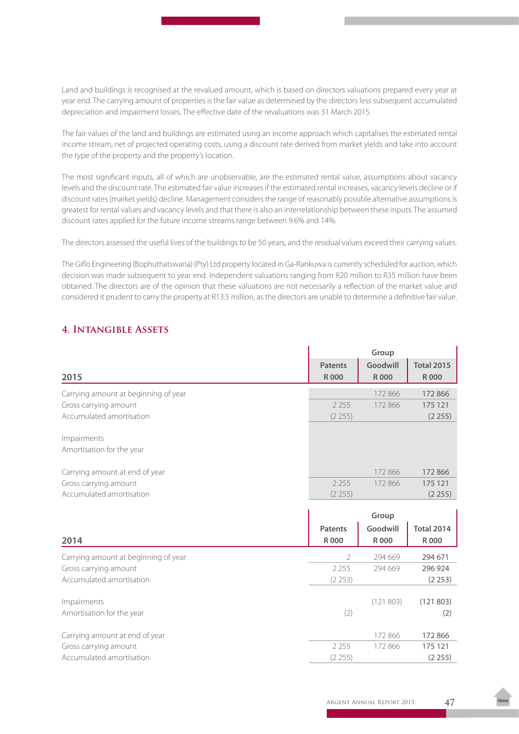Land and buildings is recognised at the revalued amount, which is based on directors valuations prepared every year at year end. The carrying amount of properties is the fair value as determined by the directors less subsequent accumulated depreciation and impairment losses. The effective date of the revaluations was 31 March 2015.

The fair values of the land and buildings are estimated using an income approach which capitalises the estimated rental income stream, net of projected operating costs, using a discount rate derived from market yields and take into account the type of the property and the property's location.

The most significant inputs, all of which are unobservable, are the estimated rental value, assumptions about vacancy levels and the discount rate. The estimated fair value increases if the estimated rental increases, vacancy levels decline or if discount rates (market yields) decline. Management considers the range of reasonably possible alternative assumptions is greatest for rental values and vacancy levels and that there is also an interrelationship between these inputs. The assumed discount rates applied for the future income streams range between 9.6% and 14%.

The directors assessed the useful lives of the buildings to be 50 years, and the residual values exceed their carrying values.

The Giflo Engineering (Bophuthatswana) (Pty) Ltd property located in Ga-Rankuwa is currently scheduled for auction, which decision was made subsequent to year end. Independent valuations ranging from R20 million to R35 million have been obtained. The directors are of the opinion that these valuations are not necessarily a reflection of the market value and considered it prudent to carry the property at R13.5 million, as the directors are unable to determine a definitive fair value.

## 4. Intangible Assets

| | Group | | |
|---|---|---|---|
| **2015** | **Patents R 000** | **Goodwill R 000** | **Total 2015 R 000** |
| Carrying amount at beginning of year | | 172 866 | 172 866 |
| Gross carrying amount | 2 255 | 172 866 | 175 121 |
| Accumulated amortisation | (2 255) | | (2 255) |
| Impairments | | | |
| Amortisation for the year | | | |
| Carrying amount at end of year | | 172 866 | 172 866 |
| Gross carrying amount | 2 255 | 172 866 | 175 121 |
| Accumulated amortisation | (2 255) | | (2 255) |

| | Group | | |
|---|---|---|---|
| **2014** | **Patents R 000** | **Goodwill R 000** | **Total 2014 R 000** |
| Carrying amount at beginning of year | 2 | 294 669 | 294 671 |
| Gross carrying amount | 2 255 | 294 669 | 296 924 |
| Accumulated amortisation | (2 253) | | (2 253) |
| Impairments | | (121 803) | (121 803) |
| Amortisation for the year | (2) | | (2) |
| Carrying amount at end of year | | 172 866 | 172 866 |
| Gross carrying amount | 2 255 | 172 866 | 175 121 |
| Accumulated amortisation | (2 255) | | (2 255) |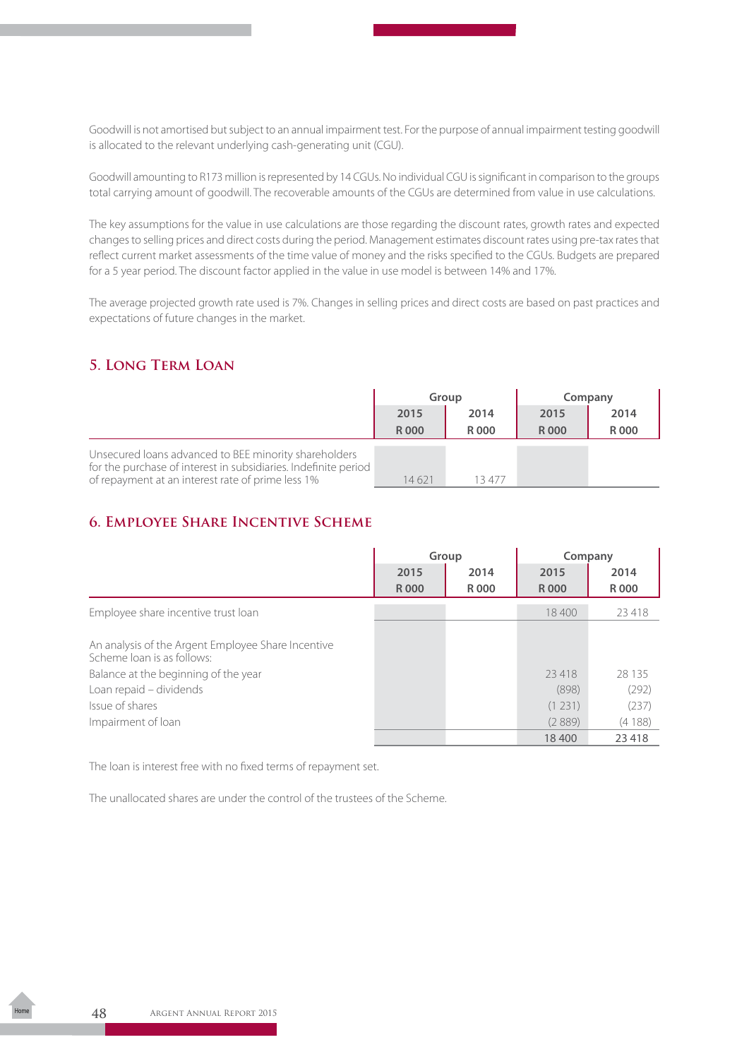Goodwill is not amortised but subject to an annual impairment test. For the purpose of annual impairment testing goodwill is allocated to the relevant underlying cash-generating unit (CGU).

Goodwill amounting to R173 million is represented by 14 CGUs. No individual CGU is significant in comparison to the groups total carrying amount of goodwill. The recoverable amounts of the CGUs are determined from value in use calculations.

The key assumptions for the value in use calculations are those regarding the discount rates, growth rates and expected changes to selling prices and direct costs during the period. Management estimates discount rates using pre-tax rates that reflect current market assessments of the time value of money and the risks specified to the CGUs. Budgets are prepared for a 5 year period. The discount factor applied in the value in use model is between 14% and 17%.

The average projected growth rate used is 7%. Changes in selling prices and direct costs are based on past practices and expectations of future changes in the market.

## 5. Long Term Loan

| | Group | | Company | |
|---|---|---|---|---|
| | 2015 R 000 | 2014 R 000 | 2015 R 000 | 2014 R 000 |
| Unsecured loans advanced to BEE minority shareholders for the purchase of interest in subsidiaries. Indefinite period of repayment at an interest rate of prime less 1% | 14 621 | 13 477 | | |

## 6. Employee Share Incentive Scheme

| | Group | | Company | |
|---|---|---|---|---|
| | 2015 R 000 | 2014 R 000 | 2015 R 000 | 2014 R 000 |
| Employee share incentive trust loan | | | 18 400 | 23 418 |
| An analysis of the Argent Employee Share Incentive Scheme loan is as follows: | | | | |
| Balance at the beginning of the year | | | 23 418 | 28 135 |
| Loan repaid – dividends | | | (898) | (292) |
| Issue of shares | | | (1 231) | (237) |
| Impairment of loan | | | (2 889) | (4 188) |
| | | | 18 400 | 23 418 |

The loan is interest free with no fixed terms of repayment set.

The unallocated shares are under the control of the trustees of the Scheme.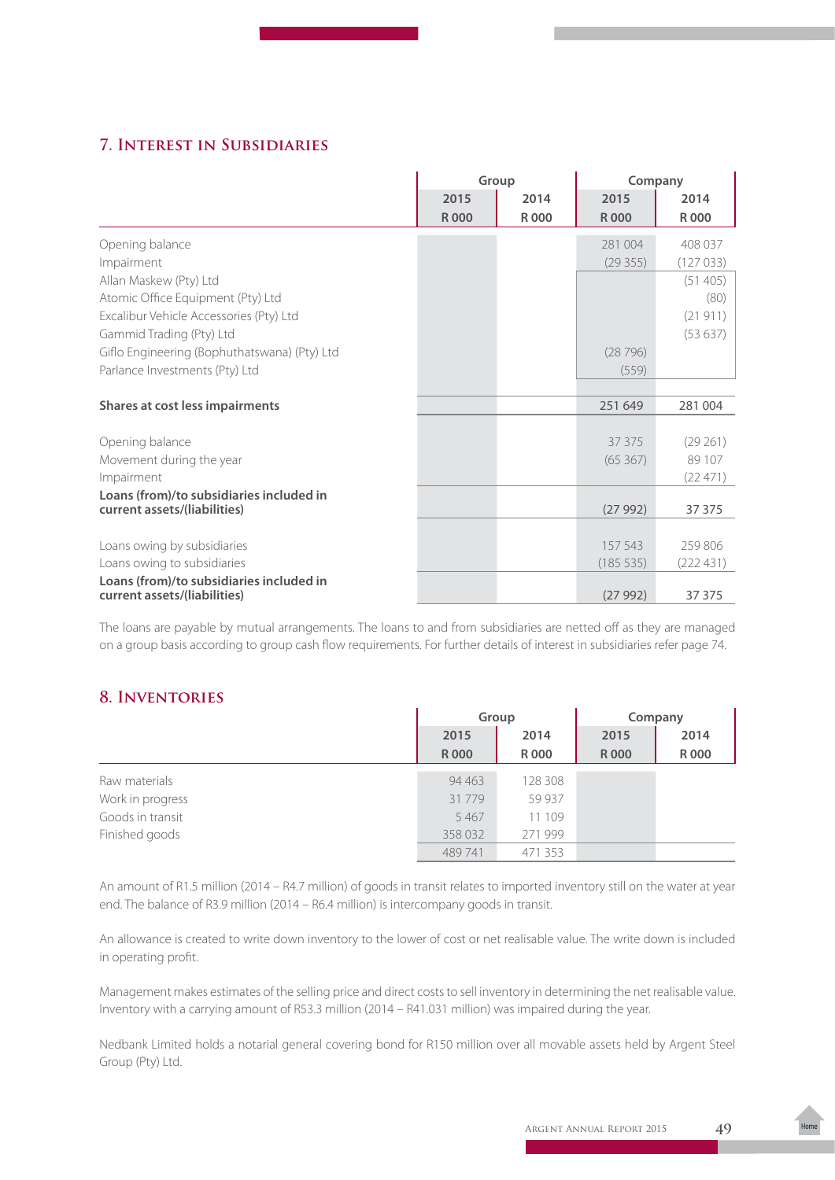## 7. Interest in Subsidiaries

| | Group | | Company | |
|---|---|---|---|---|
| | 2015 | 2014 | 2015 | 2014 |
| | R 000 | R 000 | R 000 | R 000 |
| Opening balance | | | 281 004 | 408 037 |
| Impairment | | | (29 355) | (127 033) |
| Allan Maskew (Pty) Ltd | | | | (51 405) |
| Atomic Office Equipment (Pty) Ltd | | | | (80) |
| Excalibur Vehicle Accessories (Pty) Ltd | | | | (21 911) |
| Gammid Trading (Pty) Ltd | | | | (53 637) |
| Giflo Engineering (Bophuthatswana) (Pty) Ltd | | | (28 796) | |
| Parlance Investments (Pty) Ltd | | | (559) | |
| **Shares at cost less impairments** | | | 251 649 | 281 004 |
| Opening balance | | | 37 375 | (29 261) |
| Movement during the year | | | (65 367) | 89 107 |
| Impairment | | | | (22 471) |
| **Loans (from)/to subsidiaries included in current assets/(liabilities)** | | | (27 992) | 37 375 |
| Loans owing by subsidiaries | | | 157 543 | 259 806 |
| Loans owing to subsidiaries | | | (185 535) | (222 431) |
| **Loans (from)/to subsidiaries included in current assets/(liabilities)** | | | (27 992) | 37 375 |

The loans are payable by mutual arrangements. The loans to and from subsidiaries are netted off as they are managed on a group basis according to group cash flow requirements. For further details of interest in subsidiaries refer page 74.

## 8. Inventories

| | Group | | Company | |
|---|---|---|---|---|
| | 2015 | 2014 | 2015 | 2014 |
| | R 000 | R 000 | R 000 | R 000 |
| Raw materials | 94 463 | 128 308 | | |
| Work in progress | 31 779 | 59 937 | | |
| Goods in transit | 5 467 | 11 109 | | |
| Finished goods | 358 032 | 271 999 | | |
| | 489 741 | 471 353 | | |

An amount of R1.5 million (2014 – R4.7 million) of goods in transit relates to imported inventory still on the water at year end. The balance of R3.9 million (2014 – R6.4 million) is intercompany goods in transit.

An allowance is created to write down inventory to the lower of cost or net realisable value. The write down is included in operating profit.

Management makes estimates of the selling price and direct costs to sell inventory in determining the net realisable value. Inventory with a carrying amount of R53.3 million (2014 – R41.031 million) was impaired during the year.

Nedbank Limited holds a notarial general covering bond for R150 million over all movable assets held by Argent Steel Group (Pty) Ltd.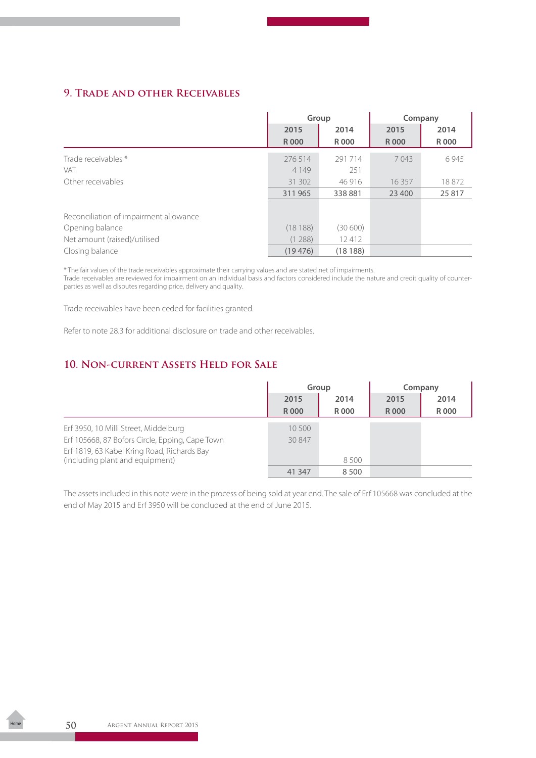## 9. Trade and other Receivables

| | Group | | Company | |
|---|---|---|---|---|
| | 2015 | 2014 | 2015 | 2014 |
| | R 000 | R 000 | R 000 | R 000 |
| Trade receivables * | 276 514 | 291 714 | 7 043 | 6 945 |
| VAT | 4 149 | 251 | | |
| Other receivables | 31 302 | 46 916 | 16 357 | 18 872 |
| | 311 965 | 338 881 | 23 400 | 25 817 |
| | | | | |
| Reconciliation of impairment allowance | | | | |
| Opening balance | (18 188) | (30 600) | | |
| Net amount (raised)/utilised | (1 288) | 12 412 | | |
| Closing balance | (19 476) | (18 188) | | |

* The fair values of the trade receivables approximate their carrying values and are stated net of impairments.
Trade receivables are reviewed for impairment on an individual basis and factors considered include the nature and credit quality of counter-parties as well as disputes regarding price, delivery and quality.

Trade receivables have been ceded for facilities granted.

Refer to note 28.3 for additional disclosure on trade and other receivables.

## 10. Non-current Assets Held for Sale

| | Group | | Company | |
|---|---|---|---|---|
| | 2015 | 2014 | 2015 | 2014 |
| | R 000 | R 000 | R 000 | R 000 |
| Erf 3950, 10 Milli Street, Middelburg | 10 500 | | | |
| Erf 105668, 87 Bofors Circle, Epping, Cape Town | 30 847 | | | |
| Erf 1819, 63 Kabel Kring Road, Richards Bay (including plant and equipment) | | 8 500 | | |
| | 41 347 | 8 500 | | |

The assets included in this note were in the process of being sold at year end. The sale of Erf 105668 was concluded at the end of May 2015 and Erf 3950 will be concluded at the end of June 2015.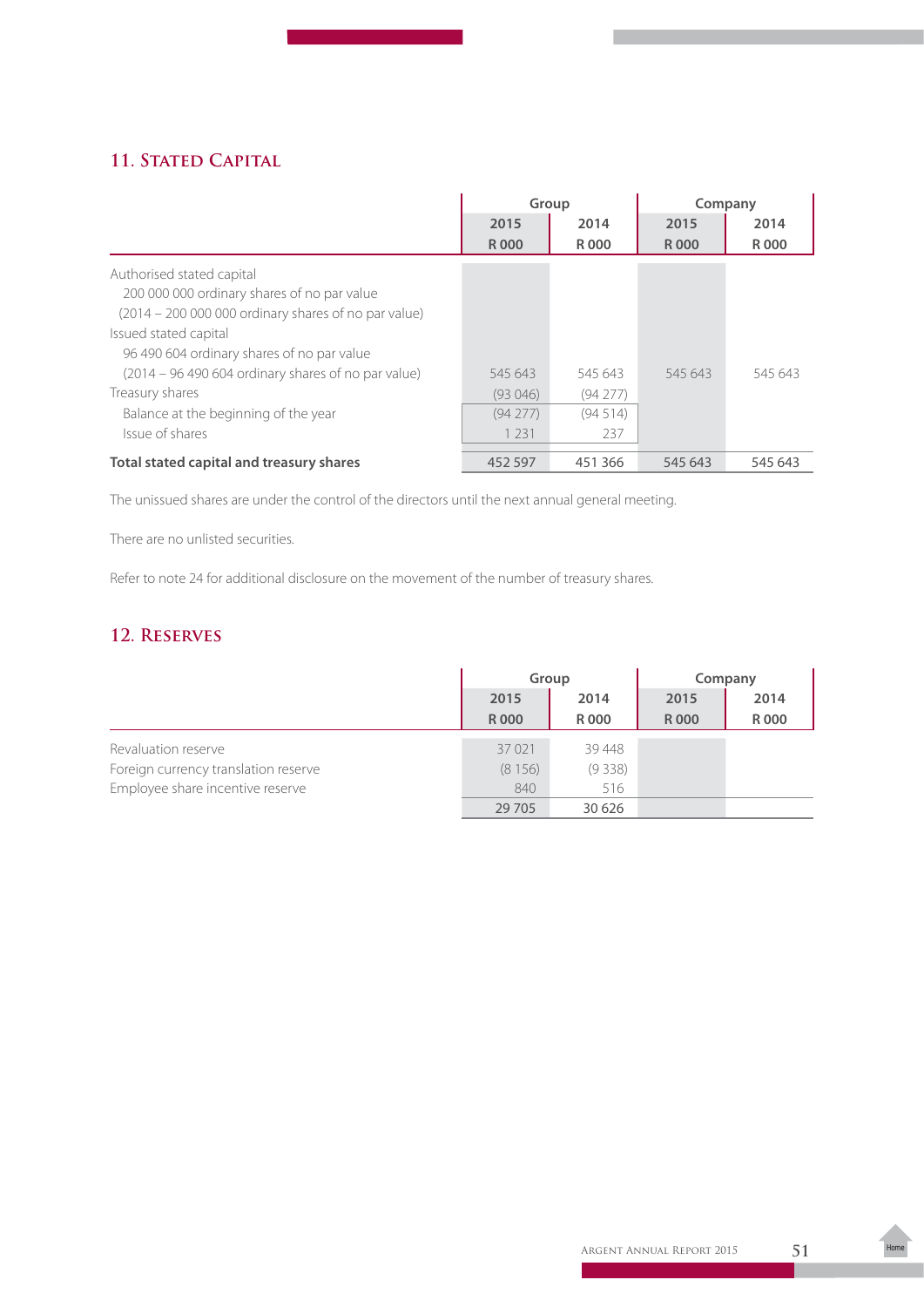## 11. Stated Capital

| | Group | | Company | |
|---|---|---|---|---|
| | 2015<br>R 000 | 2014<br>R 000 | 2015<br>R 000 | 2014<br>R 000 |
| Authorised stated capital | | | | |
| 200 000 000 ordinary shares of no par value | | | | |
| (2014 – 200 000 000 ordinary shares of no par value) | | | | |
| Issued stated capital | | | | |
| 96 490 604 ordinary shares of no par value | | | | |
| (2014 – 96 490 604 ordinary shares of no par value) | 545 643 | 545 643 | 545 643 | 545 643 |
| Treasury shares | (93 046) | (94 277) | | |
| Balance at the beginning of the year | (94 277) | (94 514) | | |
| Issue of shares | 1 231 | 237 | | |
| **Total stated capital and treasury shares** | 452 597 | 451 366 | 545 643 | 545 643 |

The unissued shares are under the control of the directors until the next annual general meeting.

There are no unlisted securities.

Refer to note 24 for additional disclosure on the movement of the number of treasury shares.

## 12. Reserves

| | Group | | Company | |
|---|---|---|---|---|
| | 2015<br>R 000 | 2014<br>R 000 | 2015<br>R 000 | 2014<br>R 000 |
| Revaluation reserve | 37 021 | 39 448 | | |
| Foreign currency translation reserve | (8 156) | (9 338) | | |
| Employee share incentive reserve | 840 | 516 | | |
| | 29 705 | 30 626 | | |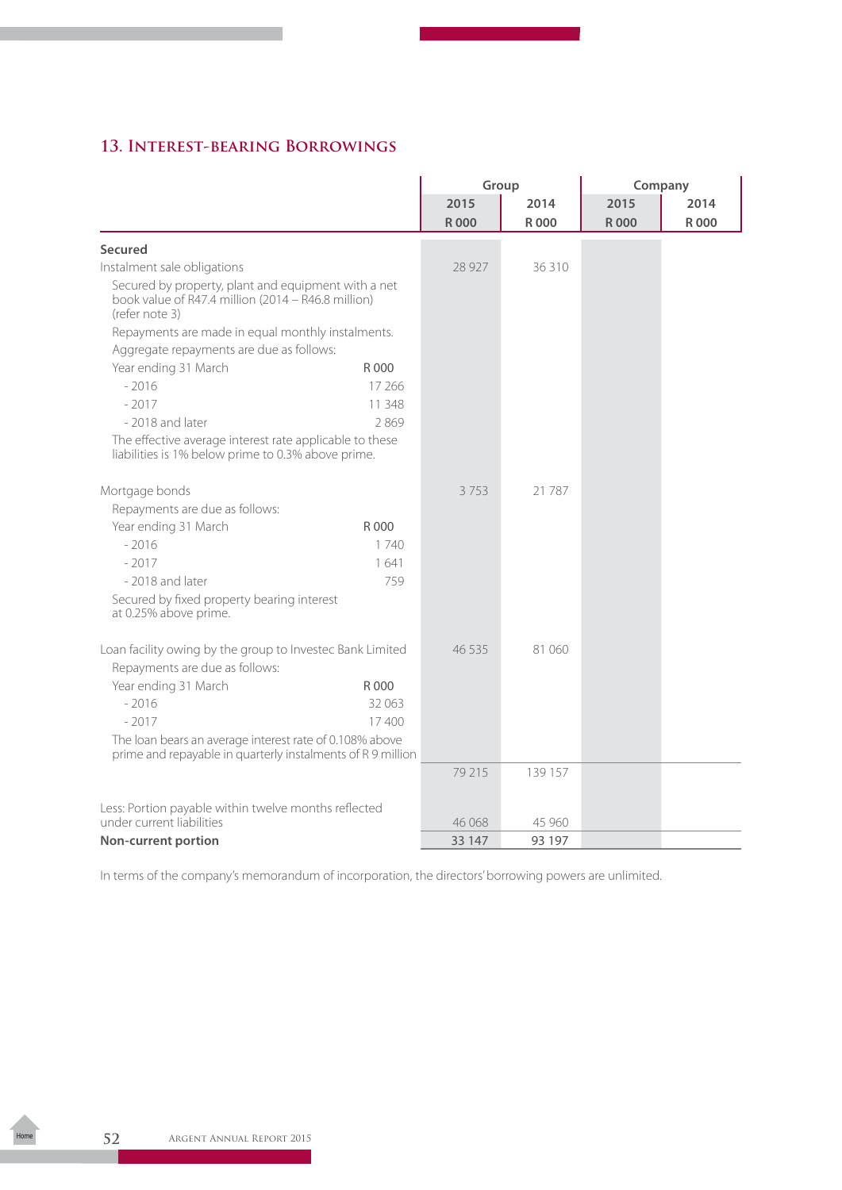## 13. Interest-bearing Borrowings

| | | Group | | Company | |
|---|---|---|---|---|---|
| | | 2015 | 2014 | 2015 | 2014 |
| | | R 000 | R 000 | R 000 | R 000 |
| **Secured** | | | | | |
| Instalment sale obligations | | 28 927 | 36 310 | | |
| Secured by property, plant and equipment with a net book value of R47.4 million (2014 – R46.8 million) (refer note 3) | | | | | |
| Repayments are made in equal monthly instalments. | | | | | |
| Aggregate repayments are due as follows: | | | | | |
| Year ending 31 March | R 000 | | | | |
| - 2016 | 17 266 | | | | |
| - 2017 | 11 348 | | | | |
| - 2018 and later | 2 869 | | | | |
| The effective average interest rate applicable to these liabilities is 1% below prime to 0.3% above prime. | | | | | |
| Mortgage bonds | | 3 753 | 21 787 | | |
| Repayments are due as follows: | | | | | |
| Year ending 31 March | R 000 | | | | |
| - 2016 | 1 740 | | | | |
| - 2017 | 1 641 | | | | |
| - 2018 and later | 759 | | | | |
| Secured by fixed property bearing interest at 0.25% above prime. | | | | | |
| Loan facility owing by the group to Investec Bank Limited | | 46 535 | 81 060 | | |
| Repayments are due as follows: | | | | | |
| Year ending 31 March | R 000 | | | | |
| - 2016 | 32 063 | | | | |
| - 2017 | 17 400 | | | | |
| The loan bears an average interest rate of 0.108% above prime and repayable in quarterly instalments of R 9 million | | | | | |
| | | 79 215 | 139 157 | | |
| Less: Portion payable within twelve months reflected under current liabilities | | 46 068 | 45 960 | | |
| **Non-current portion** | | 33 147 | 93 197 | | |

In terms of the company's memorandum of incorporation, the directors' borrowing powers are unlimited.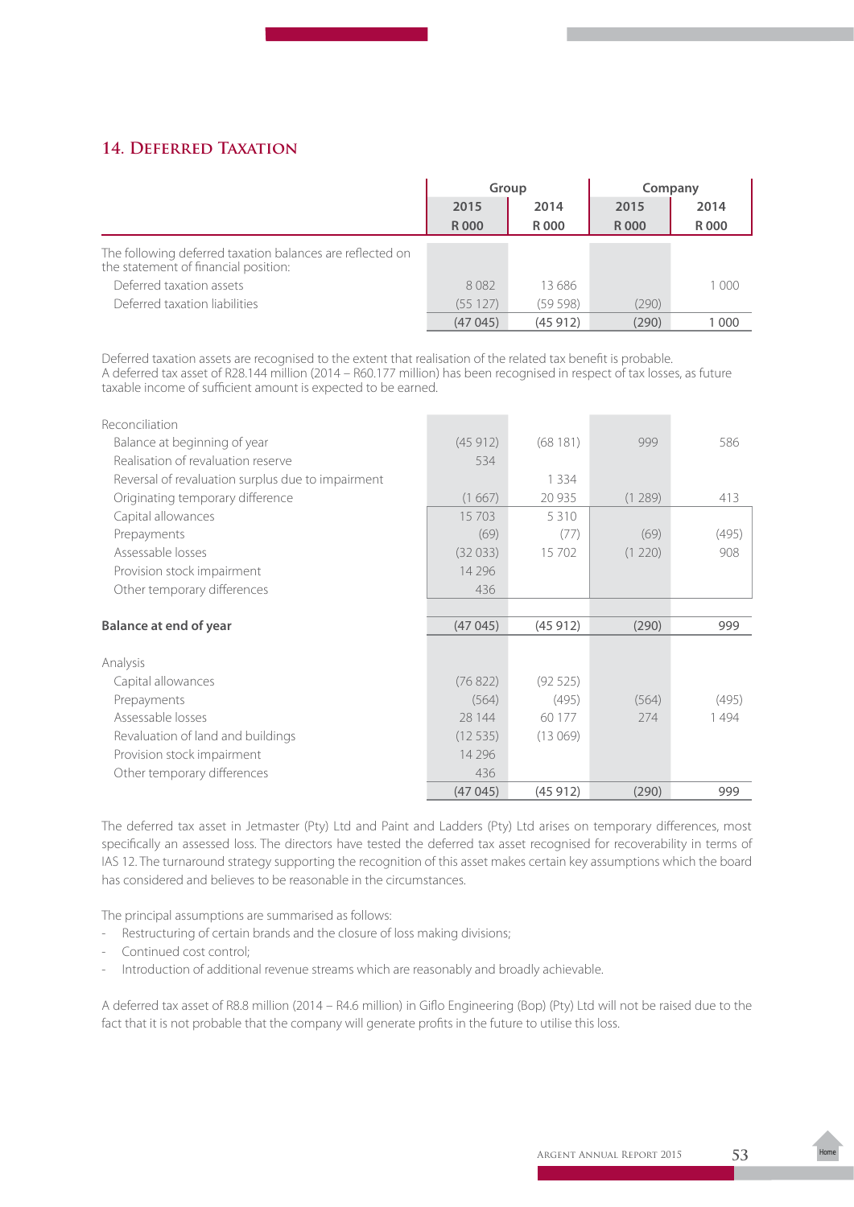## 14. Deferred Taxation

| | Group | | Company | |
|---|---|---|---|---|
| | 2015 | 2014 | 2015 | 2014 |
| | R 000 | R 000 | R 000 | R 000 |
| The following deferred taxation balances are reflected on the statement of financial position: | | | | |
| Deferred taxation assets | 8 082 | 13 686 | | 1 000 |
| Deferred taxation liabilities | (55 127) | (59 598) | (290) | |
| | (47 045) | (45 912) | (290) | 1 000 |

Deferred taxation assets are recognised to the extent that realisation of the related tax benefit is probable.
A deferred tax asset of R28.144 million (2014 – R60.177 million) has been recognised in respect of tax losses, as future taxable income of sufficient amount is expected to be earned.

| | Group | | Company | |
|---|---|---|---|---|
| | 2015 | 2014 | 2015 | 2014 |
| | R 000 | R 000 | R 000 | R 000 |
| Reconciliation | | | | |
| Balance at beginning of year | (45 912) | (68 181) | 999 | 586 |
| Realisation of revaluation reserve | 534 | | | |
| Reversal of revaluation surplus due to impairment | | 1 334 | | |
| Originating temporary difference | (1 667) | 20 935 | (1 289) | 413 |
| Capital allowances | 15 703 | 5 310 | | |
| Prepayments | (69) | (77) | (69) | (495) |
| Assessable losses | (32 033) | 15 702 | (1 220) | 908 |
| Provision stock impairment | 14 296 | | | |
| Other temporary differences | 436 | | | |
| **Balance at end of year** | (47 045) | (45 912) | (290) | 999 |
| Analysis | | | | |
| Capital allowances | (76 822) | (92 525) | | |
| Prepayments | (564) | (495) | (564) | (495) |
| Assessable losses | 28 144 | 60 177 | 274 | 1 494 |
| Revaluation of land and buildings | (12 535) | (13 069) | | |
| Provision stock impairment | 14 296 | | | |
| Other temporary differences | 436 | | | |
| | (47 045) | (45 912) | (290) | 999 |

The deferred tax asset in Jetmaster (Pty) Ltd and Paint and Ladders (Pty) Ltd arises on temporary differences, most specifically an assessed loss. The directors have tested the deferred tax asset recognised for recoverability in terms of IAS 12. The turnaround strategy supporting the recognition of this asset makes certain key assumptions which the board has considered and believes to be reasonable in the circumstances.

The principal assumptions are summarised as follows:

- Restructuring of certain brands and the closure of loss making divisions;
- Continued cost control;
- Introduction of additional revenue streams which are reasonably and broadly achievable.

A deferred tax asset of R8.8 million (2014 – R4.6 million) in Giflo Engineering (Bop) (Pty) Ltd will not be raised due to the fact that it is not probable that the company will generate profits in the future to utilise this loss.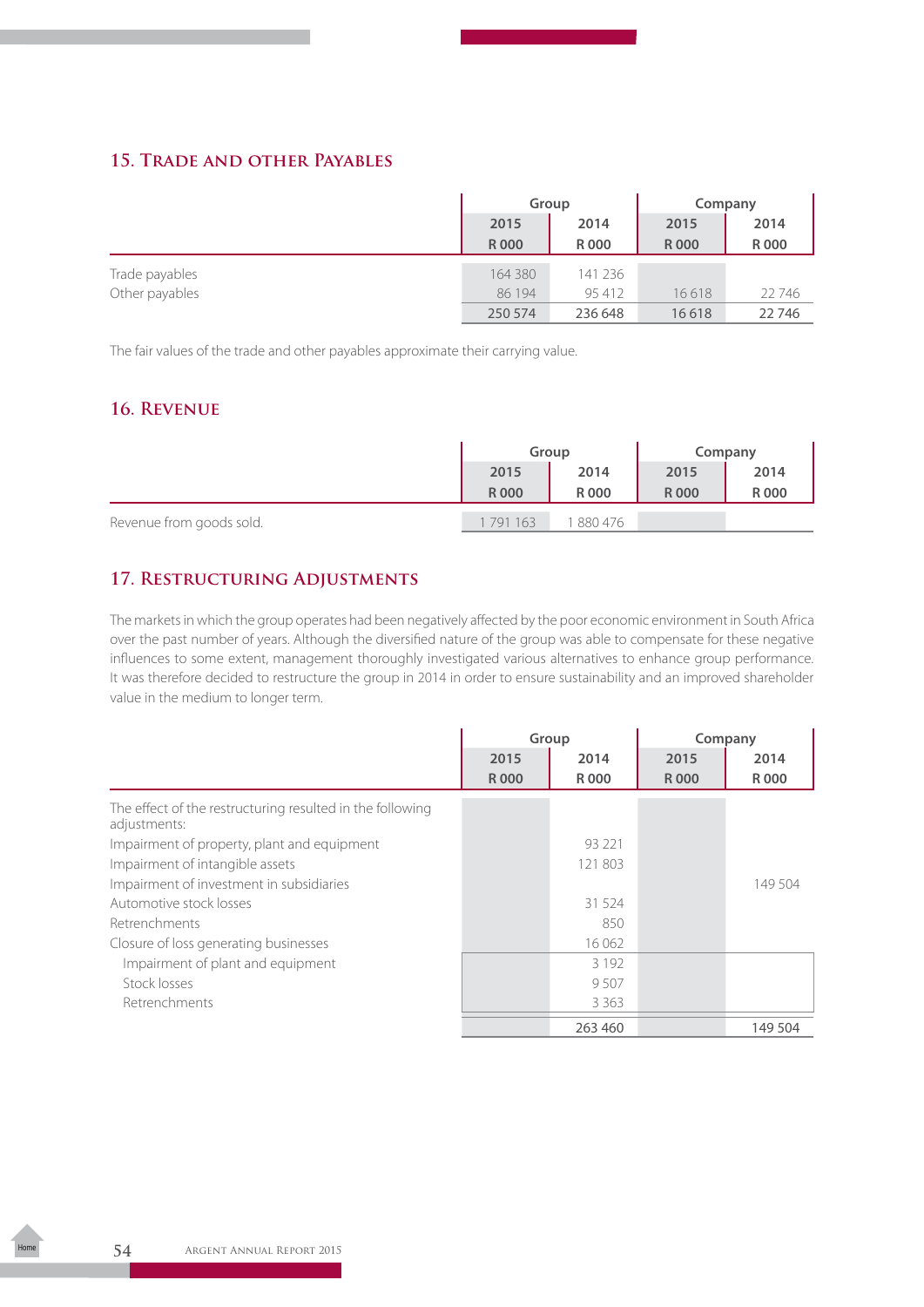## 15. Trade and other Payables

| | Group | | Company | |
|---|---|---|---|---|
| | 2015 | 2014 | 2015 | 2014 |
| | R 000 | R 000 | R 000 | R 000 |
| Trade payables | 164 380 | 141 236 | | |
| Other payables | 86 194 | 95 412 | 16 618 | 22 746 |
| | 250 574 | 236 648 | 16 618 | 22 746 |

The fair values of the trade and other payables approximate their carrying value.

## 16. Revenue

| | Group | | Company | |
|---|---|---|---|---|
| | 2015 | 2014 | 2015 | 2014 |
| | R 000 | R 000 | R 000 | R 000 |
| Revenue from goods sold. | 1 791 163 | 1 880 476 | | |

## 17. Restructuring Adjustments

The markets in which the group operates had been negatively affected by the poor economic environment in South Africa over the past number of years. Although the diversified nature of the group was able to compensate for these negative influences to some extent, management thoroughly investigated various alternatives to enhance group performance. It was therefore decided to restructure the group in 2014 in order to ensure sustainability and an improved shareholder value in the medium to longer term.

| | Group | | Company | |
|---|---|---|---|---|
| | 2015 | 2014 | 2015 | 2014 |
| | R 000 | R 000 | R 000 | R 000 |
| The effect of the restructuring resulted in the following adjustments: | | | | |
| Impairment of property, plant and equipment | | 93 221 | | |
| Impairment of intangible assets | | 121 803 | | |
| Impairment of investment in subsidiaries | | | | 149 504 |
| Automotive stock losses | | 31 524 | | |
| Retrenchments | | 850 | | |
| Closure of loss generating businesses | | 16 062 | | |
| Impairment of plant and equipment | | 3 192 | | |
| Stock losses | | 9 507 | | |
| Retrenchments | | 3 363 | | |
| | | 263 460 | | 149 504 |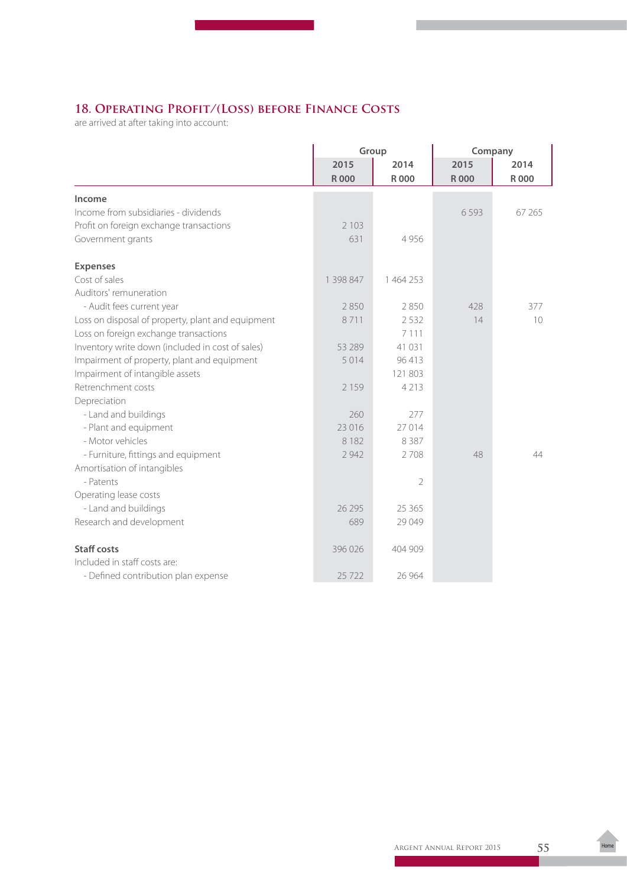## 18. Operating Profit/(Loss) before Finance Costs

are arrived at after taking into account:

| | Group | | Company | |
|---|---|---|---|---|
| | 2015 R 000 | 2014 R 000 | 2015 R 000 | 2014 R 000 |
| **Income** | | | | |
| Income from subsidiaries - dividends | | | 6 593 | 67 265 |
| Profit on foreign exchange transactions | 2 103 | | | |
| Government grants | 631 | 4 956 | | |
| **Expenses** | | | | |
| Cost of sales | 1 398 847 | 1 464 253 | | |
| Auditors' remuneration | | | | |
| - Audit fees current year | 2 850 | 2 850 | 428 | 377 |
| Loss on disposal of property, plant and equipment | 8 711 | 2 532 | 14 | 10 |
| Loss on foreign exchange transactions | | 7 111 | | |
| Inventory write down (included in cost of sales) | 53 289 | 41 031 | | |
| Impairment of property, plant and equipment | 5 014 | 96 413 | | |
| Impairment of intangible assets | | 121 803 | | |
| Retrenchment costs | 2 159 | 4 213 | | |
| Depreciation | | | | |
| - Land and buildings | 260 | 277 | | |
| - Plant and equipment | 23 016 | 27 014 | | |
| - Motor vehicles | 8 182 | 8 387 | | |
| - Furniture, fittings and equipment | 2 942 | 2 708 | 48 | 44 |
| Amortisation of intangibles | | | | |
| - Patents | | 2 | | |
| Operating lease costs | | | | |
| - Land and buildings | 26 295 | 25 365 | | |
| Research and development | 689 | 29 049 | | |
| **Staff costs** | 396 026 | 404 909 | | |
| Included in staff costs are: | | | | |
| - Defined contribution plan expense | 25 722 | 26 964 | | |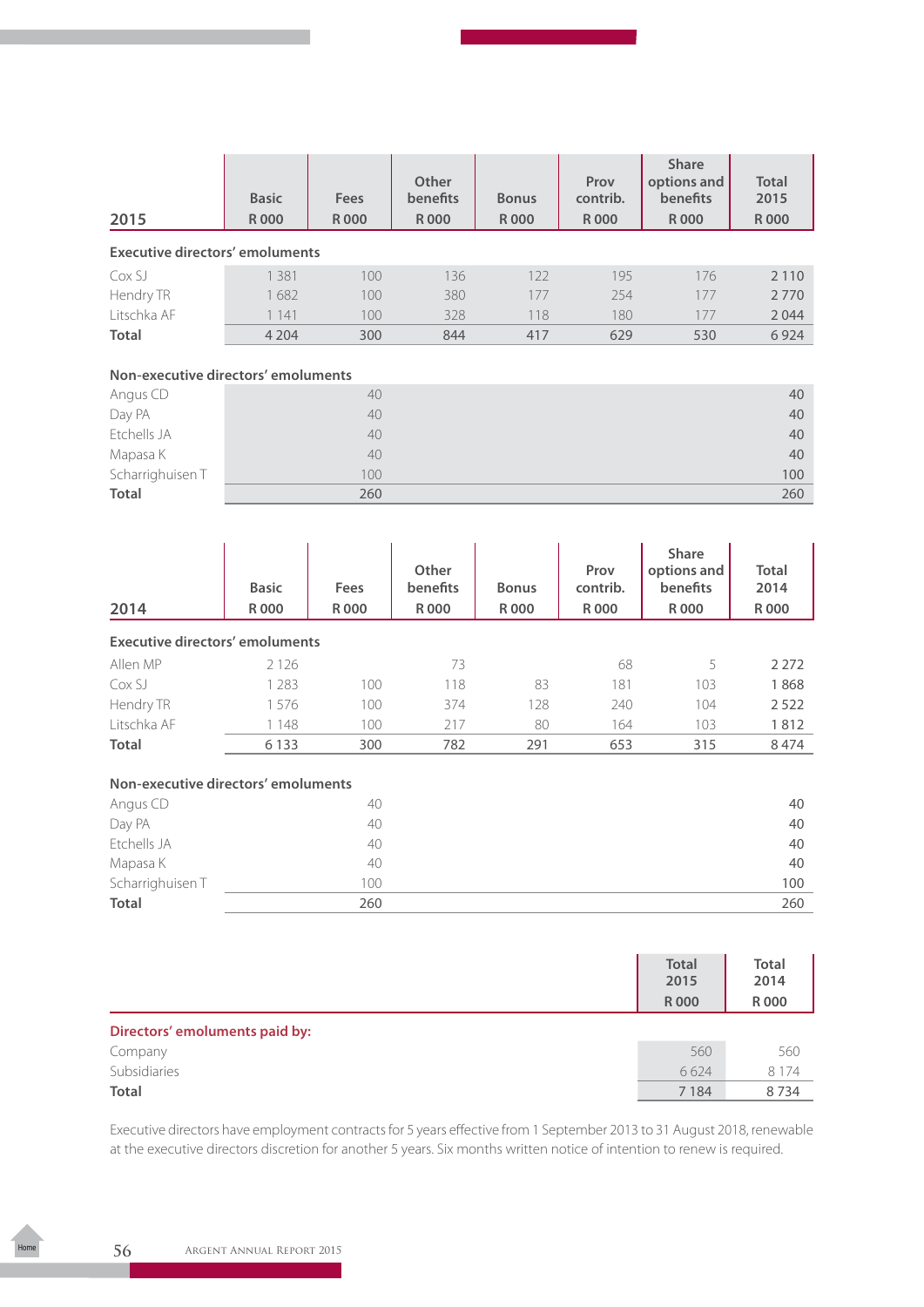| 2015 | Basic R 000 | Fees R 000 | Other benefits R 000 | Bonus R 000 | Prov contrib. R 000 | Share options and benefits R 000 | Total 2015 R 000 |
|---|---|---|---|---|---|---|---|
| **Executive directors' emoluments** | | | | | | | |
| Cox SJ | 1 381 | 100 | 136 | 122 | 195 | 176 | 2 110 |
| Hendry TR | 1 682 | 100 | 380 | 177 | 254 | 177 | 2 770 |
| Litschka AF | 1 141 | 100 | 328 | 118 | 180 | 177 | 2 044 |
| **Total** | 4 204 | 300 | 844 | 417 | 629 | 530 | 6 924 |
| **Non-executive directors' emoluments** | | | | | | | |
| Angus CD | | 40 | | | | | 40 |
| Day PA | | 40 | | | | | 40 |
| Etchells JA | | 40 | | | | | 40 |
| Mapasa K | | 40 | | | | | 40 |
| Scharrighuisen T | | 100 | | | | | 100 |
| **Total** | | 260 | | | | | 260 |

| 2014 | Basic R 000 | Fees R 000 | Other benefits R 000 | Bonus R 000 | Prov contrib. R 000 | Share options and benefits R 000 | Total 2014 R 000 |
|---|---|---|---|---|---|---|---|
| **Executive directors' emoluments** | | | | | | | |
| Allen MP | 2 126 | | 73 | | 68 | 5 | 2 272 |
| Cox SJ | 1 283 | 100 | 118 | 83 | 181 | 103 | 1 868 |
| Hendry TR | 1 576 | 100 | 374 | 128 | 240 | 104 | 2 522 |
| Litschka AF | 1 148 | 100 | 217 | 80 | 164 | 103 | 1 812 |
| **Total** | 6 133 | 300 | 782 | 291 | 653 | 315 | 8 474 |
| **Non-executive directors' emoluments** | | | | | | | |
| Angus CD | | 40 | | | | | 40 |
| Day PA | | 40 | | | | | 40 |
| Etchells JA | | 40 | | | | | 40 |
| Mapasa K | | 40 | | | | | 40 |
| Scharrighuisen T | | 100 | | | | | 100 |
| **Total** | | 260 | | | | | 260 |

| | Total 2015 R 000 | Total 2014 R 000 |
|---|---|---|
| **Directors' emoluments paid by:** | | |
| Company | 560 | 560 |
| Subsidiaries | 6 624 | 8 174 |
| **Total** | 7 184 | 8 734 |

Executive directors have employment contracts for 5 years effective from 1 September 2013 to 31 August 2018, renewable at the executive directors discretion for another 5 years. Six months written notice of intention to renew is required.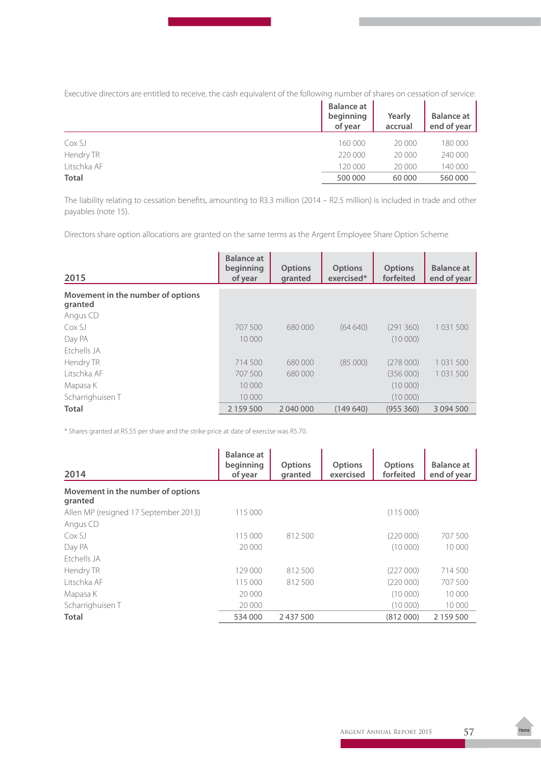Executive directors are entitled to receive, the cash equivalent of the following number of shares on cessation of service:

| | Balance at beginning of year | Yearly accrual | Balance at end of year |
|---|---|---|---|
| Cox SJ | 160 000 | 20 000 | 180 000 |
| Hendry TR | 220 000 | 20 000 | 240 000 |
| Litschka AF | 120 000 | 20 000 | 140 000 |
| **Total** | 500 000 | 60 000 | 560 000 |

The liability relating to cessation benefits, amounting to R3.3 million (2014 – R2.5 million) is included in trade and other payables (note 15).

Directors share option allocations are granted on the same terms as the Argent Employee Share Option Scheme

| **2015** | Balance at beginning of year | Options granted | Options exercised* | Options forfeited | Balance at end of year |
|---|---|---|---|---|---|
| **Movement in the number of options granted** | | | | | |
| Angus CD | | | | | |
| Cox SJ | 707 500 | 680 000 | (64 640) | (291 360) | 1 031 500 |
| Day PA | 10 000 | | | (10 000) | |
| Etchells JA | | | | | |
| Hendry TR | 714 500 | 680 000 | (85 000) | (278 000) | 1 031 500 |
| Litschka AF | 707 500 | 680 000 | | (356 000) | 1 031 500 |
| Mapasa K | 10 000 | | | (10 000) | |
| Scharrighuisen T | 10 000 | | | (10 000) | |
| **Total** | 2 159 500 | 2 040 000 | (149 640) | (955 360) | 3 094 500 |

\* Shares granted at R5.55 per share and the strike price at date of exercise was R5.70.

| **2014** | Balance at beginning of year | Options granted | Options exercised | Options forfeited | Balance at end of year |
|---|---|---|---|---|---|
| **Movement in the number of options granted** | | | | | |
| Allen MP (resigned 17 September 2013) | 115 000 | | | (115 000) | |
| Angus CD | | | | | |
| Cox SJ | 115 000 | 812 500 | | (220 000) | 707 500 |
| Day PA | 20 000 | | | (10 000) | 10 000 |
| Etchells JA | | | | | |
| Hendry TR | 129 000 | 812 500 | | (227 000) | 714 500 |
| Litschka AF | 115 000 | 812 500 | | (220 000) | 707 500 |
| Mapasa K | 20 000 | | | (10 000) | 10 000 |
| Scharrighuisen T | 20 000 | | | (10 000) | 10 000 |
| **Total** | 534 000 | 2 437 500 | | (812 000) | 2 159 500 |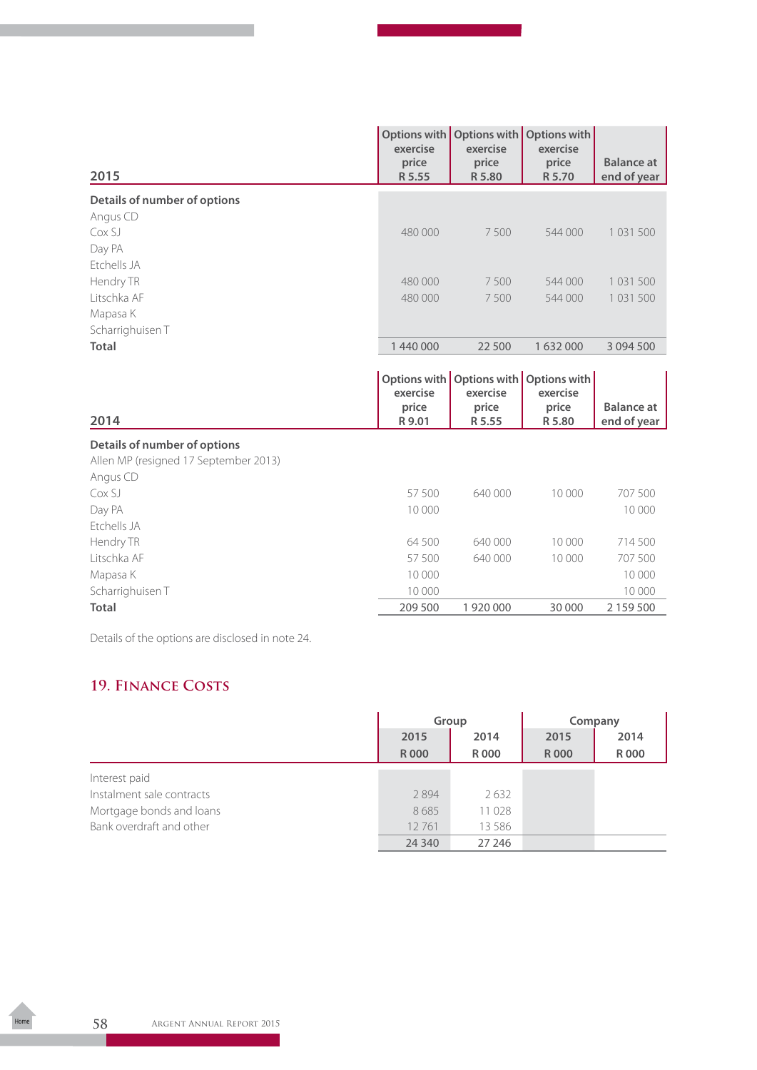| 2015 | Options with exercise price R 5.55 | Options with exercise price R 5.80 | Options with exercise price R 5.70 | Balance at end of year |
|---|---|---|---|---|
| **Details of number of options** | | | | |
| Angus CD | | | | |
| Cox SJ | 480 000 | 7 500 | 544 000 | 1 031 500 |
| Day PA | | | | |
| Etchells JA | | | | |
| Hendry TR | 480 000 | 7 500 | 544 000 | 1 031 500 |
| Litschka AF | 480 000 | 7 500 | 544 000 | 1 031 500 |
| Mapasa K | | | | |
| Scharrighuisen T | | | | |
| **Total** | 1 440 000 | 22 500 | 1 632 000 | 3 094 500 |

| 2014 | Options with exercise price R 9.01 | Options with exercise price R 5.55 | Options with exercise price R 5.80 | Balance at end of year |
|---|---|---|---|---|
| **Details of number of options** | | | | |
| Allen MP (resigned 17 September 2013) | | | | |
| Angus CD | | | | |
| Cox SJ | 57 500 | 640 000 | 10 000 | 707 500 |
| Day PA | 10 000 | | | 10 000 |
| Etchells JA | | | | |
| Hendry TR | 64 500 | 640 000 | 10 000 | 714 500 |
| Litschka AF | 57 500 | 640 000 | 10 000 | 707 500 |
| Mapasa K | 10 000 | | | 10 000 |
| Scharrighuisen T | 10 000 | | | 10 000 |
| **Total** | 209 500 | 1 920 000 | 30 000 | 2 159 500 |

Details of the options are disclosed in note 24.

## 19. Finance Costs

| | Group | | Company | |
|---|---|---|---|---|
| | 2015 R 000 | 2014 R 000 | 2015 R 000 | 2014 R 000 |
| Interest paid | | | | |
| Instalment sale contracts | 2 894 | 2 632 | | |
| Mortgage bonds and loans | 8 685 | 11 028 | | |
| Bank overdraft and other | 12 761 | 13 586 | | |
| | 24 340 | 27 246 | | |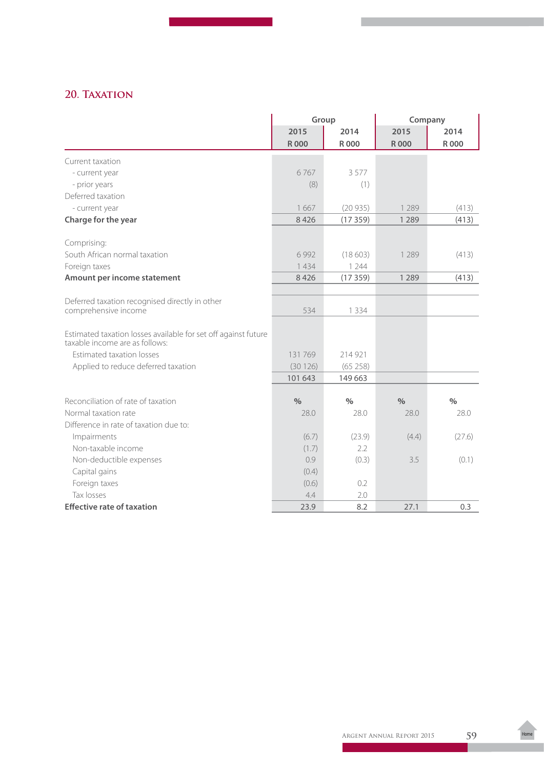## 20. Taxation

| | Group | | Company | |
|---|---|---|---|---|
| | 2015 | 2014 | 2015 | 2014 |
| | R 000 | R 000 | R 000 | R 000 |
| Current taxation | | | | |
| - current year | 6 767 | 3 577 | | |
| - prior years | (8) | (1) | | |
| Deferred taxation | | | | |
| - current year | 1 667 | (20 935) | 1 289 | (413) |
| **Charge for the year** | **8 426** | **(17 359)** | **1 289** | **(413)** |
| | | | | |
| Comprising: | | | | |
| South African normal taxation | 6 992 | (18 603) | 1 289 | (413) |
| Foreign taxes | 1 434 | 1 244 | | |
| **Amount per income statement** | **8 426** | **(17 359)** | **1 289** | **(413)** |
| | | | | |
| Deferred taxation recognised directly in other comprehensive income | 534 | 1 334 | | |
| | | | | |
| Estimated taxation losses available for set off against future taxable income are as follows: | | | | |
| Estimated taxation losses | 131 769 | 214 921 | | |
| Applied to reduce deferred taxation | (30 126) | (65 258) | | |
| | 101 643 | 149 663 | | |
| | | | | |
| Reconciliation of rate of taxation | % | % | % | % |
| Normal taxation rate | 28.0 | 28.0 | 28.0 | 28.0 |
| Difference in rate of taxation due to: | | | | |
| Impairments | (6.7) | (23.9) | (4.4) | (27.6) |
| Non-taxable income | (1.7) | 2.2 | | |
| Non-deductible expenses | 0.9 | (0.3) | 3.5 | (0.1) |
| Capital gains | (0.4) | | | |
| Foreign taxes | (0.6) | 0.2 | | |
| Tax losses | 4.4 | 2.0 | | |
| **Effective rate of taxation** | **23.9** | **8.2** | **27.1** | **0.3** |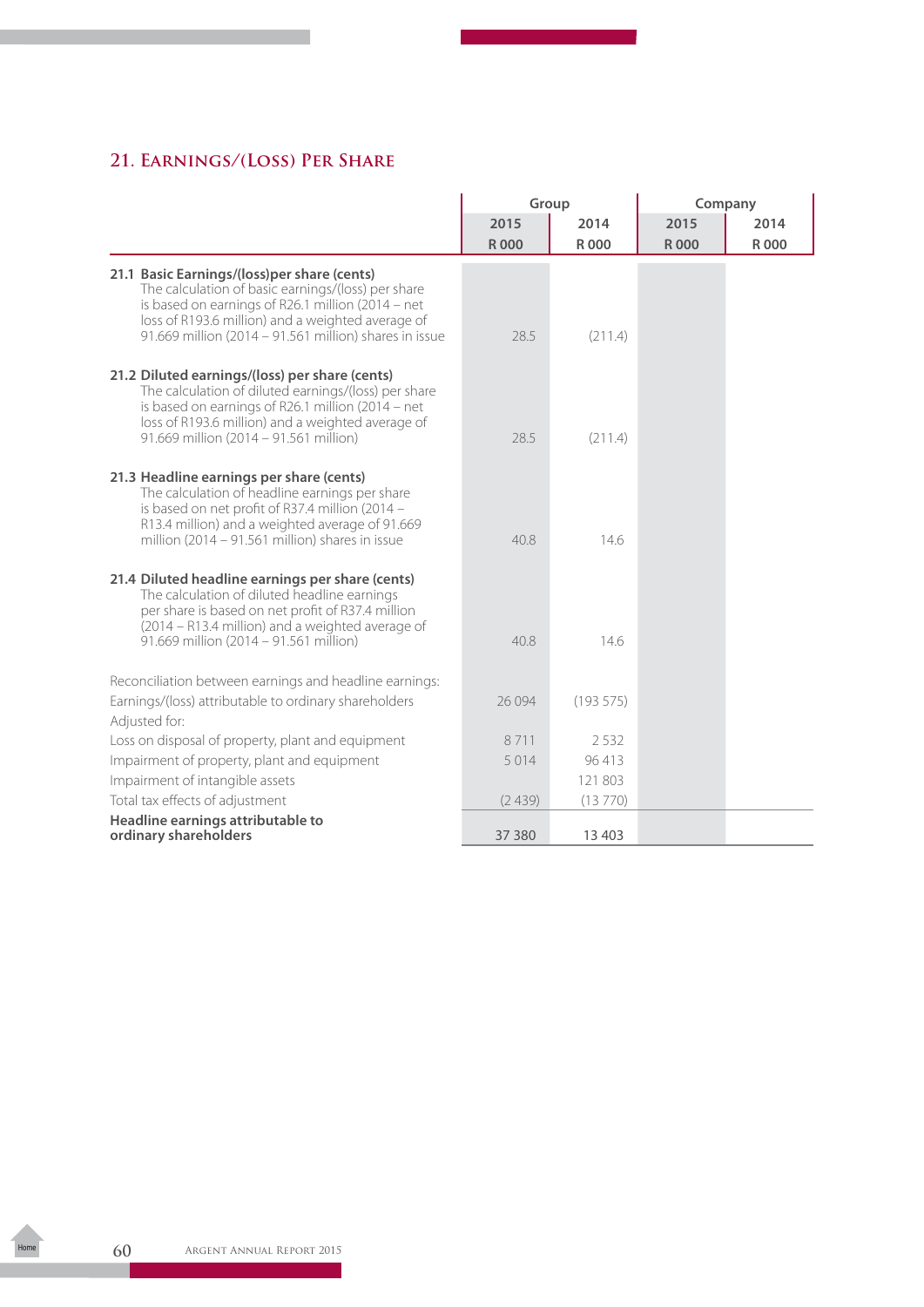## 21. Earnings/(Loss) Per Share

| | Group | | Company | |
|---|---|---|---|---|
| | 2015 R 000 | 2014 R 000 | 2015 R 000 | 2014 R 000 |
| **21.1 Basic Earnings/(loss)per share (cents)** The calculation of basic earnings/(loss) per share is based on earnings of R26.1 million (2014 – net loss of R193.6 million) and a weighted average of 91.669 million (2014 – 91.561 million) shares in issue | 28.5 | (211.4) | | |
| **21.2 Diluted earnings/(loss) per share (cents)** The calculation of diluted earnings/(loss) per share is based on earnings of R26.1 million (2014 – net loss of R193.6 million) and a weighted average of 91.669 million (2014 – 91.561 million) | 28.5 | (211.4) | | |
| **21.3 Headline earnings per share (cents)** The calculation of headline earnings per share is based on net profit of R37.4 million (2014 – R13.4 million) and a weighted average of 91.669 million (2014 – 91.561 million) shares in issue | 40.8 | 14.6 | | |
| **21.4 Diluted headline earnings per share (cents)** The calculation of diluted headline earnings per share is based on net profit of R37.4 million (2014 – R13.4 million) and a weighted average of 91.669 million (2014 – 91.561 million) | 40.8 | 14.6 | | |
| Reconciliation between earnings and headline earnings: | | | | |
| Earnings/(loss) attributable to ordinary shareholders | 26 094 | (193 575) | | |
| Adjusted for: | | | | |
| Loss on disposal of property, plant and equipment | 8 711 | 2 532 | | |
| Impairment of property, plant and equipment | 5 014 | 96 413 | | |
| Impairment of intangible assets | | 121 803 | | |
| Total tax effects of adjustment | (2 439) | (13 770) | | |
| **Headline earnings attributable to ordinary shareholders** | 37 380 | 13 403 | | |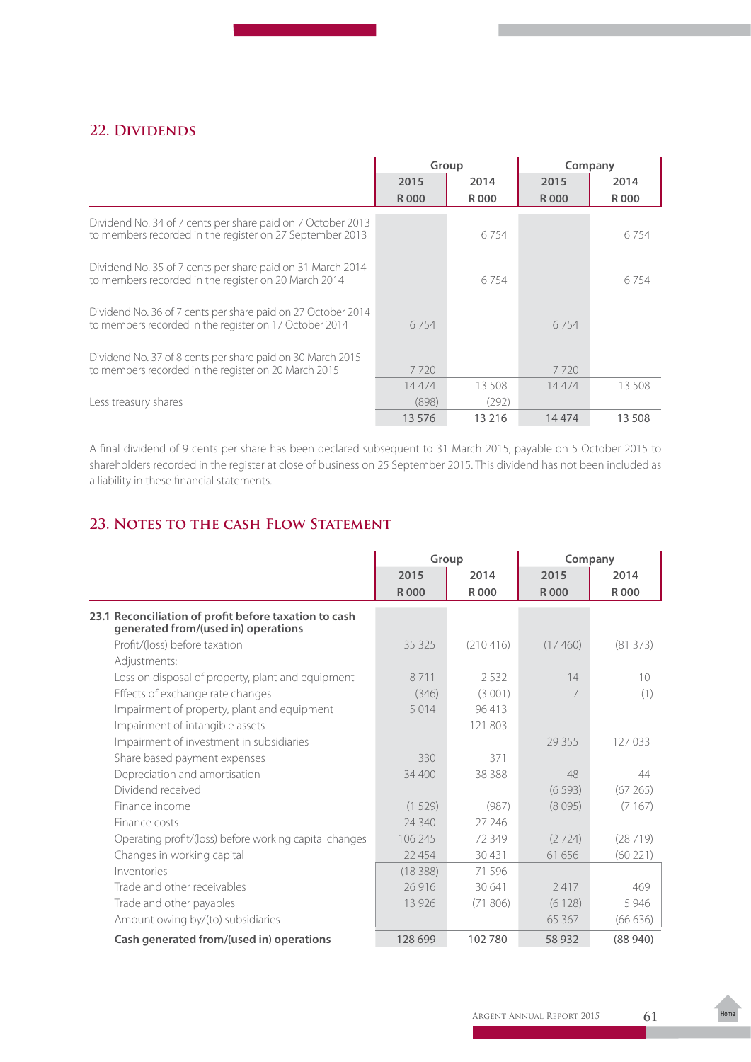## 22. Dividends

| | Group | | Company | |
|---|---|---|---|---|
| | 2015 R 000 | 2014 R 000 | 2015 R 000 | 2014 R 000 |
| Dividend No. 34 of 7 cents per share paid on 7 October 2013 to members recorded in the register on 27 September 2013 | | 6 754 | | 6 754 |
| Dividend No. 35 of 7 cents per share paid on 31 March 2014 to members recorded in the register on 20 March 2014 | | 6 754 | | 6 754 |
| Dividend No. 36 of 7 cents per share paid on 27 October 2014 to members recorded in the register on 17 October 2014 | 6 754 | | 6 754 | |
| Dividend No. 37 of 8 cents per share paid on 30 March 2015 to members recorded in the register on 20 March 2015 | 7 720 | | 7 720 | |
| | 14 474 | 13 508 | 14 474 | 13 508 |
| Less treasury shares | (898) | (292) | | |
| | 13 576 | 13 216 | 14 474 | 13 508 |

A final dividend of 9 cents per share has been declared subsequent to 31 March 2015, payable on 5 October 2015 to shareholders recorded in the register at close of business on 25 September 2015. This dividend has not been included as a liability in these financial statements.

## 23. Notes to the cash Flow Statement

| | Group | | Company | |
|---|---|---|---|---|
| | 2015 R 000 | 2014 R 000 | 2015 R 000 | 2014 R 000 |
| **23.1 Reconciliation of profit before taxation to cash generated from/(used in) operations** | | | | |
| Profit/(loss) before taxation | 35 325 | (210 416) | (17 460) | (81 373) |
| Adjustments: | | | | |
| Loss on disposal of property, plant and equipment | 8 711 | 2 532 | 14 | 10 |
| Effects of exchange rate changes | (346) | (3 001) | 7 | (1) |
| Impairment of property, plant and equipment | 5 014 | 96 413 | | |
| Impairment of intangible assets | | 121 803 | | |
| Impairment of investment in subsidiaries | | | 29 355 | 127 033 |
| Share based payment expenses | 330 | 371 | | |
| Depreciation and amortisation | 34 400 | 38 388 | 48 | 44 |
| Dividend received | | | (6 593) | (67 265) |
| Finance income | (1 529) | (987) | (8 095) | (7 167) |
| Finance costs | 24 340 | 27 246 | | |
| Operating profit/(loss) before working capital changes | 106 245 | 72 349 | (2 724) | (28 719) |
| Changes in working capital | 22 454 | 30 431 | 61 656 | (60 221) |
| Inventories | (18 388) | 71 596 | | |
| Trade and other receivables | 26 916 | 30 641 | 2 417 | 469 |
| Trade and other payables | 13 926 | (71 806) | (6 128) | 5 946 |
| Amount owing by/(to) subsidiaries | | | 65 367 | (66 636) |
| **Cash generated from/(used in) operations** | 128 699 | 102 780 | 58 932 | (88 940) |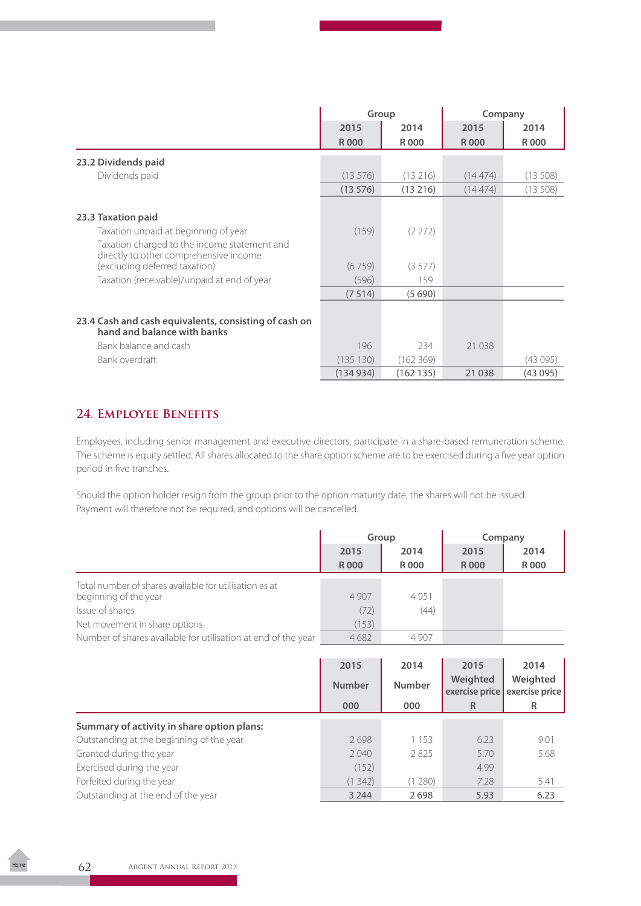| | Group | | Company | |
|---|---|---|---|---|
| | 2015 | 2014 | 2015 | 2014 |
| | R 000 | R 000 | R 000 | R 000 |
| **23.2 Dividends paid** | | | | |
| Dividends paid | (13 576) | (13 216) | (14 474) | (13 508) |
| | (13 576) | (13 216) | (14 474) | (13 508) |
| **23.3 Taxation paid** | | | | |
| Taxation unpaid at beginning of year | (159) | (2 272) | | |
| Taxation charged to the income statement and directly to other comprehensive income (excluding deferred taxation) | (6 759) | (3 577) | | |
| Taxation (receivable)/unpaid at end of year | (596) | 159 | | |
| | (7 514) | (5 690) | | |
| **23.4 Cash and cash equivalents, consisting of cash on hand and balance with banks** | | | | |
| Bank balance and cash | 196 | 234 | 21 038 | |
| Bank overdraft | (135 130) | (162 369) | | (43 095) |
| | (134 934) | (162 135) | 21 038 | (43 095) |

## 24. Employee Benefits

Employees, including senior management and executive directors, participate in a share-based remuneration scheme. The scheme is equity settled. All shares allocated to the share option scheme are to be exercised during a five year option period in five tranches.

Should the option holder resign from the group prior to the option maturity date, the shares will not be issued. Payment will therefore not be required, and options will be cancelled.

| | Group | | Company | |
|---|---|---|---|---|
| | 2015 | 2014 | 2015 | 2014 |
| | R 000 | R 000 | R 000 | R 000 |
| Total number of shares available for utilisation as at beginning of the year | 4 907 | 4 951 | | |
| Issue of shares | (72) | (44) | | |
| Net movement in share options | (153) | | | |
| Number of shares available for utilisation at end of the year | 4 682 | 4 907 | | |

| | 2015 | 2014 | 2015 | 2014 |
|---|---|---|---|---|
| | Number | Number | Weighted exercise price | Weighted exercise price |
| | 000 | 000 | R | R |
| **Summary of activity in share option plans:** | | | | |
| Outstanding at the beginning of the year | 2 698 | 1 153 | 6.23 | 9.01 |
| Granted during the year | 2 040 | 2 825 | 5.70 | 5.68 |
| Exercised during the year | (152) | | 4.99 | |
| Forfeited during the year | (1 342) | (1 280) | 7.28 | 5.41 |
| Outstanding at the end of the year | 3 244 | 2 698 | 5.93 | 6.23 |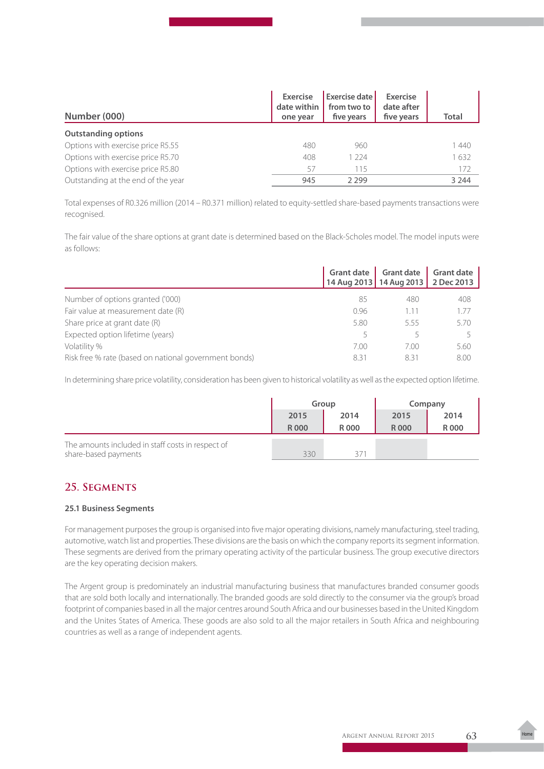| Number (000) | Exercise date within one year | Exercise date from two to five years | Exercise date after five years | Total |
|---|---|---|---|---|
| **Outstanding options** | | | | |
| Options with exercise price R5.55 | 480 | 960 | | 1 440 |
| Options with exercise price R5.70 | 408 | 1 224 | | 1 632 |
| Options with exercise price R5.80 | 57 | 115 | | 172 |
| Outstanding at the end of the year | 945 | 2 299 | | 3 244 |

Total expenses of R0.326 million (2014 – R0.371 million) related to equity-settled share-based payments transactions were recognised.

The fair value of the share options at grant date is determined based on the Black-Scholes model. The model inputs were as follows:

| | Grant date 14 Aug 2013 | Grant date 14 Aug 2013 | Grant date 2 Dec 2013 |
|---|---|---|---|
| Number of options granted ('000) | 85 | 480 | 408 |
| Fair value at measurement date (R) | 0.96 | 1.11 | 1.77 |
| Share price at grant date (R) | 5.80 | 5.55 | 5.70 |
| Expected option lifetime (years) | 5 | 5 | 5 |
| Volatility % | 7.00 | 7.00 | 5.60 |
| Risk free % rate (based on national government bonds) | 8.31 | 8.31 | 8.00 |

In determining share price volatility, consideration has been given to historical volatility as well as the expected option lifetime.

| | Group | | Company | |
|---|---|---|---|---|
| | 2015 R 000 | 2014 R 000 | 2015 R 000 | 2014 R 000 |
| The amounts included in staff costs in respect of share-based payments | 330 | 371 | | |

## 25. Segments

### 25.1 Business Segments

For management purposes the group is organised into five major operating divisions, namely manufacturing, steel trading, automotive, watch list and properties. These divisions are the basis on which the company reports its segment information. These segments are derived from the primary operating activity of the particular business. The group executive directors are the key operating decision makers.

The Argent group is predominately an industrial manufacturing business that manufactures branded consumer goods that are sold both locally and internationally. The branded goods are sold directly to the consumer via the group's broad footprint of companies based in all the major centres around South Africa and our businesses based in the United Kingdom and the Unites States of America. These goods are also sold to all the major retailers in South Africa and neighbouring countries as well as a range of independent agents.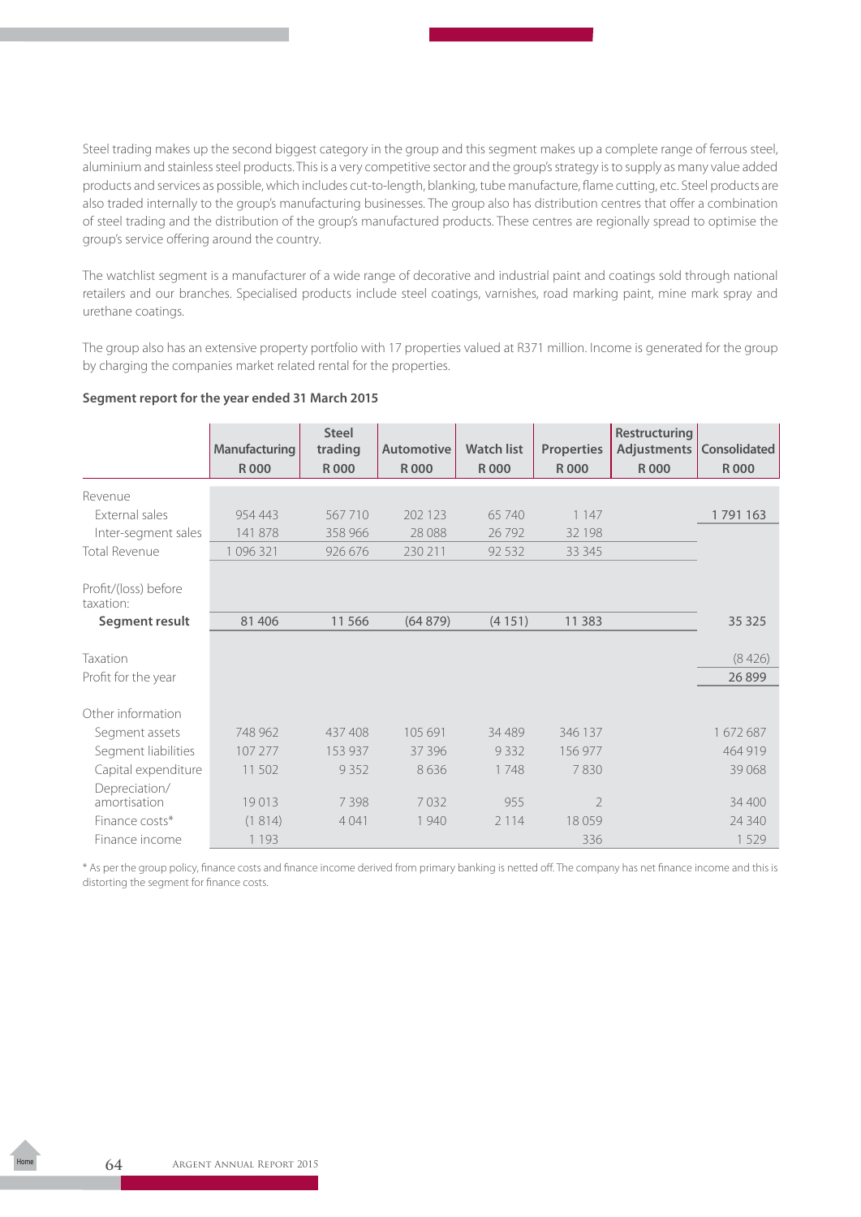Steel trading makes up the second biggest category in the group and this segment makes up a complete range of ferrous steel, aluminium and stainless steel products. This is a very competitive sector and the group's strategy is to supply as many value added products and services as possible, which includes cut-to-length, blanking, tube manufacture, flame cutting, etc. Steel products are also traded internally to the group's manufacturing businesses. The group also has distribution centres that offer a combination of steel trading and the distribution of the group's manufactured products. These centres are regionally spread to optimise the group's service offering around the country.

The watchlist segment is a manufacturer of a wide range of decorative and industrial paint and coatings sold through national retailers and our branches. Specialised products include steel coatings, varnishes, road marking paint, mine mark spray and urethane coatings.

The group also has an extensive property portfolio with 17 properties valued at R371 million. Income is generated for the group by charging the companies market related rental for the properties.

**Segment report for the year ended 31 March 2015**

| | Manufacturing R 000 | Steel trading R 000 | Automotive R 000 | Watch list R 000 | Properties R 000 | Restructuring Adjustments R 000 | Consolidated R 000 |
|---|---|---|---|---|---|---|---|
| Revenue | | | | | | | |
| External sales | 954 443 | 567 710 | 202 123 | 65 740 | 1 147 | | 1 791 163 |
| Inter-segment sales | 141 878 | 358 966 | 28 088 | 26 792 | 32 198 | | |
| Total Revenue | 1 096 321 | 926 676 | 230 211 | 92 532 | 33 345 | | |
| Profit/(loss) before taxation: | | | | | | | |
| **Segment result** | 81 406 | 11 566 | (64 879) | (4 151) | 11 383 | | 35 325 |
| Taxation | | | | | | | (8 426) |
| Profit for the year | | | | | | | 26 899 |
| Other information | | | | | | | |
| Segment assets | 748 962 | 437 408 | 105 691 | 34 489 | 346 137 | | 1 672 687 |
| Segment liabilities | 107 277 | 153 937 | 37 396 | 9 332 | 156 977 | | 464 919 |
| Capital expenditure | 11 502 | 9 352 | 8 636 | 1 748 | 7 830 | | 39 068 |
| Depreciation/amortisation | 19 013 | 7 398 | 7 032 | 955 | 2 | | 34 400 |
| Finance costs* | (1 814) | 4 041 | 1 940 | 2 114 | 18 059 | | 24 340 |
| Finance income | 1 193 | | | | 336 | | 1 529 |

\* As per the group policy, finance costs and finance income derived from primary banking is netted off. The company has net finance income and this is distorting the segment for finance costs.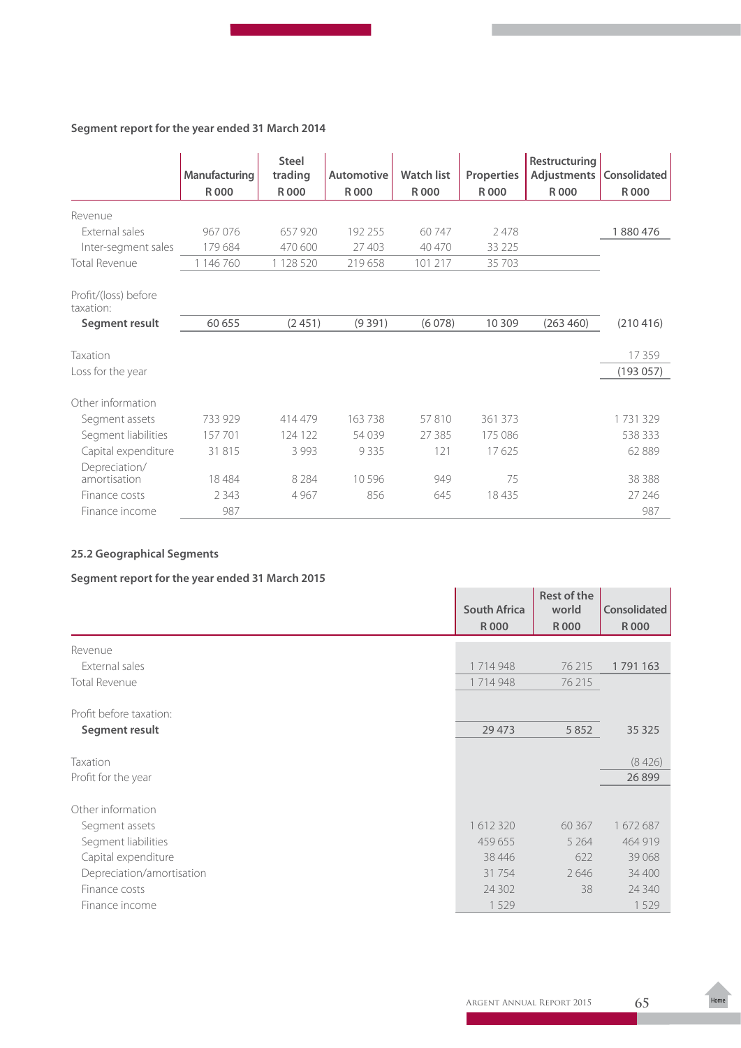**Segment report for the year ended 31 March 2014**

| | Manufacturing R 000 | Steel trading R 000 | Automotive R 000 | Watch list R 000 | Properties R 000 | Restructuring Adjustments R 000 | Consolidated R 000 |
|---|---|---|---|---|---|---|---|
| Revenue | | | | | | | |
| External sales | 967 076 | 657 920 | 192 255 | 60 747 | 2 478 | | 1 880 476 |
| Inter-segment sales | 179 684 | 470 600 | 27 403 | 40 470 | 33 225 | | |
| Total Revenue | 1 146 760 | 1 128 520 | 219 658 | 101 217 | 35 703 | | |
| Profit/(loss) before taxation: | | | | | | | |
| **Segment result** | 60 655 | (2 451) | (9 391) | (6 078) | 10 309 | (263 460) | (210 416) |
| Taxation | | | | | | | 17 359 |
| Loss for the year | | | | | | | (193 057) |
| Other information | | | | | | | |
| Segment assets | 733 929 | 414 479 | 163 738 | 57 810 | 361 373 | | 1 731 329 |
| Segment liabilities | 157 701 | 124 122 | 54 039 | 27 385 | 175 086 | | 538 333 |
| Capital expenditure | 31 815 | 3 993 | 9 335 | 121 | 17 625 | | 62 889 |
| Depreciation/ amortisation | 18 484 | 8 284 | 10 596 | 949 | 75 | | 38 388 |
| Finance costs | 2 343 | 4 967 | 856 | 645 | 18 435 | | 27 246 |
| Finance income | 987 | | | | | | 987 |

### 25.2 Geographical Segments

**Segment report for the year ended 31 March 2015**

| | South Africa R 000 | Rest of the world R 000 | Consolidated R 000 |
|---|---|---|---|
| Revenue | | | |
| External sales | 1 714 948 | 76 215 | 1 791 163 |
| Total Revenue | 1 714 948 | 76 215 | |
| Profit before taxation: | | | |
| **Segment result** | 29 473 | 5 852 | 35 325 |
| Taxation | | | (8 426) |
| Profit for the year | | | 26 899 |
| Other information | | | |
| Segment assets | 1 612 320 | 60 367 | 1 672 687 |
| Segment liabilities | 459 655 | 5 264 | 464 919 |
| Capital expenditure | 38 446 | 622 | 39 068 |
| Depreciation/amortisation | 31 754 | 2 646 | 34 400 |
| Finance costs | 24 302 | 38 | 24 340 |
| Finance income | 1 529 | | 1 529 |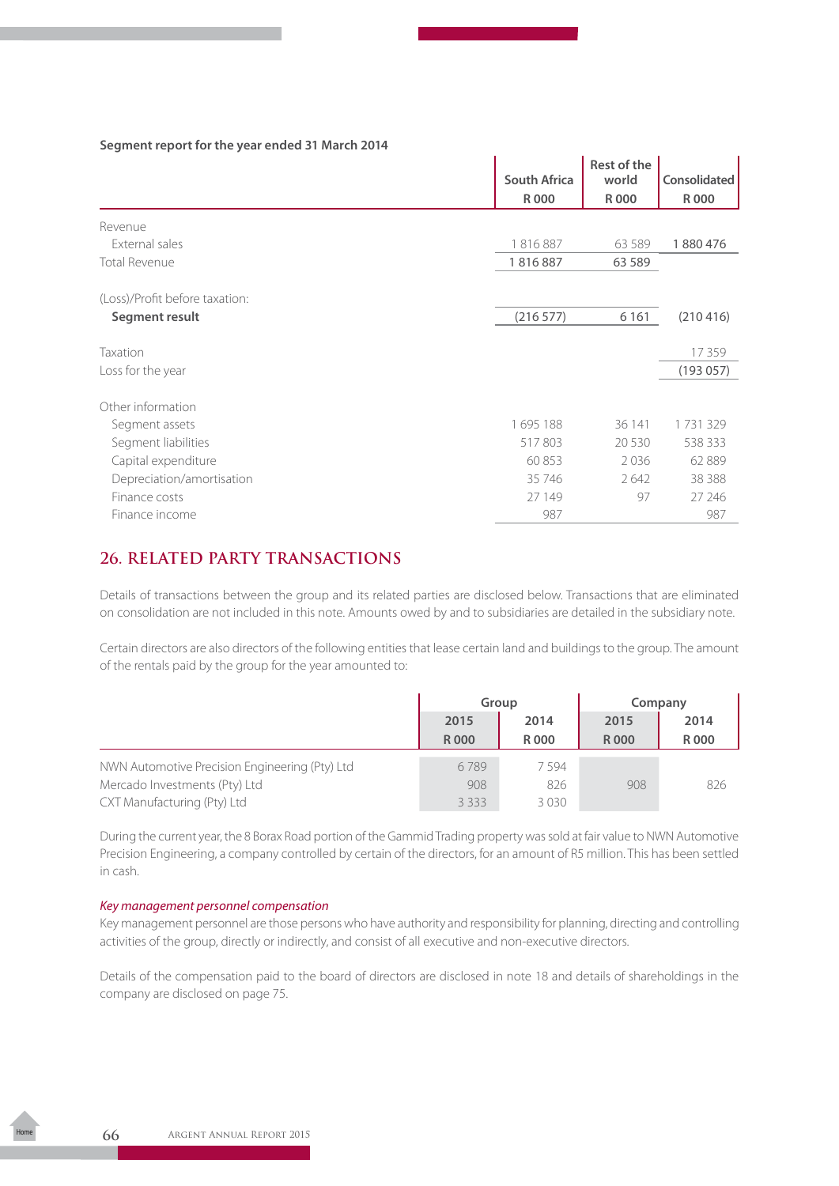**Segment report for the year ended 31 March 2014**

| | South Africa R 000 | Rest of the world R 000 | Consolidated R 000 |
|---|---|---|---|
| Revenue | | | |
| External sales | 1 816 887 | 63 589 | 1 880 476 |
| Total Revenue | 1 816 887 | 63 589 | |
| (Loss)/Profit before taxation: | | | |
| **Segment result** | (216 577) | 6 161 | (210 416) |
| Taxation | | | 17 359 |
| Loss for the year | | | (193 057) |
| Other information | | | |
| Segment assets | 1 695 188 | 36 141 | 1 731 329 |
| Segment liabilities | 517 803 | 20 530 | 538 333 |
| Capital expenditure | 60 853 | 2 036 | 62 889 |
| Depreciation/amortisation | 35 746 | 2 642 | 38 388 |
| Finance costs | 27 149 | 97 | 27 246 |
| Finance income | 987 | | 987 |

## 26. RELATED PARTY TRANSACTIONS

Details of transactions between the group and its related parties are disclosed below. Transactions that are eliminated on consolidation are not included in this note. Amounts owed by and to subsidiaries are detailed in the subsidiary note.

Certain directors are also directors of the following entities that lease certain land and buildings to the group. The amount of the rentals paid by the group for the year amounted to:

| | Group | | Company | |
|---|---|---|---|---|
| | 2015 R 000 | 2014 R 000 | 2015 R 000 | 2014 R 000 |
| NWN Automotive Precision Engineering (Pty) Ltd | 6 789 | 7 594 | | |
| Mercado Investments (Pty) Ltd | 908 | 826 | 908 | 826 |
| CXT Manufacturing (Pty) Ltd | 3 333 | 3 030 | | |

During the current year, the 8 Borax Road portion of the Gammid Trading property was sold at fair value to NWN Automotive Precision Engineering, a company controlled by certain of the directors, for an amount of R5 million. This has been settled in cash.

*Key management personnel compensation*

Key management personnel are those persons who have authority and responsibility for planning, directing and controlling activities of the group, directly or indirectly, and consist of all executive and non-executive directors.

Details of the compensation paid to the board of directors are disclosed in note 18 and details of shareholdings in the company are disclosed on page 75.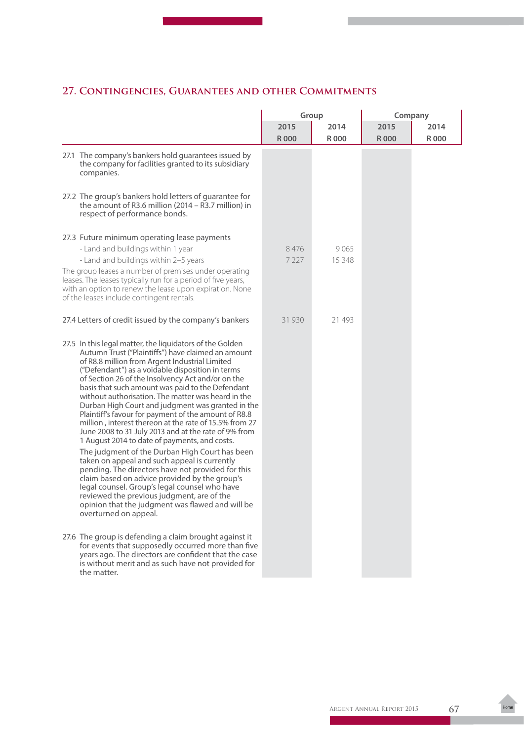## 27. Contingencies, Guarantees and other Commitments

| | Group | | Company | |
|---|---|---|---|---|
| | 2015 | 2014 | 2015 | 2014 |
| | R 000 | R 000 | R 000 | R 000 |
| 27.1 The company's bankers hold guarantees issued by the company for facilities granted to its subsidiary companies. | | | | |
| 27.2 The group's bankers hold letters of guarantee for the amount of R3.6 million (2014 – R3.7 million) in respect of performance bonds. | | | | |
| 27.3 Future minimum operating lease payments | | | | |
| - Land and buildings within 1 year | 8 476 | 9 065 | | |
| - Land and buildings within 2–5 years | 7 227 | 15 348 | | |
| The group leases a number of premises under operating leases. The leases typically run for a period of five years, with an option to renew the lease upon expiration. None of the leases include contingent rentals. | | | | |
| 27.4 Letters of credit issued by the company's bankers | 31 930 | 21 493 | | |

27.5 In this legal matter, the liquidators of the Golden Autumn Trust ("Plaintiffs") have claimed an amount of R8.8 million from Argent Industrial Limited ("Defendant") as a voidable disposition in terms of Section 26 of the Insolvency Act and/or on the basis that such amount was paid to the Defendant without authorisation. The matter was heard in the Durban High Court and judgment was granted in the Plaintiff's favour for payment of the amount of R8.8 million , interest thereon at the rate of 15.5% from 27 June 2008 to 31 July 2013 and at the rate of 9% from 1 August 2014 to date of payments, and costs.

The judgment of the Durban High Court has been taken on appeal and such appeal is currently pending. The directors have not provided for this claim based on advice provided by the group's legal counsel. Group's legal counsel who have reviewed the previous judgment, are of the opinion that the judgment was flawed and will be overturned on appeal.

27.6 The group is defending a claim brought against it for events that supposedly occurred more than five years ago. The directors are confident that the case is without merit and as such have not provided for the matter.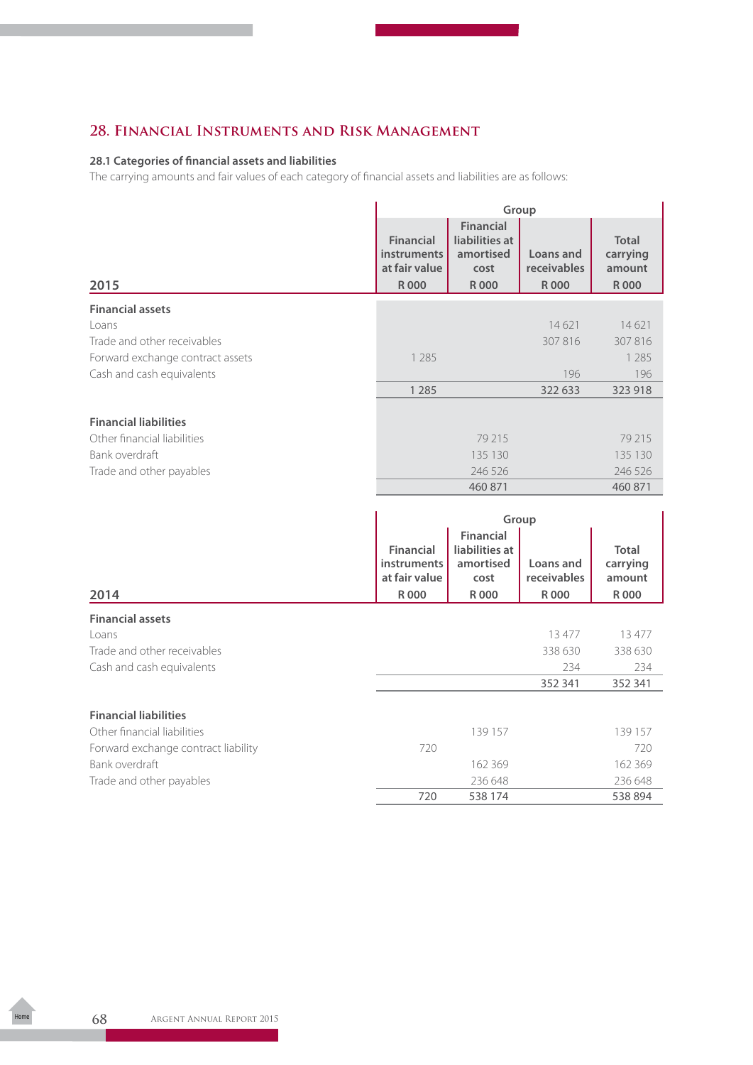## 28. Financial Instruments and Risk Management

### 28.1 Categories of financial assets and liabilities

The carrying amounts and fair values of each category of financial assets and liabilities are as follows:

| | Group | | | |
|---|---|---|---|---|
| **2015** | **Financial instruments at fair value R 000** | **Financial liabilities at amortised cost R 000** | **Loans and receivables R 000** | **Total carrying amount R 000** |
| **Financial assets** | | | | |
| Loans | | | 14 621 | 14 621 |
| Trade and other receivables | | | 307 816 | 307 816 |
| Forward exchange contract assets | 1 285 | | | 1 285 |
| Cash and cash equivalents | | | 196 | 196 |
| | 1 285 | | 322 633 | 323 918 |
| **Financial liabilities** | | | | |
| Other financial liabilities | | 79 215 | | 79 215 |
| Bank overdraft | | 135 130 | | 135 130 |
| Trade and other payables | | 246 526 | | 246 526 |
| | | 460 871 | | 460 871 |

| | Group | | | |
|---|---|---|---|---|
| **2014** | **Financial instruments at fair value R 000** | **Financial liabilities at amortised cost R 000** | **Loans and receivables R 000** | **Total carrying amount R 000** |
| **Financial assets** | | | | |
| Loans | | | 13 477 | 13 477 |
| Trade and other receivables | | | 338 630 | 338 630 |
| Cash and cash equivalents | | | 234 | 234 |
| | | | 352 341 | 352 341 |
| **Financial liabilities** | | | | |
| Other financial liabilities | | 139 157 | | 139 157 |
| Forward exchange contract liability | 720 | | | 720 |
| Bank overdraft | | 162 369 | | 162 369 |
| Trade and other payables | | 236 648 | | 236 648 |
| | 720 | 538 174 | | 538 894 |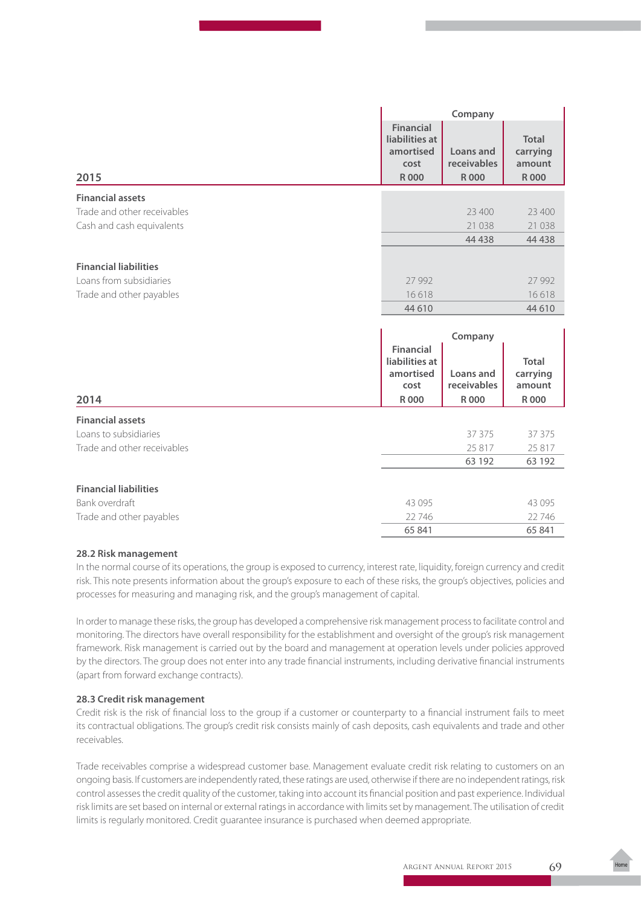| 2015 | Company | | |
|---|---|---|---|
| | Financial liabilities at amortised cost R 000 | Loans and receivables R 000 | Total carrying amount R 000 |
| **Financial assets** | | | |
| Trade and other receivables | | 23 400 | 23 400 |
| Cash and cash equivalents | | 21 038 | 21 038 |
| | | 44 438 | 44 438 |
| **Financial liabilities** | | | |
| Loans from subsidiaries | 27 992 | | 27 992 |
| Trade and other payables | 16 618 | | 16 618 |
| | 44 610 | | 44 610 |

| 2014 | Company | | |
|---|---|---|---|
| | Financial liabilities at amortised cost R 000 | Loans and receivables R 000 | Total carrying amount R 000 |
| **Financial assets** | | | |
| Loans to subsidiaries | | 37 375 | 37 375 |
| Trade and other receivables | | 25 817 | 25 817 |
| | | 63 192 | 63 192 |
| **Financial liabilities** | | | |
| Bank overdraft | 43 095 | | 43 095 |
| Trade and other payables | 22 746 | | 22 746 |
| | 65 841 | | 65 841 |

### 28.2 Risk management

In the normal course of its operations, the group is exposed to currency, interest rate, liquidity, foreign currency and credit risk. This note presents information about the group's exposure to each of these risks, the group's objectives, policies and processes for measuring and managing risk, and the group's management of capital.

In order to manage these risks, the group has developed a comprehensive risk management process to facilitate control and monitoring. The directors have overall responsibility for the establishment and oversight of the group's risk management framework. Risk management is carried out by the board and management at operation levels under policies approved by the directors. The group does not enter into any trade financial instruments, including derivative financial instruments (apart from forward exchange contracts).

### 28.3 Credit risk management

Credit risk is the risk of financial loss to the group if a customer or counterparty to a financial instrument fails to meet its contractual obligations. The group's credit risk consists mainly of cash deposits, cash equivalents and trade and other receivables.

Trade receivables comprise a widespread customer base. Management evaluate credit risk relating to customers on an ongoing basis. If customers are independently rated, these ratings are used, otherwise if there are no independent ratings, risk control assesses the credit quality of the customer, taking into account its financial position and past experience. Individual risk limits are set based on internal or external ratings in accordance with limits set by management. The utilisation of credit limits is regularly monitored. Credit guarantee insurance is purchased when deemed appropriate.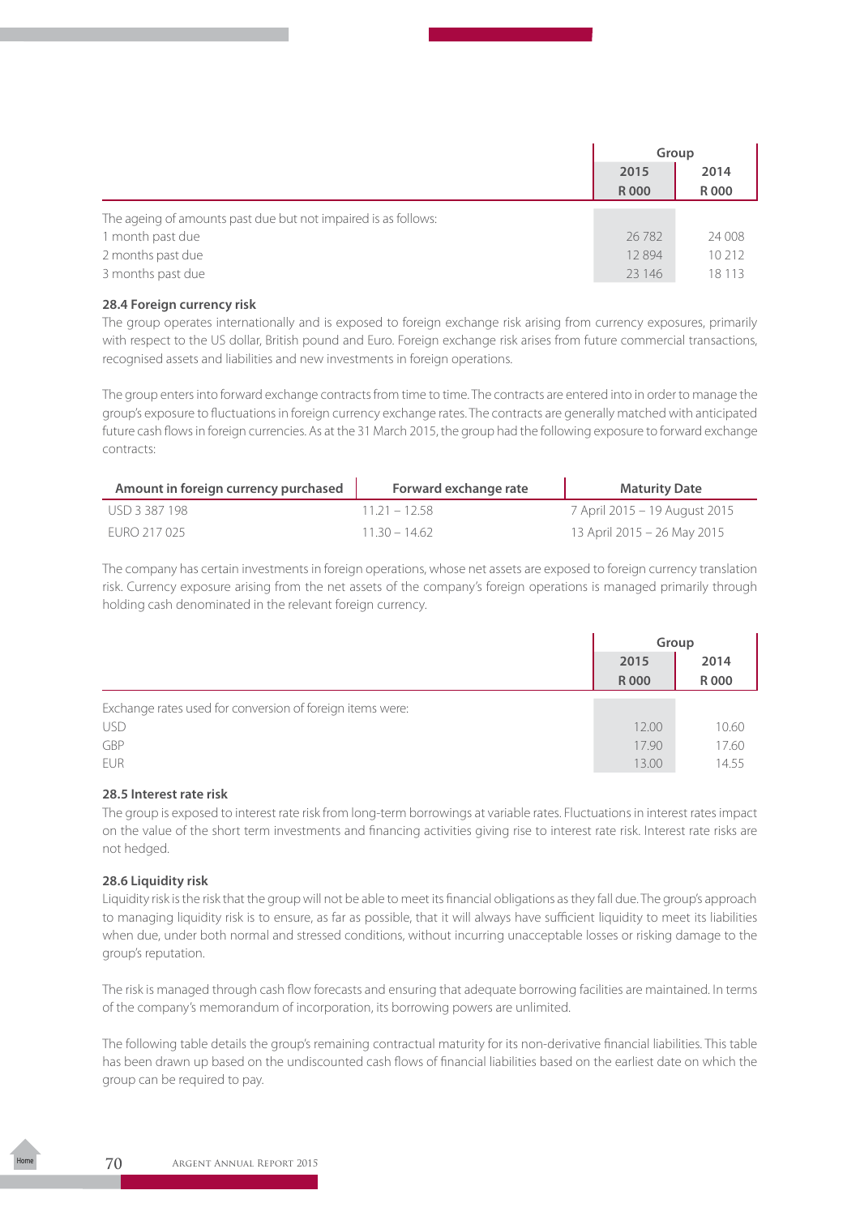| | Group | |
|---|---|---|
| | 2015 | 2014 |
| | R 000 | R 000 |
| The ageing of amounts past due but not impaired is as follows: | | |
| 1 month past due | 26 782 | 24 008 |
| 2 months past due | 12 894 | 10 212 |
| 3 months past due | 23 146 | 18 113 |

**28.4 Foreign currency risk**

The group operates internationally and is exposed to foreign exchange risk arising from currency exposures, primarily with respect to the US dollar, British pound and Euro. Foreign exchange risk arises from future commercial transactions, recognised assets and liabilities and new investments in foreign operations.

The group enters into forward exchange contracts from time to time. The contracts are entered into in order to manage the group's exposure to fluctuations in foreign currency exchange rates. The contracts are generally matched with anticipated future cash flows in foreign currencies. As at the 31 March 2015, the group had the following exposure to forward exchange contracts:

| Amount in foreign currency purchased | Forward exchange rate | Maturity Date |
|---|---|---|
| USD 3 387 198 | 11.21 – 12.58 | 7 April 2015 – 19 August 2015 |
| EURO 217 025 | 11.30 – 14.62 | 13 April 2015 – 26 May 2015 |

The company has certain investments in foreign operations, whose net assets are exposed to foreign currency translation risk. Currency exposure arising from the net assets of the company's foreign operations is managed primarily through holding cash denominated in the relevant foreign currency.

| | Group | |
|---|---|---|
| | 2015 | 2014 |
| | R 000 | R 000 |
| Exchange rates used for conversion of foreign items were: | | |
| USD | 12.00 | 10.60 |
| GBP | 17.90 | 17.60 |
| EUR | 13.00 | 14.55 |

**28.5 Interest rate risk**

The group is exposed to interest rate risk from long-term borrowings at variable rates. Fluctuations in interest rates impact on the value of the short term investments and financing activities giving rise to interest rate risk. Interest rate risks are not hedged.

**28.6 Liquidity risk**

Liquidity risk is the risk that the group will not be able to meet its financial obligations as they fall due. The group's approach to managing liquidity risk is to ensure, as far as possible, that it will always have sufficient liquidity to meet its liabilities when due, under both normal and stressed conditions, without incurring unacceptable losses or risking damage to the group's reputation.

The risk is managed through cash flow forecasts and ensuring that adequate borrowing facilities are maintained. In terms of the company's memorandum of incorporation, its borrowing powers are unlimited.

The following table details the group's remaining contractual maturity for its non-derivative financial liabilities. This table has been drawn up based on the undiscounted cash flows of financial liabilities based on the earliest date on which the group can be required to pay.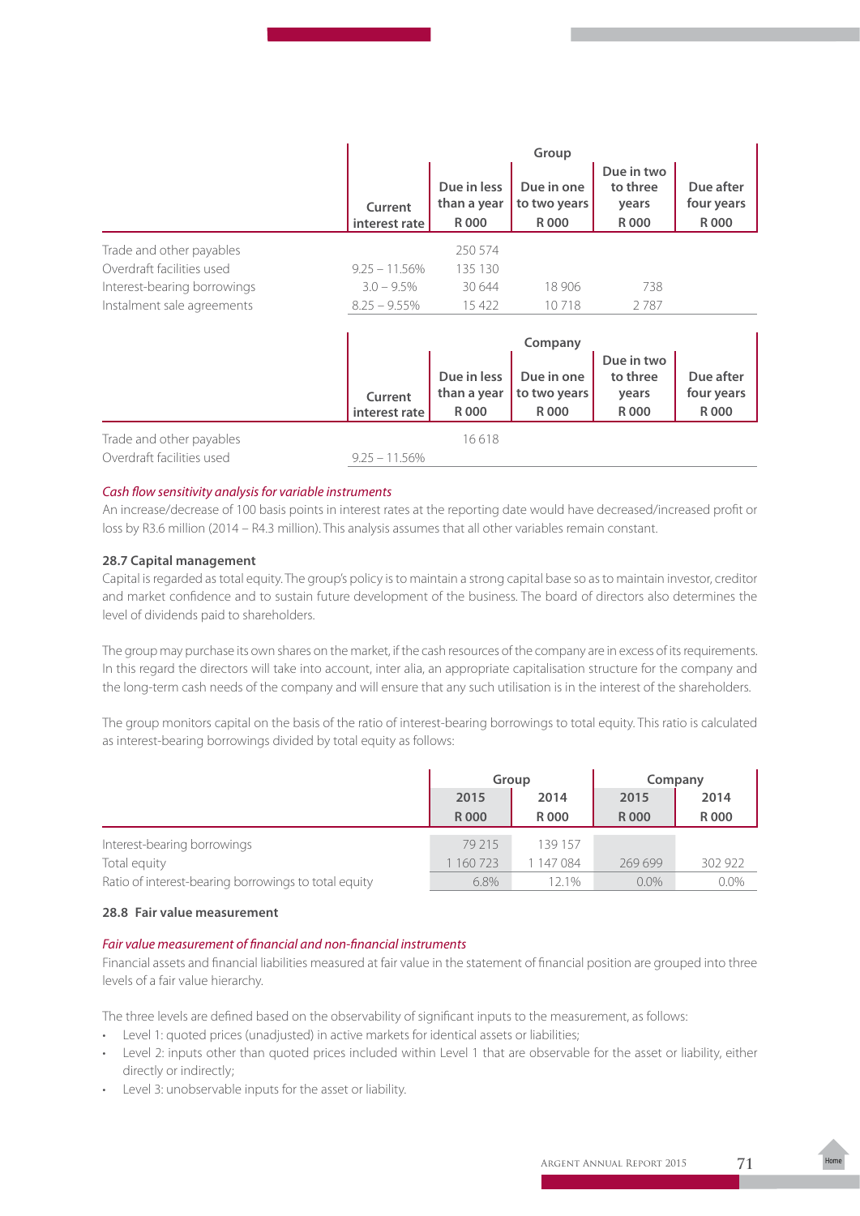| | Group | | | | |
|---|---|---|---|---|---|
| | Current interest rate | Due in less than a year R 000 | Due in one to two years R 000 | Due in two to three years R 000 | Due after four years R 000 |
| Trade and other payables | | 250 574 | | | |
| Overdraft facilities used | 9.25 – 11.56% | 135 130 | | | |
| Interest-bearing borrowings | 3.0 – 9.5% | 30 644 | 18 906 | 738 | |
| Instalment sale agreements | 8.25 – 9.55% | 15 422 | 10 718 | 2 787 | |

| | Company | | | | |
|---|---|---|---|---|---|
| | Current interest rate | Due in less than a year R 000 | Due in one to two years R 000 | Due in two to three years R 000 | Due after four years R 000 |
| Trade and other payables | | 16 618 | | | |
| Overdraft facilities used | 9.25 – 11.56% | | | | |

*Cash flow sensitivity analysis for variable instruments*

An increase/decrease of 100 basis points in interest rates at the reporting date would have decreased/increased profit or loss by R3.6 million (2014 – R4.3 million). This analysis assumes that all other variables remain constant.

### 28.7 Capital management

Capital is regarded as total equity. The group's policy is to maintain a strong capital base so as to maintain investor, creditor and market confidence and to sustain future development of the business. The board of directors also determines the level of dividends paid to shareholders.

The group may purchase its own shares on the market, if the cash resources of the company are in excess of its requirements. In this regard the directors will take into account, inter alia, an appropriate capitalisation structure for the company and the long-term cash needs of the company and will ensure that any such utilisation is in the interest of the shareholders.

The group monitors capital on the basis of the ratio of interest-bearing borrowings to total equity. This ratio is calculated as interest-bearing borrowings divided by total equity as follows:

| | Group | | Company | |
|---|---|---|---|---|
| | 2015 R 000 | 2014 R 000 | 2015 R 000 | 2014 R 000 |
| Interest-bearing borrowings | 79 215 | 139 157 | | |
| Total equity | 1 160 723 | 1 147 084 | 269 699 | 302 922 |
| Ratio of interest-bearing borrowings to total equity | 6.8% | 12.1% | 0.0% | 0.0% |

### 28.8 Fair value measurement

*Fair value measurement of financial and non-financial instruments*

Financial assets and financial liabilities measured at fair value in the statement of financial position are grouped into three levels of a fair value hierarchy.

The three levels are defined based on the observability of significant inputs to the measurement, as follows:

- Level 1: quoted prices (unadjusted) in active markets for identical assets or liabilities;
- Level 2: inputs other than quoted prices included within Level 1 that are observable for the asset or liability, either directly or indirectly;
- Level 3: unobservable inputs for the asset or liability.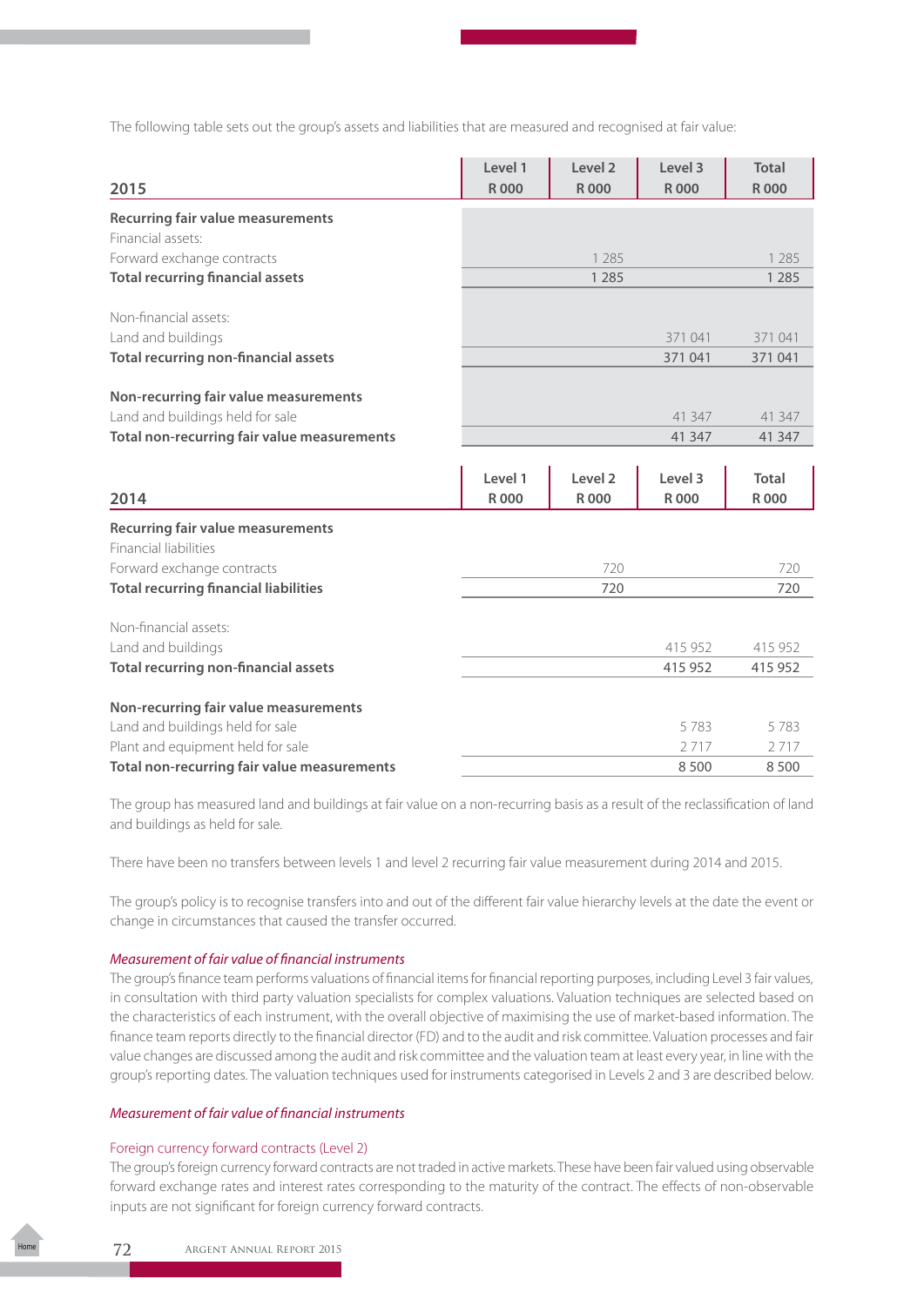The following table sets out the group's assets and liabilities that are measured and recognised at fair value:

| 2015 | Level 1 R 000 | Level 2 R 000 | Level 3 R 000 | Total R 000 |
|---|---|---|---|---|
| **Recurring fair value measurements** | | | | |
| Financial assets: | | | | |
| Forward exchange contracts | | 1 285 | | 1 285 |
| **Total recurring financial assets** | | 1 285 | | 1 285 |
| | | | | |
| Non-financial assets: | | | | |
| Land and buildings | | | 371 041 | 371 041 |
| **Total recurring non-financial assets** | | | 371 041 | 371 041 |
| | | | | |
| **Non-recurring fair value measurements** | | | | |
| Land and buildings held for sale | | | 41 347 | 41 347 |
| **Total non-recurring fair value measurements** | | | 41 347 | 41 347 |

| 2014 | Level 1 R 000 | Level 2 R 000 | Level 3 R 000 | Total R 000 |
|---|---|---|---|---|
| **Recurring fair value measurements** | | | | |
| Financial liabilities | | | | |
| Forward exchange contracts | | 720 | | 720 |
| **Total recurring financial liabilities** | | 720 | | 720 |
| | | | | |
| Non-financial assets: | | | | |
| Land and buildings | | | 415 952 | 415 952 |
| **Total recurring non-financial assets** | | | 415 952 | 415 952 |
| | | | | |
| **Non-recurring fair value measurements** | | | | |
| Land and buildings held for sale | | | 5 783 | 5 783 |
| Plant and equipment held for sale | | | 2 717 | 2 717 |
| **Total non-recurring fair value measurements** | | | 8 500 | 8 500 |

The group has measured land and buildings at fair value on a non-recurring basis as a result of the reclassification of land and buildings as held for sale.

There have been no transfers between levels 1 and level 2 recurring fair value measurement during 2014 and 2015.

The group's policy is to recognise transfers into and out of the different fair value hierarchy levels at the date the event or change in circumstances that caused the transfer occurred.

*Measurement of fair value of financial instruments*

The group's finance team performs valuations of financial items for financial reporting purposes, including Level 3 fair values, in consultation with third party valuation specialists for complex valuations. Valuation techniques are selected based on the characteristics of each instrument, with the overall objective of maximising the use of market-based information. The finance team reports directly to the financial director (FD) and to the audit and risk committee. Valuation processes and fair value changes are discussed among the audit and risk committee and the valuation team at least every year, in line with the group's reporting dates. The valuation techniques used for instruments categorised in Levels 2 and 3 are described below.

*Measurement of fair value of financial instruments*

Foreign currency forward contracts (Level 2)

The group's foreign currency forward contracts are not traded in active markets. These have been fair valued using observable forward exchange rates and interest rates corresponding to the maturity of the contract. The effects of non-observable inputs are not significant for foreign currency forward contracts.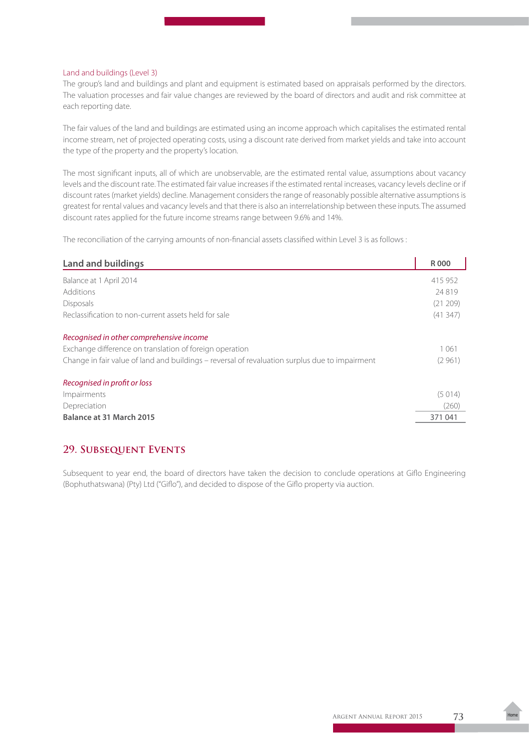Land and buildings (Level 3)

The group's land and buildings and plant and equipment is estimated based on appraisals performed by the directors. The valuation processes and fair value changes are reviewed by the board of directors and audit and risk committee at each reporting date.

The fair values of the land and buildings are estimated using an income approach which capitalises the estimated rental income stream, net of projected operating costs, using a discount rate derived from market yields and take into account the type of the property and the property's location.

The most significant inputs, all of which are unobservable, are the estimated rental value, assumptions about vacancy levels and the discount rate. The estimated fair value increases if the estimated rental increases, vacancy levels decline or if discount rates (market yields) decline. Management considers the range of reasonably possible alternative assumptions is greatest for rental values and vacancy levels and that there is also an interrelationship between these inputs. The assumed discount rates applied for the future income streams range between 9.6% and 14%.

The reconciliation of the carrying amounts of non-financial assets classified within Level 3 is as follows :

| Land and buildings | R 000 |
|---|---|
| Balance at 1 April 2014 | 415 952 |
| Additions | 24 819 |
| Disposals | (21 209) |
| Reclassification to non-current assets held for sale | (41 347) |
| *Recognised in other comprehensive income* | |
| Exchange difference on translation of foreign operation | 1 061 |
| Change in fair value of land and buildings – reversal of revaluation surplus due to impairment | (2 961) |
| *Recognised in profit or loss* | |
| Impairments | (5 014) |
| Depreciation | (260) |
| **Balance at 31 March 2015** | 371 041 |

## 29. Subsequent Events

Subsequent to year end, the board of directors have taken the decision to conclude operations at Giflo Engineering (Bophuthatswana) (Pty) Ltd ("Giflo"), and decided to dispose of the Giflo property via auction.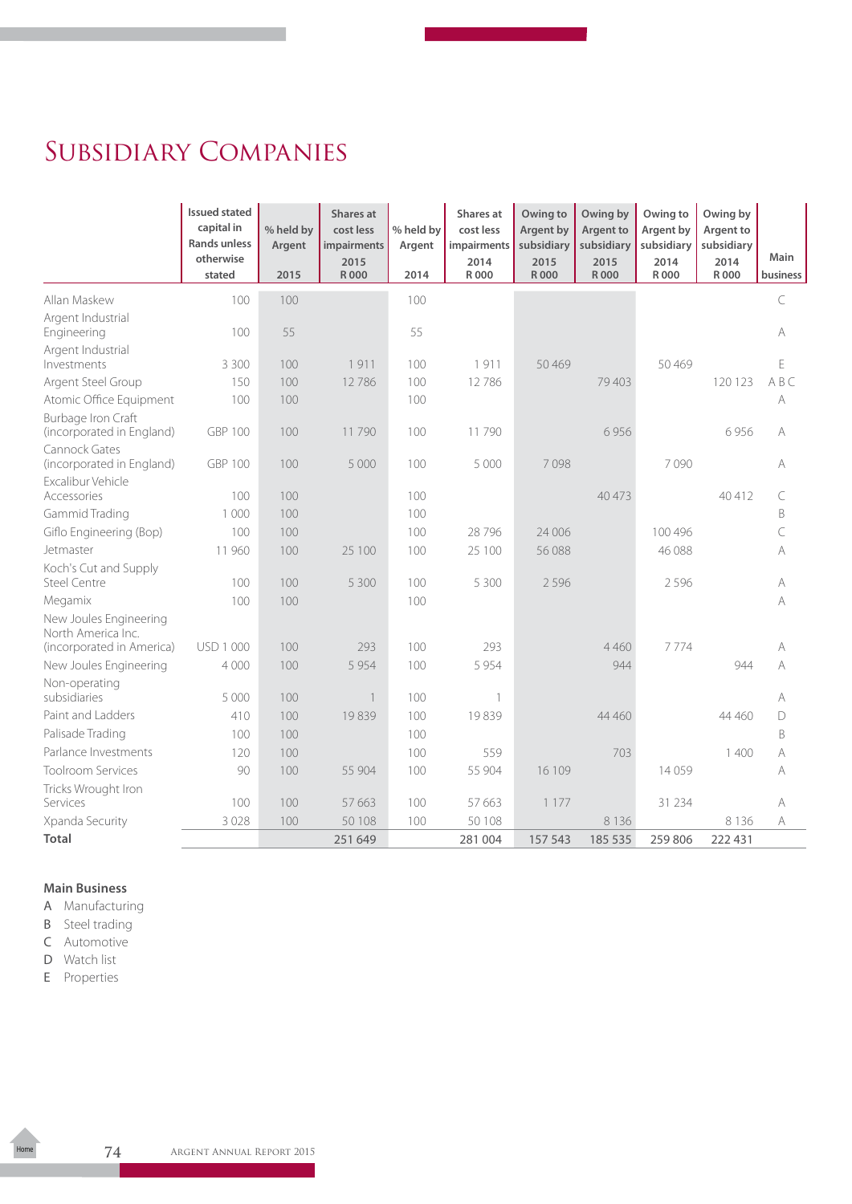# Subsidiary Companies

| | Issued stated capital in Rands unless otherwise stated | % held by Argent 2015 | Shares at cost less impairments 2015 R 000 | % held by Argent 2014 | Shares at cost less impairments 2014 R 000 | Owing to Argent by subsidiary 2015 R 000 | Owing by Argent to subsidiary 2015 R 000 | Owing to Argent by subsidiary 2014 R 000 | Owing by Argent to subsidiary 2014 R 000 | Main business |
|---|---|---|---|---|---|---|---|---|---|---|
| Allan Maskew | 100 | 100 | | 100 | | | | | | C |
| Argent Industrial Engineering | 100 | 55 | | 55 | | | | | | A |
| Argent Industrial Investments | 3 300 | 100 | 1 911 | 100 | 1 911 | 50 469 | | 50 469 | | E |
| Argent Steel Group | 150 | 100 | 12 786 | 100 | 12 786 | | 79 403 | | 120 123 | A B C |
| Atomic Office Equipment | 100 | 100 | | 100 | | | | | | A |
| Burbage Iron Craft (incorporated in England) | GBP 100 | 100 | 11 790 | 100 | 11 790 | | 6 956 | | 6 956 | A |
| Cannock Gates (incorporated in England) | GBP 100 | 100 | 5 000 | 100 | 5 000 | 7 098 | | 7 090 | | A |
| Excalibur Vehicle Accessories | 100 | 100 | | 100 | | | 40 473 | | 40 412 | C |
| Gammid Trading | 1 000 | 100 | | 100 | | | | | | B |
| Giflo Engineering (Bop) | 100 | 100 | | 100 | 28 796 | 24 006 | | 100 496 | | C |
| Jetmaster | 11 960 | 100 | 25 100 | 100 | 25 100 | 56 088 | | 46 088 | | A |
| Koch's Cut and Supply Steel Centre | 100 | 100 | 5 300 | 100 | 5 300 | 2 596 | | 2 596 | | A |
| Megamix | 100 | 100 | | 100 | | | | | | A |
| New Joules Engineering North America Inc. (incorporated in America) | USD 1 000 | 100 | 293 | 100 | 293 | | 4 460 | 7 774 | | A |
| New Joules Engineering | 4 000 | 100 | 5 954 | 100 | 5 954 | | 944 | | 944 | A |
| Non-operating subsidiaries | 5 000 | 100 | 1 | 100 | 1 | | | | | A |
| Paint and Ladders | 410 | 100 | 19 839 | 100 | 19 839 | | 44 460 | | 44 460 | D |
| Palisade Trading | 100 | 100 | | 100 | | | | | | B |
| Parlance Investments | 120 | 100 | | 100 | 559 | | 703 | | 1 400 | A |
| Toolroom Services | 90 | 100 | 55 904 | 100 | 55 904 | 16 109 | | 14 059 | | A |
| Tricks Wrought Iron Services | 100 | 100 | 57 663 | 100 | 57 663 | 1 177 | | 31 234 | | A |
| Xpanda Security | 3 028 | 100 | 50 108 | 100 | 50 108 | | 8 136 | | 8 136 | A |
| **Total** | | | 251 649 | | 281 004 | 157 543 | 185 535 | 259 806 | 222 431 | |

**Main Business**

- A Manufacturing
- B Steel trading
- C Automotive
- D Watch list
- E Properties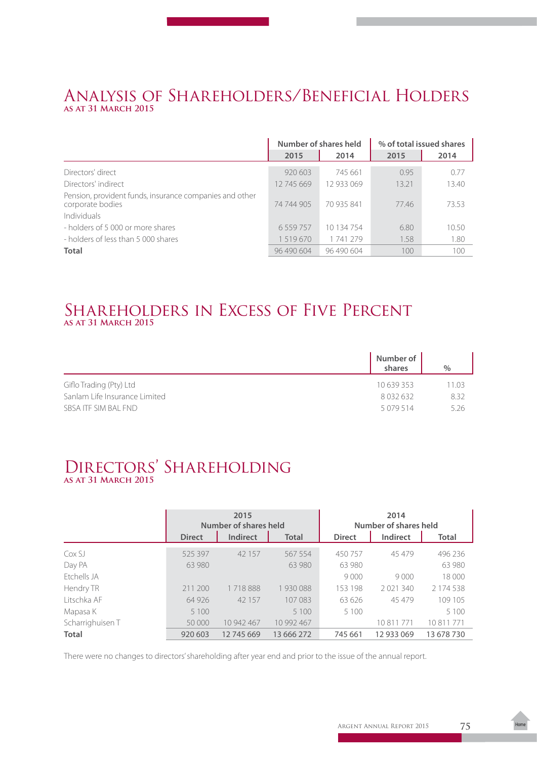# Analysis of Shareholders/Beneficial Holders

**as at 31 March 2015**

| | Number of shares held | | % of total issued shares | |
|---|---|---|---|---|
| | 2015 | 2014 | 2015 | 2014 |
| Directors' direct | 920 603 | 745 661 | 0.95 | 0.77 |
| Directors' indirect | 12 745 669 | 12 933 069 | 13.21 | 13.40 |
| Pension, provident funds, insurance companies and other corporate bodies | 74 744 905 | 70 935 841 | 77.46 | 73.53 |
| Individuals | | | | |
| - holders of 5 000 or more shares | 6 559 757 | 10 134 754 | 6.80 | 10.50 |
| - holders of less than 5 000 shares | 1 519 670 | 1 741 279 | 1.58 | 1.80 |
| **Total** | 96 490 604 | 96 490 604 | 100 | 100 |

# Shareholders in Excess of Five Percent

**as at 31 March 2015**

| | Number of shares | % |
|---|---|---|
| Giflo Trading (Pty) Ltd | 10 639 353 | 11.03 |
| Sanlam Life Insurance Limited | 8 032 632 | 8.32 |
| SBSA ITF SIM BAL FND | 5 079 514 | 5.26 |

# Directors' Shareholding

**as at 31 March 2015**

| | 2015 Number of shares held | | | 2014 Number of shares held | | |
|---|---|---|---|---|---|---|
| | Direct | Indirect | Total | Direct | Indirect | Total |
| Cox SJ | 525 397 | 42 157 | 567 554 | 450 757 | 45 479 | 496 236 |
| Day PA | 63 980 | | 63 980 | 63 980 | | 63 980 |
| Etchells JA | | | | 9 000 | 9 000 | 18 000 |
| Hendry TR | 211 200 | 1 718 888 | 1 930 088 | 153 198 | 2 021 340 | 2 174 538 |
| Litschka AF | 64 926 | 42 157 | 107 083 | 63 626 | 45 479 | 109 105 |
| Mapasa K | 5 100 | | 5 100 | 5 100 | | 5 100 |
| Scharrighuisen T | 50 000 | 10 942 467 | 10 992 467 | | 10 811 771 | 10 811 771 |
| **Total** | 920 603 | 12 745 669 | 13 666 272 | 745 661 | 12 933 069 | 13 678 730 |

There were no changes to directors' shareholding after year end and prior to the issue of the annual report.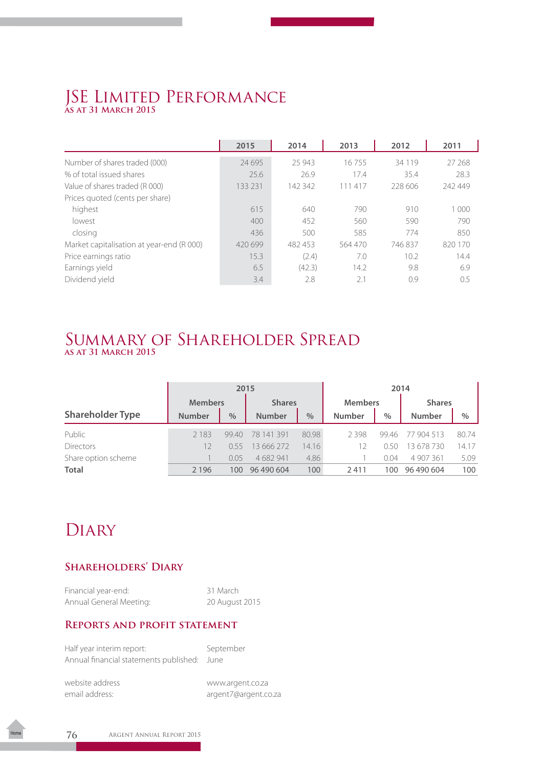# JSE LIMITED PERFORMANCE
## AS AT 31 MARCH 2015

| | 2015 | 2014 | 2013 | 2012 | 2011 |
|---|---|---|---|---|---|
| Number of shares traded (000) | 24 695 | 25 943 | 16 755 | 34 119 | 27 268 |
| % of total issued shares | 25.6 | 26.9 | 17.4 | 35.4 | 28.3 |
| Value of shares traded (R 000) | 133 231 | 142 342 | 111 417 | 228 606 | 242 449 |
| Prices quoted (cents per share) | | | | | |
| highest | 615 | 640 | 790 | 910 | 1 000 |
| lowest | 400 | 452 | 560 | 590 | 790 |
| closing | 436 | 500 | 585 | 774 | 850 |
| Market capitalisation at year-end (R 000) | 420 699 | 482 453 | 564 470 | 746 837 | 820 170 |
| Price earnings ratio | 15.3 | (2.4) | 7.0 | 10.2 | 14.4 |
| Earnings yield | 6.5 | (42.3) | 14.2 | 9.8 | 6.9 |
| Dividend yield | 3.4 | 2.8 | 2.1 | 0.9 | 0.5 |

# SUMMARY OF SHAREHOLDER SPREAD
## AS AT 31 MARCH 2015

| | 2015 | | | | 2014 | | | |
|---|---|---|---|---|---|---|---|---|
| | Members | | Shares | | Members | | Shares | |
| **Shareholder Type** | Number | % | Number | % | Number | % | Number | % |
| Public | 2 183 | 99.40 | 78 141 391 | 80.98 | 2 398 | 99.46 | 77 904 513 | 80.74 |
| Directors | 12 | 0.55 | 13 666 272 | 14.16 | 12 | 0.50 | 13 678 730 | 14.17 |
| Share option scheme | 1 | 0.05 | 4 682 941 | 4.86 | 1 | 0.04 | 4 907 361 | 5.09 |
| **Total** | 2 196 | 100 | 96 490 604 | 100 | 2 411 | 100 | 96 490 604 | 100 |

# DIARY

## SHAREHOLDERS' DIARY

Financial year-end: 31 March
Annual General Meeting: 20 August 2015

## REPORTS AND PROFIT STATEMENT

Half year interim report: September
Annual financial statements published: June

website address www.argent.co.za
email address: argent7@argent.co.za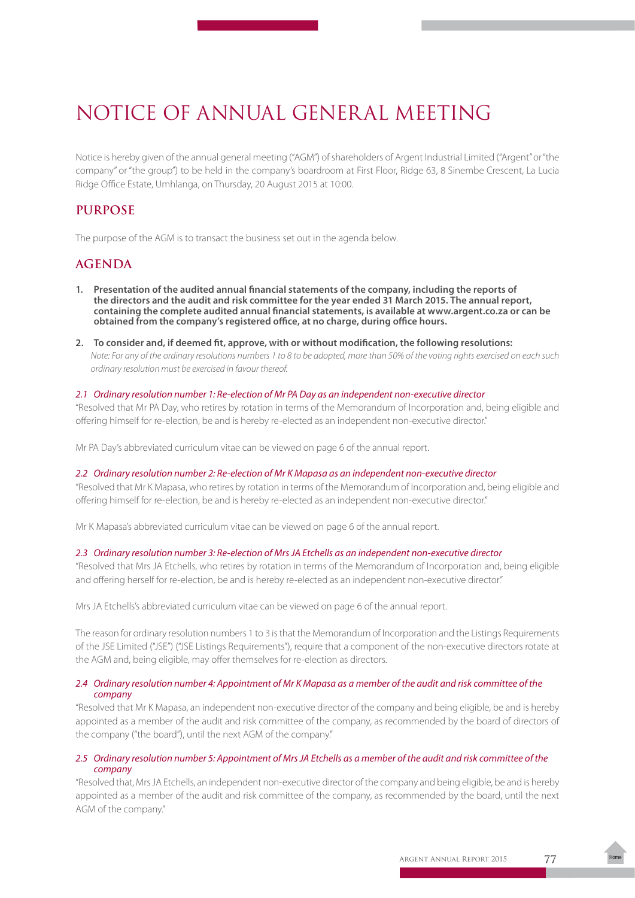# NOTICE OF ANNUAL GENERAL MEETING

Notice is hereby given of the annual general meeting ("AGM") of shareholders of Argent Industrial Limited ("Argent" or "the company" or "the group") to be held in the company's boardroom at First Floor, Ridge 63, 8 Sinembe Crescent, La Lucia Ridge Office Estate, Umhlanga, on Thursday, 20 August 2015 at 10:00.

## PURPOSE

The purpose of the AGM is to transact the business set out in the agenda below.

## AGENDA

**1. Presentation of the audited annual financial statements of the company, including the reports of the directors and the audit and risk committee for the year ended 31 March 2015. The annual report, containing the complete audited annual financial statements, is available at www.argent.co.za or can be obtained from the company's registered office, at no charge, during office hours.**

**2. To consider and, if deemed fit, approve, with or without modification, the following resolutions:**

*Note: For any of the ordinary resolutions numbers 1 to 8 to be adopted, more than 50% of the voting rights exercised on each such ordinary resolution must be exercised in favour thereof.*

*2.1 Ordinary resolution number 1: Re-election of Mr PA Day as an independent non-executive director*

"Resolved that Mr PA Day, who retires by rotation in terms of the Memorandum of Incorporation and, being eligible and offering himself for re-election, be and is hereby re-elected as an independent non-executive director."

Mr PA Day's abbreviated curriculum vitae can be viewed on page 6 of the annual report.

*2.2 Ordinary resolution number 2: Re-election of Mr K Mapasa as an independent non-executive director*

"Resolved that Mr K Mapasa, who retires by rotation in terms of the Memorandum of Incorporation and, being eligible and offering himself for re-election, be and is hereby re-elected as an independent non-executive director."

Mr K Mapasa's abbreviated curriculum vitae can be viewed on page 6 of the annual report.

*2.3 Ordinary resolution number 3: Re-election of Mrs JA Etchells as an independent non-executive director*

"Resolved that Mrs JA Etchells, who retires by rotation in terms of the Memorandum of Incorporation and, being eligible and offering herself for re-election, be and is hereby re-elected as an independent non-executive director."

Mrs JA Etchells's abbreviated curriculum vitae can be viewed on page 6 of the annual report.

The reason for ordinary resolution numbers 1 to 3 is that the Memorandum of Incorporation and the Listings Requirements of the JSE Limited ("JSE") ("JSE Listings Requirements"), require that a component of the non-executive directors rotate at the AGM and, being eligible, may offer themselves for re-election as directors.

*2.4 Ordinary resolution number 4: Appointment of Mr K Mapasa as a member of the audit and risk committee of the company*

"Resolved that Mr K Mapasa, an independent non-executive director of the company and being eligible, be and is hereby appointed as a member of the audit and risk committee of the company, as recommended by the board of directors of the company ("the board"), until the next AGM of the company."

*2.5 Ordinary resolution number 5: Appointment of Mrs JA Etchells as a member of the audit and risk committee of the company*

"Resolved that, Mrs JA Etchells, an independent non-executive director of the company and being eligible, be and is hereby appointed as a member of the audit and risk committee of the company, as recommended by the board, until the next AGM of the company."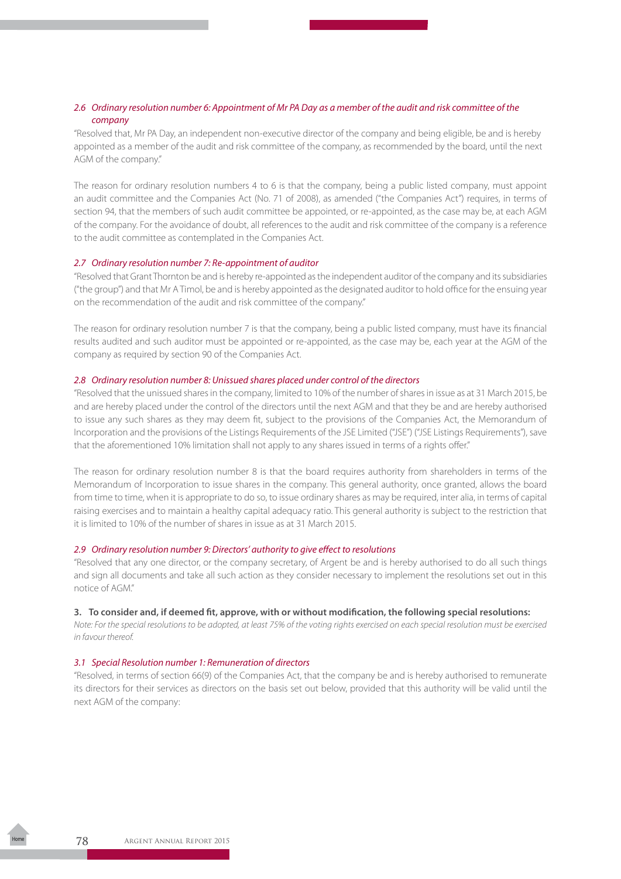*2.6 Ordinary resolution number 6: Appointment of Mr PA Day as a member of the audit and risk committee of the company*

"Resolved that, Mr PA Day, an independent non-executive director of the company and being eligible, be and is hereby appointed as a member of the audit and risk committee of the company, as recommended by the board, until the next AGM of the company."

The reason for ordinary resolution numbers 4 to 6 is that the company, being a public listed company, must appoint an audit committee and the Companies Act (No. 71 of 2008), as amended ("the Companies Act") requires, in terms of section 94, that the members of such audit committee be appointed, or re-appointed, as the case may be, at each AGM of the company. For the avoidance of doubt, all references to the audit and risk committee of the company is a reference to the audit committee as contemplated in the Companies Act.

*2.7 Ordinary resolution number 7: Re-appointment of auditor*

"Resolved that Grant Thornton be and is hereby re-appointed as the independent auditor of the company and its subsidiaries ("the group") and that Mr A Timol, be and is hereby appointed as the designated auditor to hold office for the ensuing year on the recommendation of the audit and risk committee of the company."

The reason for ordinary resolution number 7 is that the company, being a public listed company, must have its financial results audited and such auditor must be appointed or re-appointed, as the case may be, each year at the AGM of the company as required by section 90 of the Companies Act.

*2.8 Ordinary resolution number 8: Unissued shares placed under control of the directors*

"Resolved that the unissued shares in the company, limited to 10% of the number of shares in issue as at 31 March 2015, be and are hereby placed under the control of the directors until the next AGM and that they be and are hereby authorised to issue any such shares as they may deem fit, subject to the provisions of the Companies Act, the Memorandum of Incorporation and the provisions of the Listings Requirements of the JSE Limited ("JSE") ("JSE Listings Requirements"), save that the aforementioned 10% limitation shall not apply to any shares issued in terms of a rights offer."

The reason for ordinary resolution number 8 is that the board requires authority from shareholders in terms of the Memorandum of Incorporation to issue shares in the company. This general authority, once granted, allows the board from time to time, when it is appropriate to do so, to issue ordinary shares as may be required, inter alia, in terms of capital raising exercises and to maintain a healthy capital adequacy ratio. This general authority is subject to the restriction that it is limited to 10% of the number of shares in issue as at 31 March 2015.

*2.9 Ordinary resolution number 9: Directors' authority to give effect to resolutions*

"Resolved that any one director, or the company secretary, of Argent be and is hereby authorised to do all such things and sign all documents and take all such action as they consider necessary to implement the resolutions set out in this notice of AGM."

**3. To consider and, if deemed fit, approve, with or without modification, the following special resolutions:**

*Note: For the special resolutions to be adopted, at least 75% of the voting rights exercised on each special resolution must be exercised in favour thereof.*

*3.1 Special Resolution number 1: Remuneration of directors*

"Resolved, in terms of section 66(9) of the Companies Act, that the company be and is hereby authorised to remunerate its directors for their services as directors on the basis set out below, provided that this authority will be valid until the next AGM of the company: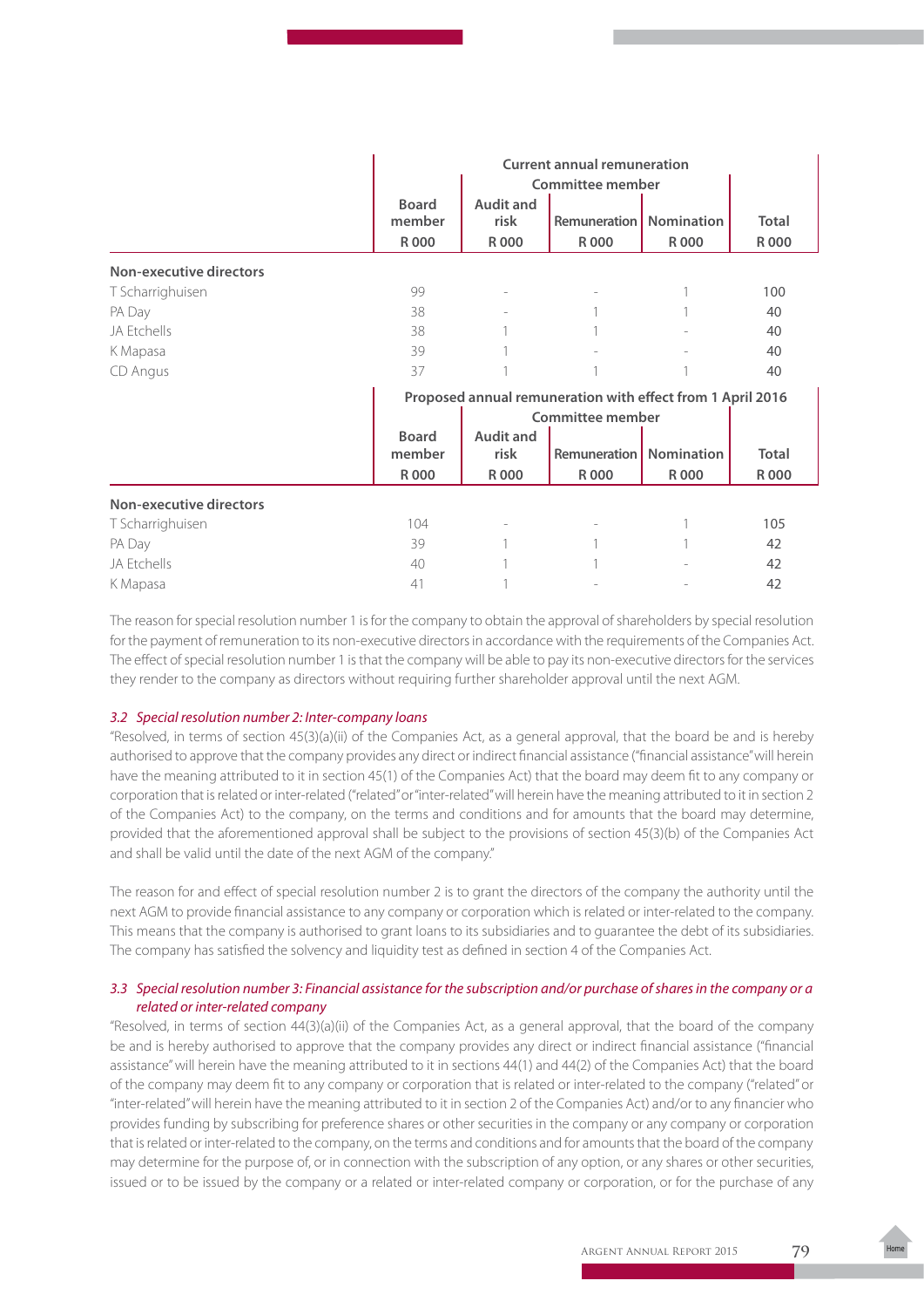| | Current annual remuneration | | | | |
|---|---|---|---|---|---|
| | | Committee member | | | |
| | Board member R 000 | Audit and risk R 000 | Remuneration R 000 | Nomination R 000 | Total R 000 |
| **Non-executive directors** | | | | | |
| T Scharrighuisen | 99 | - | - | 1 | 100 |
| PA Day | 38 | - | 1 | 1 | 40 |
| JA Etchells | 38 | 1 | 1 | - | 40 |
| K Mapasa | 39 | 1 | - | - | 40 |
| CD Angus | 37 | 1 | 1 | 1 | 40 |

| | Proposed annual remuneration with effect from 1 April 2016 | | | | |
|---|---|---|---|---|---|
| | | Committee member | | | |
| | Board member R 000 | Audit and risk R 000 | Remuneration R 000 | Nomination R 000 | Total R 000 |
| **Non-executive directors** | | | | | |
| T Scharrighuisen | 104 | - | - | 1 | 105 |
| PA Day | 39 | 1 | 1 | 1 | 42 |
| JA Etchells | 40 | 1 | 1 | - | 42 |
| K Mapasa | 41 | 1 | - | - | 42 |

The reason for special resolution number 1 is for the company to obtain the approval of shareholders by special resolution for the payment of remuneration to its non-executive directors in accordance with the requirements of the Companies Act. The effect of special resolution number 1 is that the company will be able to pay its non-executive directors for the services they render to the company as directors without requiring further shareholder approval until the next AGM.

### *3.2 Special resolution number 2: Inter-company loans*

"Resolved, in terms of section 45(3)(a)(ii) of the Companies Act, as a general approval, that the board be and is hereby authorised to approve that the company provides any direct or indirect financial assistance ("financial assistance" will herein have the meaning attributed to it in section 45(1) of the Companies Act) that the board may deem fit to any company or corporation that is related or inter-related ("related" or "inter-related" will herein have the meaning attributed to it in section 2 of the Companies Act) to the company, on the terms and conditions and for amounts that the board may determine, provided that the aforementioned approval shall be subject to the provisions of section 45(3)(b) of the Companies Act and shall be valid until the date of the next AGM of the company."

The reason for and effect of special resolution number 2 is to grant the directors of the company the authority until the next AGM to provide financial assistance to any company or corporation which is related or inter-related to the company. This means that the company is authorised to grant loans to its subsidiaries and to guarantee the debt of its subsidiaries. The company has satisfied the solvency and liquidity test as defined in section 4 of the Companies Act.

### *3.3 Special resolution number 3: Financial assistance for the subscription and/or purchase of shares in the company or a related or inter-related company*

"Resolved, in terms of section 44(3)(a)(ii) of the Companies Act, as a general approval, that the board of the company be and is hereby authorised to approve that the company provides any direct or indirect financial assistance ("financial assistance" will herein have the meaning attributed to it in sections 44(1) and 44(2) of the Companies Act) that the board of the company may deem fit to any company or corporation that is related or inter-related to the company ("related" or "inter-related" will herein have the meaning attributed to it in section 2 of the Companies Act) and/or to any financier who provides funding by subscribing for preference shares or other securities in the company or any company or corporation that is related or inter-related to the company, on the terms and conditions and for amounts that the board of the company may determine for the purpose of, or in connection with the subscription of any option, or any shares or other securities, issued or to be issued by the company or a related or inter-related company or corporation, or for the purchase of any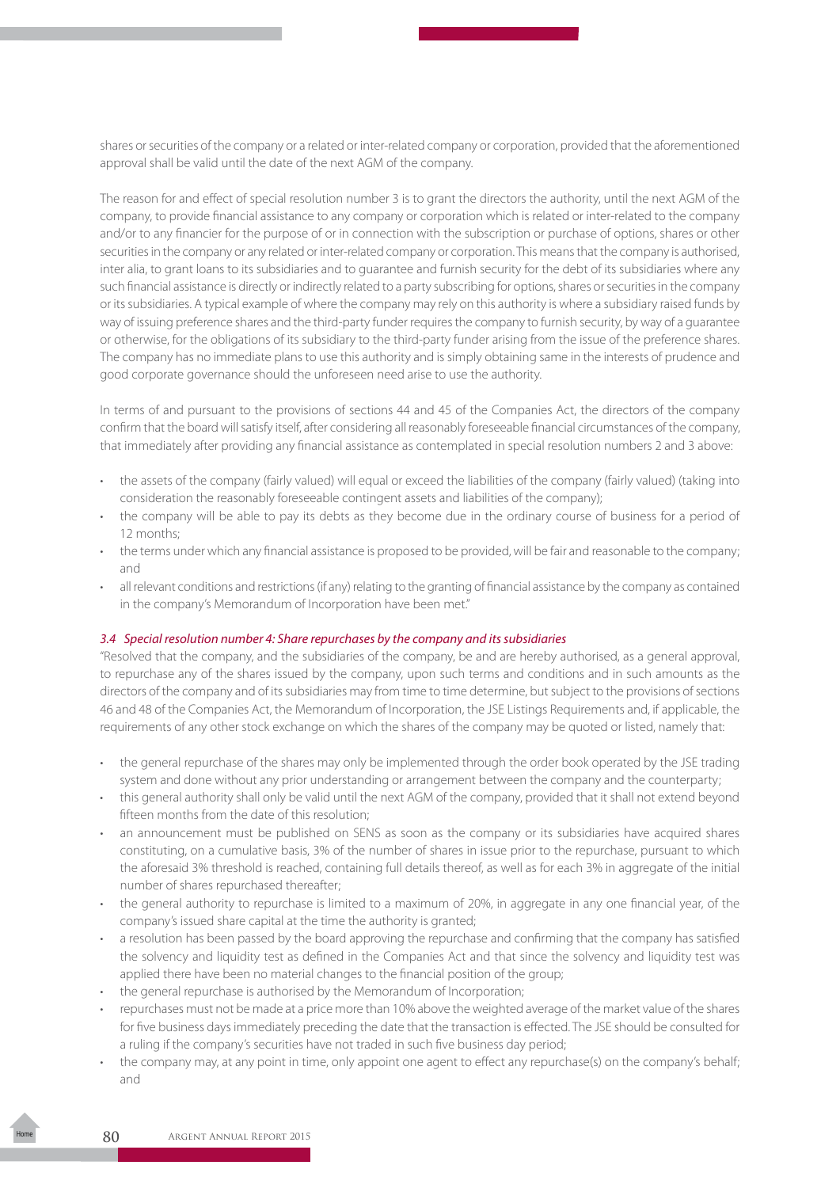shares or securities of the company or a related or inter-related company or corporation, provided that the aforementioned approval shall be valid until the date of the next AGM of the company.

The reason for and effect of special resolution number 3 is to grant the directors the authority, until the next AGM of the company, to provide financial assistance to any company or corporation which is related or inter-related to the company and/or to any financier for the purpose of or in connection with the subscription or purchase of options, shares or other securities in the company or any related or inter-related company or corporation. This means that the company is authorised, inter alia, to grant loans to its subsidiaries and to guarantee and furnish security for the debt of its subsidiaries where any such financial assistance is directly or indirectly related to a party subscribing for options, shares or securities in the company or its subsidiaries. A typical example of where the company may rely on this authority is where a subsidiary raised funds by way of issuing preference shares and the third-party funder requires the company to furnish security, by way of a guarantee or otherwise, for the obligations of its subsidiary to the third-party funder arising from the issue of the preference shares. The company has no immediate plans to use this authority and is simply obtaining same in the interests of prudence and good corporate governance should the unforeseen need arise to use the authority.

In terms of and pursuant to the provisions of sections 44 and 45 of the Companies Act, the directors of the company confirm that the board will satisfy itself, after considering all reasonably foreseeable financial circumstances of the company, that immediately after providing any financial assistance as contemplated in special resolution numbers 2 and 3 above:

- the assets of the company (fairly valued) will equal or exceed the liabilities of the company (fairly valued) (taking into consideration the reasonably foreseeable contingent assets and liabilities of the company);
- the company will be able to pay its debts as they become due in the ordinary course of business for a period of 12 months;
- the terms under which any financial assistance is proposed to be provided, will be fair and reasonable to the company; and
- all relevant conditions and restrictions (if any) relating to the granting of financial assistance by the company as contained in the company's Memorandum of Incorporation have been met."

### *3.4 Special resolution number 4: Share repurchases by the company and its subsidiaries*

"Resolved that the company, and the subsidiaries of the company, be and are hereby authorised, as a general approval, to repurchase any of the shares issued by the company, upon such terms and conditions and in such amounts as the directors of the company and of its subsidiaries may from time to time determine, but subject to the provisions of sections 46 and 48 of the Companies Act, the Memorandum of Incorporation, the JSE Listings Requirements and, if applicable, the requirements of any other stock exchange on which the shares of the company may be quoted or listed, namely that:

- the general repurchase of the shares may only be implemented through the order book operated by the JSE trading system and done without any prior understanding or arrangement between the company and the counterparty;
- this general authority shall only be valid until the next AGM of the company, provided that it shall not extend beyond fifteen months from the date of this resolution;
- an announcement must be published on SENS as soon as the company or its subsidiaries have acquired shares constituting, on a cumulative basis, 3% of the number of shares in issue prior to the repurchase, pursuant to which the aforesaid 3% threshold is reached, containing full details thereof, as well as for each 3% in aggregate of the initial number of shares repurchased thereafter;
- the general authority to repurchase is limited to a maximum of 20%, in aggregate in any one financial year, of the company's issued share capital at the time the authority is granted;
- a resolution has been passed by the board approving the repurchase and confirming that the company has satisfied the solvency and liquidity test as defined in the Companies Act and that since the solvency and liquidity test was applied there have been no material changes to the financial position of the group;
- the general repurchase is authorised by the Memorandum of Incorporation;
- repurchases must not be made at a price more than 10% above the weighted average of the market value of the shares for five business days immediately preceding the date that the transaction is effected. The JSE should be consulted for a ruling if the company's securities have not traded in such five business day period;
- the company may, at any point in time, only appoint one agent to effect any repurchase(s) on the company's behalf; and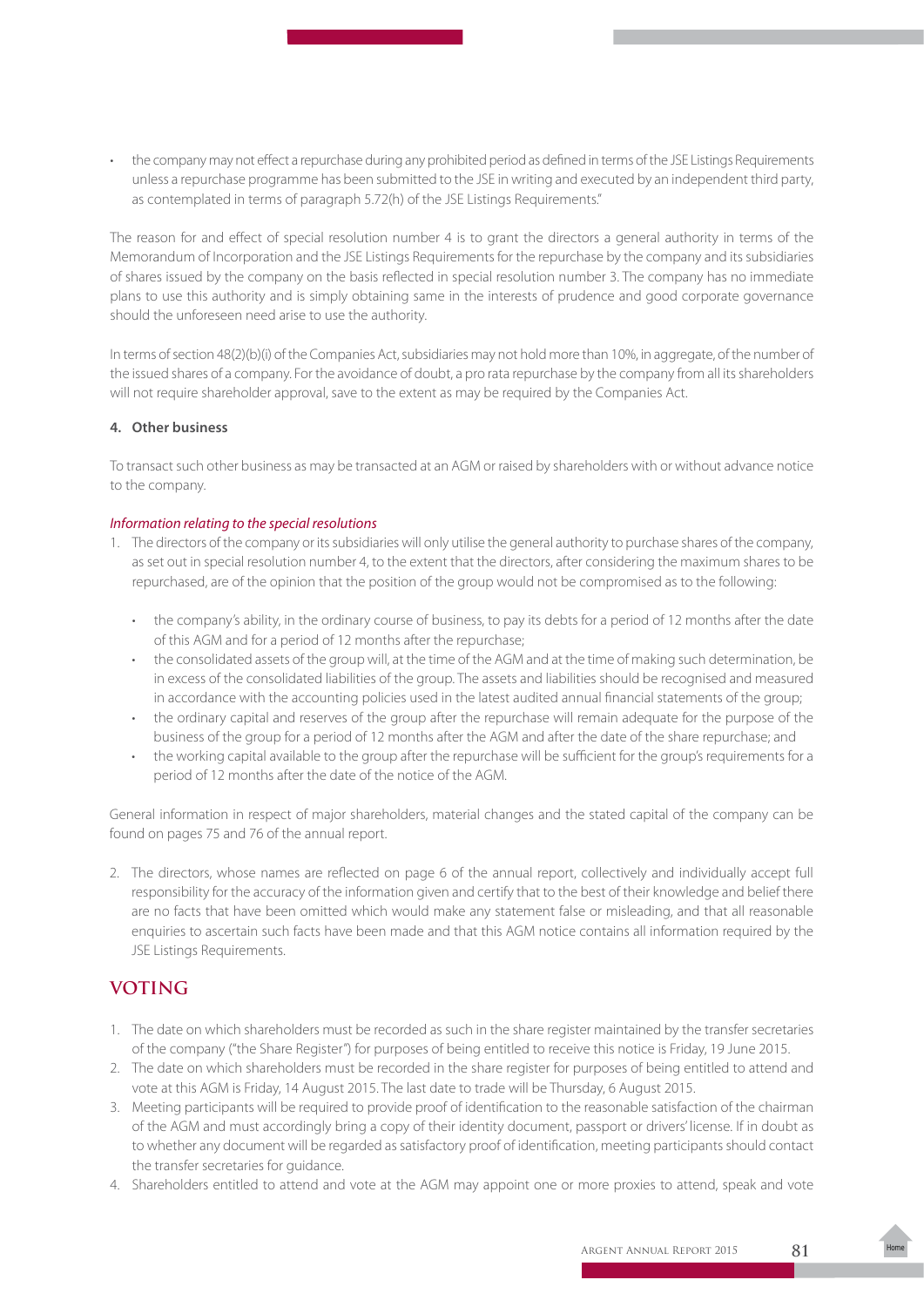- the company may not effect a repurchase during any prohibited period as defined in terms of the JSE Listings Requirements unless a repurchase programme has been submitted to the JSE in writing and executed by an independent third party, as contemplated in terms of paragraph 5.72(h) of the JSE Listings Requirements."

The reason for and effect of special resolution number 4 is to grant the directors a general authority in terms of the Memorandum of Incorporation and the JSE Listings Requirements for the repurchase by the company and its subsidiaries of shares issued by the company on the basis reflected in special resolution number 3. The company has no immediate plans to use this authority and is simply obtaining same in the interests of prudence and good corporate governance should the unforeseen need arise to use the authority.

In terms of section 48(2)(b)(i) of the Companies Act, subsidiaries may not hold more than 10%, in aggregate, of the number of the issued shares of a company. For the avoidance of doubt, a pro rata repurchase by the company from all its shareholders will not require shareholder approval, save to the extent as may be required by the Companies Act.

**4. Other business**

To transact such other business as may be transacted at an AGM or raised by shareholders with or without advance notice to the company.

*Information relating to the special resolutions*

1. The directors of the company or its subsidiaries will only utilise the general authority to purchase shares of the company, as set out in special resolution number 4, to the extent that the directors, after considering the maximum shares to be repurchased, are of the opinion that the position of the group would not be compromised as to the following:

   - the company's ability, in the ordinary course of business, to pay its debts for a period of 12 months after the date of this AGM and for a period of 12 months after the repurchase;
   - the consolidated assets of the group will, at the time of the AGM and at the time of making such determination, be in excess of the consolidated liabilities of the group. The assets and liabilities should be recognised and measured in accordance with the accounting policies used in the latest audited annual financial statements of the group;
   - the ordinary capital and reserves of the group after the repurchase will remain adequate for the purpose of the business of the group for a period of 12 months after the AGM and after the date of the share repurchase; and
   - the working capital available to the group after the repurchase will be sufficient for the group's requirements for a period of 12 months after the date of the notice of the AGM.

General information in respect of major shareholders, material changes and the stated capital of the company can be found on pages 75 and 76 of the annual report.

2. The directors, whose names are reflected on page 6 of the annual report, collectively and individually accept full responsibility for the accuracy of the information given and certify that to the best of their knowledge and belief there are no facts that have been omitted which would make any statement false or misleading, and that all reasonable enquiries to ascertain such facts have been made and that this AGM notice contains all information required by the JSE Listings Requirements.

## VOTING

1. The date on which shareholders must be recorded as such in the share register maintained by the transfer secretaries of the company ("the Share Register") for purposes of being entitled to receive this notice is Friday, 19 June 2015.
2. The date on which shareholders must be recorded in the share register for purposes of being entitled to attend and vote at this AGM is Friday, 14 August 2015. The last date to trade will be Thursday, 6 August 2015.
3. Meeting participants will be required to provide proof of identification to the reasonable satisfaction of the chairman of the AGM and must accordingly bring a copy of their identity document, passport or drivers' license. If in doubt as to whether any document will be regarded as satisfactory proof of identification, meeting participants should contact the transfer secretaries for guidance.
4. Shareholders entitled to attend and vote at the AGM may appoint one or more proxies to attend, speak and vote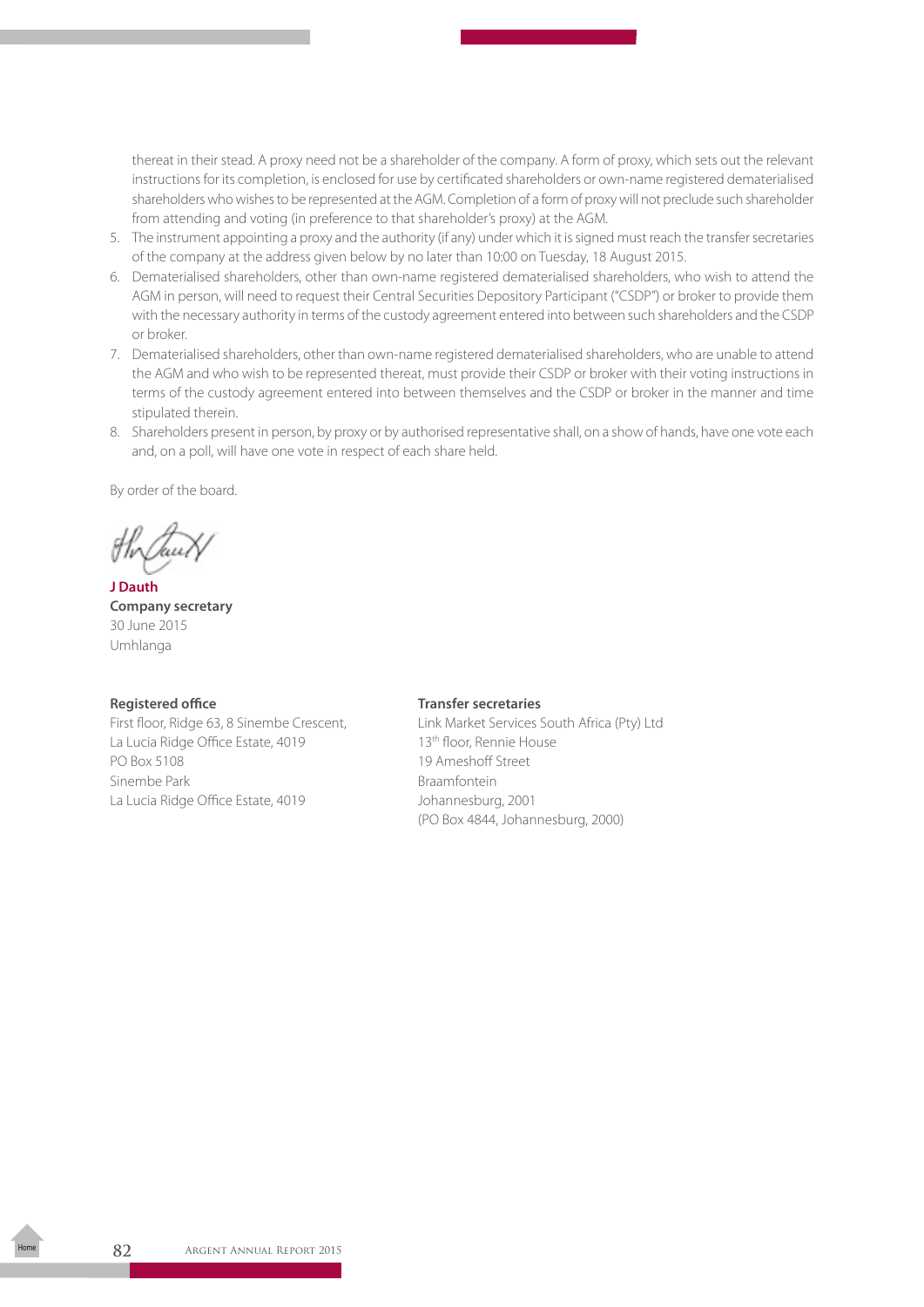thereat in their stead. A proxy need not be a shareholder of the company. A form of proxy, which sets out the relevant instructions for its completion, is enclosed for use by certificated shareholders or own-name registered dematerialised shareholders who wishes to be represented at the AGM. Completion of a form of proxy will not preclude such shareholder from attending and voting (in preference to that shareholder's proxy) at the AGM.

5. The instrument appointing a proxy and the authority (if any) under which it is signed must reach the transfer secretaries of the company at the address given below by no later than 10:00 on Tuesday, 18 August 2015.
6. Dematerialised shareholders, other than own-name registered dematerialised shareholders, who wish to attend the AGM in person, will need to request their Central Securities Depository Participant ("CSDP") or broker to provide them with the necessary authority in terms of the custody agreement entered into between such shareholders and the CSDP or broker.
7. Dematerialised shareholders, other than own-name registered dematerialised shareholders, who are unable to attend the AGM and who wish to be represented thereat, must provide their CSDP or broker with their voting instructions in terms of the custody agreement entered into between themselves and the CSDP or broker in the manner and time stipulated therein.
8. Shareholders present in person, by proxy or by authorised representative shall, on a show of hands, have one vote each and, on a poll, will have one vote in respect of each share held.

By order of the board.

**J Dauth**
**Company secretary**
30 June 2015
Umhlanga

**Registered office**
First floor, Ridge 63, 8 Sinembe Crescent,
La Lucia Ridge Office Estate, 4019
PO Box 5108
Sinembe Park
La Lucia Ridge Office Estate, 4019

**Transfer secretaries**
Link Market Services South Africa (Pty) Ltd
13th floor, Rennie House
19 Ameshoff Street
Braamfontein
Johannesburg, 2001
(PO Box 4844, Johannesburg, 2000)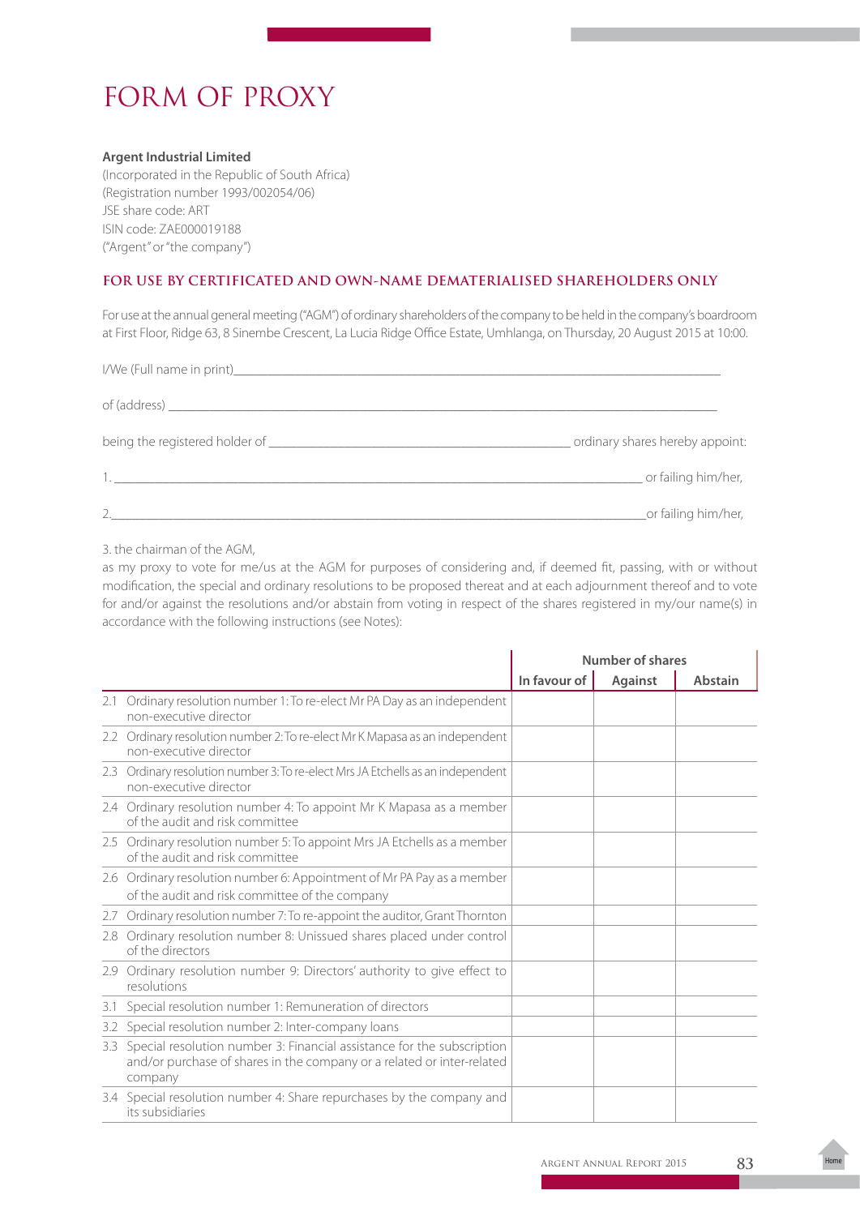# FORM OF PROXY

**Argent Industrial Limited**
(Incorporated in the Republic of South Africa)
(Registration number 1993/002054/06)
JSE share code: ART
ISIN code: ZAE000019188
("Argent" or "the company")

## FOR USE BY CERTIFICATED AND OWN-NAME DEMATERIALISED SHAREHOLDERS ONLY

For use at the annual general meeting ("AGM") of ordinary shareholders of the company to be held in the company's boardroom at First Floor, Ridge 63, 8 Sinembe Crescent, La Lucia Ridge Office Estate, Umhlanga, on Thursday, 20 August 2015 at 10:00.

I/We (Full name in print)\_\_\_\_\_\_\_\_\_\_\_\_\_\_\_\_\_\_\_\_\_\_\_\_\_\_\_\_\_\_\_\_\_\_\_\_\_\_\_\_\_\_\_\_\_\_\_\_\_\_\_\_\_\_\_\_\_\_\_\_\_\_

of (address) \_\_\_\_\_\_\_\_\_\_\_\_\_\_\_\_\_\_\_\_\_\_\_\_\_\_\_\_\_\_\_\_\_\_\_\_\_\_\_\_\_\_\_\_\_\_\_\_\_\_\_\_\_\_\_\_\_\_\_\_\_\_\_\_\_\_\_\_\_\_

being the registered holder of \_\_\_\_\_\_\_\_\_\_\_\_\_\_\_\_\_\_\_\_\_\_\_\_\_\_\_\_\_\_\_\_\_\_\_\_\_\_ ordinary shares hereby appoint:

1. \_\_\_\_\_\_\_\_\_\_\_\_\_\_\_\_\_\_\_\_\_\_\_\_\_\_\_\_\_\_\_\_\_\_\_\_\_\_\_\_\_\_\_\_\_\_\_\_\_\_\_\_\_\_\_\_\_\_\_\_\_\_\_\_\_\_ or failing him/her,

2. \_\_\_\_\_\_\_\_\_\_\_\_\_\_\_\_\_\_\_\_\_\_\_\_\_\_\_\_\_\_\_\_\_\_\_\_\_\_\_\_\_\_\_\_\_\_\_\_\_\_\_\_\_\_\_\_\_\_\_\_\_\_\_\_\_\_ or failing him/her,

3. the chairman of the AGM,

as my proxy to vote for me/us at the AGM for purposes of considering and, if deemed fit, passing, with or without modification, the special and ordinary resolutions to be proposed thereat and at each adjournment thereof and to vote for and/or against the resolutions and/or abstain from voting in respect of the shares registered in my/our name(s) in accordance with the following instructions (see Notes):

| | Number of shares | | |
|---|---|---|---|
| | In favour of | Against | Abstain |
| 2.1 Ordinary resolution number 1: To re-elect Mr PA Day as an independent non-executive director | | | |
| 2.2 Ordinary resolution number 2: To re-elect Mr K Mapasa as an independent non-executive director | | | |
| 2.3 Ordinary resolution number 3: To re-elect Mrs JA Etchells as an independent non-executive director | | | |
| 2.4 Ordinary resolution number 4: To appoint Mr K Mapasa as a member of the audit and risk committee | | | |
| 2.5 Ordinary resolution number 5: To appoint Mrs JA Etchells as a member of the audit and risk committee | | | |
| 2.6 Ordinary resolution number 6: Appointment of Mr PA Pay as a member of the audit and risk committee of the company | | | |
| 2.7 Ordinary resolution number 7: To re-appoint the auditor, Grant Thornton | | | |
| 2.8 Ordinary resolution number 8: Unissued shares placed under control of the directors | | | |
| 2.9 Ordinary resolution number 9: Directors' authority to give effect to resolutions | | | |
| 3.1 Special resolution number 1: Remuneration of directors | | | |
| 3.2 Special resolution number 2: Inter-company loans | | | |
| 3.3 Special resolution number 3: Financial assistance for the subscription and/or purchase of shares in the company or a related or inter-related company | | | |
| 3.4 Special resolution number 4: Share repurchases by the company and its subsidiaries | | | |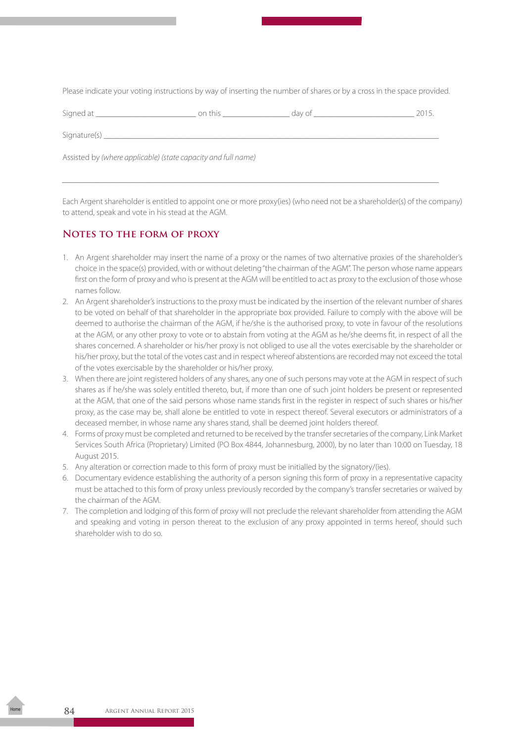Please indicate your voting instructions by way of inserting the number of shares or by a cross in the space provided.

Signed at _________________________ on this ________________ day of _________________________ 2015.

Signature(s) ___________________________________________________________________________________________

Assisted by *(where applicable) (state capacity and full name)*

___________________________________________________________________________________________

Each Argent shareholder is entitled to appoint one or more proxy(ies) (who need not be a shareholder(s) of the company) to attend, speak and vote in his stead at the AGM.

## Notes to the form of proxy

1. An Argent shareholder may insert the name of a proxy or the names of two alternative proxies of the shareholder's choice in the space(s) provided, with or without deleting "the chairman of the AGM". The person whose name appears first on the form of proxy and who is present at the AGM will be entitled to act as proxy to the exclusion of those whose names follow.
2. An Argent shareholder's instructions to the proxy must be indicated by the insertion of the relevant number of shares to be voted on behalf of that shareholder in the appropriate box provided. Failure to comply with the above will be deemed to authorise the chairman of the AGM, if he/she is the authorised proxy, to vote in favour of the resolutions at the AGM, or any other proxy to vote or to abstain from voting at the AGM as he/she deems fit, in respect of all the shares concerned. A shareholder or his/her proxy is not obliged to use all the votes exercisable by the shareholder or his/her proxy, but the total of the votes cast and in respect whereof abstentions are recorded may not exceed the total of the votes exercisable by the shareholder or his/her proxy.
3. When there are joint registered holders of any shares, any one of such persons may vote at the AGM in respect of such shares as if he/she was solely entitled thereto, but, if more than one of such joint holders be present or represented at the AGM, that one of the said persons whose name stands first in the register in respect of such shares or his/her proxy, as the case may be, shall alone be entitled to vote in respect thereof. Several executors or administrators of a deceased member, in whose name any shares stand, shall be deemed joint holders thereof.
4. Forms of proxy must be completed and returned to be received by the transfer secretaries of the company, Link Market Services South Africa (Proprietary) Limited (PO Box 4844, Johannesburg, 2000), by no later than 10:00 on Tuesday, 18 August 2015.
5. Any alteration or correction made to this form of proxy must be initialled by the signatory/(ies).
6. Documentary evidence establishing the authority of a person signing this form of proxy in a representative capacity must be attached to this form of proxy unless previously recorded by the company's transfer secretaries or waived by the chairman of the AGM.
7. The completion and lodging of this form of proxy will not preclude the relevant shareholder from attending the AGM and speaking and voting in person thereat to the exclusion of any proxy appointed in terms hereof, should such shareholder wish to do so.